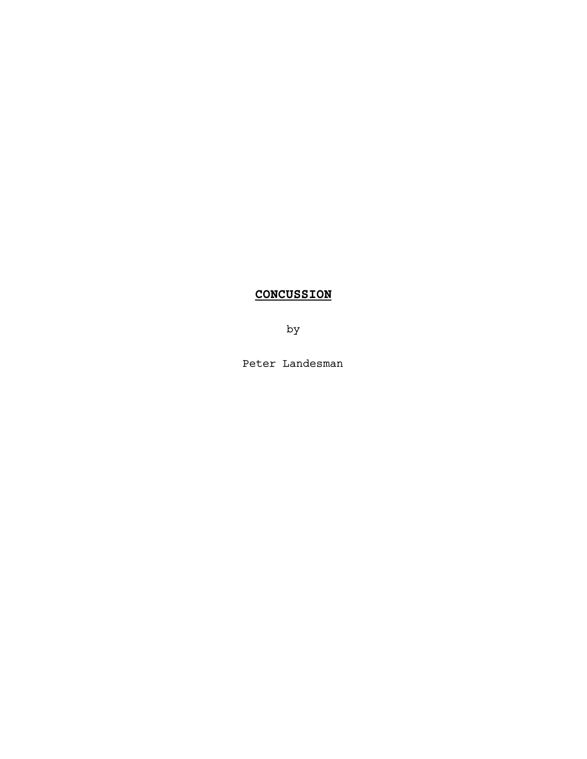# **CONCUSSION**

by

Peter Landesman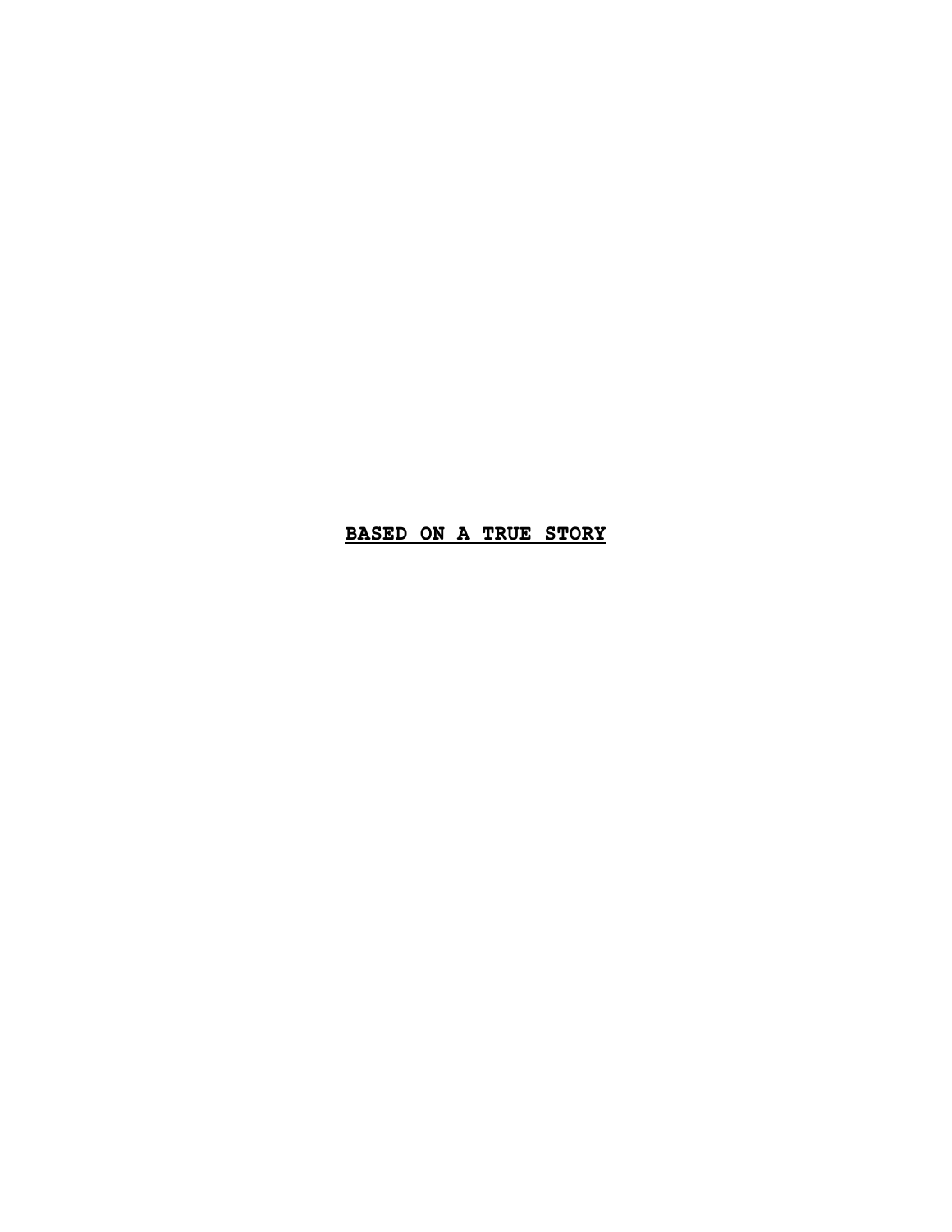**<u>BASED ON A TRUE STORY</u>**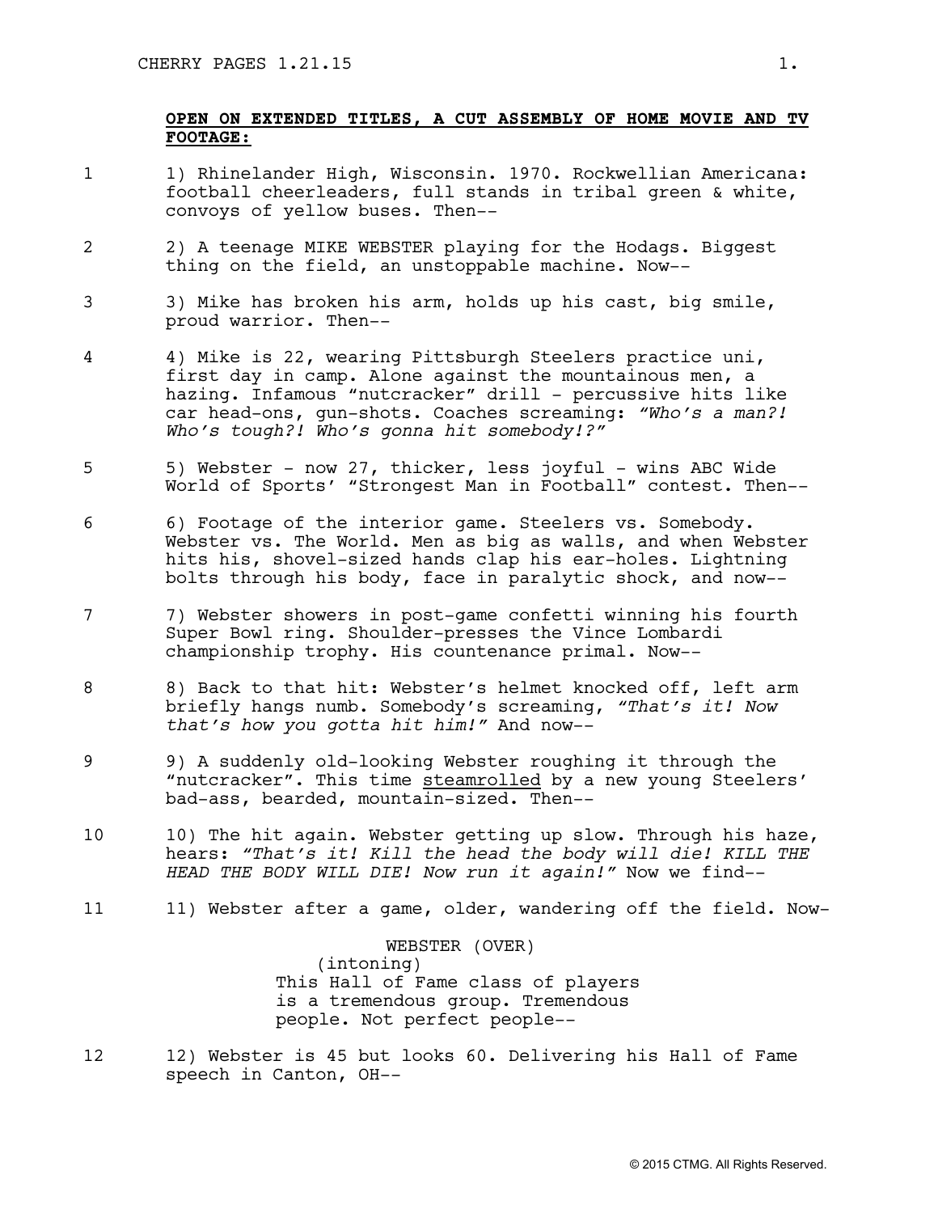**OPEN ON EXTENDED TITLES, A CUT ASSEMBLY OF HOME MOVIE AND TV FOOTAGE:**

1 1) Rhinelander High, Wisconsin. 1970. Rockwellian Americana: football cheerleaders, full stands in tribal green & white, convoys of yellow buses. Then--

2 2) A teenage MIKE WEBSTER playing for the Hodags. Biggest thing on the field, an unstoppable machine. Now--

3 3) Mike has broken his arm, holds up his cast, big smile, proud warrior. Then--

4 4) Mike is 22, wearing Pittsburgh Steelers practice uni, first day in camp. Alone against the mountainous men, a hazing. Infamous "nutcracker" drill - percussive hits like car head-ons, gun-shots. Coaches screaming: *"Who's a man?! Who's tough?! Who's gonna hit somebody!?"*

5 5) Webster - now 27, thicker, less joyful - wins ABC Wide World of Sports' "Strongest Man in Football" contest. Then--

6 6) Footage of the interior game. Steelers vs. Somebody. Webster vs. The World. Men as big as walls, and when Webster hits his, shovel-sized hands clap his ear-holes. Lightning bolts through his body, face in paralytic shock, and now--

7 7) Webster showers in post-game confetti winning his fourth Super Bowl ring. Shoulder-presses the Vince Lombardi championship trophy. His countenance primal. Now--

8 8) Back to that hit: Webster's helmet knocked off, left arm briefly hangs numb. Somebody's screaming, *"That's it! Now that's how you gotta hit him!"* And now--

9 9) A suddenly old-looking Webster roughing it through the "nutcracker". This time <u>steamrolled</u> by a new young Steelers' bad-ass, bearded, mountain-sized. Then--

10 10) The hit again. Webster getting up slow. Through his haze, hears: *"That's it! Kill the head the body will die! KILL THE HEAD THE BODY WILL DIE! Now run it again!"* Now we find--

11 11) Webster after a game, older, wandering off the field. Now-

WEBSTER (OVER)
(intoning)
This Hall of Fame class of players is a tremendous group. Tremendous people. Not perfect people--

12 12) Webster is 45 but looks 60. Delivering his Hall of Fame speech in Canton, OH--

© 2015 CTMG. All Rights Reserved.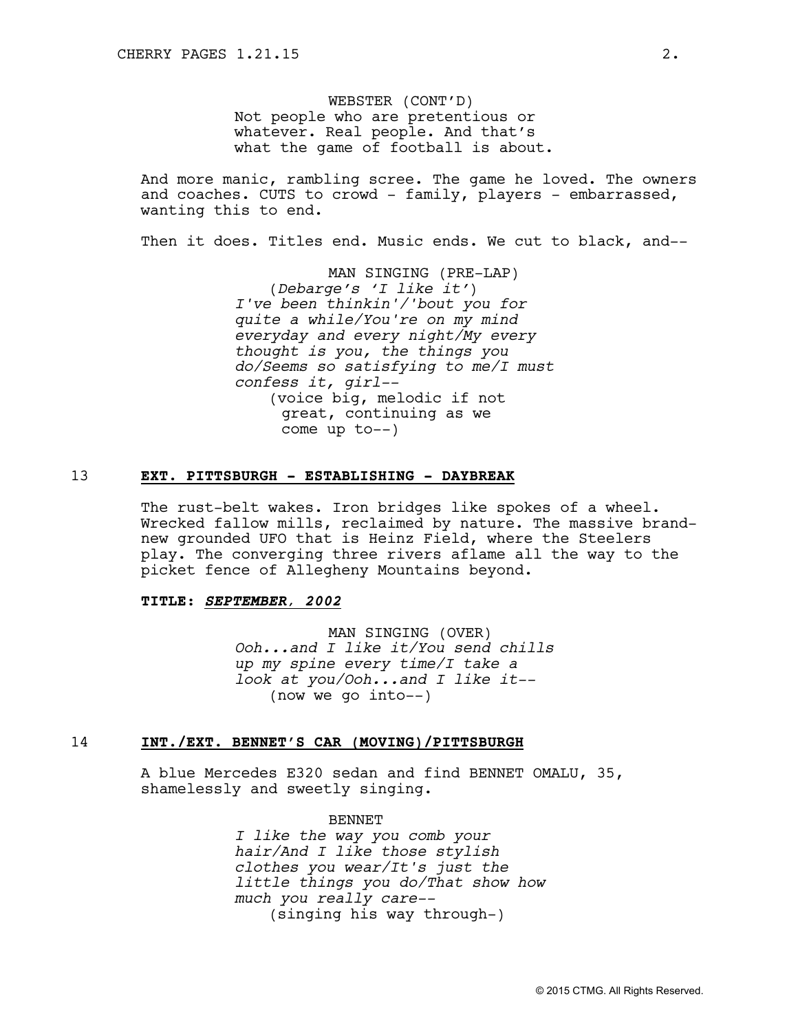WEBSTER (CONT'D)
Not people who are pretentious or whatever. Real people. And that's what the game of football is about.

And more manic, rambling scree. The game he loved. The owners and coaches. CUTS to crowd - family, players - embarrassed, wanting this to end.

Then it does. Titles end. Music ends. We cut to black, and--

MAN SINGING (PRE-LAP)
(*Debarge's 'I like it'*)
*I've been thinkin'/'bout you for quite a while/You're on my mind everyday and every night/My every thought is you, the things you do/Seems so satisfying to me/I must confess it, girl--*
(voice big, melodic if not great, continuing as we come up to--)

13 **EXT. PITTSBURGH - ESTABLISHING - DAYBREAK**

The rust-belt wakes. Iron bridges like spokes of a wheel. Wrecked fallow mills, reclaimed by nature. The massive brand-new grounded UFO that is Heinz Field, where the Steelers play. The converging three rivers aflame all the way to the picket fence of Allegheny Mountains beyond.

**TITLE: *SEPTEMBER, 2002***

MAN SINGING (OVER)
*Ooh...and I like it/You send chills up my spine every time/I take a look at you/Ooh...and I like it--*
(now we go into--)

14 **INT./EXT. BENNET'S CAR (MOVING)/PITTSBURGH**

A blue Mercedes E320 sedan and find BENNET OMALU, 35, shamelessly and sweetly singing.

BENNET
*I like the way you comb your hair/And I like those stylish clothes you wear/It's just the little things you do/That show how much you really care--*
(singing his way through-)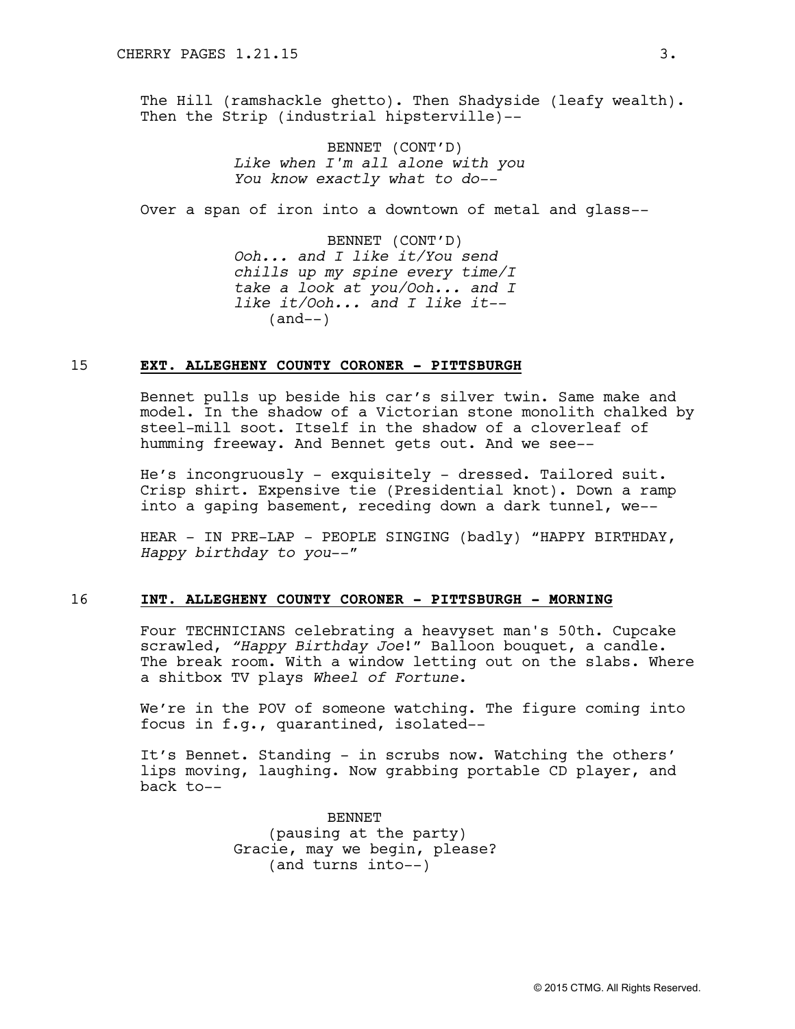The Hill (ramshackle ghetto). Then Shadyside (leafy wealth). Then the Strip (industrial hipsterville)--

BENNET (CONT'D)
*Like when I'm all alone with you*
*You know exactly what to do--*

Over a span of iron into a downtown of metal and glass--

BENNET (CONT'D)
*Ooh... and I like it/You send chills up my spine every time/I take a look at you/Ooh... and I like it/Ooh... and I like it--*
(and--)

15 **EXT. ALLEGHENY COUNTY CORONER - PITTSBURGH**

Bennet pulls up beside his car's silver twin. Same make and model. In the shadow of a Victorian stone monolith chalked by steel-mill soot. Itself in the shadow of a cloverleaf of humming freeway. And Bennet gets out. And we see--

He's incongruously - exquisitely - dressed. Tailored suit. Crisp shirt. Expensive tie (Presidential knot). Down a ramp into a gaping basement, receding down a dark tunnel, we--

HEAR - IN PRE-LAP - PEOPLE SINGING (badly) "HAPPY BIRTHDAY, *Happy birthday to you--*"

16 **INT. ALLEGHENY COUNTY CORONER - PITTSBURGH - MORNING**

Four TECHNICIANS celebrating a heavyset man's 50th. Cupcake scrawled, *"Happy Birthday Joe*!" Balloon bouquet, a candle. The break room. With a window letting out on the slabs. Where a shitbox TV plays *Wheel of Fortune*.

We're in the POV of someone watching. The figure coming into focus in f.g., quarantined, isolated--

It's Bennet. Standing - in scrubs now. Watching the others' lips moving, laughing. Now grabbing portable CD player, and back to--

BENNET
(pausing at the party)
Gracie, may we begin, please?
(and turns into--)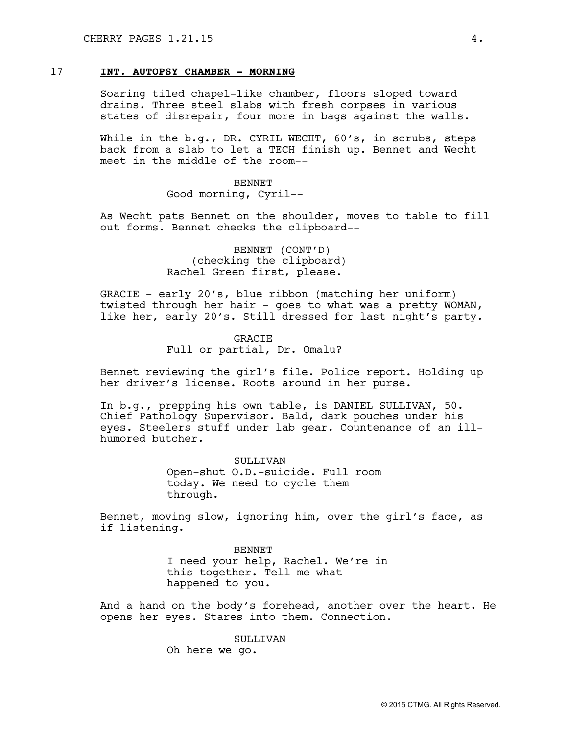17 **INT. AUTOPSY CHAMBER - MORNING**

Soaring tiled chapel-like chamber, floors sloped toward drains. Three steel slabs with fresh corpses in various states of disrepair, four more in bags against the walls.

While in the b.g., DR. CYRIL WECHT, 60's, in scrubs, steps back from a slab to let a TECH finish up. Bennet and Wecht meet in the middle of the room--

BENNET
Good morning, Cyril--

As Wecht pats Bennet on the shoulder, moves to table to fill out forms. Bennet checks the clipboard--

BENNET (CONT'D)
(checking the clipboard)
Rachel Green first, please.

GRACIE - early 20's, blue ribbon (matching her uniform) twisted through her hair - goes to what was a pretty WOMAN, like her, early 20's. Still dressed for last night's party.

GRACIE
Full or partial, Dr. Omalu?

Bennet reviewing the girl's file. Police report. Holding up her driver's license. Roots around in her purse.

In b.g., prepping his own table, is DANIEL SULLIVAN, 50. Chief Pathology Supervisor. Bald, dark pouches under his eyes. Steelers stuff under lab gear. Countenance of an ill-humored butcher.

SULLIVAN
Open-shut O.D.-suicide. Full room today. We need to cycle them through.

Bennet, moving slow, ignoring him, over the girl's face, as if listening.

BENNET
I need your help, Rachel. We're in this together. Tell me what happened to you.

And a hand on the body's forehead, another over the heart. He opens her eyes. Stares into them. Connection.

SULLIVAN
Oh here we go.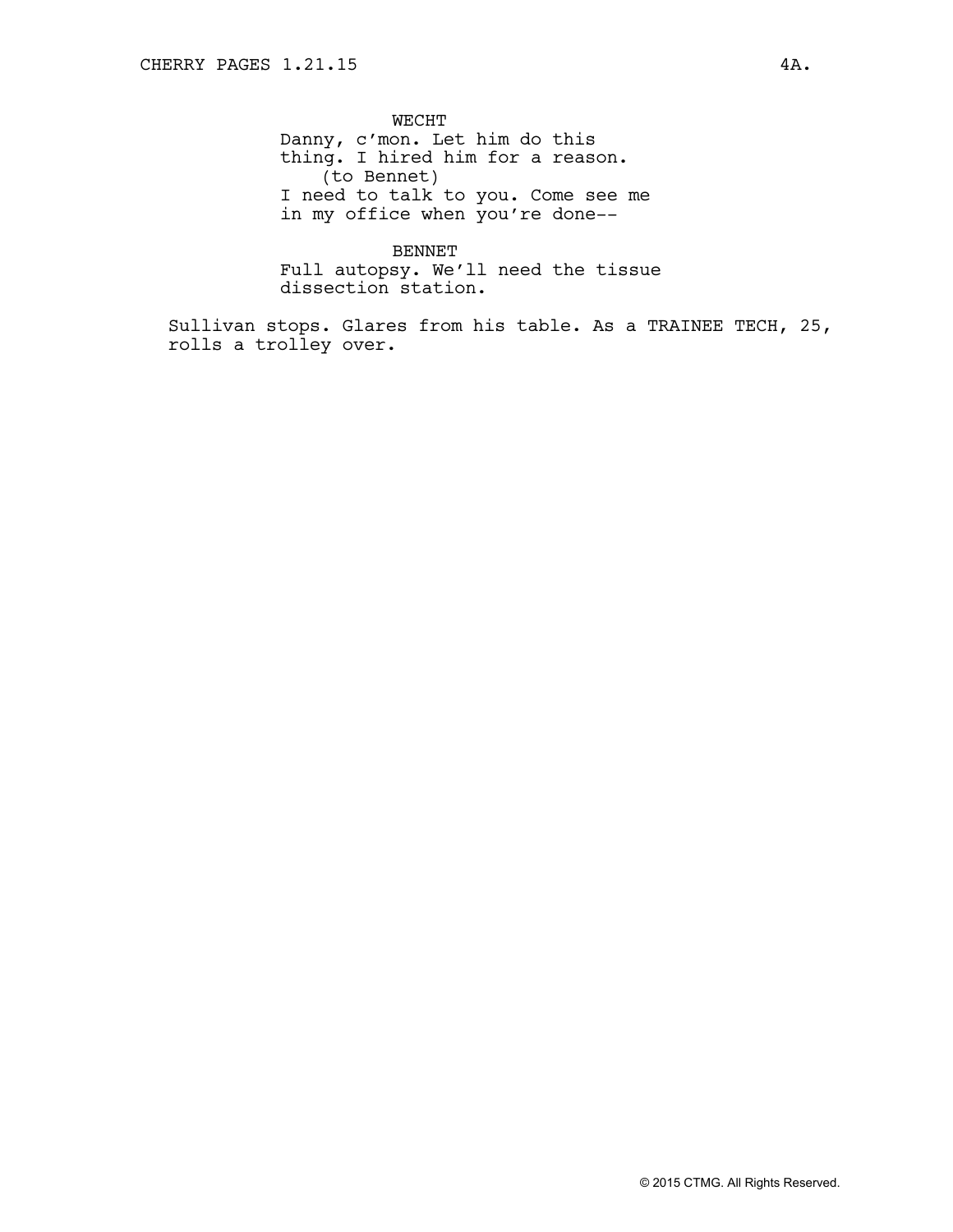WECHT
Danny, c'mon. Let him do this thing. I hired him for a reason.
(to Bennet)
I need to talk to you. Come see me in my office when you're done--

BENNET
Full autopsy. We'll need the tissue dissection station.

Sullivan stops. Glares from his table. As a TRAINEE TECH, 25, rolls a trolley over.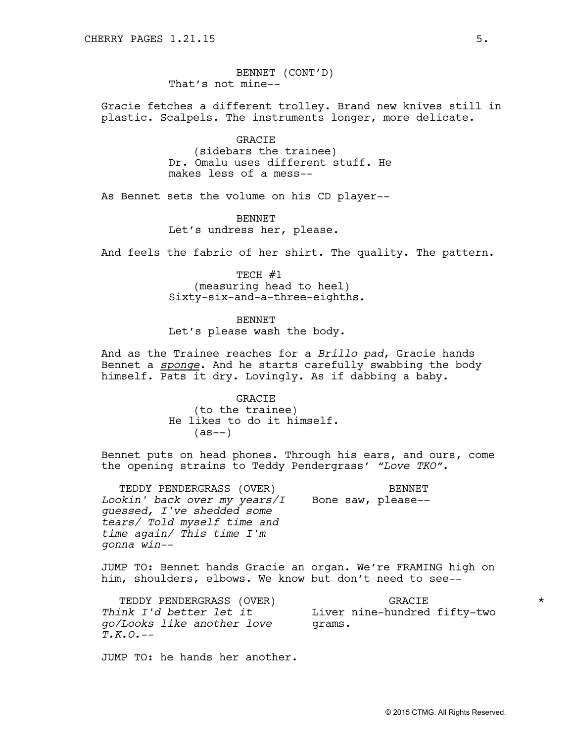BENNET (CONT'D)
That's not mine--

Gracie fetches a different trolley. Brand new knives still in plastic. Scalpels. The instruments longer, more delicate.

GRACIE
(sidebars the trainee)
Dr. Omalu uses different stuff. He makes less of a mess--

As Bennet sets the volume on his CD player--

BENNET
Let's undress her, please.

And feels the fabric of her shirt. The quality. The pattern.

TECH #1
(measuring head to heel)
Sixty-six-and-a-three-eighths.

BENNET
Let's please wash the body.

And as the Trainee reaches for a *Brillo pad*, Gracie hands Bennet a ***sponge***. And he starts carefully swabbing the body himself. Pats it dry. Lovingly. As if dabbing a baby.

GRACIE
(to the trainee)
He likes to do it himself.
(as--)

Bennet puts on head phones. Through his ears, and ours, come the opening strains to Teddy Pendergrass' *"Love TKO"*.

TEDDY PENDERGRASS (OVER)
*Lookin' back over my years/I guessed, I've shedded some tears/ Told myself time and time again/ This time I'm gonna win--*

BENNET
Bone saw, please--

JUMP TO: Bennet hands Gracie an organ. We're FRAMING high on him, shoulders, elbows. We know but don't need to see--

TEDDY PENDERGRASS (OVER)
*Think I'd better let it go/Looks like another love T.K.O.--*

GRACIE *
Liver nine-hundred fifty-two grams.

JUMP TO: he hands her another.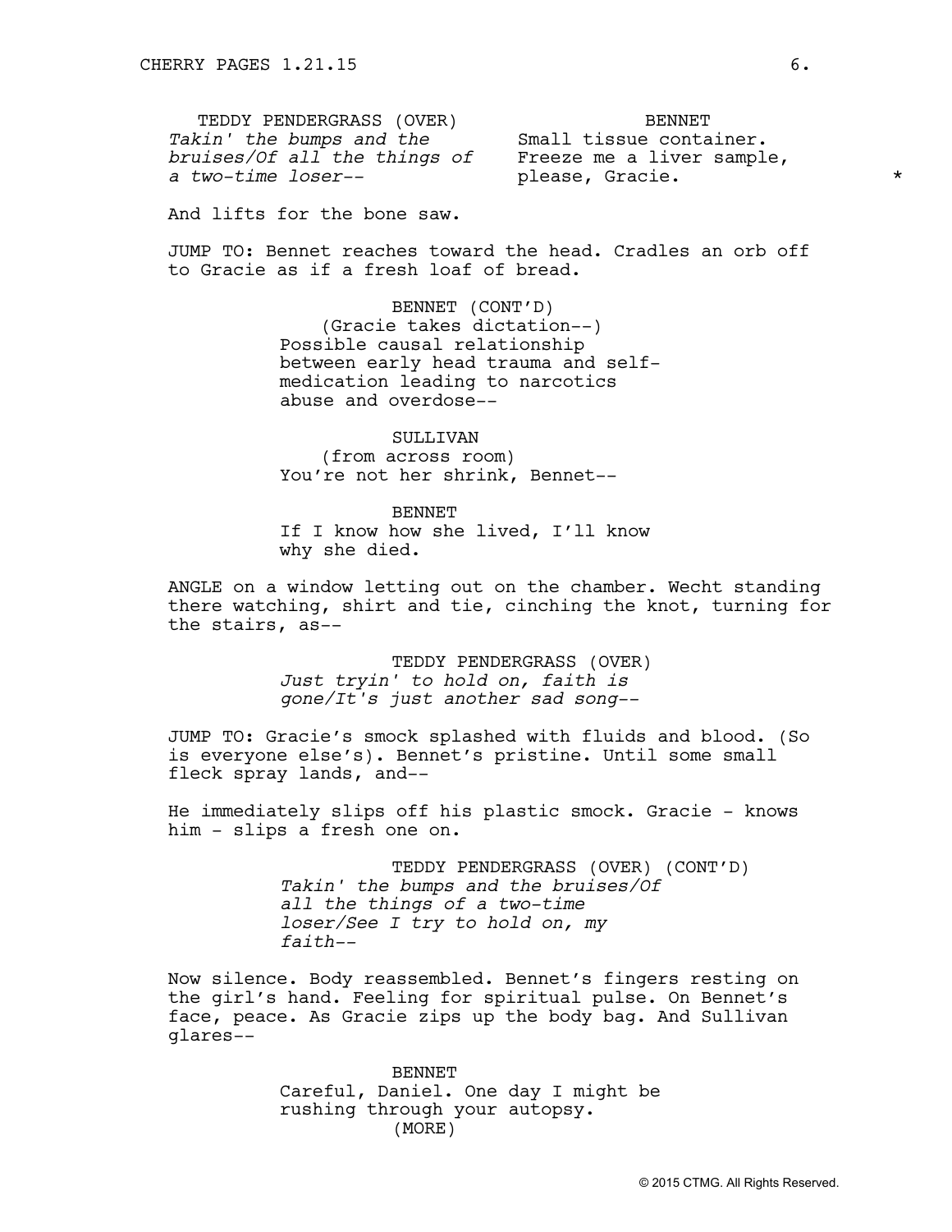TEDDY PENDERGRASS (OVER)
*Takin' the bumps and the bruises/Of all the things of a two-time loser--*

BENNET
Small tissue container. Freeze me a liver sample, please, Gracie. *

And lifts for the bone saw.

JUMP TO: Bennet reaches toward the head. Cradles an orb off to Gracie as if a fresh loaf of bread.

BENNET (CONT'D)
(Gracie takes dictation--)
Possible causal relationship between early head trauma and self-medication leading to narcotics abuse and overdose--

SULLIVAN
(from across room)
You're not her shrink, Bennet--

BENNET
If I know how she lived, I'll know why she died.

ANGLE on a window letting out on the chamber. Wecht standing there watching, shirt and tie, cinching the knot, turning for the stairs, as--

TEDDY PENDERGRASS (OVER)
*Just tryin' to hold on, faith is gone/It's just another sad song--*

JUMP TO: Gracie's smock splashed with fluids and blood. (So is everyone else's). Bennet's pristine. Until some small fleck spray lands, and--

He immediately slips off his plastic smock. Gracie - knows him - slips a fresh one on.

TEDDY PENDERGRASS (OVER) (CONT'D)
*Takin' the bumps and the bruises/Of all the things of a two-time loser/See I try to hold on, my faith--*

Now silence. Body reassembled. Bennet's fingers resting on the girl's hand. Feeling for spiritual pulse. On Bennet's face, peace. As Gracie zips up the body bag. And Sullivan glares--

BENNET
Careful, Daniel. One day I might be rushing through your autopsy.
(MORE)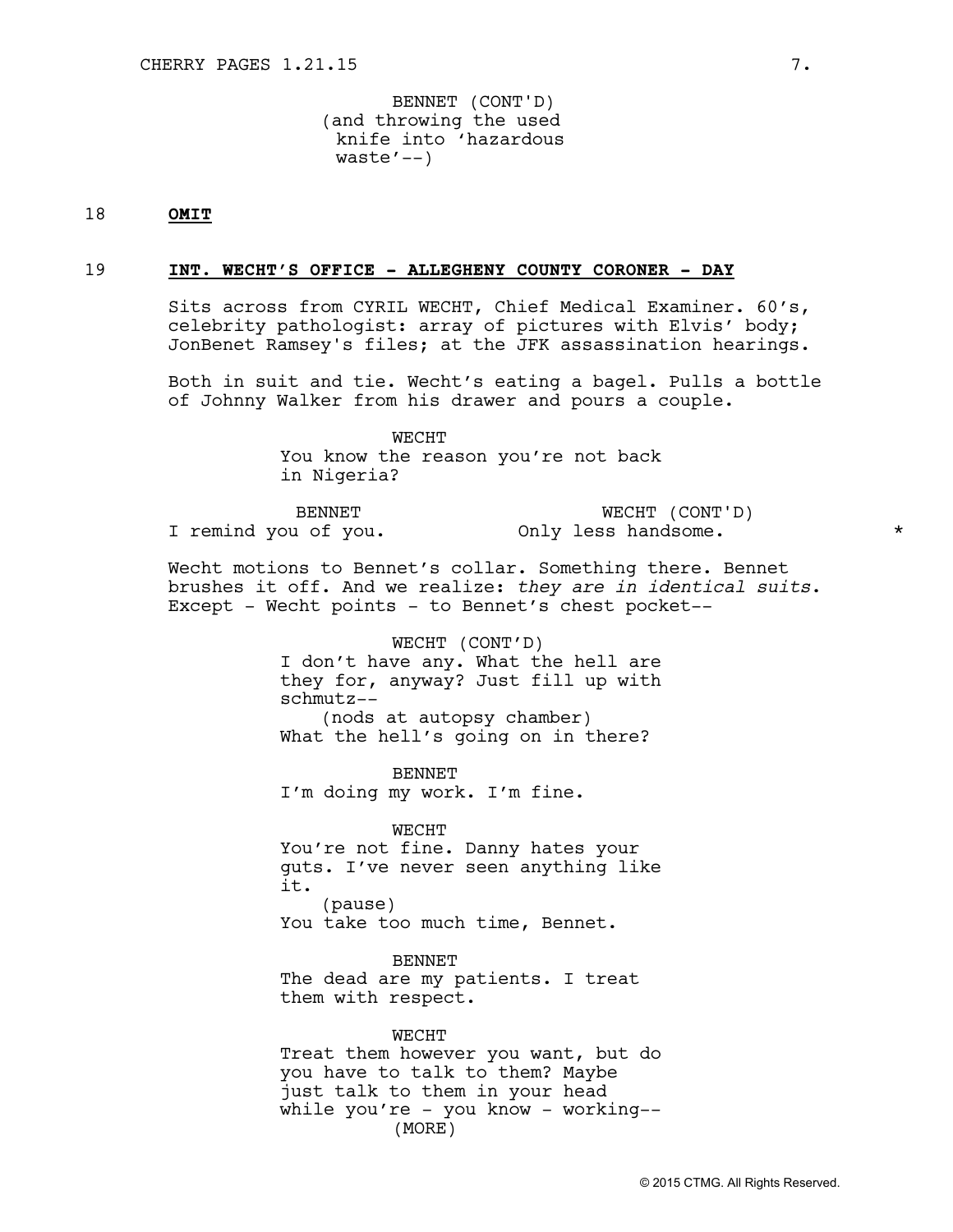BENNET (CONT'D)
(and throwing the used knife into 'hazardous waste'--)

18 **OMIT**

19 **INT. WECHT'S OFFICE - ALLEGHENY COUNTY CORONER - DAY**

Sits across from CYRIL WECHT, Chief Medical Examiner. 60's, celebrity pathologist: array of pictures with Elvis' body; JonBenet Ramsey's files; at the JFK assassination hearings.

Both in suit and tie. Wecht's eating a bagel. Pulls a bottle of Johnny Walker from his drawer and pours a couple.

WECHT
You know the reason you're not back in Nigeria?

BENNET
I remind you of you.

WECHT (CONT'D)
Only less handsome. *

Wecht motions to Bennet's collar. Something there. Bennet brushes it off. And we realize: *they are in identical suits*. Except - Wecht points - to Bennet's chest pocket--

WECHT (CONT'D)
I don't have any. What the hell are they for, anyway? Just fill up with schmutz--
(nods at autopsy chamber)
What the hell's going on in there?

BENNET
I'm doing my work. I'm fine.

WECHT
You're not fine. Danny hates your guts. I've never seen anything like it.
(pause)
You take too much time, Bennet.

BENNET
The dead are my patients. I treat them with respect.

WECHT
Treat them however you want, but do you have to talk to them? Maybe just talk to them in your head while you're - you know - working--
(MORE)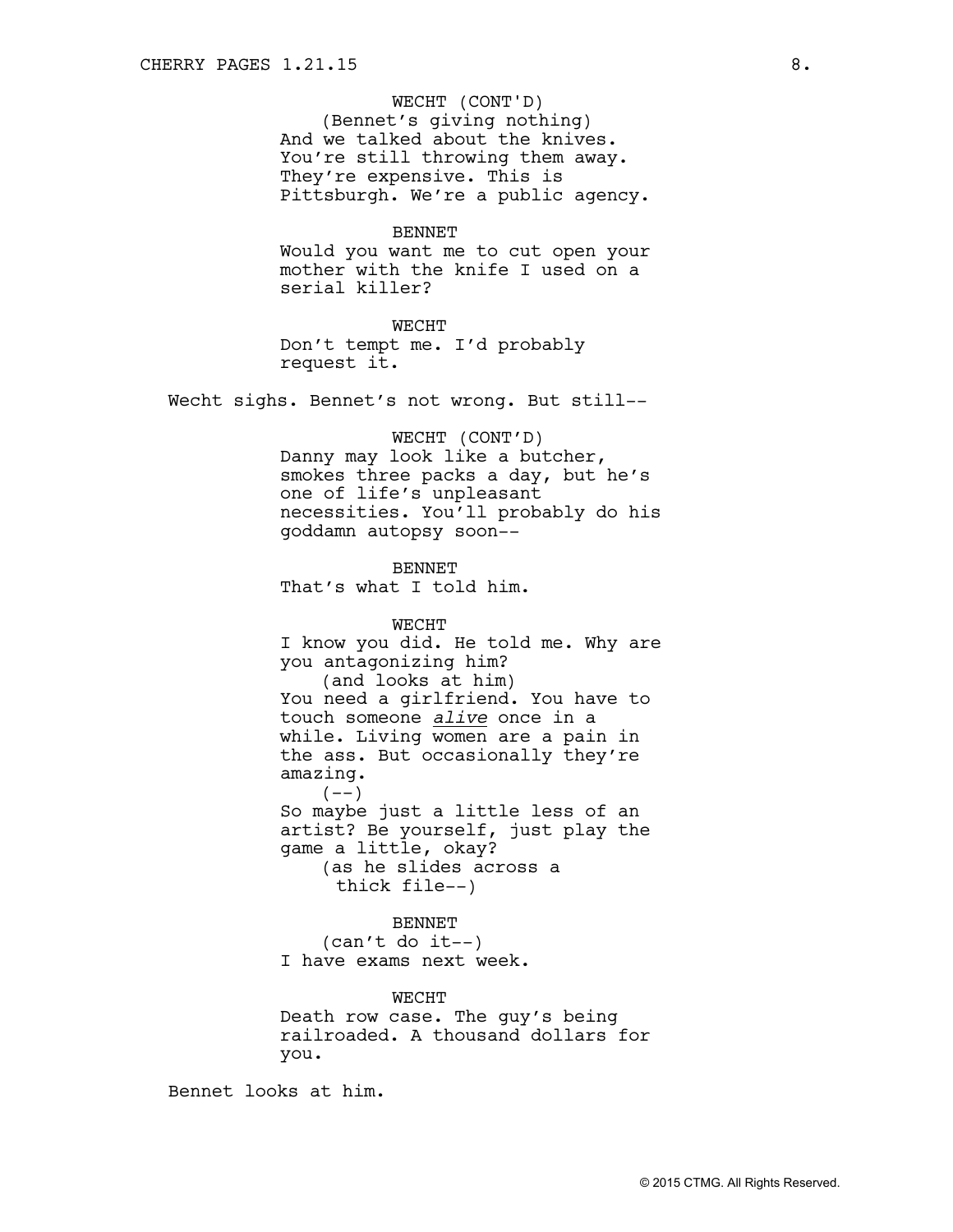WECHT (CONT'D)
(Bennet's giving nothing)
And we talked about the knives. You're still throwing them away. They're expensive. This is Pittsburgh. We're a public agency.

BENNET
Would you want me to cut open your mother with the knife I used on a serial killer?

WECHT
Don't tempt me. I'd probably request it.

Wecht sighs. Bennet's not wrong. But still--

WECHT (CONT'D)
Danny may look like a butcher, smokes three packs a day, but he's one of life's unpleasant necessities. You'll probably do his goddamn autopsy soon--

BENNET
That's what I told him.

WECHT
I know you did. He told me. Why are you antagonizing him?
(and looks at him)
You need a girlfriend. You have to touch someone *alive* once in a while. Living women are a pain in the ass. But occasionally they're amazing.
(--)
So maybe just a little less of an artist? Be yourself, just play the game a little, okay?
(as he slides across a thick file--)

BENNET
(can't do it--)
I have exams next week.

WECHT
Death row case. The guy's being railroaded. A thousand dollars for you.

Bennet looks at him.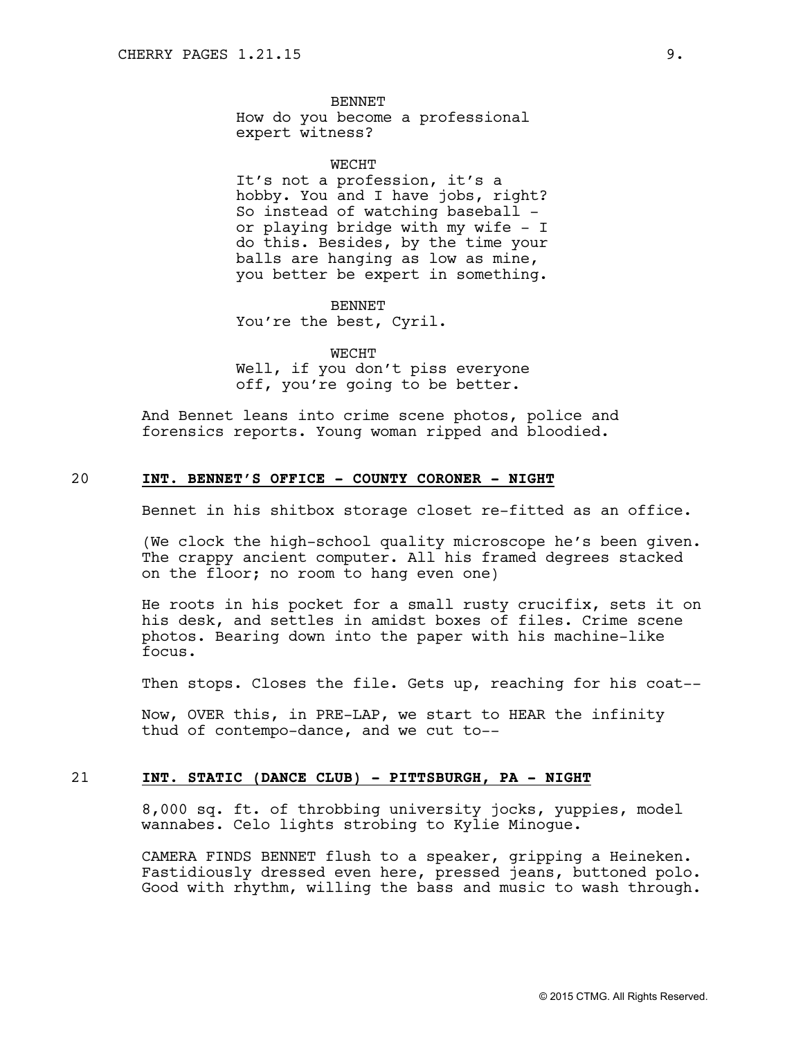BENNET
How do you become a professional expert witness?

WECHT
It's not a profession, it's a hobby. You and I have jobs, right? So instead of watching baseball - or playing bridge with my wife - I do this. Besides, by the time your balls are hanging as low as mine, you better be expert in something.

BENNET
You're the best, Cyril.

WECHT
Well, if you don't piss everyone off, you're going to be better.

And Bennet leans into crime scene photos, police and forensics reports. Young woman ripped and bloodied.

20 **INT. BENNET'S OFFICE - COUNTY CORONER - NIGHT**

Bennet in his shitbox storage closet re-fitted as an office.

(We clock the high-school quality microscope he's been given. The crappy ancient computer. All his framed degrees stacked on the floor; no room to hang even one)

He roots in his pocket for a small rusty crucifix, sets it on his desk, and settles in amidst boxes of files. Crime scene photos. Bearing down into the paper with his machine-like focus.

Then stops. Closes the file. Gets up, reaching for his coat--

Now, OVER this, in PRE-LAP, we start to HEAR the infinity thud of contempo-dance, and we cut to--

21 **INT. STATIC (DANCE CLUB) - PITTSBURGH, PA - NIGHT**

8,000 sq. ft. of throbbing university jocks, yuppies, model wannabes. Celo lights strobing to Kylie Minogue.

CAMERA FINDS BENNET flush to a speaker, gripping a Heineken. Fastidiously dressed even here, pressed jeans, buttoned polo. Good with rhythm, willing the bass and music to wash through.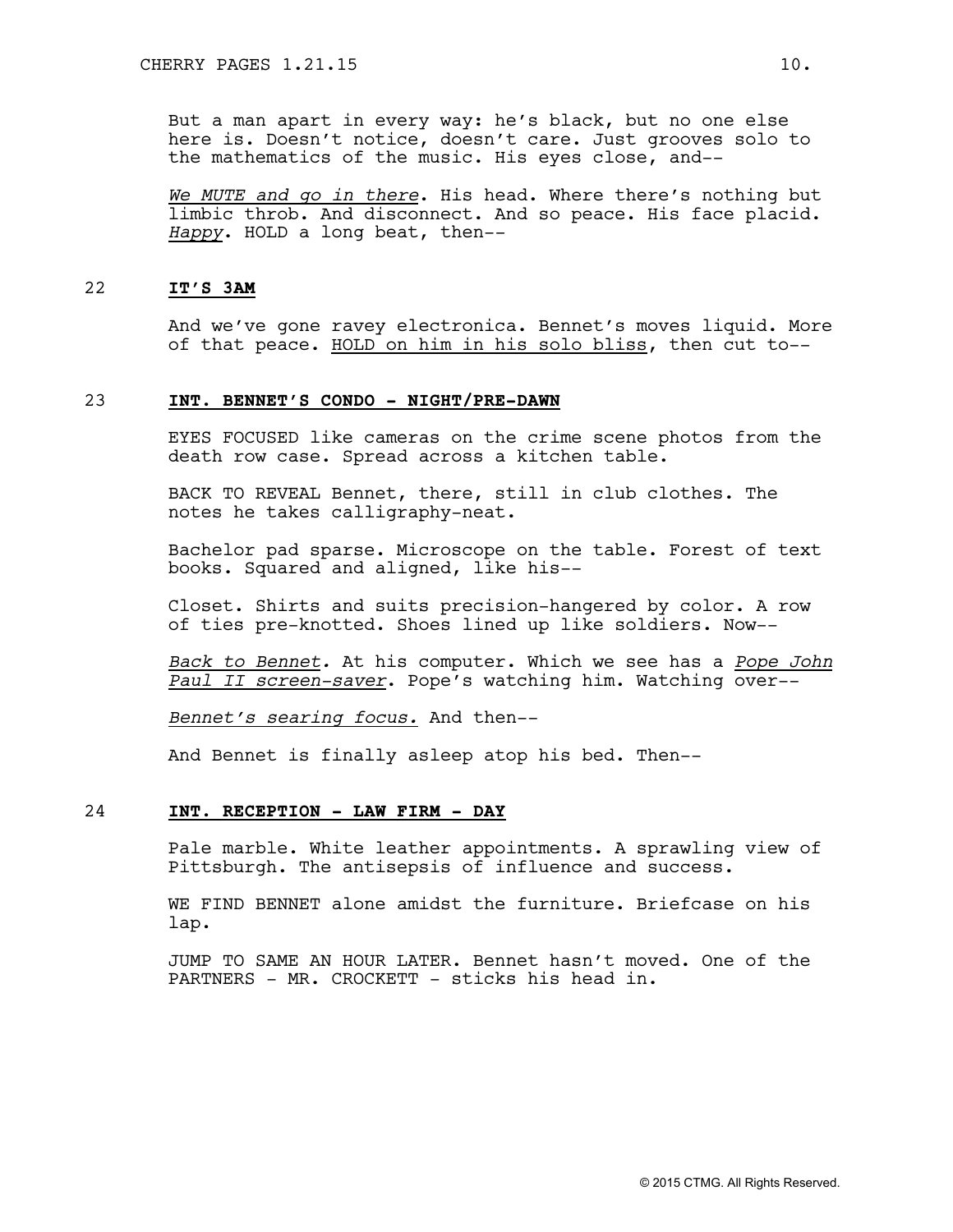But a man apart in every way: he's black, but no one else here is. Doesn't notice, doesn't care. Just grooves solo to the mathematics of the music. His eyes close, and--

*We MUTE and go in there*. His head. Where there's nothing but limbic throb. And disconnect. And so peace. His face placid. *Happy*. HOLD a long beat, then--

22 **IT'S 3AM**

And we've gone ravey electronica. Bennet's moves liquid. More of that peace. HOLD on him in his solo bliss, then cut to--

23 **INT. BENNET'S CONDO - NIGHT/PRE-DAWN**

EYES FOCUSED like cameras on the crime scene photos from the death row case. Spread across a kitchen table.

BACK TO REVEAL Bennet, there, still in club clothes. The notes he takes calligraphy-neat.

Bachelor pad sparse. Microscope on the table. Forest of text books. Squared and aligned, like his--

Closet. Shirts and suits precision-hangered by color. A row of ties pre-knotted. Shoes lined up like soldiers. Now--

*Back to Bennet.* At his computer. Which we see has a *Pope John Paul II screen-saver*. Pope's watching him. Watching over--

*Bennet's searing focus.* And then--

And Bennet is finally asleep atop his bed. Then--

24 **INT. RECEPTION - LAW FIRM - DAY**

Pale marble. White leather appointments. A sprawling view of Pittsburgh. The antisepsis of influence and success.

WE FIND BENNET alone amidst the furniture. Briefcase on his lap.

JUMP TO SAME AN HOUR LATER. Bennet hasn't moved. One of the PARTNERS - MR. CROCKETT - sticks his head in.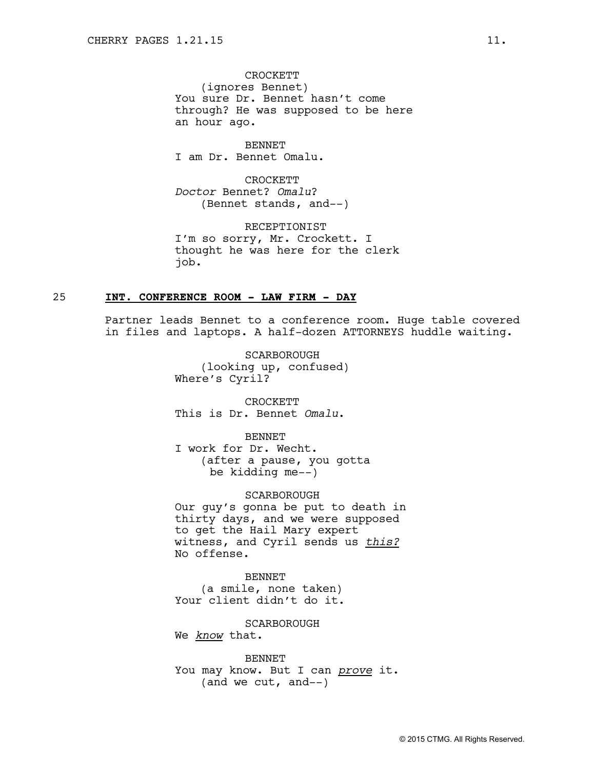CROCKETT
(ignores Bennet)
You sure Dr. Bennet hasn't come through? He was supposed to be here an hour ago.

BENNET
I am Dr. Bennet Omalu.

CROCKETT
*Doctor* Bennet? *Omalu*?
(Bennet stands, and--)

RECEPTIONIST
I'm so sorry, Mr. Crockett. I thought he was here for the clerk job.

25 **INT. CONFERENCE ROOM - LAW FIRM - DAY**

Partner leads Bennet to a conference room. Huge table covered in files and laptops. A half-dozen ATTORNEYS huddle waiting.

SCARBOROUGH
(looking up, confused)
Where's Cyril?

CROCKETT
This is Dr. Bennet *Omalu*.

BENNET
I work for Dr. Wecht.
(after a pause, you gotta be kidding me--)

SCARBOROUGH
Our guy's gonna be put to death in thirty days, and we were supposed to get the Hail Mary expert witness, and Cyril sends us *this?* No offense.

BENNET
(a smile, none taken)
Your client didn't do it.

SCARBOROUGH
We *know* that.

BENNET
You may know. But I can *prove* it.
(and we cut, and--)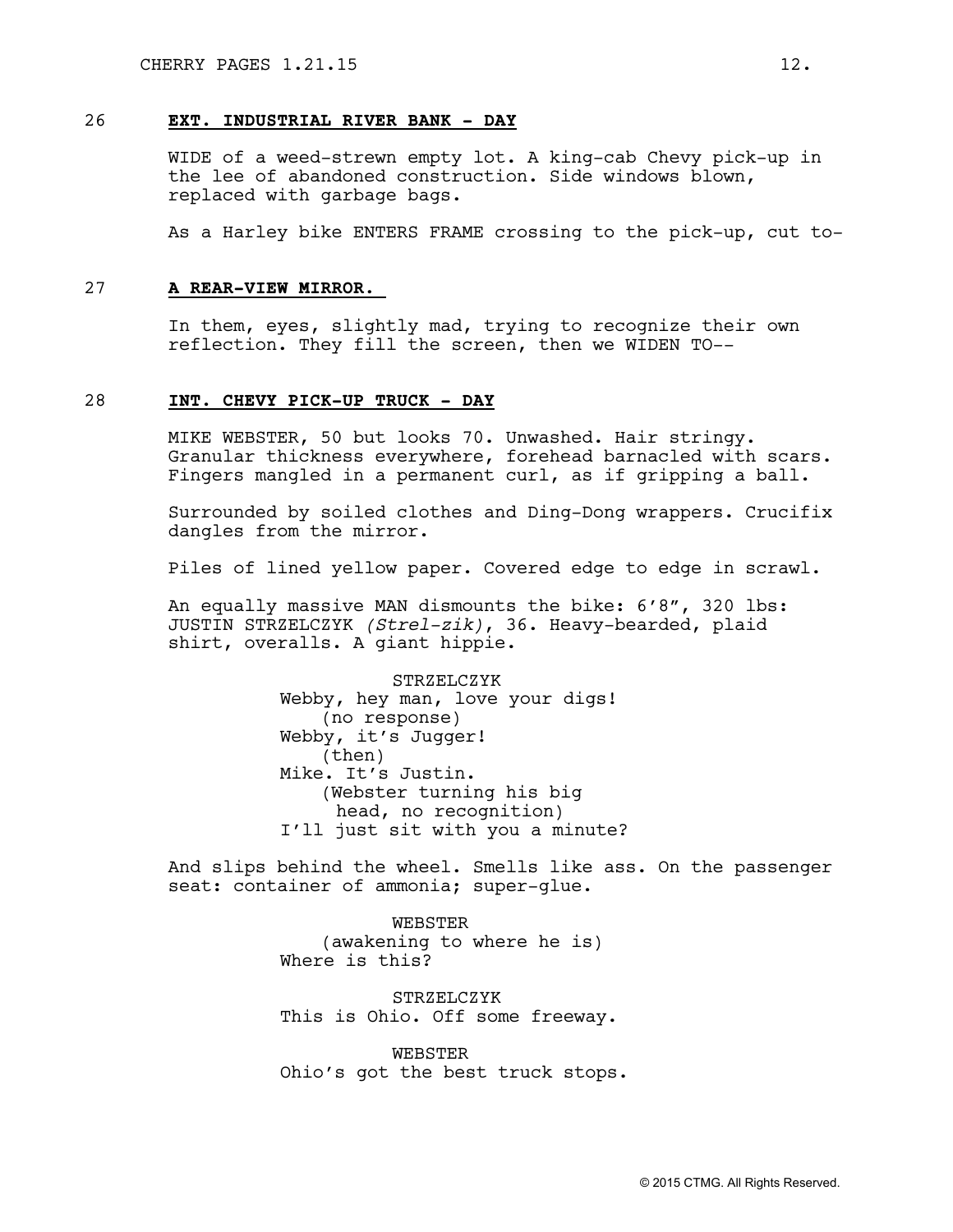## 26 **EXT. INDUSTRIAL RIVER BANK - DAY**

WIDE of a weed-strewn empty lot. A king-cab Chevy pick-up in the lee of abandoned construction. Side windows blown, replaced with garbage bags.

As a Harley bike ENTERS FRAME crossing to the pick-up, cut to-

## 27 **A REAR-VIEW MIRROR.**

In them, eyes, slightly mad, trying to recognize their own reflection. They fill the screen, then we WIDEN TO--

## 28 **INT. CHEVY PICK-UP TRUCK - DAY**

MIKE WEBSTER, 50 but looks 70. Unwashed. Hair stringy. Granular thickness everywhere, forehead barnacled with scars. Fingers mangled in a permanent curl, as if gripping a ball.

Surrounded by soiled clothes and Ding-Dong wrappers. Crucifix dangles from the mirror.

Piles of lined yellow paper. Covered edge to edge in scrawl.

An equally massive MAN dismounts the bike: 6'8", 320 lbs: JUSTIN STRZELCZYK *(Strel-zik)*, 36. Heavy-bearded, plaid shirt, overalls. A giant hippie.

STRZELCZYK
Webby, hey man, love your digs!
(no response)
Webby, it's Jugger!
(then)
Mike. It's Justin.
(Webster turning his big head, no recognition)
I'll just sit with you a minute?

And slips behind the wheel. Smells like ass. On the passenger seat: container of ammonia; super-glue.

WEBSTER
(awakening to where he is)
Where is this?

STRZELCZYK
This is Ohio. Off some freeway.

WEBSTER
Ohio's got the best truck stops.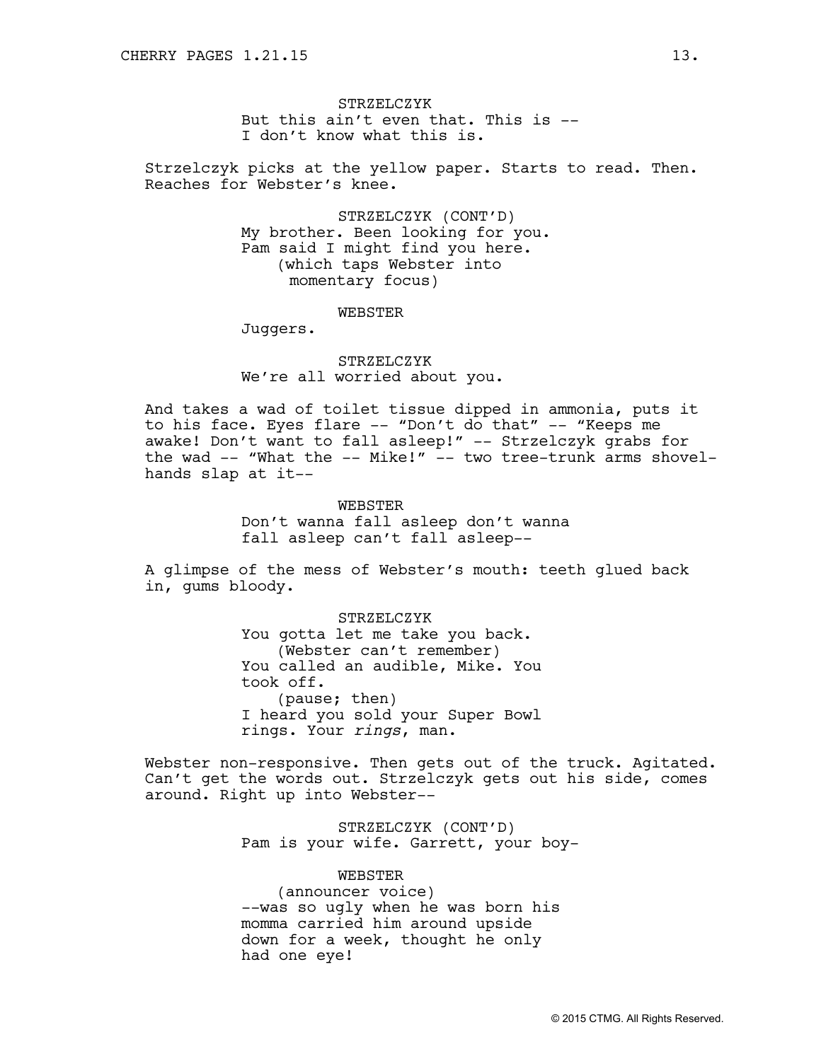STRZELCZYK
But this ain't even that. This is --
I don't know what this is.

Strzelczyk picks at the yellow paper. Starts to read. Then. Reaches for Webster's knee.

STRZELCZYK (CONT'D)
My brother. Been looking for you.
Pam said I might find you here.
(which taps Webster into momentary focus)

WEBSTER
Juggers.

STRZELCZYK
We're all worried about you.

And takes a wad of toilet tissue dipped in ammonia, puts it to his face. Eyes flare -- "Don't do that" -- "Keeps me awake! Don't want to fall asleep!" -- Strzelczyk grabs for the wad -- "What the -- Mike!" -- two tree-trunk arms shovel-hands slap at it--

WEBSTER
Don't wanna fall asleep don't wanna
fall asleep can't fall asleep--

A glimpse of the mess of Webster's mouth: teeth glued back in, gums bloody.

STRZELCZYK
You gotta let me take you back.
(Webster can't remember)
You called an audible, Mike. You
took off.
(pause; then)
I heard you sold your Super Bowl
rings. Your *rings*, man.

Webster non-responsive. Then gets out of the truck. Agitated. Can't get the words out. Strzelczyk gets out his side, comes around. Right up into Webster--

STRZELCZYK (CONT'D)
Pam is your wife. Garrett, your boy-

WEBSTER
(announcer voice)
--was so ugly when he was born his
momma carried him around upside
down for a week, thought he only
had one eye!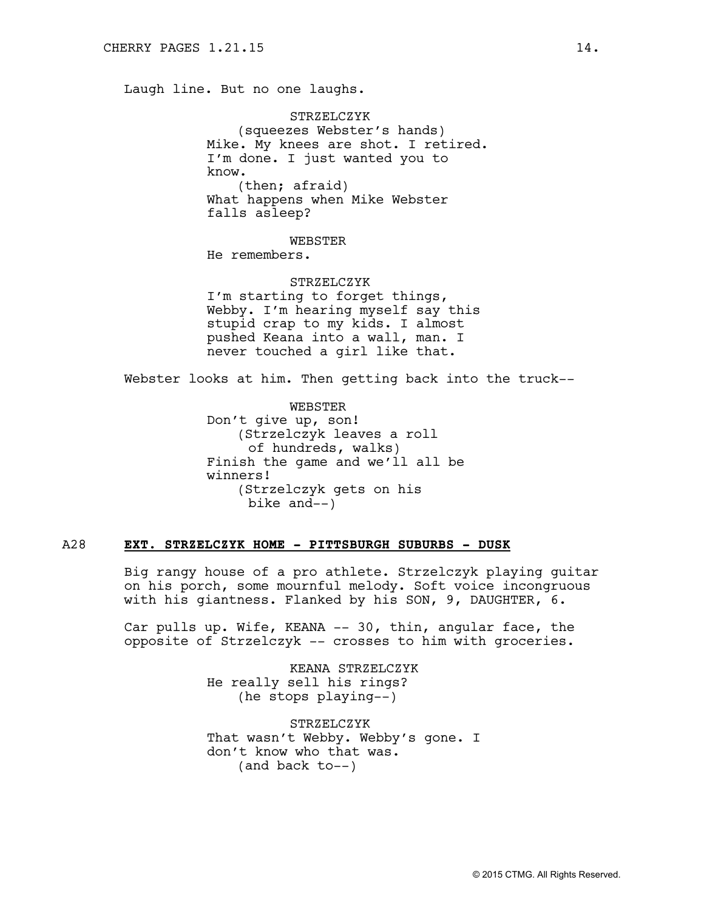Laugh line. But no one laughs.

STRZELCZYK
(squeezes Webster's hands)
Mike. My knees are shot. I retired. I'm done. I just wanted you to know.
(then; afraid)
What happens when Mike Webster falls asleep?

WEBSTER
He remembers.

STRZELCZYK
I'm starting to forget things, Webby. I'm hearing myself say this stupid crap to my kids. I almost pushed Keana into a wall, man. I never touched a girl like that.

Webster looks at him. Then getting back into the truck--

WEBSTER
Don't give up, son!
(Strzelczyk leaves a roll of hundreds, walks)
Finish the game and we'll all be winners!
(Strzelczyk gets on his bike and--)

A28 **EXT. STRZELCZYK HOME - PITTSBURGH SUBURBS - DUSK**

Big rangy house of a pro athlete. Strzelczyk playing guitar on his porch, some mournful melody. Soft voice incongruous with his giantness. Flanked by his SON, 9, DAUGHTER, 6.

Car pulls up. Wife, KEANA -- 30, thin, angular face, the opposite of Strzelczyk -- crosses to him with groceries.

KEANA STRZELCZYK
He really sell his rings?
(he stops playing--)

STRZELCZYK
That wasn't Webby. Webby's gone. I don't know who that was.
(and back to--)

© 2015 CTMG. All Rights Reserved.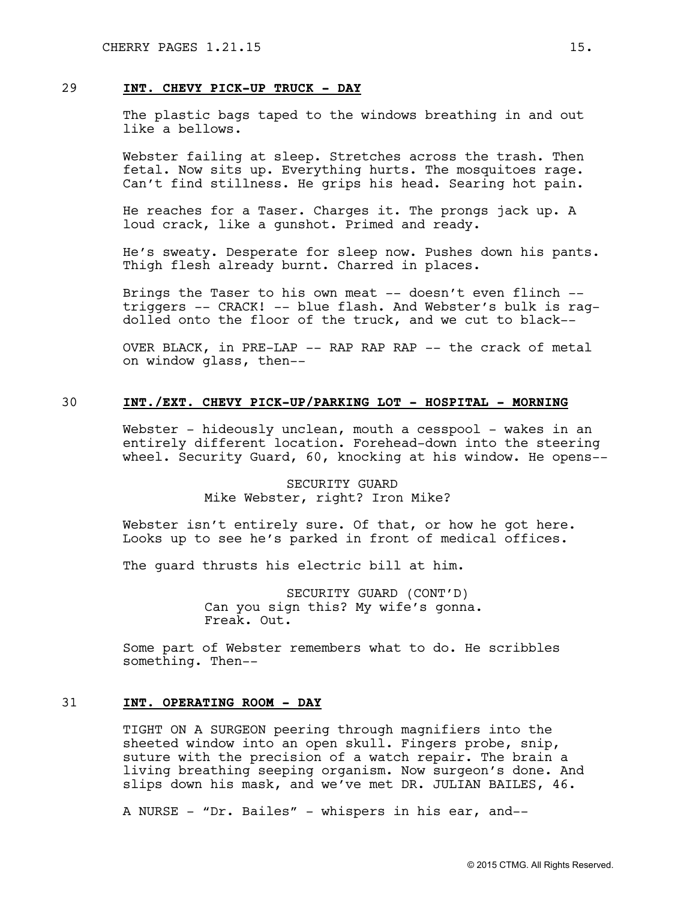## 29 INT. CHEVY PICK-UP TRUCK - DAY

The plastic bags taped to the windows breathing in and out like a bellows.

Webster failing at sleep. Stretches across the trash. Then fetal. Now sits up. Everything hurts. The mosquitoes rage. Can't find stillness. He grips his head. Searing hot pain.

He reaches for a Taser. Charges it. The prongs jack up. A loud crack, like a gunshot. Primed and ready.

He's sweaty. Desperate for sleep now. Pushes down his pants. Thigh flesh already burnt. Charred in places.

Brings the Taser to his own meat -- doesn't even flinch -- triggers -- CRACK! -- blue flash. And Webster's bulk is rag-dolled onto the floor of the truck, and we cut to black--

OVER BLACK, in PRE-LAP -- RAP RAP RAP -- the crack of metal on window glass, then--

## 30 INT./EXT. CHEVY PICK-UP/PARKING LOT - HOSPITAL - MORNING

Webster - hideously unclean, mouth a cesspool - wakes in an entirely different location. Forehead-down into the steering wheel. Security Guard, 60, knocking at his window. He opens--

SECURITY GUARD
Mike Webster, right? Iron Mike?

Webster isn't entirely sure. Of that, or how he got here. Looks up to see he's parked in front of medical offices.

The guard thrusts his electric bill at him.

SECURITY GUARD (CONT'D)
Can you sign this? My wife's gonna. Freak. Out.

Some part of Webster remembers what to do. He scribbles something. Then--

## 31 INT. OPERATING ROOM - DAY

TIGHT ON A SURGEON peering through magnifiers into the sheeted window into an open skull. Fingers probe, snip, suture with the precision of a watch repair. The brain a living breathing seeping organism. Now surgeon's done. And slips down his mask, and we've met DR. JULIAN BAILES, 46.

A NURSE - "Dr. Bailes" - whispers in his ear, and--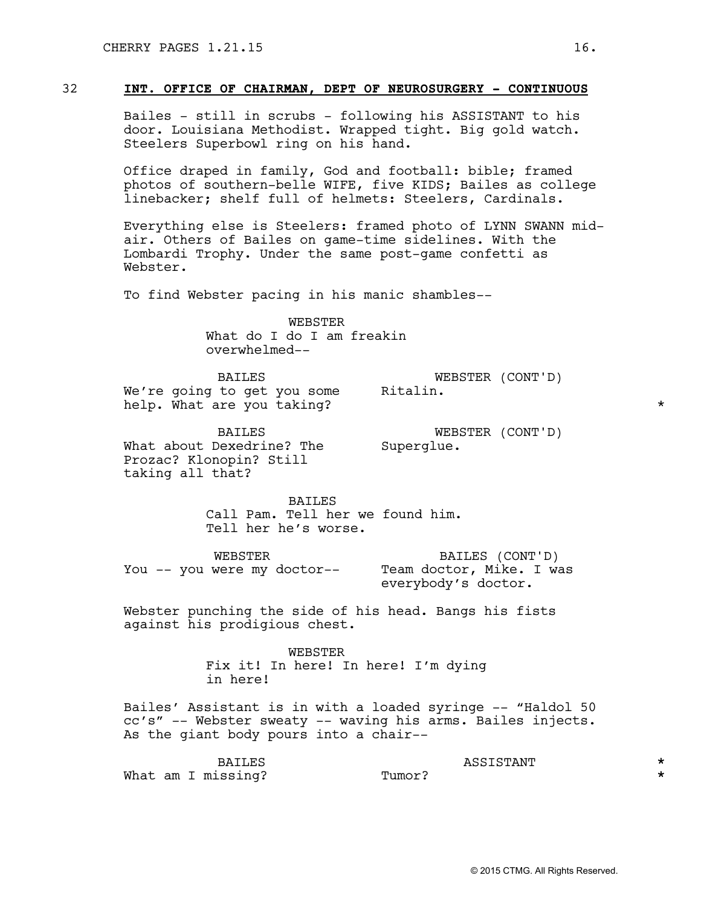32 **INT. OFFICE OF CHAIRMAN, DEPT OF NEUROSURGERY - CONTINUOUS**

Bailes - still in scrubs - following his ASSISTANT to his door. Louisiana Methodist. Wrapped tight. Big gold watch. Steelers Superbowl ring on his hand.

Office draped in family, God and football: bible; framed photos of southern-belle WIFE, five KIDS; Bailes as college linebacker; shelf full of helmets: Steelers, Cardinals.

Everything else is Steelers: framed photo of LYNN SWANN mid-air. Others of Bailes on game-time sidelines. With the Lombardi Trophy. Under the same post-game confetti as Webster.

To find Webster pacing in his manic shambles--

WEBSTER
What do I do I am freakin overwhelmed--

BAILES
We're going to get you some help. What are you taking?

WEBSTER (CONT'D)
Ritalin. *

BAILES
What about Dexedrine? The Prozac? Klonopin? Still taking all that?

WEBSTER (CONT'D)
Superglue.

BAILES
Call Pam. Tell her we found him. Tell her he's worse.

WEBSTER
You -- you were my doctor--

BAILES (CONT'D)
Team doctor, Mike. I was everybody's doctor.

Webster punching the side of his head. Bangs his fists against his prodigious chest.

WEBSTER
Fix it! In here! In here! I'm dying in here!

Bailes' Assistant is in with a loaded syringe -- "Haldol 50 cc's" -- Webster sweaty -- waving his arms. Bailes injects. As the giant body pours into a chair--

BAILES
What am I missing?

ASSISTANT
Tumor? *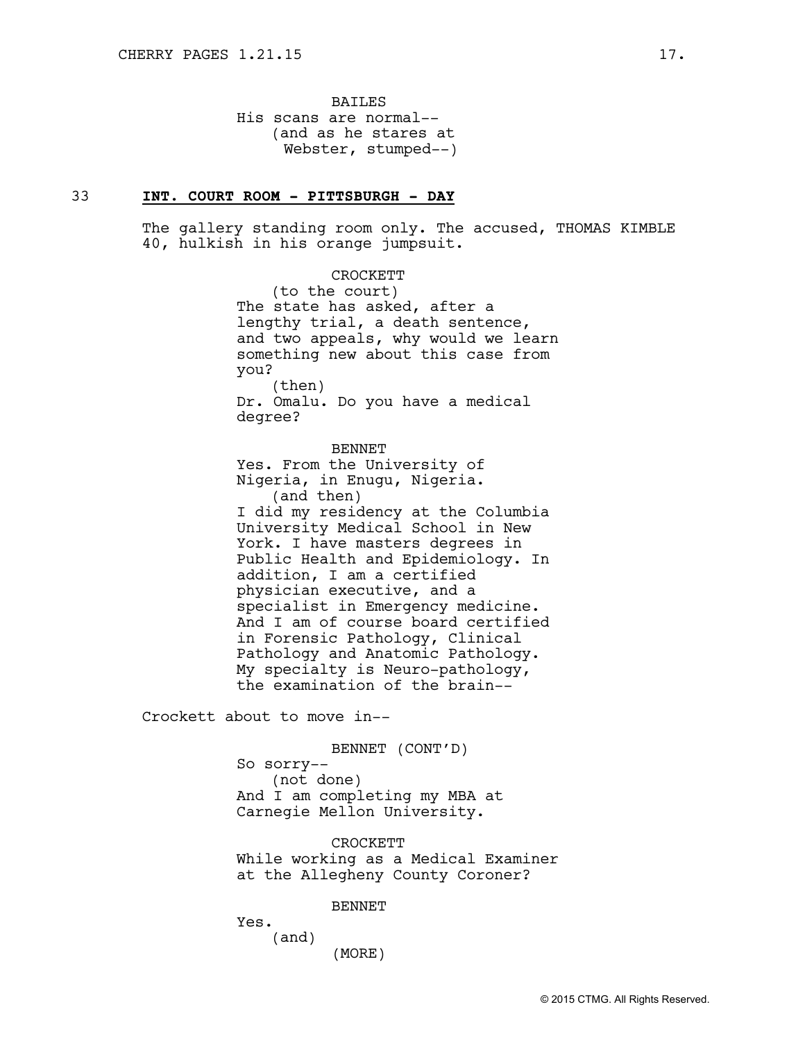BAILES
His scans are normal--
(and as he stares at Webster, stumped--)

33 **INT. COURT ROOM - PITTSBURGH - DAY**

The gallery standing room only. The accused, THOMAS KIMBLE 40, hulkish in his orange jumpsuit.

CROCKETT
(to the court)
The state has asked, after a lengthy trial, a death sentence, and two appeals, why would we learn something new about this case from you?
(then)
Dr. Omalu. Do you have a medical degree?

BENNET
Yes. From the University of Nigeria, in Enugu, Nigeria.
(and then)
I did my residency at the Columbia University Medical School in New York. I have masters degrees in Public Health and Epidemiology. In addition, I am a certified physician executive, and a specialist in Emergency medicine. And I am of course board certified in Forensic Pathology, Clinical Pathology and Anatomic Pathology. My specialty is Neuro-pathology, the examination of the brain--

Crockett about to move in--

BENNET (CONT'D)
So sorry--
(not done)
And I am completing my MBA at Carnegie Mellon University.

CROCKETT
While working as a Medical Examiner at the Allegheny County Coroner?

BENNET
Yes.
(and)
(MORE)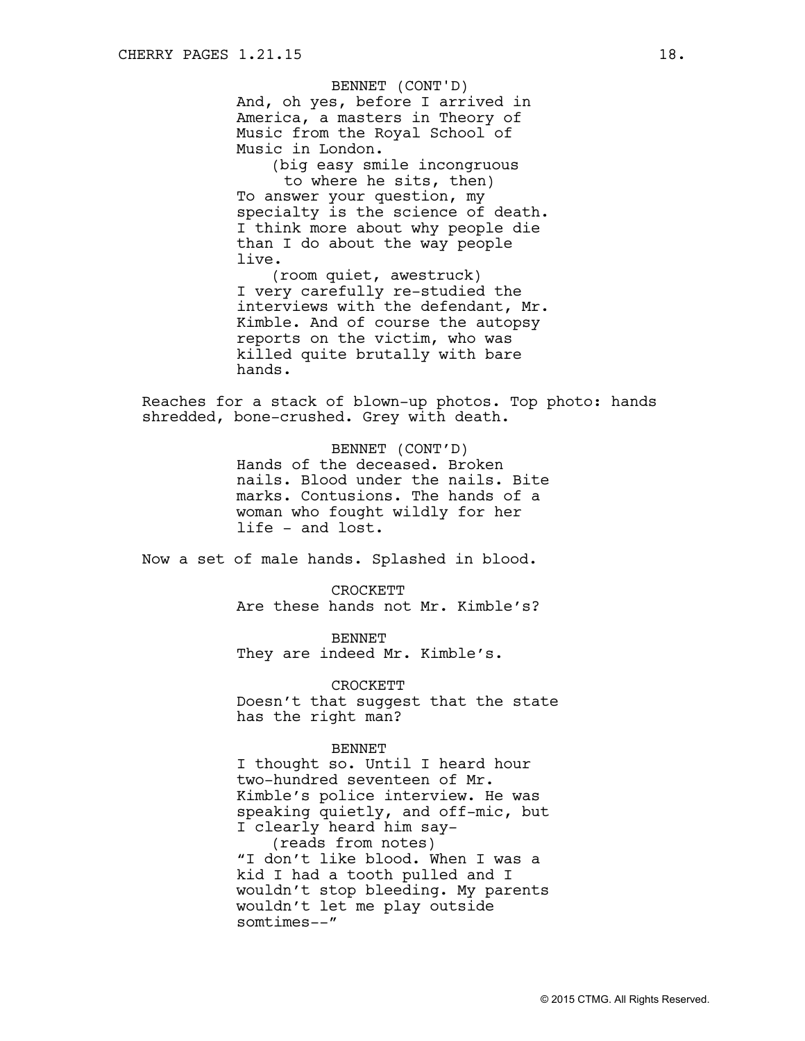BENNET (CONT'D)
And, oh yes, before I arrived in America, a masters in Theory of Music from the Royal School of Music in London.
(big easy smile incongruous to where he sits, then)
To answer your question, my specialty is the science of death. I think more about why people die than I do about the way people live.
(room quiet, awestruck)
I very carefully re-studied the interviews with the defendant, Mr. Kimble. And of course the autopsy reports on the victim, who was killed quite brutally with bare hands.

Reaches for a stack of blown-up photos. Top photo: hands shredded, bone-crushed. Grey with death.

BENNET (CONT'D)
Hands of the deceased. Broken nails. Blood under the nails. Bite marks. Contusions. The hands of a woman who fought wildly for her life - and lost.

Now a set of male hands. Splashed in blood.

CROCKETT
Are these hands not Mr. Kimble's?

BENNET
They are indeed Mr. Kimble's.

CROCKETT
Doesn't that suggest that the state has the right man?

BENNET
I thought so. Until I heard hour two-hundred seventeen of Mr. Kimble's police interview. He was speaking quietly, and off-mic, but I clearly heard him say-
(reads from notes)
"I don't like blood. When I was a kid I had a tooth pulled and I wouldn't stop bleeding. My parents wouldn't let me play outside somtimes--"

© 2015 CTMG. All Rights Reserved.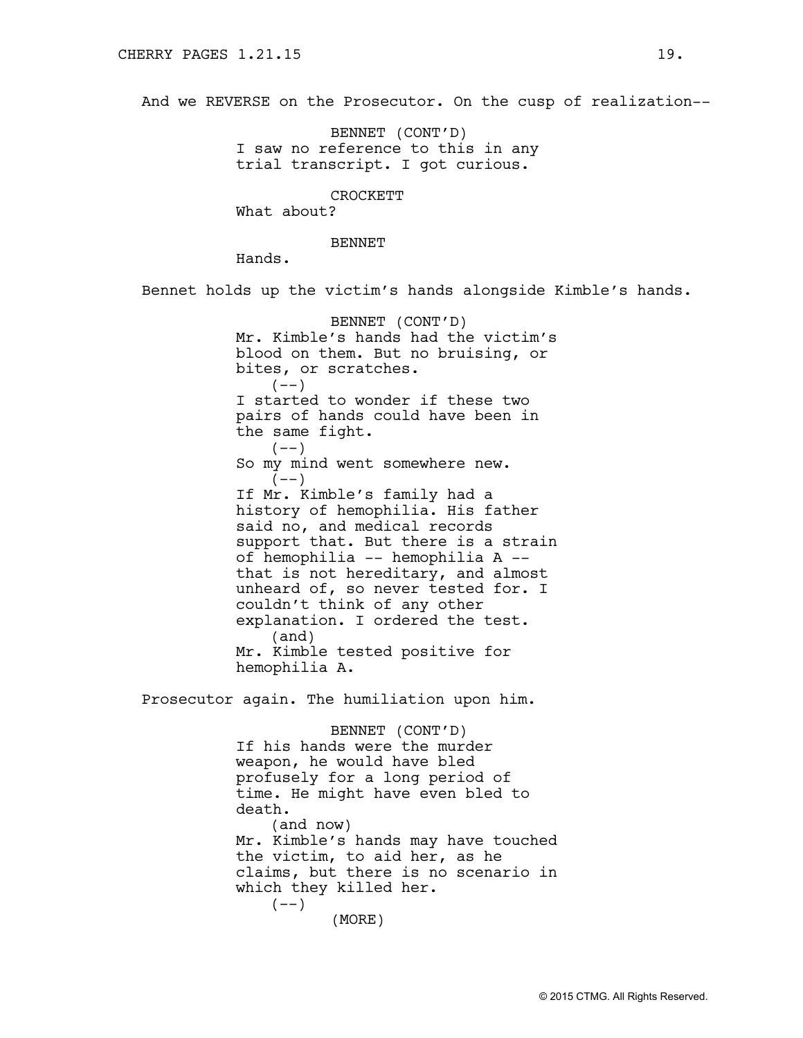And we REVERSE on the Prosecutor. On the cusp of realization--

BENNET (CONT'D)
I saw no reference to this in any trial transcript. I got curious.

CROCKETT
What about?

BENNET
Hands.

Bennet holds up the victim's hands alongside Kimble's hands.

BENNET (CONT'D)
Mr. Kimble's hands had the victim's blood on them. But no bruising, or bites, or scratches.
(--)
I started to wonder if these two pairs of hands could have been in the same fight.
(--)
So my mind went somewhere new.
(--)
If Mr. Kimble's family had a history of hemophilia. His father said no, and medical records support that. But there is a strain of hemophilia -- hemophilia A -- that is not hereditary, and almost unheard of, so never tested for. I couldn't think of any other explanation. I ordered the test.
(and)
Mr. Kimble tested positive for hemophilia A.

Prosecutor again. The humiliation upon him.

BENNET (CONT'D)
If his hands were the murder weapon, he would have bled profusely for a long period of time. He might have even bled to death.
(and now)
Mr. Kimble's hands may have touched the victim, to aid her, as he claims, but there is no scenario in which they killed her.
(--)
(MORE)

© 2015 CTMG. All Rights Reserved.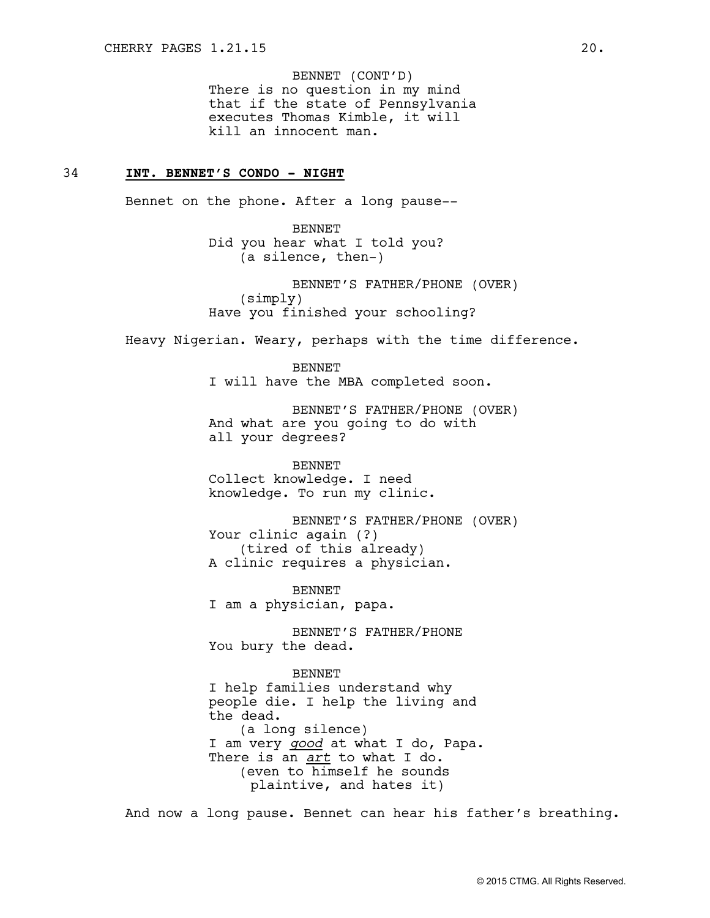BENNET (CONT'D)
There is no question in my mind that if the state of Pennsylvania executes Thomas Kimble, it will kill an innocent man.

34 **INT. BENNET'S CONDO - NIGHT**

Bennet on the phone. After a long pause--

BENNET
Did you hear what I told you?
(a silence, then-)

BENNET'S FATHER/PHONE (OVER)
(simply)
Have you finished your schooling?

Heavy Nigerian. Weary, perhaps with the time difference.

BENNET
I will have the MBA completed soon.

BENNET'S FATHER/PHONE (OVER)
And what are you going to do with all your degrees?

BENNET
Collect knowledge. I need knowledge. To run my clinic.

BENNET'S FATHER/PHONE (OVER)
Your clinic again (?)
(tired of this already)
A clinic requires a physician.

BENNET
I am a physician, papa.

BENNET'S FATHER/PHONE
You bury the dead.

BENNET
I help families understand why people die. I help the living and the dead.
(a long silence)
I am very *good* at what I do, Papa. There is an *art* to what I do.
(even to himself he sounds plaintive, and hates it)

And now a long pause. Bennet can hear his father's breathing.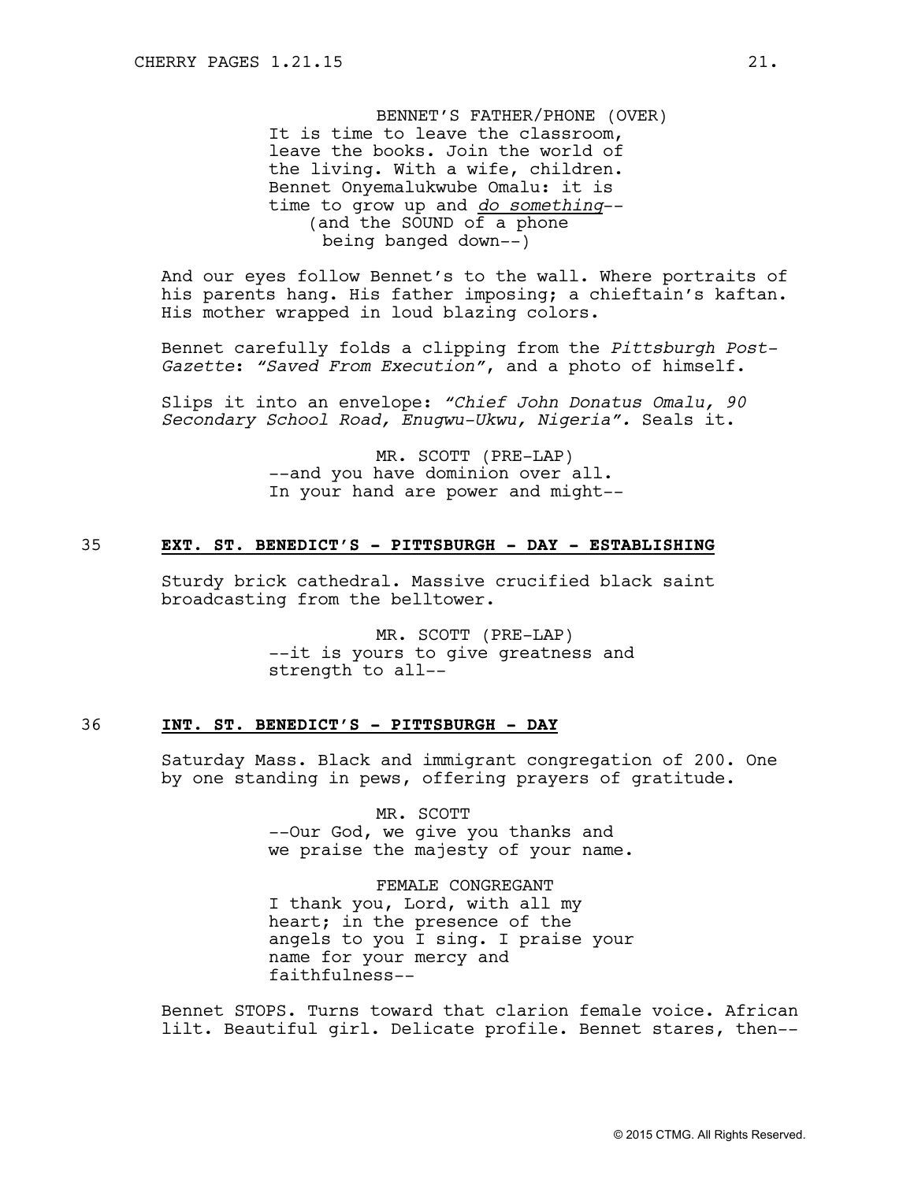BENNET'S FATHER/PHONE (OVER)
It is time to leave the classroom, leave the books. Join the world of the living. With a wife, children. Bennet Onyemalukwube Omalu: it is time to grow up and *do something*--
(and the SOUND of a phone being banged down--)

And our eyes follow Bennet's to the wall. Where portraits of his parents hang. His father imposing; a chieftain's kaftan. His mother wrapped in loud blazing colors.

Bennet carefully folds a clipping from the *Pittsburgh Post-Gazette*: *"Saved From Execution"*, and a photo of himself.

Slips it into an envelope: *"Chief John Donatus Omalu, 90 Secondary School Road, Enugwu-Ukwu, Nigeria".* Seals it.

MR. SCOTT (PRE-LAP)
--and you have dominion over all. In your hand are power and might--

**35 EXT. ST. BENEDICT'S - PITTSBURGH - DAY - ESTABLISHING**

Sturdy brick cathedral. Massive crucified black saint broadcasting from the belltower.

MR. SCOTT (PRE-LAP)
--it is yours to give greatness and strength to all--

**36 INT. ST. BENEDICT'S - PITTSBURGH - DAY**

Saturday Mass. Black and immigrant congregation of 200. One by one standing in pews, offering prayers of gratitude.

MR. SCOTT
--Our God, we give you thanks and we praise the majesty of your name.

FEMALE CONGREGANT
I thank you, Lord, with all my heart; in the presence of the angels to you I sing. I praise your name for your mercy and faithfulness--

Bennet STOPS. Turns toward that clarion female voice. African lilt. Beautiful girl. Delicate profile. Bennet stares, then--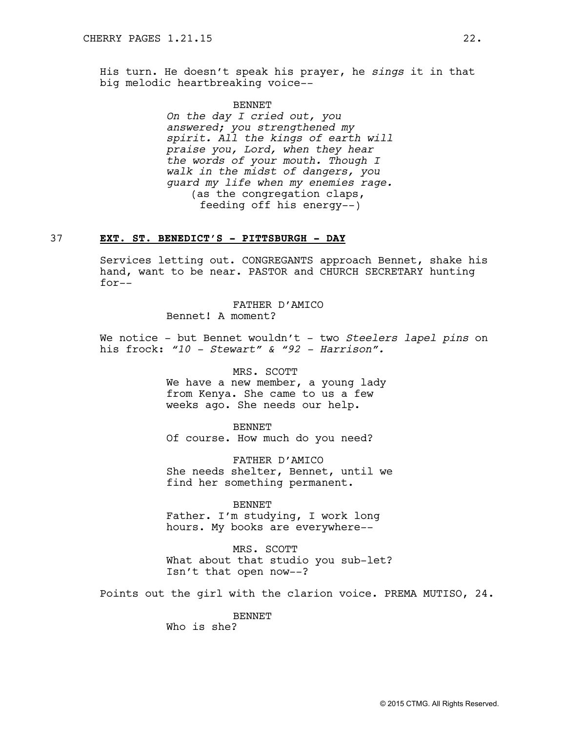His turn. He doesn't speak his prayer, he *sings* it in that big melodic heartbreaking voice--

BENNET
*On the day I cried out, you answered; you strengthened my spirit. All the kings of earth will praise you, Lord, when they hear the words of your mouth. Though I walk in the midst of dangers, you guard my life when my enemies rage.*
(as the congregation claps, feeding off his energy--)

**37 EXT. ST. BENEDICT'S - PITTSBURGH - DAY**

Services letting out. CONGREGANTS approach Bennet, shake his hand, want to be near. PASTOR and CHURCH SECRETARY hunting for--

FATHER D'AMICO
Bennet! A moment?

We notice - but Bennet wouldn't - two *Steelers lapel pins* on his frock: *"10 - Stewart" & "92 - Harrison".*

MRS. SCOTT
We have a new member, a young lady from Kenya. She came to us a few weeks ago. She needs our help.

BENNET
Of course. How much do you need?

FATHER D'AMICO
She needs shelter, Bennet, until we find her something permanent.

BENNET
Father. I'm studying, I work long hours. My books are everywhere--

MRS. SCOTT
What about that studio you sub-let? Isn't that open now--?

Points out the girl with the clarion voice. PREMA MUTISO, 24.

BENNET
Who is she?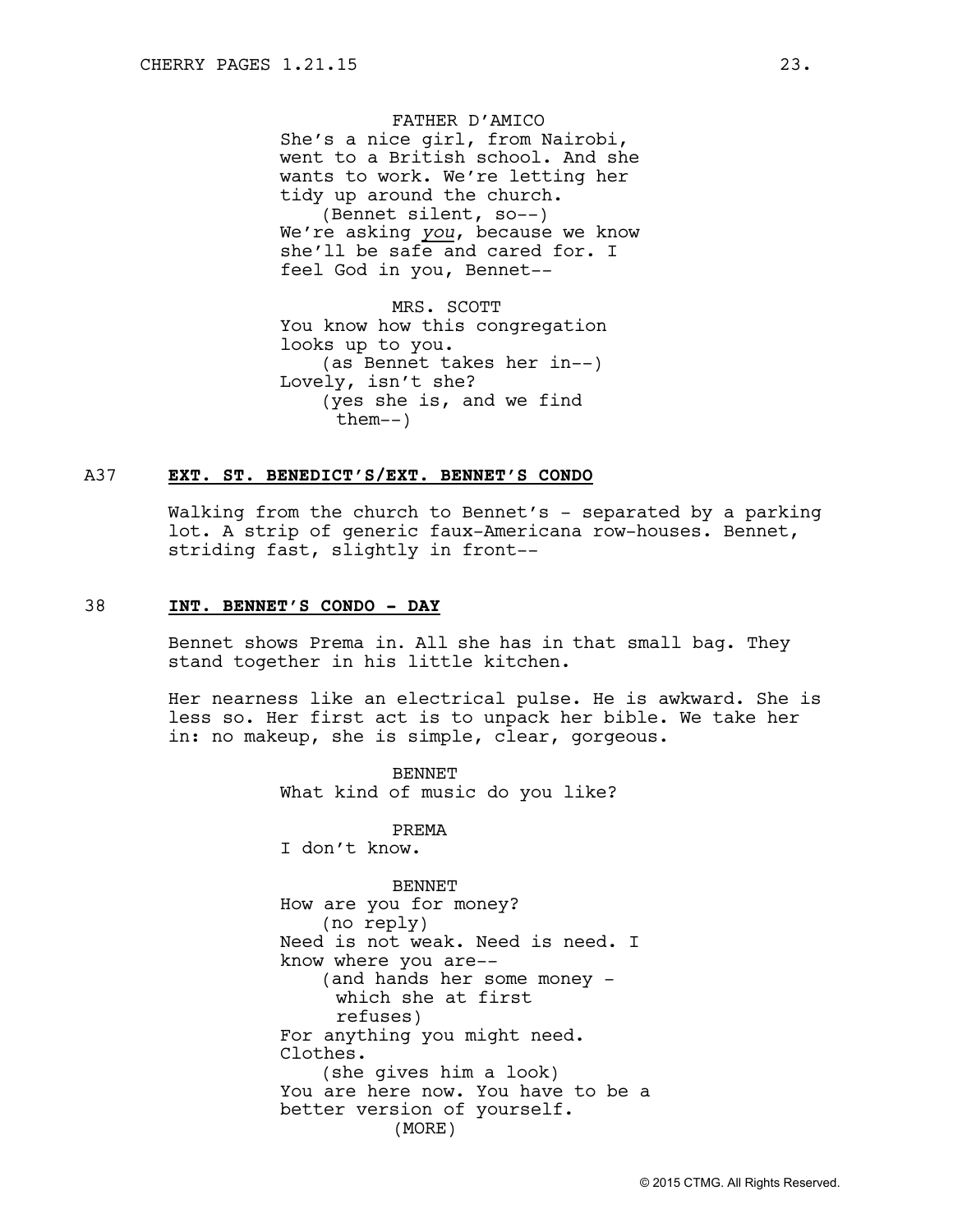FATHER D'AMICO
She's a nice girl, from Nairobi, went to a British school. And she wants to work. We're letting her tidy up around the church.
(Bennet silent, so--)
We're asking *you*, because we know she'll be safe and cared for. I feel God in you, Bennet--

MRS. SCOTT
You know how this congregation looks up to you.
(as Bennet takes her in--)
Lovely, isn't she?
(yes she is, and we find them--)

A37 **EXT. ST. BENEDICT'S/EXT. BENNET'S CONDO**

Walking from the church to Bennet's - separated by a parking lot. A strip of generic faux-Americana row-houses. Bennet, striding fast, slightly in front--

38 **INT. BENNET'S CONDO - DAY**

Bennet shows Prema in. All she has in that small bag. They stand together in his little kitchen.

Her nearness like an electrical pulse. He is awkward. She is less so. Her first act is to unpack her bible. We take her in: no makeup, she is simple, clear, gorgeous.

BENNET
What kind of music do you like?

PREMA
I don't know.

BENNET
How are you for money?
(no reply)
Need is not weak. Need is need. I know where you are--
(and hands her some money - which she at first refuses)
For anything you might need. Clothes.
(she gives him a look)
You are here now. You have to be a better version of yourself.
(MORE)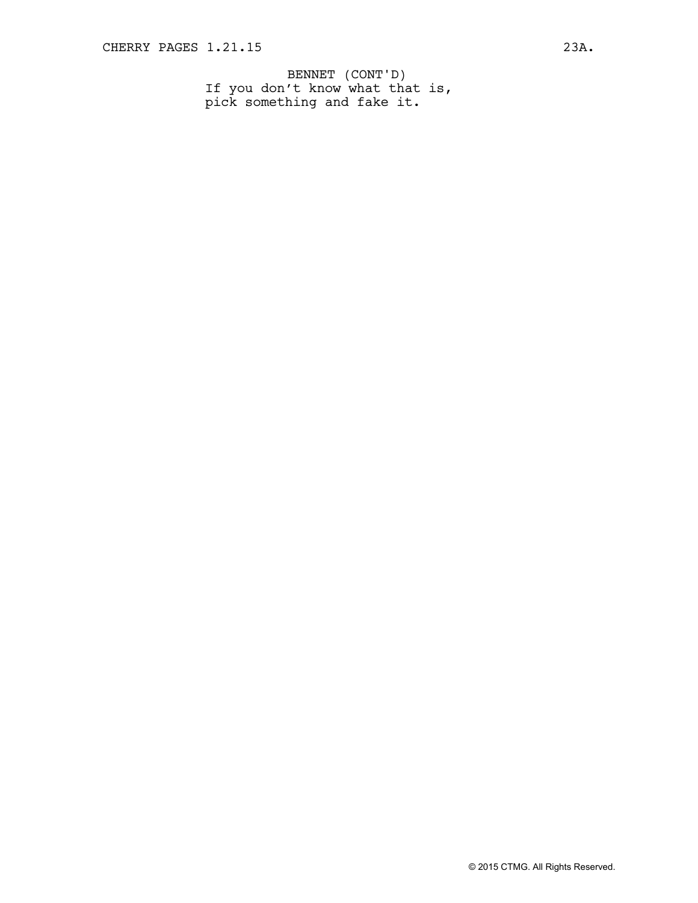BENNET (CONT'D)
If you don't know what that is,
pick something and fake it.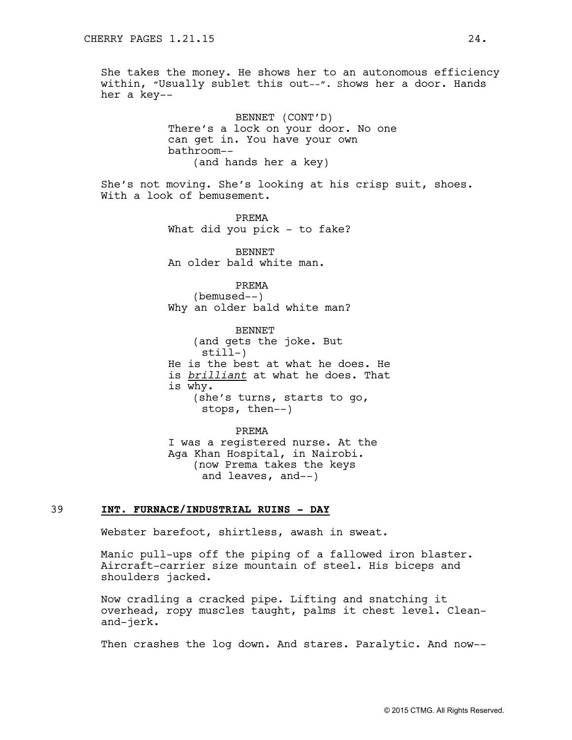She takes the money. He shows her to an autonomous efficiency within, "Usually sublet this out--". Shows her a door. Hands her a key--

BENNET (CONT'D)
There's a lock on your door. No one can get in. You have your own bathroom--
(and hands her a key)

She's not moving. She's looking at his crisp suit, shoes. With a look of bemusement.

PREMA
What did you pick - to fake?

BENNET
An older bald white man.

PREMA
(bemused--)
Why an older bald white man?

BENNET
(and gets the joke. But still-)
He is the best at what he does. He is *brilliant* at what he does. That is why.
(she's turns, starts to go, stops, then--)

PREMA
I was a registered nurse. At the Aga Khan Hospital, in Nairobi.
(now Prema takes the keys and leaves, and--)

39 **INT. FURNACE/INDUSTRIAL RUINS - DAY**

Webster barefoot, shirtless, awash in sweat.

Manic pull-ups off the piping of a fallowed iron blaster. Aircraft-carrier size mountain of steel. His biceps and shoulders jacked.

Now cradling a cracked pipe. Lifting and snatching it overhead, ropy muscles taught, palms it chest level. Clean-and-jerk.

Then crashes the log down. And stares. Paralytic. And now--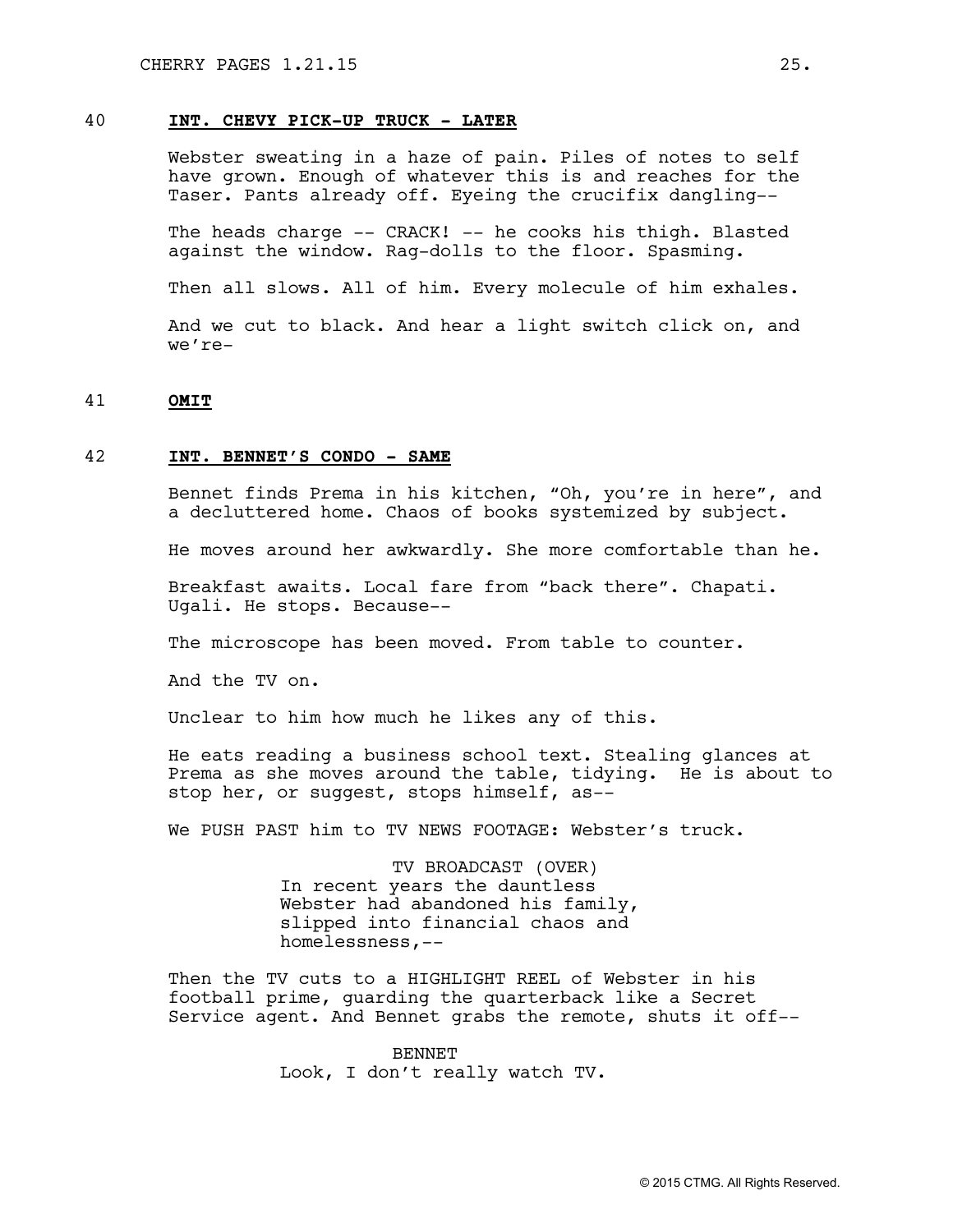**40 INT. CHEVY PICK-UP TRUCK - LATER**

Webster sweating in a haze of pain. Piles of notes to self have grown. Enough of whatever this is and reaches for the Taser. Pants already off. Eyeing the crucifix dangling--

The heads charge -- CRACK! -- he cooks his thigh. Blasted against the window. Rag-dolls to the floor. Spasming.

Then all slows. All of him. Every molecule of him exhales.

And we cut to black. And hear a light switch click on, and we're-

**41 OMIT**

**42 INT. BENNET'S CONDO - SAME**

Bennet finds Prema in his kitchen, "Oh, you're in here", and a decluttered home. Chaos of books systemized by subject.

He moves around her awkwardly. She more comfortable than he.

Breakfast awaits. Local fare from "back there". Chapati. Ugali. He stops. Because--

The microscope has been moved. From table to counter.

And the TV on.

Unclear to him how much he likes any of this.

He eats reading a business school text. Stealing glances at Prema as she moves around the table, tidying. He is about to stop her, or suggest, stops himself, as--

We PUSH PAST him to TV NEWS FOOTAGE: Webster's truck.

TV BROADCAST (OVER)
In recent years the dauntless Webster had abandoned his family, slipped into financial chaos and homelessness,--

Then the TV cuts to a HIGHLIGHT REEL of Webster in his football prime, guarding the quarterback like a Secret Service agent. And Bennet grabs the remote, shuts it off--

BENNET
Look, I don't really watch TV.

© 2015 CTMG. All Rights Reserved.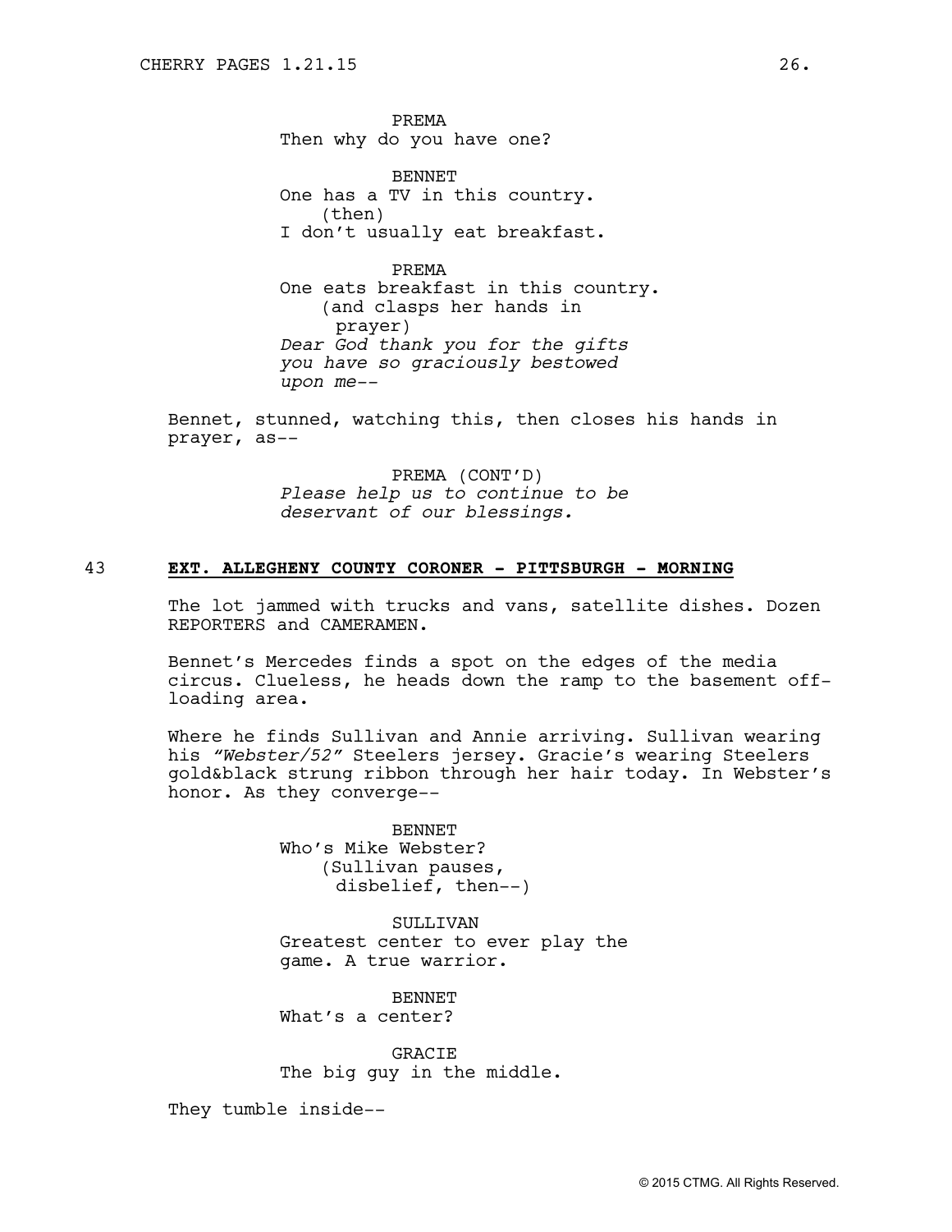PREMA
Then why do you have one?

BENNET
One has a TV in this country.
(then)
I don't usually eat breakfast.

PREMA
One eats breakfast in this country.
(and clasps her hands in prayer)
*Dear God thank you for the gifts you have so graciously bestowed upon me--*

Bennet, stunned, watching this, then closes his hands in prayer, as--

PREMA (CONT'D)
*Please help us to continue to be deservant of our blessings.*

43 **EXT. ALLEGHENY COUNTY CORONER - PITTSBURGH - MORNING**

The lot jammed with trucks and vans, satellite dishes. Dozen REPORTERS and CAMERAMEN.

Bennet's Mercedes finds a spot on the edges of the media circus. Clueless, he heads down the ramp to the basement off-loading area.

Where he finds Sullivan and Annie arriving. Sullivan wearing his *"Webster/52"* Steelers jersey. Gracie's wearing Steelers gold&black strung ribbon through her hair today. In Webster's honor. As they converge--

BENNET
Who's Mike Webster?
(Sullivan pauses, disbelief, then--)

SULLIVAN
Greatest center to ever play the game. A true warrior.

BENNET
What's a center?

GRACIE
The big guy in the middle.

They tumble inside--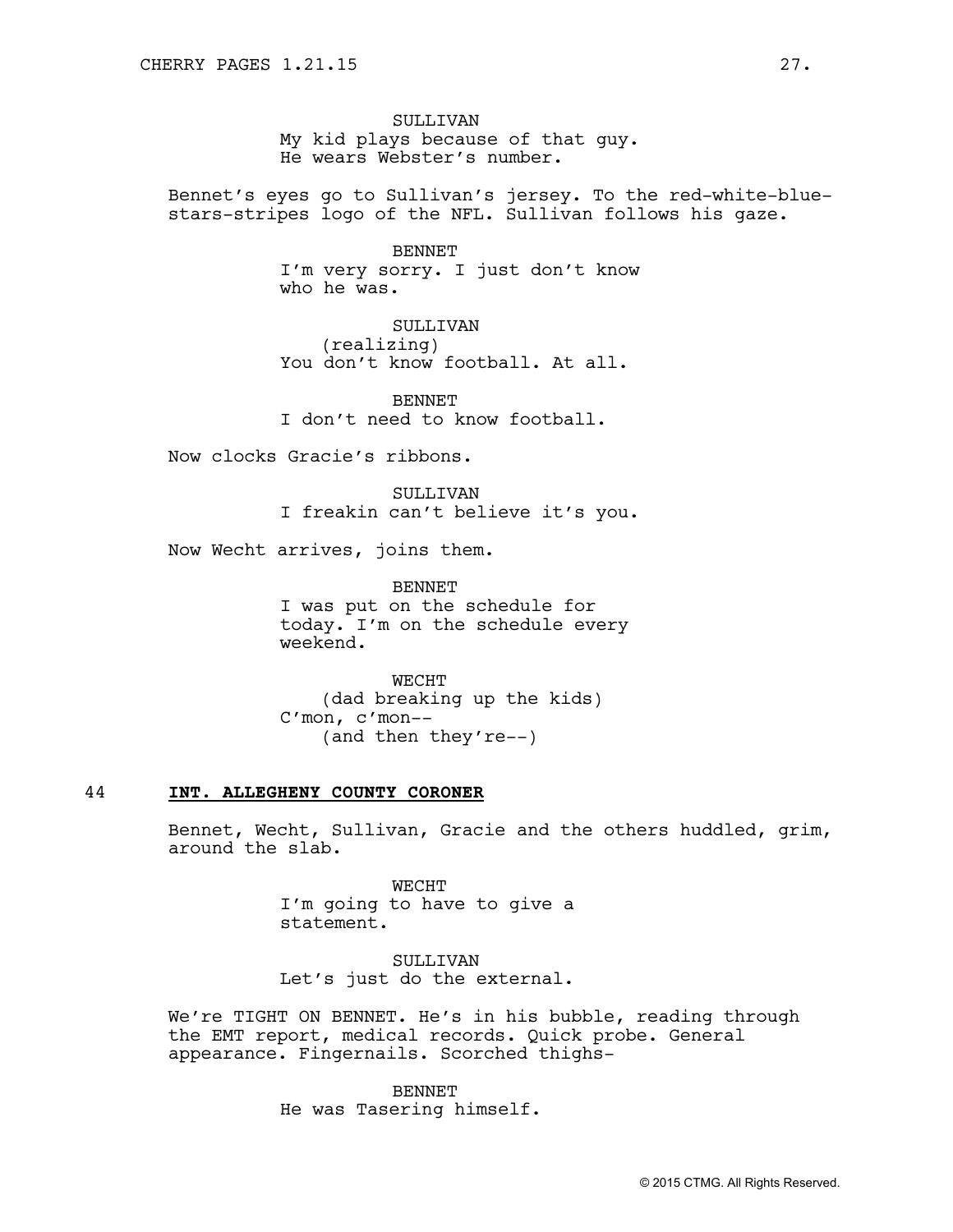SULLIVAN
My kid plays because of that guy.
He wears Webster's number.

Bennet's eyes go to Sullivan's jersey. To the red-white-blue-stars-stripes logo of the NFL. Sullivan follows his gaze.

BENNET
I'm very sorry. I just don't know
who he was.

SULLIVAN
(realizing)
You don't know football. At all.

BENNET
I don't need to know football.

Now clocks Gracie's ribbons.

SULLIVAN
I freakin can't believe it's you.

Now Wecht arrives, joins them.

BENNET
I was put on the schedule for
today. I'm on the schedule every
weekend.

WECHT
(dad breaking up the kids)
C'mon, c'mon--
(and then they're--)

44 **INT. ALLEGHENY COUNTY CORONER**

Bennet, Wecht, Sullivan, Gracie and the others huddled, grim, around the slab.

WECHT
I'm going to have to give a
statement.

SULLIVAN
Let's just do the external.

We're TIGHT ON BENNET. He's in his bubble, reading through the EMT report, medical records. Quick probe. General appearance. Fingernails. Scorched thighs-

BENNET
He was Tasering himself.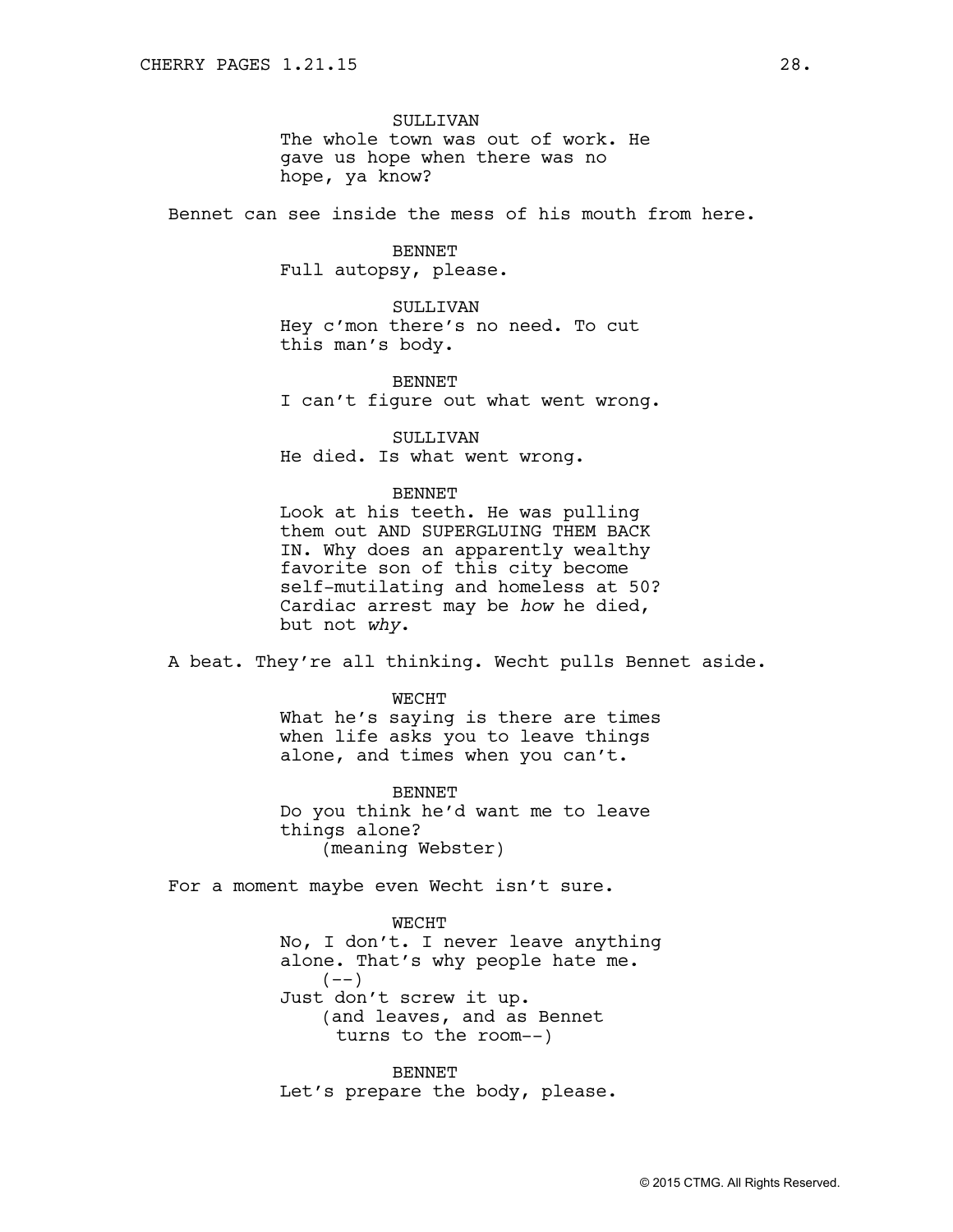SULLIVAN
The whole town was out of work. He gave us hope when there was no hope, ya know?

Bennet can see inside the mess of his mouth from here.

BENNET
Full autopsy, please.

SULLIVAN
Hey c'mon there's no need. To cut this man's body.

BENNET
I can't figure out what went wrong.

SULLIVAN
He died. Is what went wrong.

BENNET
Look at his teeth. He was pulling them out AND SUPERGLUING THEM BACK IN. Why does an apparently wealthy favorite son of this city become self-mutilating and homeless at 50? Cardiac arrest may be *how* he died, but not *why*.

A beat. They're all thinking. Wecht pulls Bennet aside.

WECHT
What he's saying is there are times when life asks you to leave things alone, and times when you can't.

BENNET
Do you think he'd want me to leave things alone?
(meaning Webster)

For a moment maybe even Wecht isn't sure.

WECHT
No, I don't. I never leave anything alone. That's why people hate me.
(--)
Just don't screw it up.
(and leaves, and as Bennet turns to the room--)

BENNET
Let's prepare the body, please.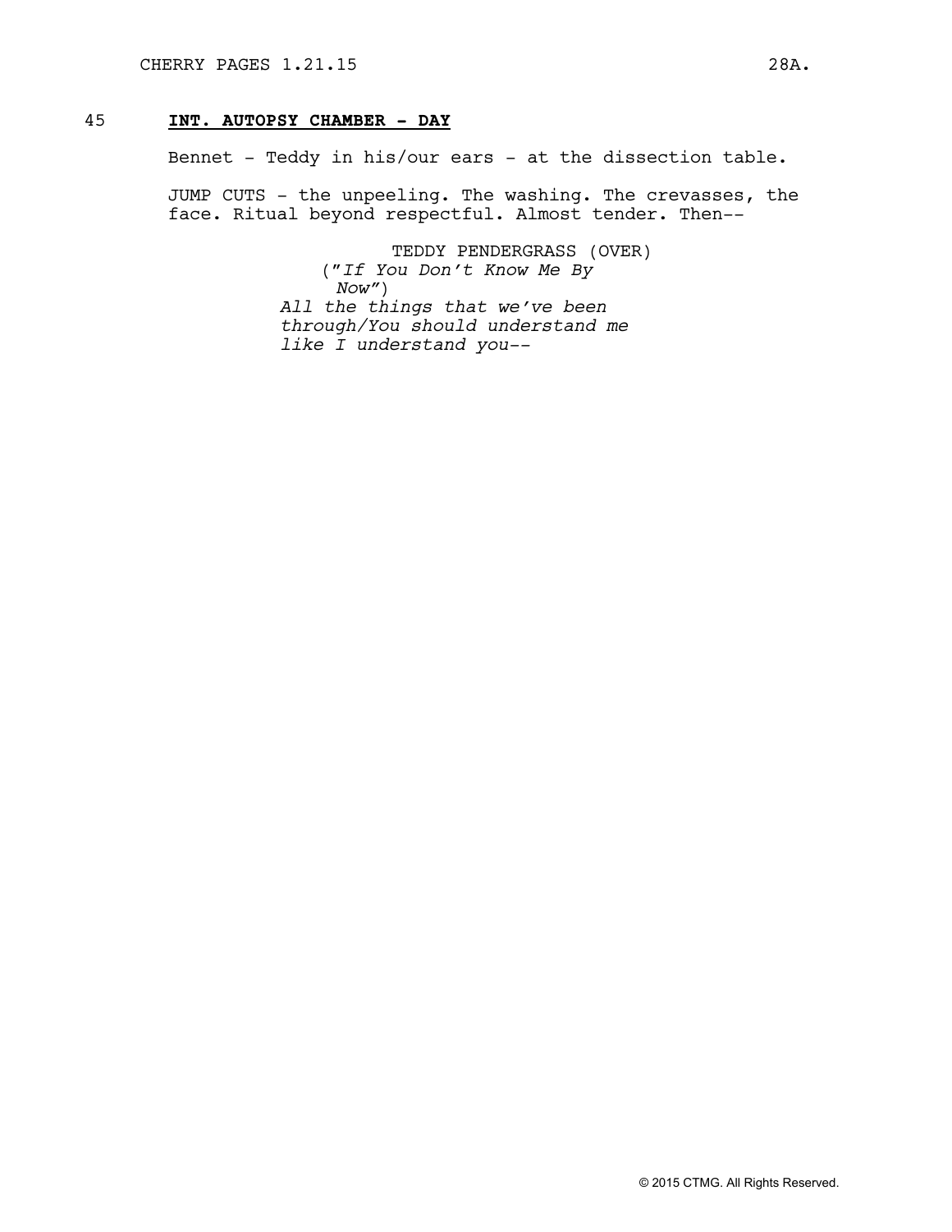45 **INT. AUTOPSY CHAMBER - DAY**

Bennet - Teddy in his/our ears - at the dissection table.

JUMP CUTS - the unpeeling. The washing. The crevasses, the face. Ritual beyond respectful. Almost tender. Then--

TEDDY PENDERGRASS (OVER)
("*If You Don't Know Me By Now*")
*All the things that we've been through/You should understand me like I understand you--*

© 2015 CTMG. All Rights Reserved.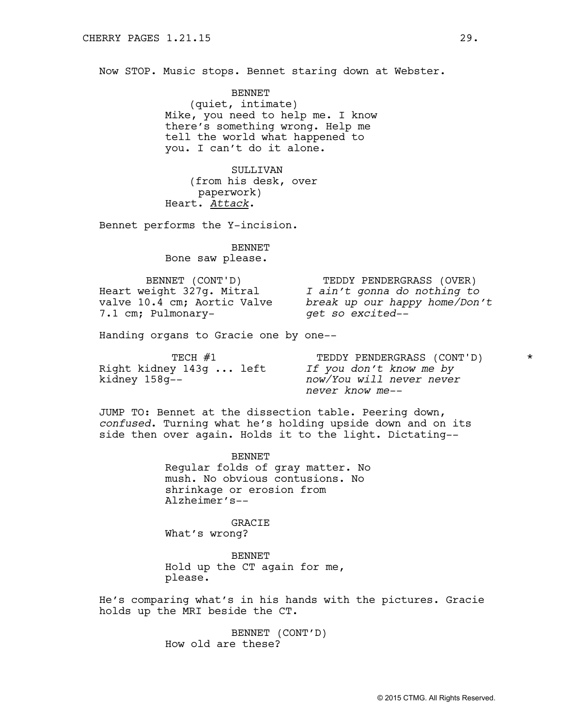Now STOP. Music stops. Bennet staring down at Webster.

BENNET
(quiet, intimate)
Mike, you need to help me. I know there's something wrong. Help me tell the world what happened to you. I can't do it alone.

SULLIVAN
(from his desk, over paperwork)
Heart. *Attack*.

Bennet performs the Y-incision.

BENNET
Bone saw please.

| BENNET (CONT'D) | TEDDY PENDERGRASS (OVER) |
|---|---|
| Heart weight 327g. Mitral valve 10.4 cm; Aortic Valve 7.1 cm; Pulmonary- | *I ain't gonna do nothing to break up our happy home/Don't get so excited--* |

Handing organs to Gracie one by one--

| TECH #1 | TEDDY PENDERGRASS (CONT'D) * |
|---|---|
| Right kidney 143g ... left kidney 158g-- | *If you don't know me by now/You will never never never know me--* |

JUMP TO: Bennet at the dissection table. Peering down, *confused*. Turning what he's holding upside down and on its side then over again. Holds it to the light. Dictating--

BENNET
Regular folds of gray matter. No mush. No obvious contusions. No shrinkage or erosion from Alzheimer's--

GRACIE
What's wrong?

BENNET
Hold up the CT again for me, please.

He's comparing what's in his hands with the pictures. Gracie holds up the MRI beside the CT.

BENNET (CONT'D)
How old are these?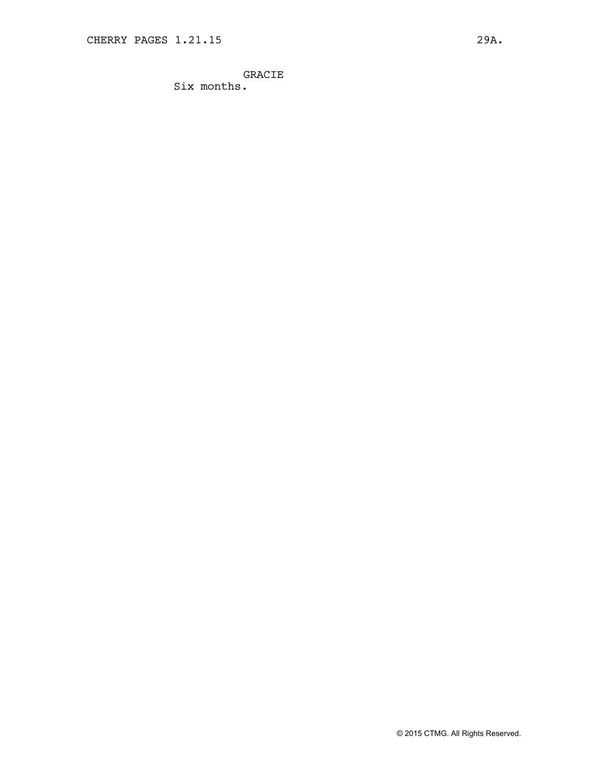GRACIE
Six months.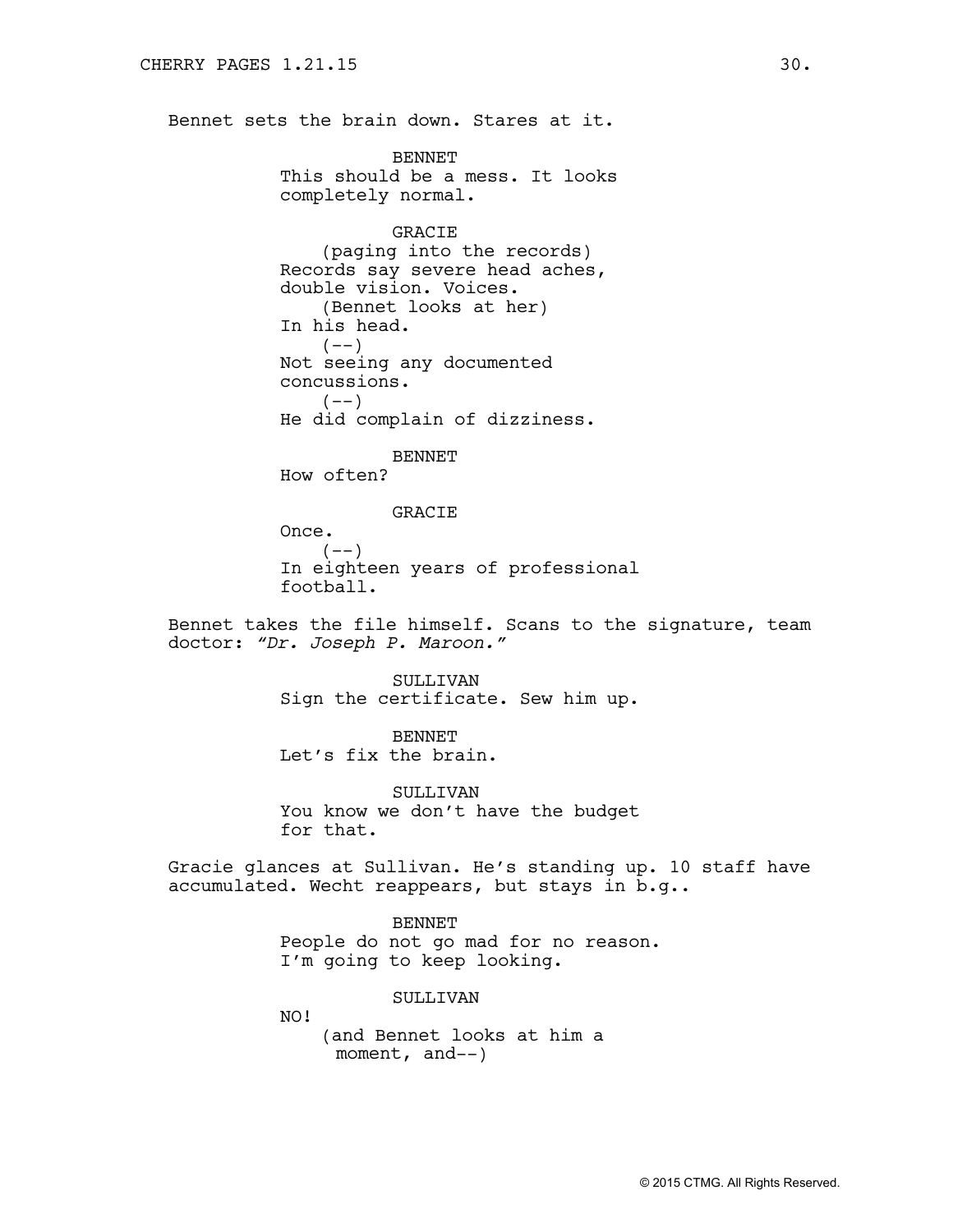Bennet sets the brain down. Stares at it.

BENNET
This should be a mess. It looks completely normal.

GRACIE
(paging into the records)
Records say severe head aches, double vision. Voices.
(Bennet looks at her)
In his head.
(--)
Not seeing any documented concussions.
(--)
He did complain of dizziness.

BENNET
How often?

GRACIE
Once.
(--)
In eighteen years of professional football.

Bennet takes the file himself. Scans to the signature, team doctor: *"Dr. Joseph P. Maroon."*

SULLIVAN
Sign the certificate. Sew him up.

BENNET
Let's fix the brain.

SULLIVAN
You know we don't have the budget for that.

Gracie glances at Sullivan. He's standing up. 10 staff have accumulated. Wecht reappears, but stays in b.g..

BENNET
People do not go mad for no reason. I'm going to keep looking.

SULLIVAN
NO!
(and Bennet looks at him a moment, and--)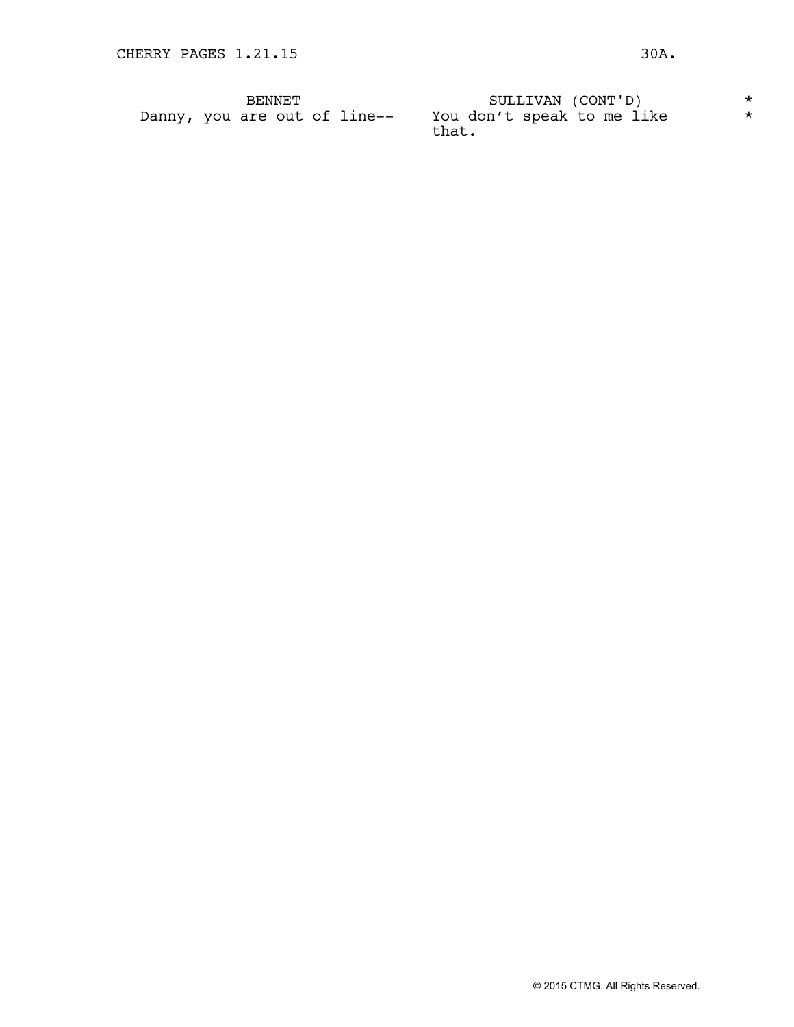| BENNET | SULLIVAN (CONT'D) |
| --- | --- |
| Danny, you are out of line-- | You don't speak to me like that. |

© 2015 CTMG. All Rights Reserved.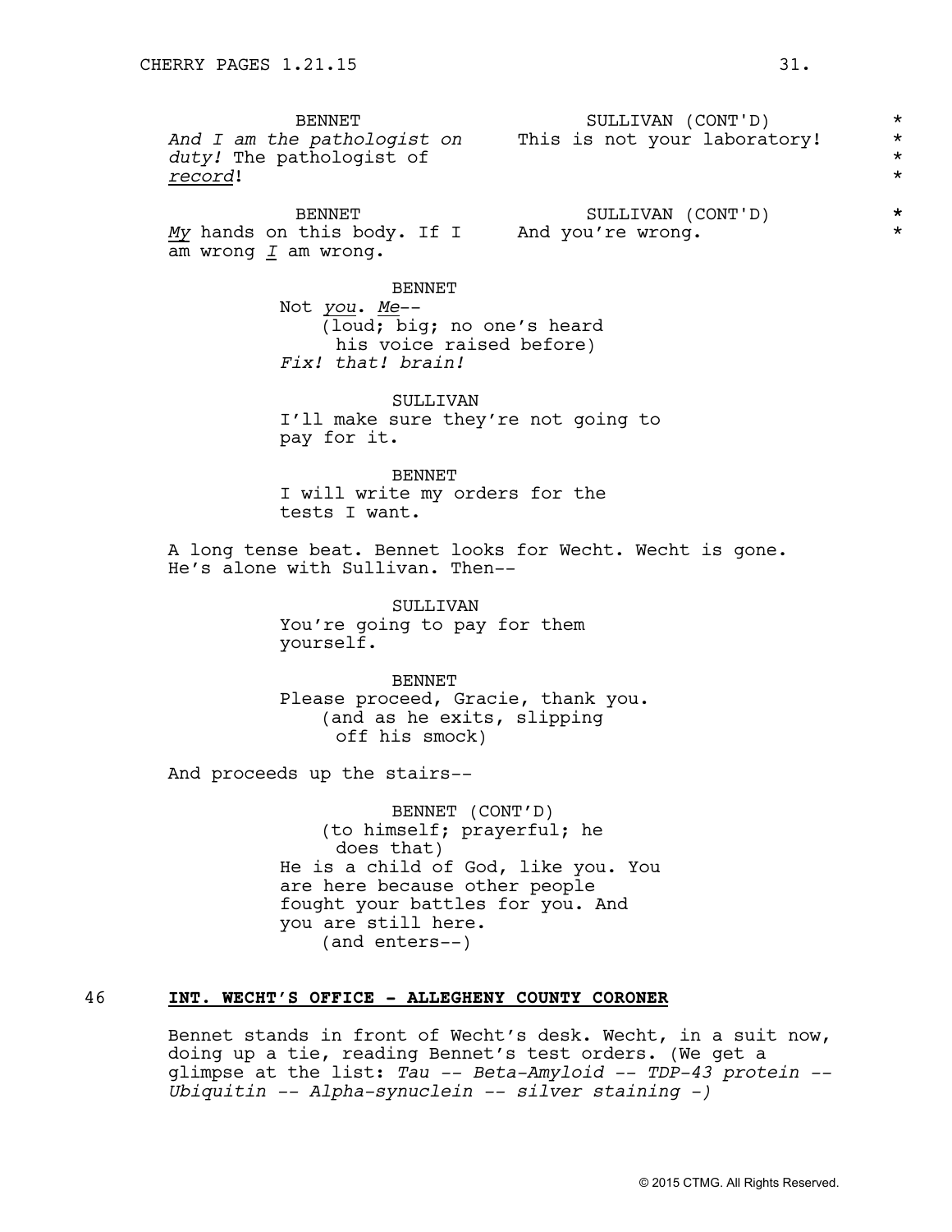| BENNET | SULLIVAN (CONT'D) |
| --- | --- |
| *And I am the pathologist on duty!* The pathologist of ***record***! | This is not your laboratory! |

| BENNET | SULLIVAN (CONT'D) |
| --- | --- |
| ***My*** hands on this body. If I am wrong ***I*** am wrong. | And you're wrong. |

BENNET
Not *you*. ***Me***--
(loud; big; no one's heard his voice raised before)
*Fix! that! brain!*

SULLIVAN
I'll make sure they're not going to pay for it.

BENNET
I will write my orders for the tests I want.

A long tense beat. Bennet looks for Wecht. Wecht is gone. He's alone with Sullivan. Then--

SULLIVAN
You're going to pay for them yourself.

BENNET
Please proceed, Gracie, thank you.
(and as he exits, slipping off his smock)

And proceeds up the stairs--

BENNET (CONT'D)
(to himself; prayerful; he does that)
He is a child of God, like you. You are here because other people fought your battles for you. And you are still here.
(and enters--)

46 **INT. WECHT'S OFFICE - ALLEGHENY COUNTY CORONER**

Bennet stands in front of Wecht's desk. Wecht, in a suit now, doing up a tie, reading Bennet's test orders. (We get a glimpse at the list: *Tau -- Beta-Amyloid -- TDP-43 protein -- Ubiquitin -- Alpha-synuclein -- silver staining -)*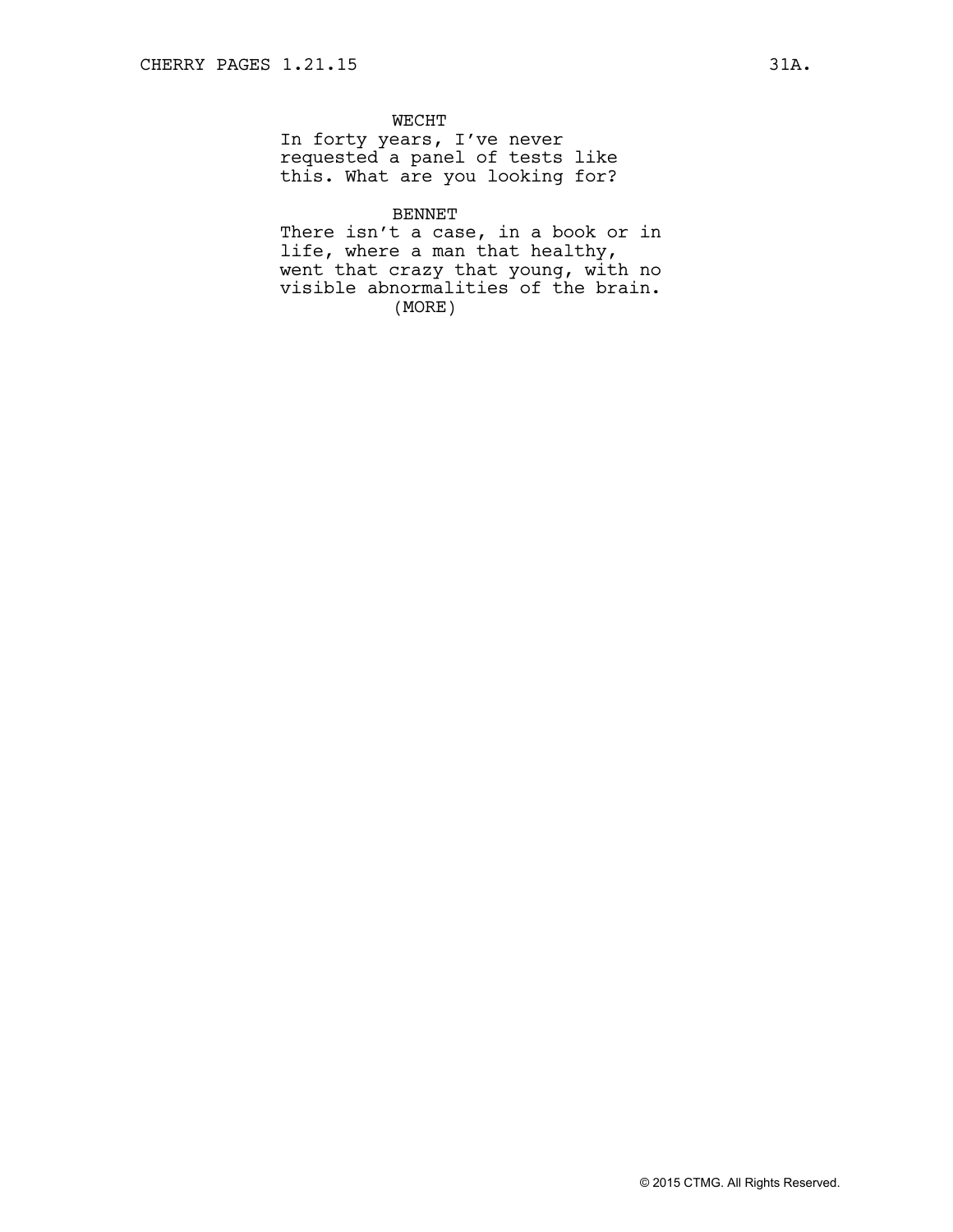WECHT

In forty years, I've never requested a panel of tests like this. What are you looking for?

BENNET

There isn't a case, in a book or in life, where a man that healthy, went that crazy that young, with no visible abnormalities of the brain.

(MORE)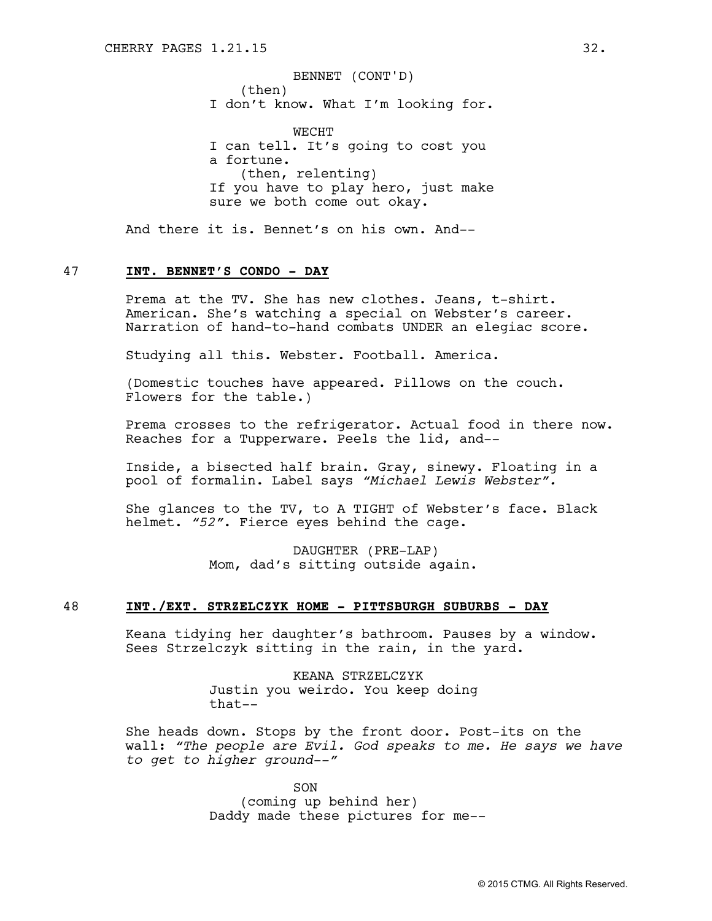BENNET (CONT'D)
(then)
I don't know. What I'm looking for.

WECHT
I can tell. It's going to cost you a fortune.
(then, relenting)
If you have to play hero, just make sure we both come out okay.

And there it is. Bennet's on his own. And--

47 **INT. BENNET'S CONDO - DAY**

Prema at the TV. She has new clothes. Jeans, t-shirt. American. She's watching a special on Webster's career. Narration of hand-to-hand combats UNDER an elegiac score.

Studying all this. Webster. Football. America.

(Domestic touches have appeared. Pillows on the couch. Flowers for the table.)

Prema crosses to the refrigerator. Actual food in there now. Reaches for a Tupperware. Peels the lid, and--

Inside, a bisected half brain. Gray, sinewy. Floating in a pool of formalin. Label says *"Michael Lewis Webster".*

She glances to the TV, to A TIGHT of Webster's face. Black helmet. *"52"*. Fierce eyes behind the cage.

DAUGHTER (PRE-LAP)
Mom, dad's sitting outside again.

48 **INT./EXT. STRZELCZYK HOME - PITTSBURGH SUBURBS - DAY**

Keana tidying her daughter's bathroom. Pauses by a window. Sees Strzelczyk sitting in the rain, in the yard.

KEANA STRZELCZYK
Justin you weirdo. You keep doing that--

She heads down. Stops by the front door. Post-its on the wall: *"The people are Evil. God speaks to me. He says we have to get to higher ground--"*

SON
(coming up behind her)
Daddy made these pictures for me--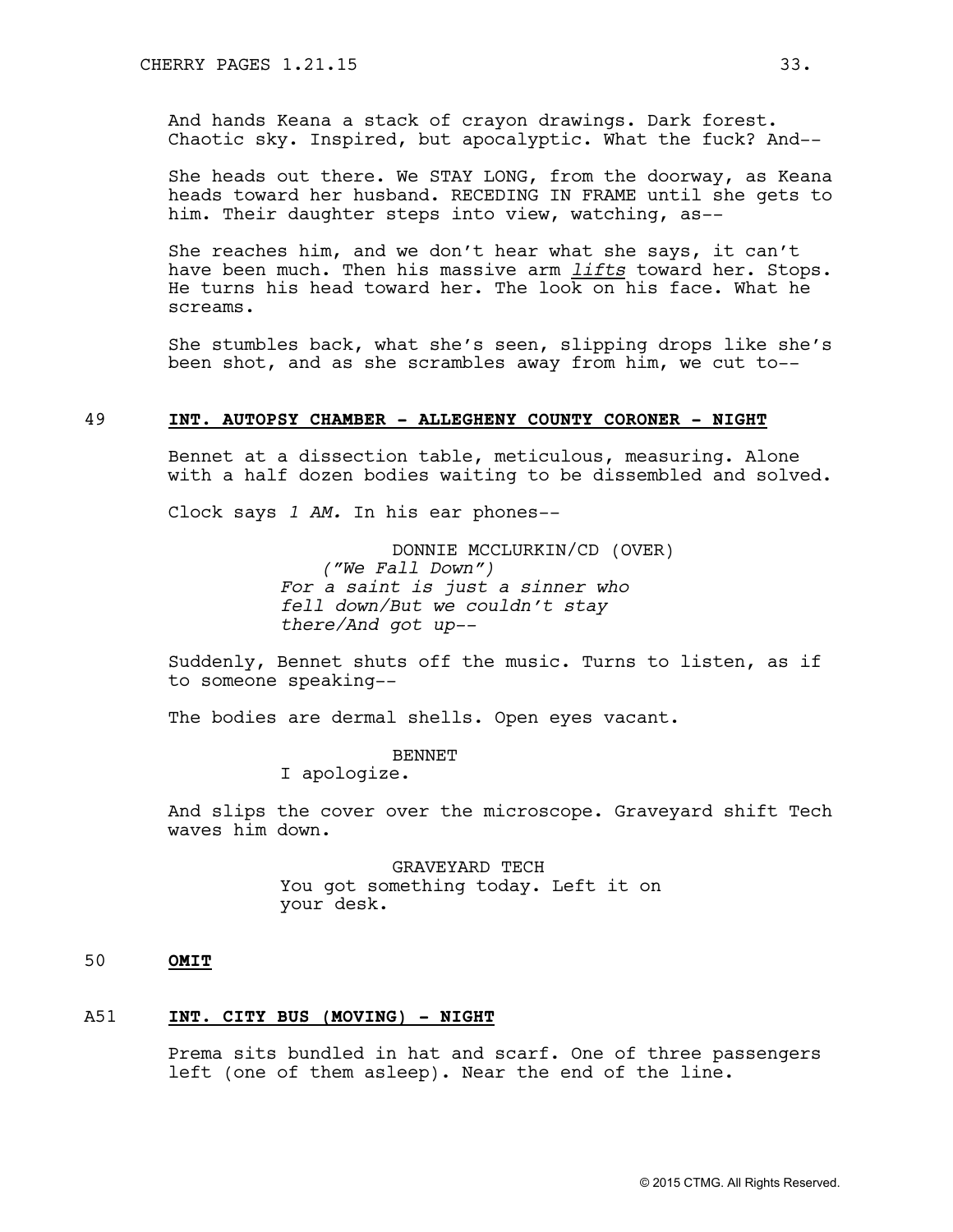And hands Keana a stack of crayon drawings. Dark forest. Chaotic sky. Inspired, but apocalyptic. What the fuck? And--

She heads out there. We STAY LONG, from the doorway, as Keana heads toward her husband. RECEDING IN FRAME until she gets to him. Their daughter steps into view, watching, as--

She reaches him, and we don't hear what she says, it can't have been much. Then his massive arm *lifts* toward her. Stops. He turns his head toward her. The look on his face. What he screams.

She stumbles back, what she's seen, slipping drops like she's been shot, and as she scrambles away from him, we cut to--

49 **INT. AUTOPSY CHAMBER - ALLEGHENY COUNTY CORONER - NIGHT**

Bennet at a dissection table, meticulous, measuring. Alone with a half dozen bodies waiting to be dissembled and solved.

Clock says *1 AM.* In his ear phones--

DONNIE MCCLURKIN/CD (OVER)
*("We Fall Down")*
*For a saint is just a sinner who fell down/But we couldn't stay there/And got up--*

Suddenly, Bennet shuts off the music. Turns to listen, as if to someone speaking--

The bodies are dermal shells. Open eyes vacant.

BENNET
I apologize.

And slips the cover over the microscope. Graveyard shift Tech waves him down.

GRAVEYARD TECH
You got something today. Left it on your desk.

50 **OMIT**

A51 **INT. CITY BUS (MOVING) - NIGHT**

Prema sits bundled in hat and scarf. One of three passengers left (one of them asleep). Near the end of the line.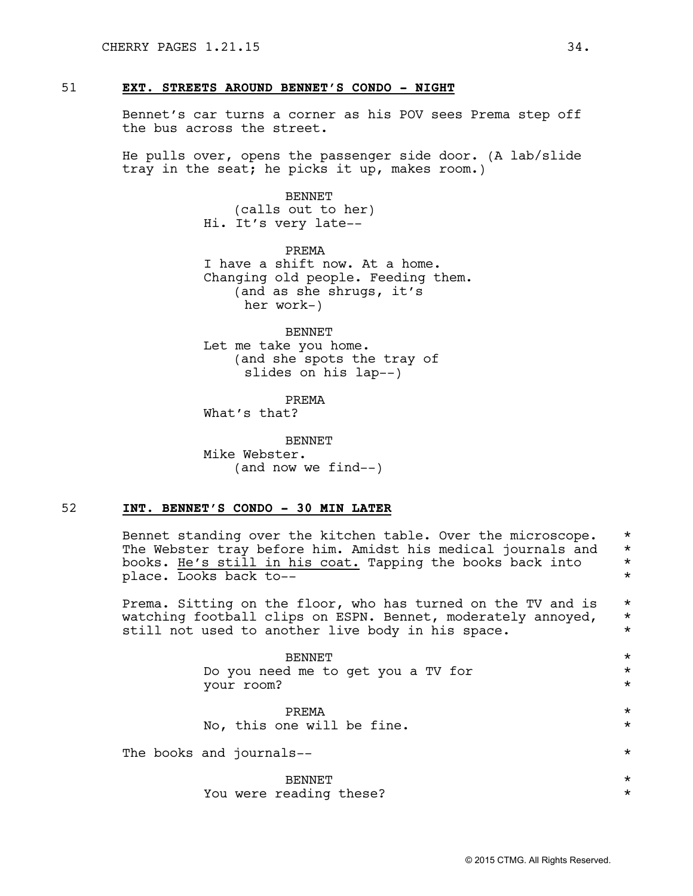51 **EXT. STREETS AROUND BENNET'S CONDO - NIGHT**

Bennet's car turns a corner as his POV sees Prema step off the bus across the street.

He pulls over, opens the passenger side door. (A lab/slide tray in the seat; he picks it up, makes room.)

BENNET
(calls out to her)
Hi. It's very late--

PREMA
I have a shift now. At a home. Changing old people. Feeding them.
(and as she shrugs, it's her work-)

BENNET
Let me take you home.
(and she spots the tray of slides on his lap--)

PREMA
What's that?

BENNET
Mike Webster.
(and now we find--)

52 **INT. BENNET'S CONDO - 30 MIN LATER**

Bennet standing over the kitchen table. Over the microscope. The Webster tray before him. Amidst his medical journals and books. He's still in his coat. Tapping the books back into place. Looks back to-- *

Prema. Sitting on the floor, who has turned on the TV and is watching football clips on ESPN. Bennet, moderately annoyed, still not used to another live body in his space. *

BENNET
Do you need me to get you a TV for your room? *

PREMA
No, this one will be fine. *

The books and journals-- *

BENNET
You were reading these? *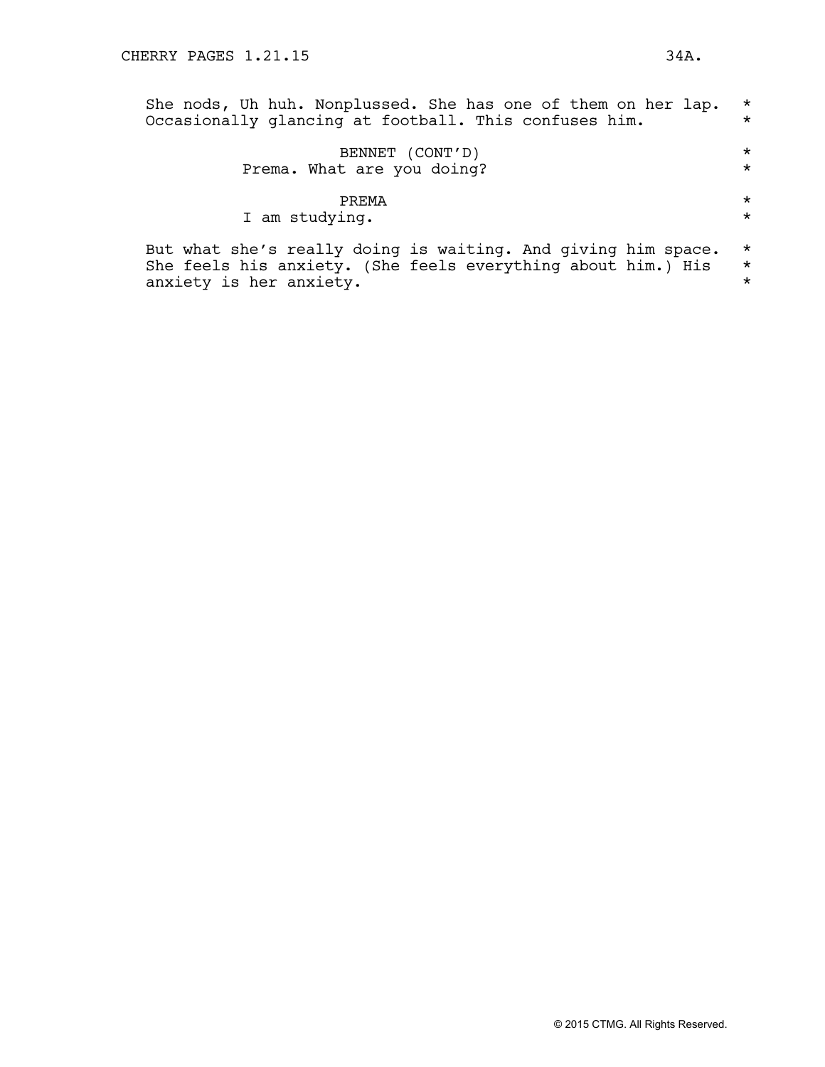She nods, Uh huh. Nonplussed. She has one of them on her lap. *
Occasionally glancing at football. This confuses him. *

BENNET (CONT'D) *
Prema. What are you doing? *

PREMA *
I am studying. *

But what she's really doing is waiting. And giving him space. *
She feels his anxiety. (She feels everything about him.) His *
anxiety is her anxiety. *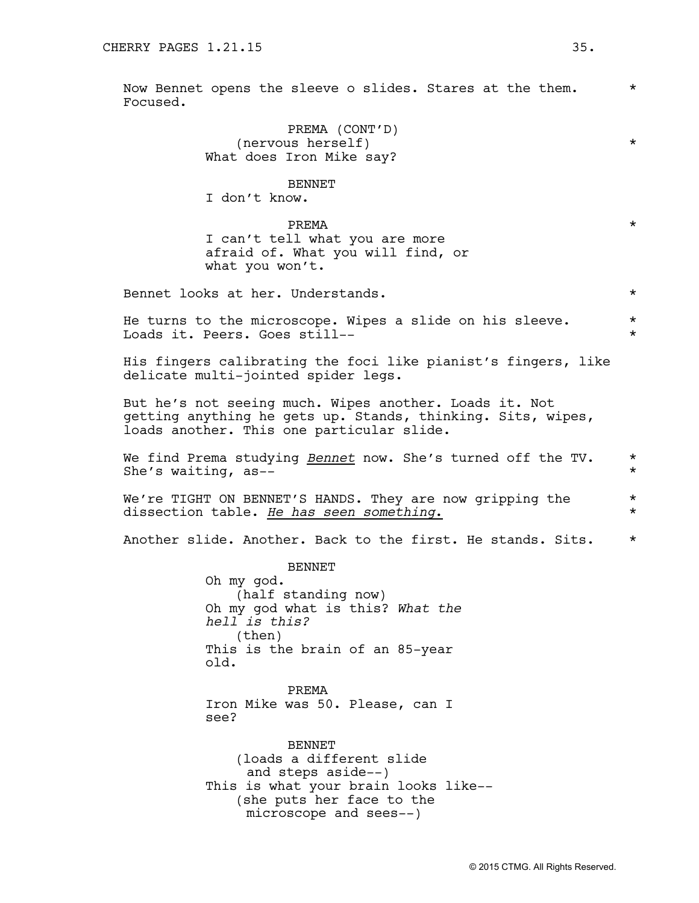Now Bennet opens the sleeve o slides. Stares at the them. Focused. *

PREMA (CONT'D)
(nervous herself) *
What does Iron Mike say?

BENNET
I don't know.

PREMA *
I can't tell what you are more afraid of. What you will find, or what you won't.

Bennet looks at her. Understands. *

He turns to the microscope. Wipes a slide on his sleeve. Loads it. Peers. Goes still-- * *

His fingers calibrating the foci like pianist's fingers, like delicate multi-jointed spider legs.

But he's not seeing much. Wipes another. Loads it. Not getting anything he gets up. Stands, thinking. Sits, wipes, loads another. This one particular slide.

We find Prema studying _Bennet_ now. She's turned off the TV. She's waiting, as-- * *

We're TIGHT ON BENNET'S HANDS. They are now gripping the dissection table. _*He has seen something.*_ * *

Another slide. Another. Back to the first. He stands. Sits. *

BENNET
Oh my god.
(half standing now)
Oh my god what is this? *What the hell is this?*
(then)
This is the brain of an 85-year old.

PREMA
Iron Mike was 50. Please, can I see?

BENNET
(loads a different slide and steps aside--)
This is what your brain looks like--
(she puts her face to the microscope and sees--)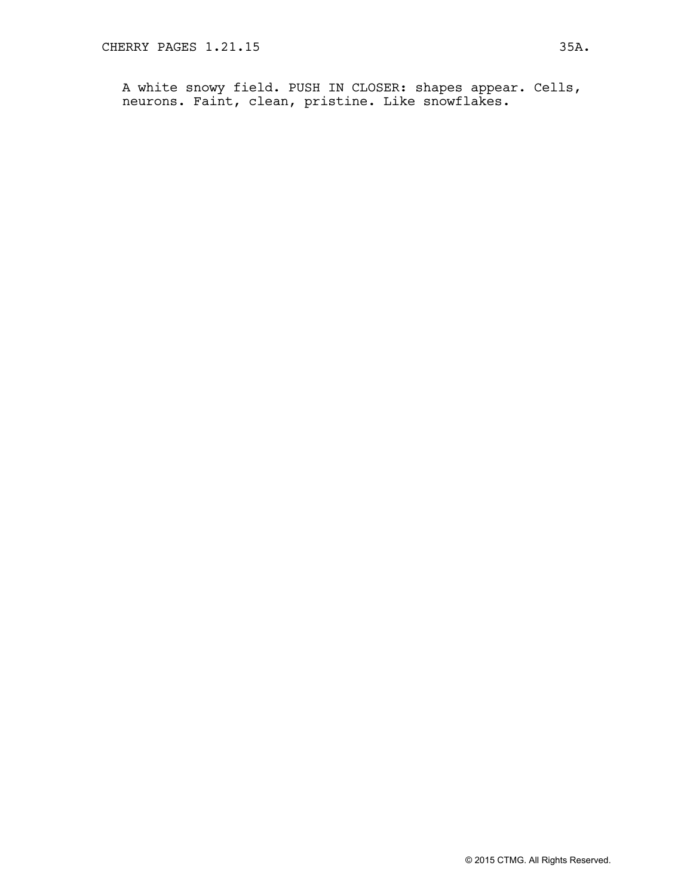A white snowy field. PUSH IN CLOSER: shapes appear. Cells, neurons. Faint, clean, pristine. Like snowflakes.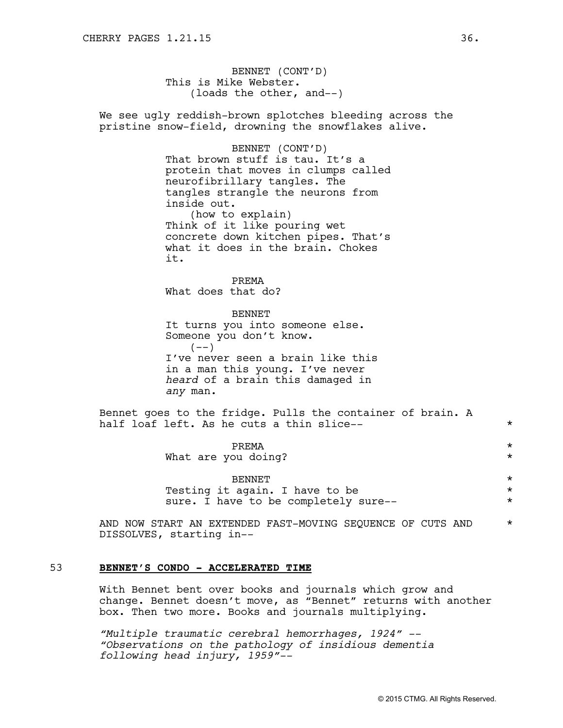BENNET (CONT'D)
This is Mike Webster.
(loads the other, and--)

We see ugly reddish-brown splotches bleeding across the pristine snow-field, drowning the snowflakes alive.

BENNET (CONT'D)
That brown stuff is tau. It's a protein that moves in clumps called neurofibrillary tangles. The tangles strangle the neurons from inside out.
(how to explain)
Think of it like pouring wet concrete down kitchen pipes. That's what it does in the brain. Chokes it.

PREMA
What does that do?

BENNET
It turns you into someone else. Someone you don't know.
(--)
I've never seen a brain like this in a man this young. I've never *heard* of a brain this damaged in *any* man.

Bennet goes to the fridge. Pulls the container of brain. A half loaf left. As he cuts a thin slice-- *

PREMA *
What are you doing? *

BENNET *
Testing it again. I have to be sure. I have to be completely sure-- *

AND NOW START AN EXTENDED FAST-MOVING SEQUENCE OF CUTS AND DISSOLVES, starting in-- *

53 **BENNET'S CONDO - ACCELERATED TIME**

With Bennet bent over books and journals which grow and change. Bennet doesn't move, as "Bennet" returns with another box. Then two more. Books and journals multiplying.

*"Multiple traumatic cerebral hemorrhages, 1924" -- "Observations on the pathology of insidious dementia following head injury, 1959"--*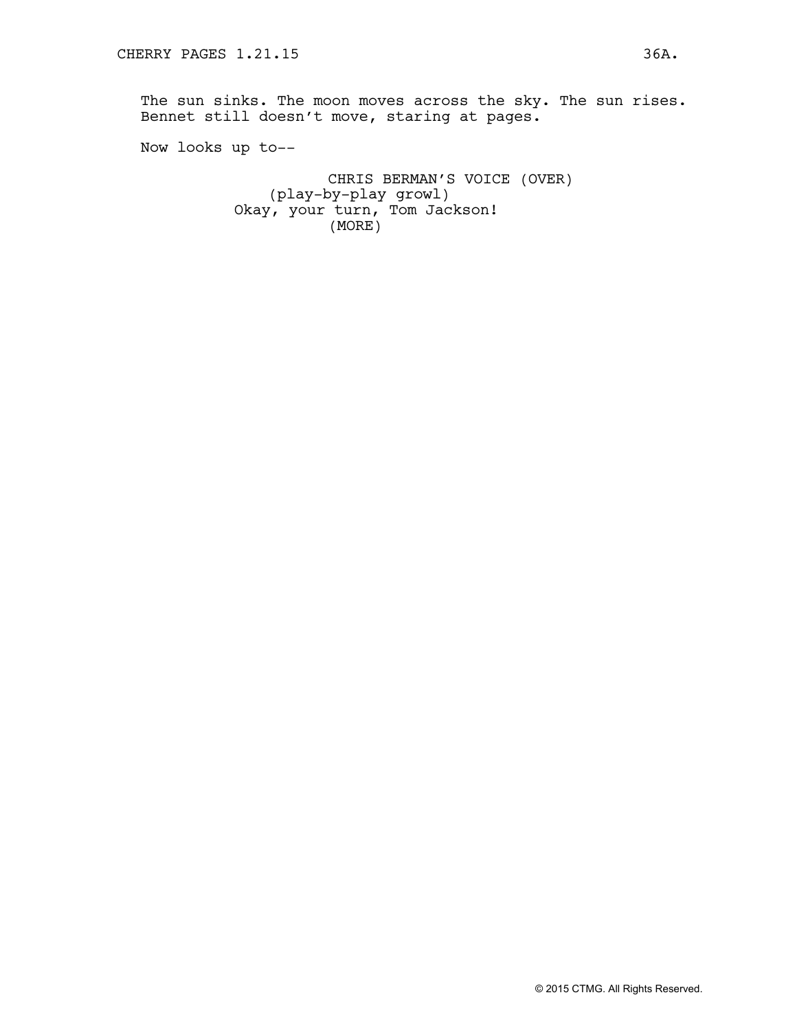The sun sinks. The moon moves across the sky. The sun rises. Bennet still doesn't move, staring at pages.

Now looks up to--

CHRIS BERMAN'S VOICE (OVER)
(play-by-play growl)
Okay, your turn, Tom Jackson!
(MORE)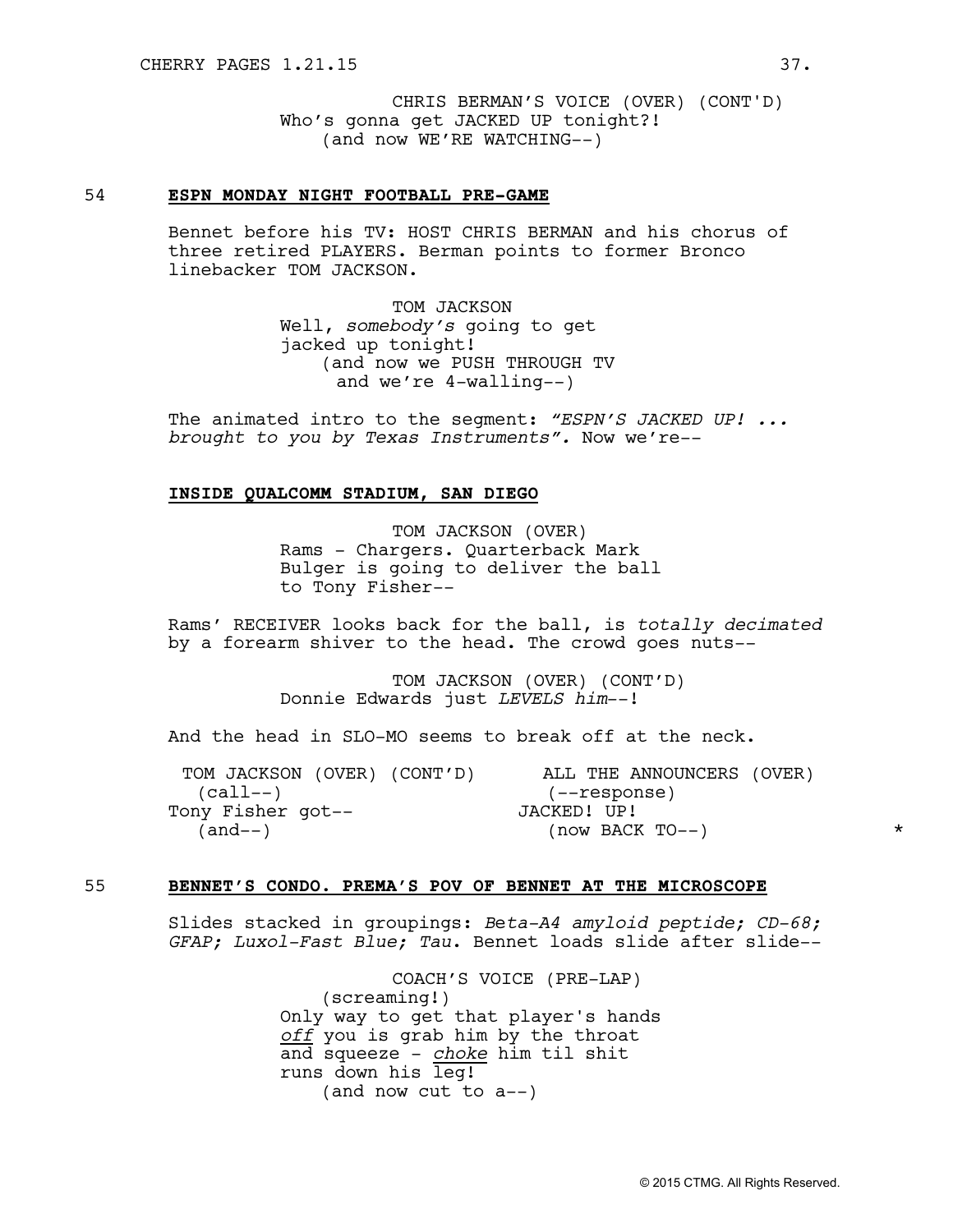CHRIS BERMAN'S VOICE (OVER) (CONT'D)
Who's gonna get JACKED UP tonight?!
(and now WE'RE WATCHING--)

54 **ESPN MONDAY NIGHT FOOTBALL PRE-GAME**

Bennet before his TV: HOST CHRIS BERMAN and his chorus of three retired PLAYERS. Berman points to former Bronco linebacker TOM JACKSON.

TOM JACKSON
Well, *somebody's* going to get jacked up tonight!
(and now we PUSH THROUGH TV and we're 4-walling--)

The animated intro to the segment: *"ESPN'S JACKED UP! ... brought to you by Texas Instruments".* Now we're--

**INSIDE QUALCOMM STADIUM, SAN DIEGO**

TOM JACKSON (OVER)
Rams - Chargers. Quarterback Mark Bulger is going to deliver the ball to Tony Fisher--

Rams' RECEIVER looks back for the ball, is *totally decimated* by a forearm shiver to the head. The crowd goes nuts--

TOM JACKSON (OVER) (CONT'D)
Donnie Edwards just *LEVELS him*--!

And the head in SLO-MO seems to break off at the neck.

TOM JACKSON (OVER) (CONT'D)
(call--)
Tony Fisher got--
(and--)

ALL THE ANNOUNCERS (OVER)
(--response)
JACKED! UP!
(now BACK TO--) *

55 **BENNET'S CONDO. PREMA'S POV OF BENNET AT THE MICROSCOPE**

Slides stacked in groupings: *Beta-A4 amyloid peptide; CD-68; GFAP; Luxol-Fast Blue; Tau*. Bennet loads slide after slide--

COACH'S VOICE (PRE-LAP)
(screaming!)
Only way to get that player's hands *off* you is grab him by the throat and squeeze - *choke* him til shit runs down his leg!
(and now cut to a--)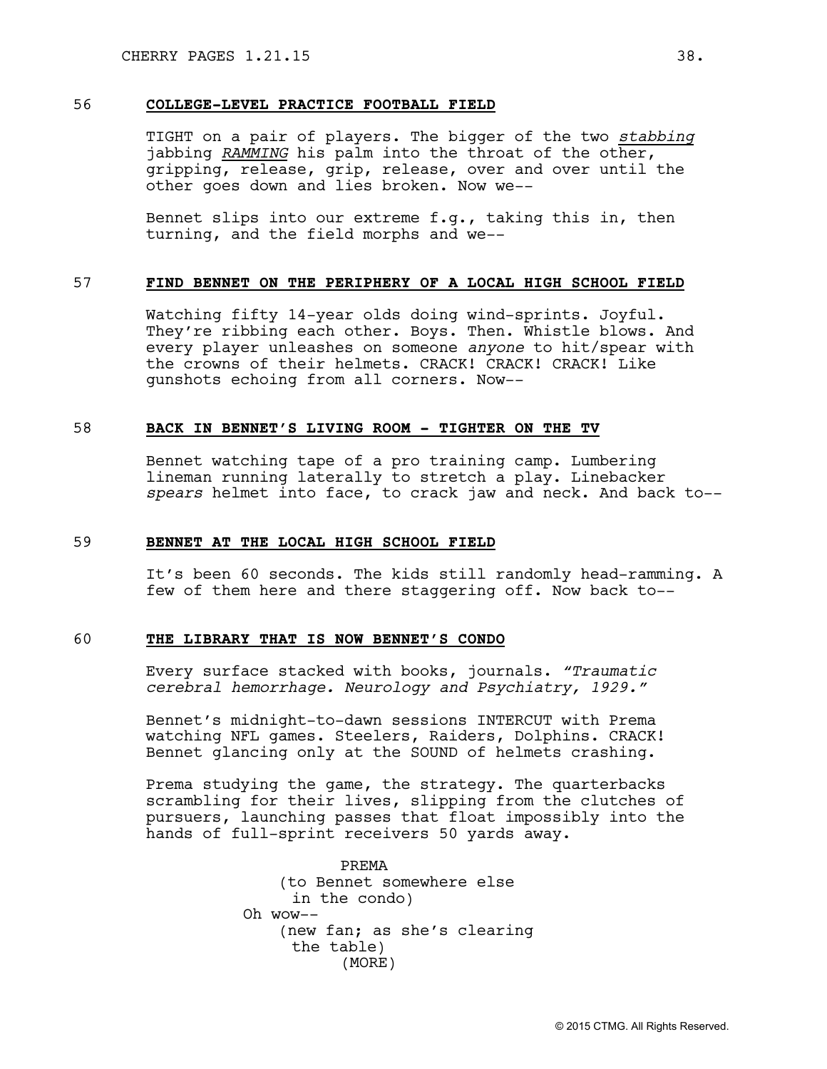**56 COLLEGE-LEVEL PRACTICE FOOTBALL FIELD**

TIGHT on a pair of players. The bigger of the two *stabbing* jabbing ***RAMMING*** his palm into the throat of the other, gripping, release, grip, release, over and over until the other goes down and lies broken. Now we--

Bennet slips into our extreme f.g., taking this in, then turning, and the field morphs and we--

**57 FIND BENNET ON THE PERIPHERY OF A LOCAL HIGH SCHOOL FIELD**

Watching fifty 14-year olds doing wind-sprints. Joyful. They're ribbing each other. Boys. Then. Whistle blows. And every player unleashes on someone *anyone* to hit/spear with the crowns of their helmets. CRACK! CRACK! CRACK! Like gunshots echoing from all corners. Now--

**58 BACK IN BENNET'S LIVING ROOM - TIGHTER ON THE TV**

Bennet watching tape of a pro training camp. Lumbering lineman running laterally to stretch a play. Linebacker *spears* helmet into face, to crack jaw and neck. And back to--

**59 BENNET AT THE LOCAL HIGH SCHOOL FIELD**

It's been 60 seconds. The kids still randomly head-ramming. A few of them here and there staggering off. Now back to--

**60 THE LIBRARY THAT IS NOW BENNET'S CONDO**

Every surface stacked with books, journals. *"Traumatic cerebral hemorrhage. Neurology and Psychiatry, 1929."*

Bennet's midnight-to-dawn sessions INTERCUT with Prema watching NFL games. Steelers, Raiders, Dolphins. CRACK! Bennet glancing only at the SOUND of helmets crashing.

Prema studying the game, the strategy. The quarterbacks scrambling for their lives, slipping from the clutches of pursuers, launching passes that float impossibly into the hands of full-sprint receivers 50 yards away.

PREMA
(to Bennet somewhere else in the condo)
Oh wow--
(new fan; as she's clearing the table)
(MORE)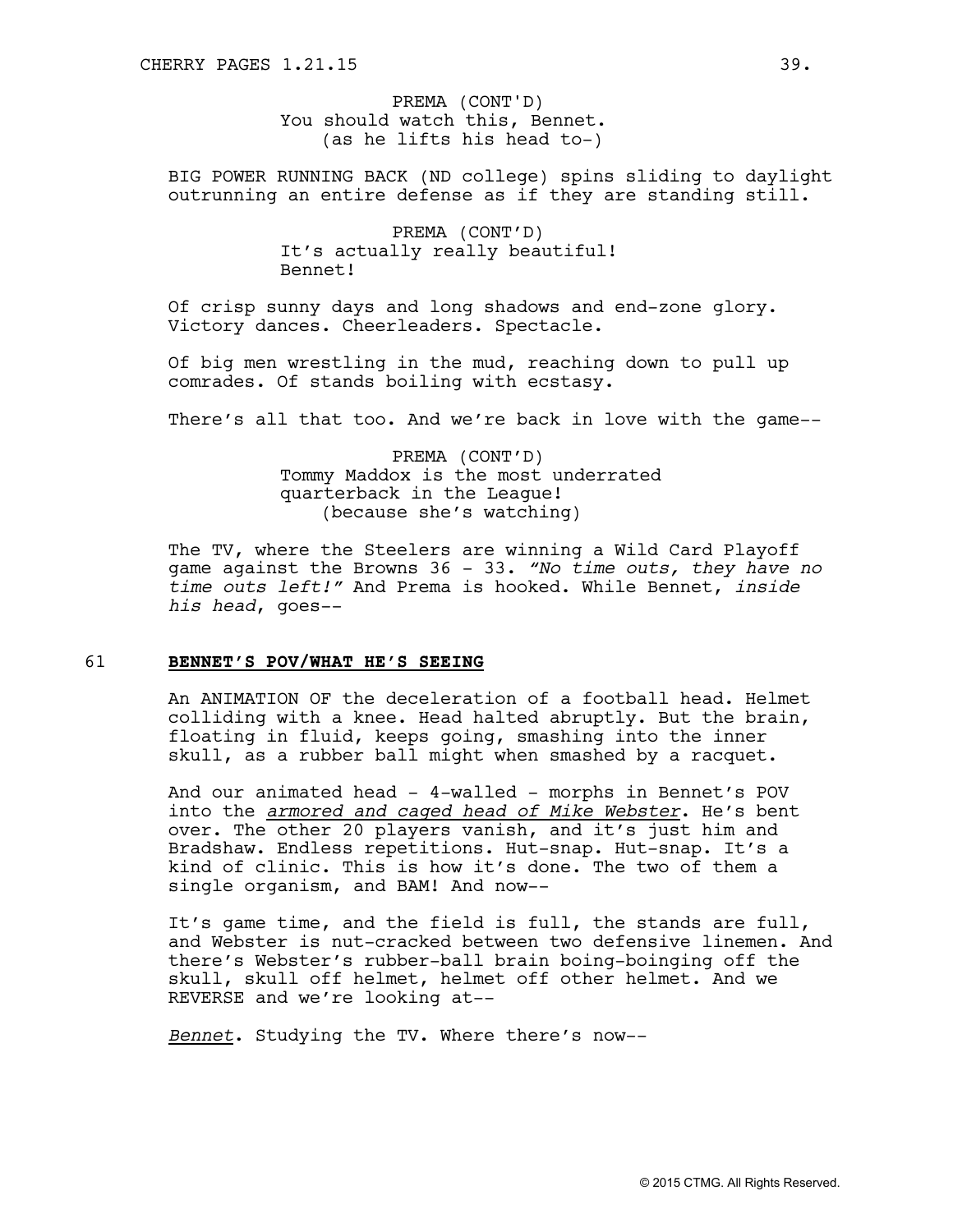PREMA (CONT'D)
You should watch this, Bennet.
(as he lifts his head to-)

BIG POWER RUNNING BACK (ND college) spins sliding to daylight outrunning an entire defense as if they are standing still.

PREMA (CONT'D)
It's actually really beautiful!
Bennet!

Of crisp sunny days and long shadows and end-zone glory. Victory dances. Cheerleaders. Spectacle.

Of big men wrestling in the mud, reaching down to pull up comrades. Of stands boiling with ecstasy.

There's all that too. And we're back in love with the game--

PREMA (CONT'D)
Tommy Maddox is the most underrated quarterback in the League!
(because she's watching)

The TV, where the Steelers are winning a Wild Card Playoff game against the Browns 36 - 33. *"No time outs, they have no time outs left!"* And Prema is hooked. While Bennet, *inside his head*, goes--

61 **BENNET'S POV/WHAT HE'S SEEING**

An ANIMATION OF the deceleration of a football head. Helmet colliding with a knee. Head halted abruptly. But the brain, floating in fluid, keeps going, smashing into the inner skull, as a rubber ball might when smashed by a racquet.

And our animated head - 4-walled - morphs in Bennet's POV into the ***armored and caged head of Mike Webster***. He's bent over. The other 20 players vanish, and it's just him and Bradshaw. Endless repetitions. Hut-snap. Hut-snap. It's a kind of clinic. This is how it's done. The two of them a single organism, and BAM! And now--

It's game time, and the field is full, the stands are full, and Webster is nut-cracked between two defensive linemen. And there's Webster's rubber-ball brain boing-boinging off the skull, skull off helmet, helmet off other helmet. And we REVERSE and we're looking at--

*Bennet*. Studying the TV. Where there's now--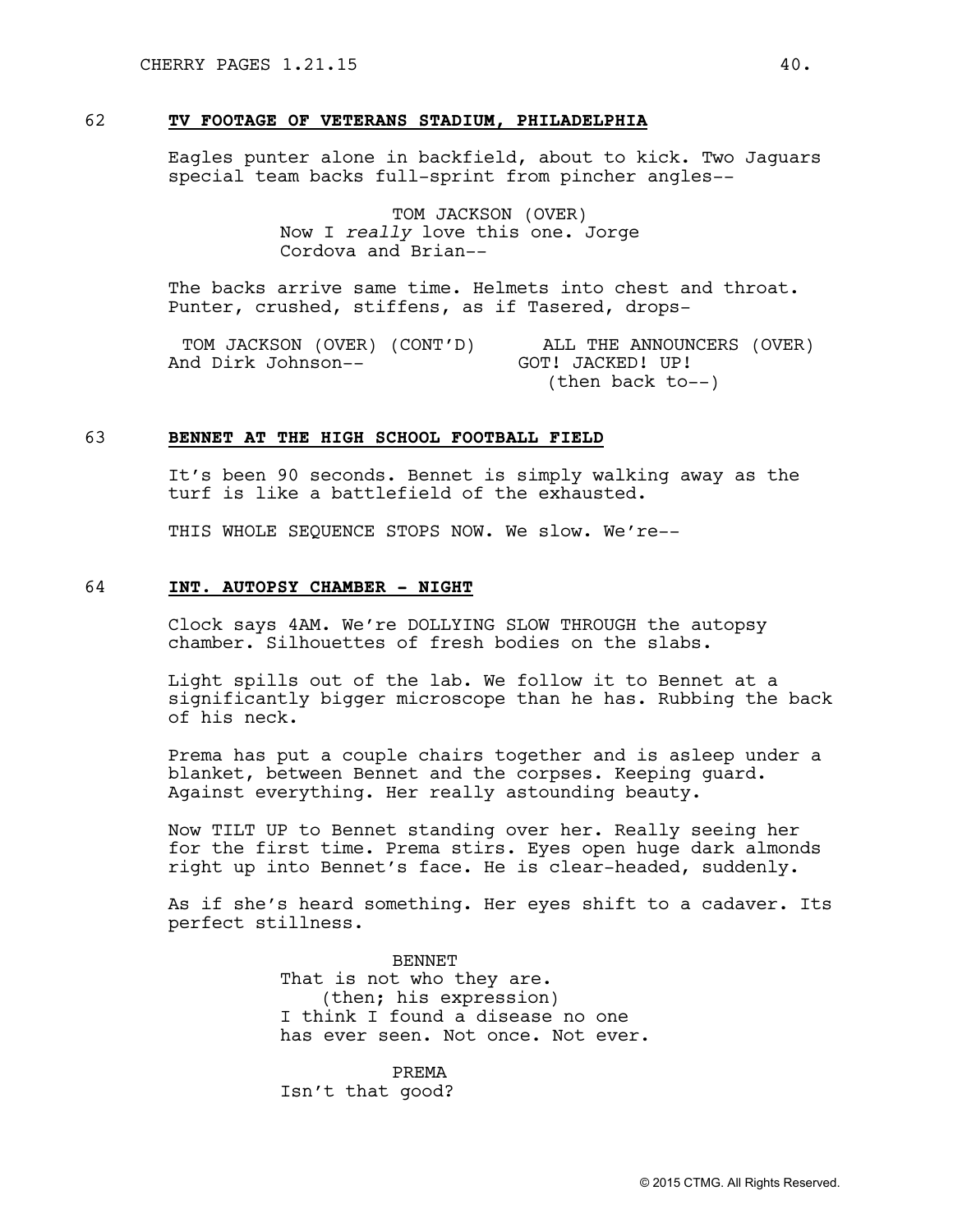62 **TV FOOTAGE OF VETERANS STADIUM, PHILADELPHIA**

Eagles punter alone in backfield, about to kick. Two Jaguars special team backs full-sprint from pincher angles--

TOM JACKSON (OVER)
Now I *really* love this one. Jorge Cordova and Brian--

The backs arrive same time. Helmets into chest and throat. Punter, crushed, stiffens, as if Tasered, drops-

TOM JACKSON (OVER) (CONT'D)
And Dirk Johnson--

ALL THE ANNOUNCERS (OVER)
GOT! JACKED! UP!
(then back to--)

63 **BENNET AT THE HIGH SCHOOL FOOTBALL FIELD**

It's been 90 seconds. Bennet is simply walking away as the turf is like a battlefield of the exhausted.

THIS WHOLE SEQUENCE STOPS NOW. We slow. We're--

64 **INT. AUTOPSY CHAMBER - NIGHT**

Clock says 4AM. We're DOLLYING SLOW THROUGH the autopsy chamber. Silhouettes of fresh bodies on the slabs.

Light spills out of the lab. We follow it to Bennet at a significantly bigger microscope than he has. Rubbing the back of his neck.

Prema has put a couple chairs together and is asleep under a blanket, between Bennet and the corpses. Keeping guard. Against everything. Her really astounding beauty.

Now TILT UP to Bennet standing over her. Really seeing her for the first time. Prema stirs. Eyes open huge dark almonds right up into Bennet's face. He is clear-headed, suddenly.

As if she's heard something. Her eyes shift to a cadaver. Its perfect stillness.

BENNET
That is not who they are.
(then; his expression)
I think I found a disease no one has ever seen. Not once. Not ever.

PREMA
Isn't that good?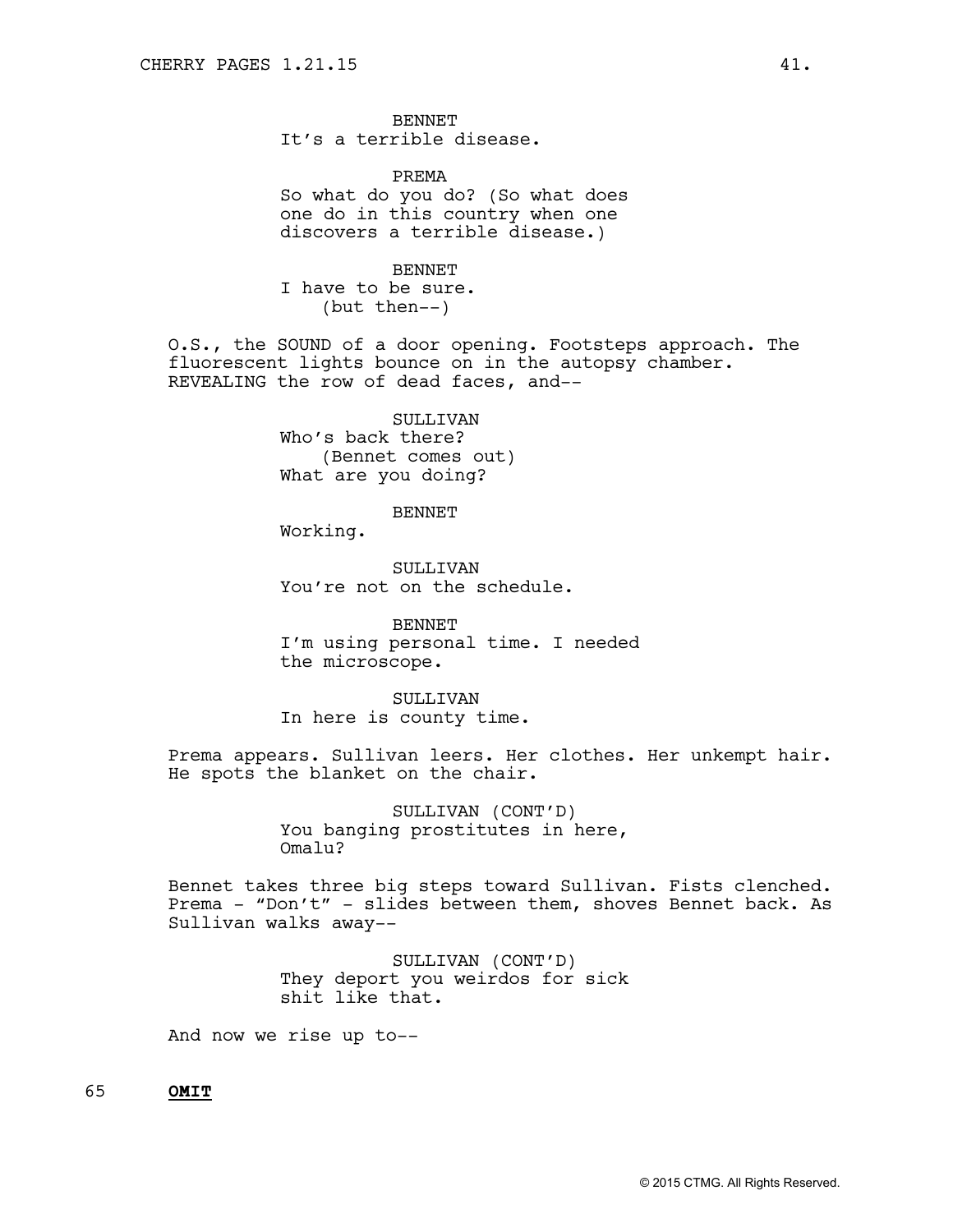BENNET
It's a terrible disease.

PREMA
So what do you do? (So what does one do in this country when one discovers a terrible disease.)

BENNET
I have to be sure.
(but then--)

O.S., the SOUND of a door opening. Footsteps approach. The fluorescent lights bounce on in the autopsy chamber. REVEALING the row of dead faces, and--

SULLIVAN
Who's back there?
(Bennet comes out)
What are you doing?

BENNET
Working.

SULLIVAN
You're not on the schedule.

BENNET
I'm using personal time. I needed the microscope.

SULLIVAN
In here is county time.

Prema appears. Sullivan leers. Her clothes. Her unkempt hair. He spots the blanket on the chair.

SULLIVAN (CONT'D)
You banging prostitutes in here, Omalu?

Bennet takes three big steps toward Sullivan. Fists clenched. Prema - "Don't" - slides between them, shoves Bennet back. As Sullivan walks away--

SULLIVAN (CONT'D)
They deport you weirdos for sick shit like that.

And now we rise up to--

65 **OMIT**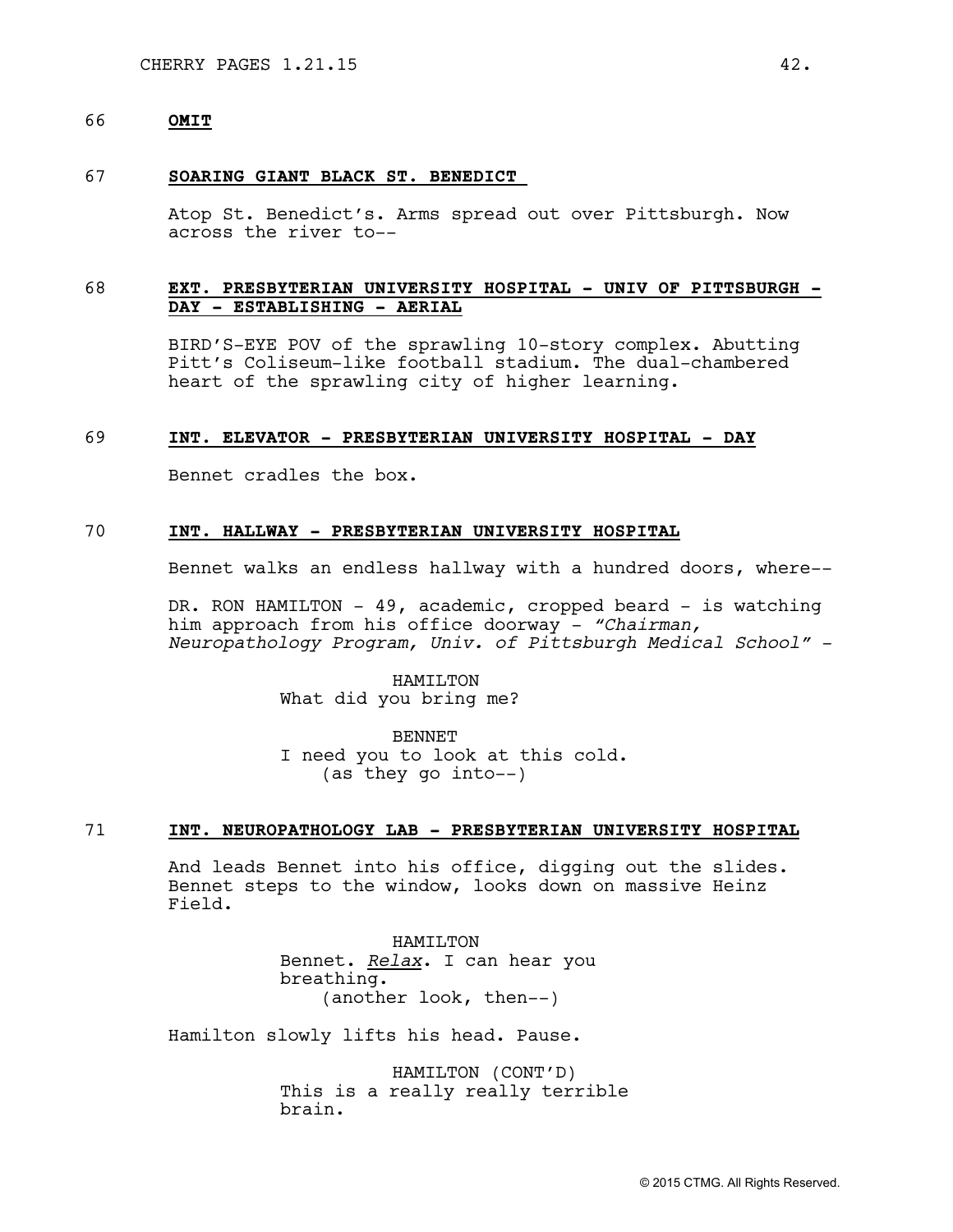66 **OMIT**

67 **SOARING GIANT BLACK ST. BENEDICT**

Atop St. Benedict's. Arms spread out over Pittsburgh. Now across the river to--

68 **EXT. PRESBYTERIAN UNIVERSITY HOSPITAL - UNIV OF PITTSBURGH - DAY - ESTABLISHING - AERIAL**

BIRD'S-EYE POV of the sprawling 10-story complex. Abutting Pitt's Coliseum-like football stadium. The dual-chambered heart of the sprawling city of higher learning.

69 **INT. ELEVATOR - PRESBYTERIAN UNIVERSITY HOSPITAL - DAY**

Bennet cradles the box.

70 **INT. HALLWAY - PRESBYTERIAN UNIVERSITY HOSPITAL**

Bennet walks an endless hallway with a hundred doors, where--

DR. RON HAMILTON - 49, academic, cropped beard - is watching him approach from his office doorway - *"Chairman, Neuropathology Program, Univ. of Pittsburgh Medical School"* -

HAMILTON
What did you bring me?

BENNET
I need you to look at this cold.
(as they go into--)

71 **INT. NEUROPATHOLOGY LAB - PRESBYTERIAN UNIVERSITY HOSPITAL**

And leads Bennet into his office, digging out the slides. Bennet steps to the window, looks down on massive Heinz Field.

HAMILTON
Bennet. *Relax*. I can hear you breathing.
(another look, then--)

Hamilton slowly lifts his head. Pause.

HAMILTON (CONT'D)
This is a really really terrible brain.

© 2015 CTMG. All Rights Reserved.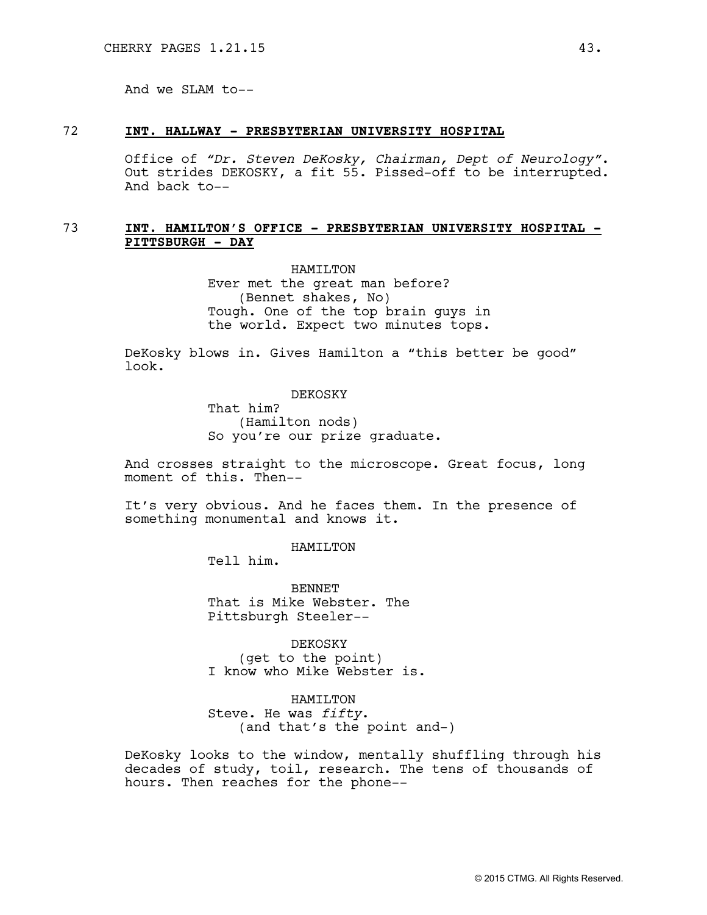And we SLAM to--

72 **INT. HALLWAY - PRESBYTERIAN UNIVERSITY HOSPITAL**

Office of *"Dr. Steven DeKosky, Chairman, Dept of Neurology"*. Out strides DEKOSKY, a fit 55. Pissed-off to be interrupted. And back to--

73 **INT. HAMILTON'S OFFICE - PRESBYTERIAN UNIVERSITY HOSPITAL - PITTSBURGH - DAY**

HAMILTON
Ever met the great man before?
(Bennet shakes, No)
Tough. One of the top brain guys in the world. Expect two minutes tops.

DeKosky blows in. Gives Hamilton a "this better be good" look.

DEKOSKY
That him?
(Hamilton nods)
So you're our prize graduate.

And crosses straight to the microscope. Great focus, long moment of this. Then--

It's very obvious. And he faces them. In the presence of something monumental and knows it.

HAMILTON
Tell him.

BENNET
That is Mike Webster. The Pittsburgh Steeler--

DEKOSKY
(get to the point)
I know who Mike Webster is.

HAMILTON
Steve. He was *fifty*.
(and that's the point and-)

DeKosky looks to the window, mentally shuffling through his decades of study, toil, research. The tens of thousands of hours. Then reaches for the phone--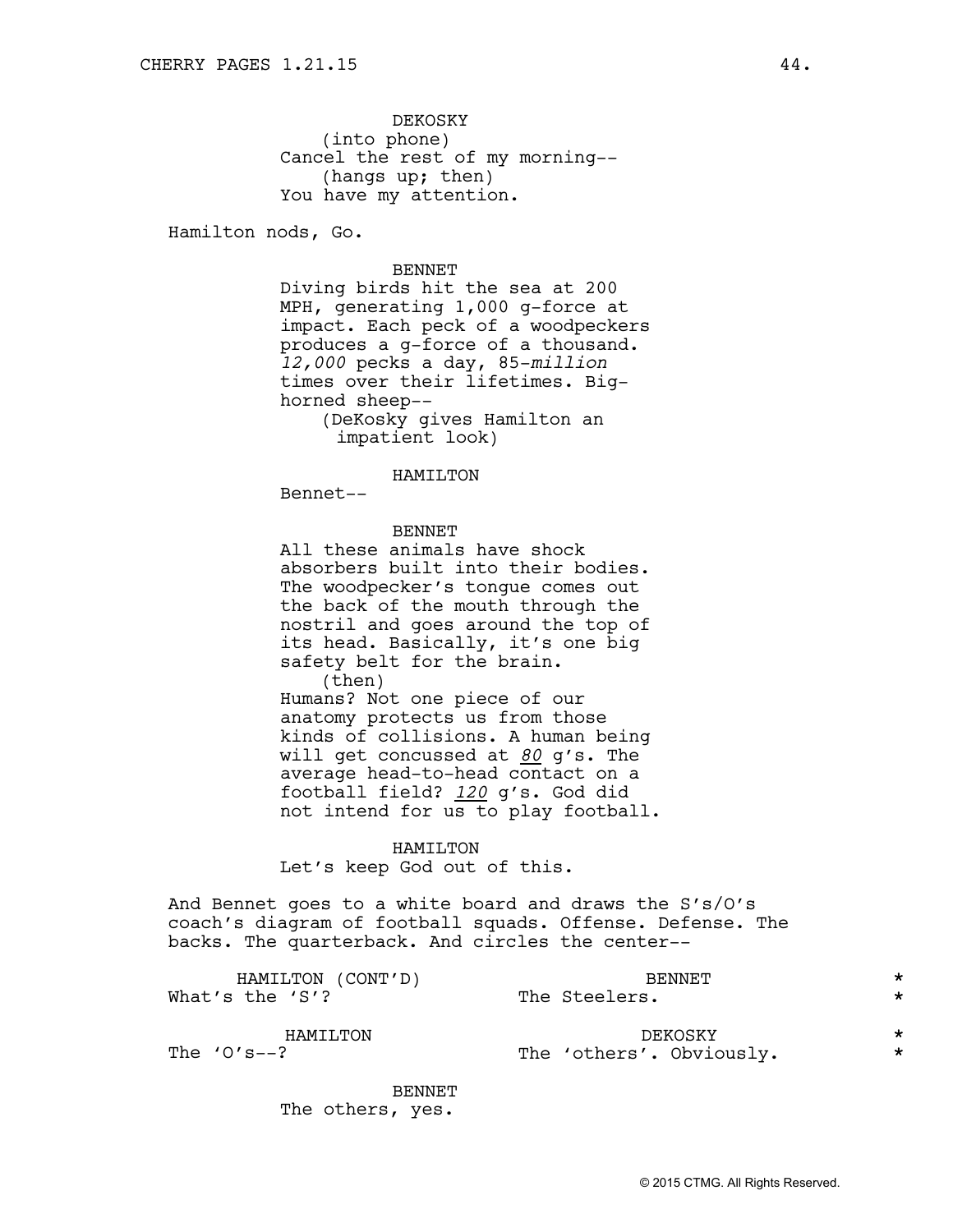DEKOSKY
(into phone)
Cancel the rest of my morning--
(hangs up; then)
You have my attention.

Hamilton nods, Go.

BENNET
Diving birds hit the sea at 200 MPH, generating 1,000 g-force at impact. Each peck of a woodpeckers produces a g-force of a thousand. *12,000* pecks a day, 85-*million* times over their lifetimes. Big-horned sheep--
(DeKosky gives Hamilton an impatient look)

HAMILTON
Bennet--

BENNET
All these animals have shock absorbers built into their bodies. The woodpecker's tongue comes out the back of the mouth through the nostril and goes around the top of its head. Basically, it's one big safety belt for the brain.
(then)
Humans? Not one piece of our anatomy protects us from those kinds of collisions. A human being will get concussed at ***80*** g's. The average head-to-head contact on a football field? ***120*** g's. God did not intend for us to play football.

HAMILTON
Let's keep God out of this.

And Bennet goes to a white board and draws the S's/O's coach's diagram of football squads. Offense. Defense. The backs. The quarterback. And circles the center--

HAMILTON (CONT'D)
What's the 'S'?

BENNET
The Steelers. *

HAMILTON
The 'O's--?

DEKOSKY
The 'others'. Obviously. *

BENNET
The others, yes.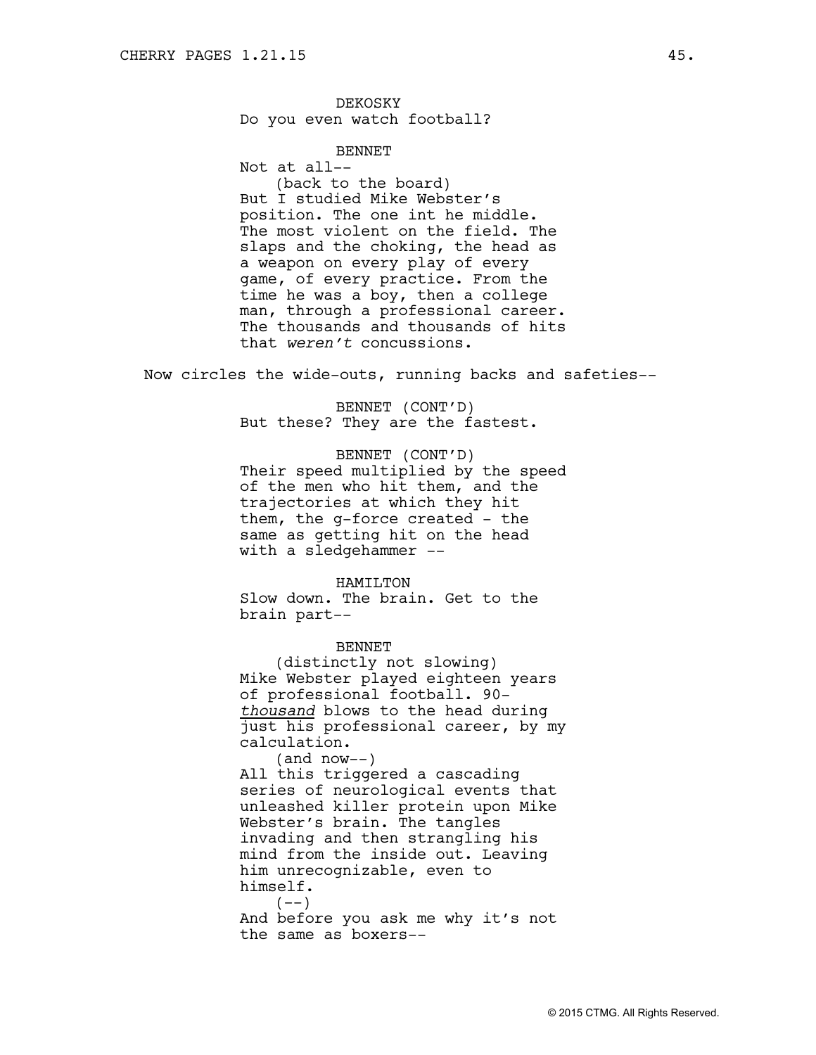DEKOSKY
Do you even watch football?

BENNET
Not at all--
(back to the board)
But I studied Mike Webster's position. The one int he middle. The most violent on the field. The slaps and the choking, the head as a weapon on every play of every game, of every practice. From the time he was a boy, then a college man, through a professional career. The thousands and thousands of hits that *weren't* concussions.

Now circles the wide-outs, running backs and safeties--

BENNET (CONT'D)
But these? They are the fastest.

BENNET (CONT'D)
Their speed multiplied by the speed of the men who hit them, and the trajectories at which they hit them, the g-force created - the same as getting hit on the head with a sledgehammer --

HAMILTON
Slow down. The brain. Get to the brain part--

BENNET
(distinctly not slowing)
Mike Webster played eighteen years of professional football. 90-*thousand* blows to the head during just his professional career, by my calculation.
(and now--)
All this triggered a cascading series of neurological events that unleashed killer protein upon Mike Webster's brain. The tangles invading and then strangling his mind from the inside out. Leaving him unrecognizable, even to himself.
(--)
And before you ask me why it's not the same as boxers--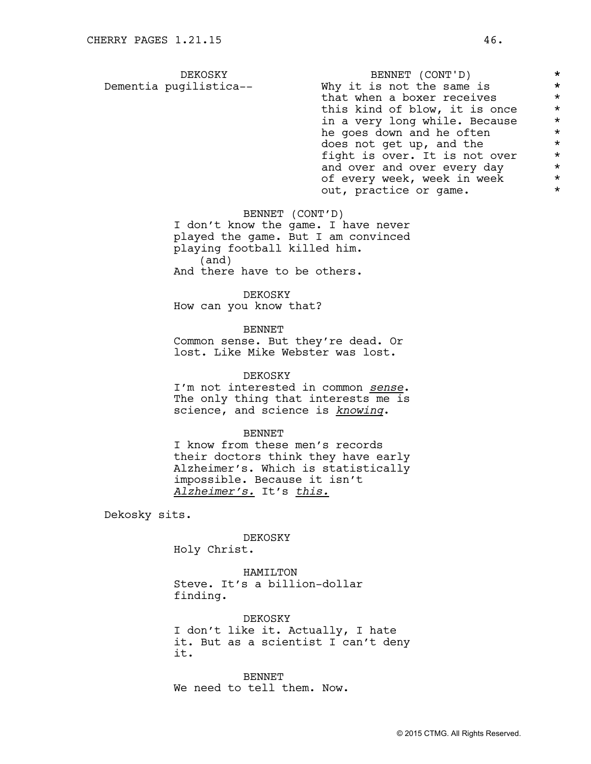DEKOSKY
Dementia pugilistica--

BENNET (CONT'D)
Why it is not the same is that when a boxer receives this kind of blow, it is once in a very long while. Because he goes down and he often does not get up, and the fight is over. It is not over and over and over every day of every week, week in week out, practice or game. *

BENNET (CONT'D)
I don't know the game. I have never played the game. But I am convinced playing football killed him.
(and)
And there have to be others.

DEKOSKY
How can you know that?

BENNET
Common sense. But they're dead. Or lost. Like Mike Webster was lost.

DEKOSKY
I'm not interested in common *sense*. The only thing that interests me is science, and science is *knowing*.

BENNET
I know from these men's records their doctors think they have early Alzheimer's. Which is statistically impossible. Because it isn't *Alzheimer's.* It's *this.*

Dekosky sits.

DEKOSKY
Holy Christ.

HAMILTON
Steve. It's a billion-dollar finding.

DEKOSKY
I don't like it. Actually, I hate it. But as a scientist I can't deny it.

BENNET
We need to tell them. Now.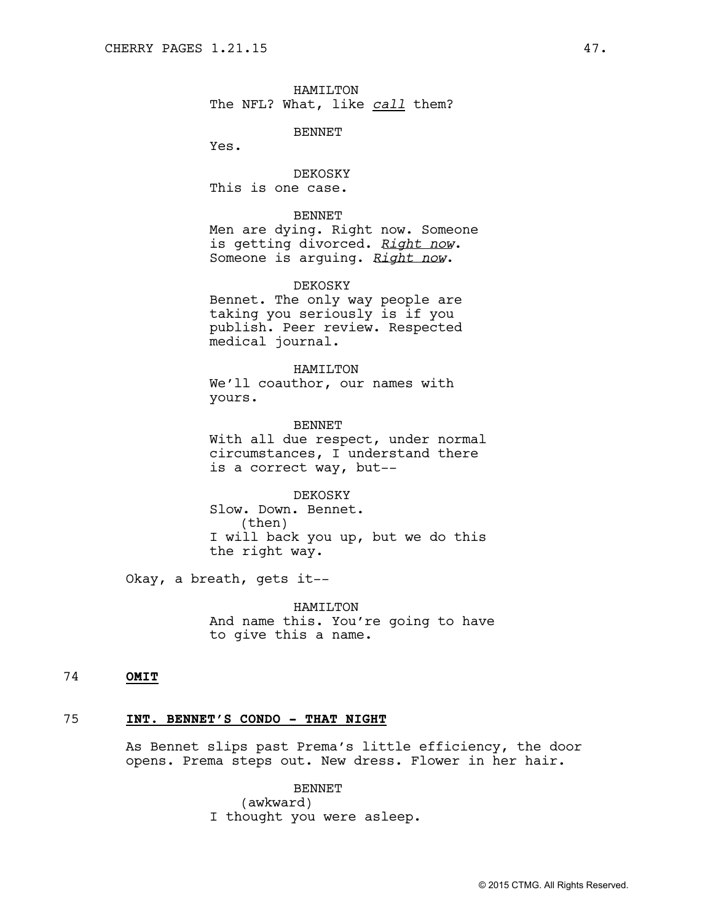HAMILTON
The NFL? What, like *call* them?

BENNET
Yes.

DEKOSKY
This is one case.

BENNET
Men are dying. Right now. Someone is getting divorced. *Right now*. Someone is arguing. *Right now*.

DEKOSKY
Bennet. The only way people are taking you seriously is if you publish. Peer review. Respected medical journal.

HAMILTON
We'll coauthor, our names with yours.

BENNET
With all due respect, under normal circumstances, I understand there is a correct way, but--

DEKOSKY
Slow. Down. Bennet.
(then)
I will back you up, but we do this the right way.

Okay, a breath, gets it--

HAMILTON
And name this. You're going to have to give this a name.

74 **OMIT**

75 **INT. BENNET'S CONDO - THAT NIGHT**

As Bennet slips past Prema's little efficiency, the door opens. Prema steps out. New dress. Flower in her hair.

BENNET
(awkward)
I thought you were asleep.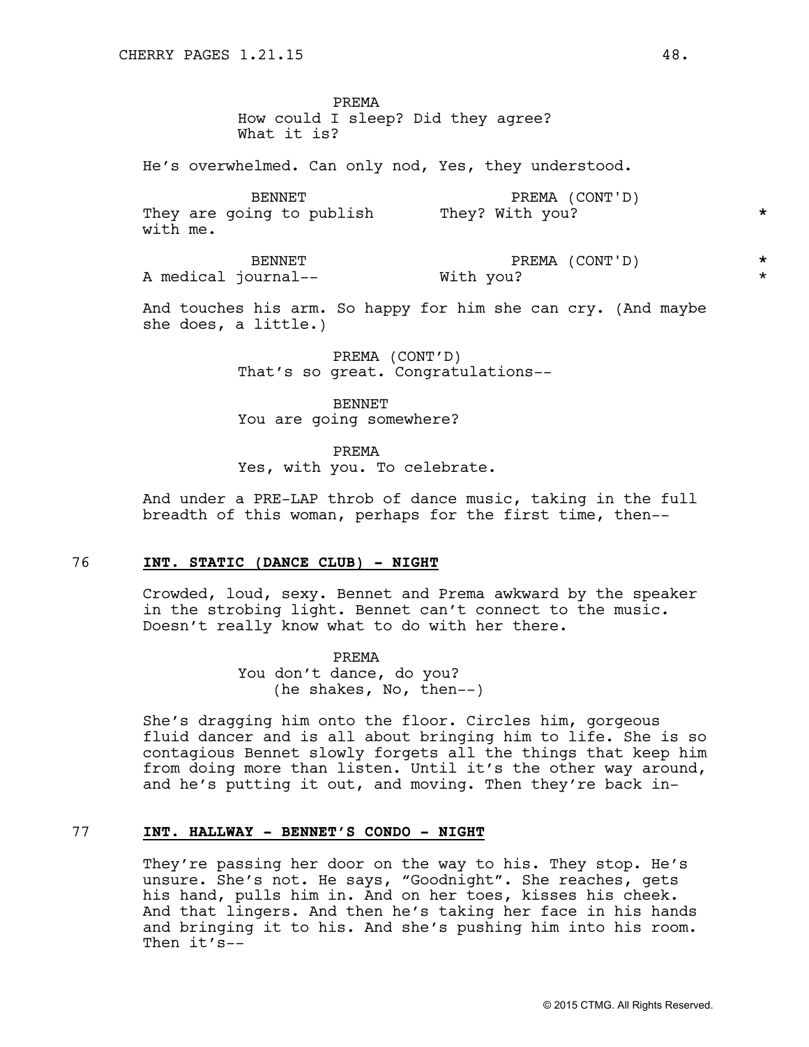PREMA
How could I sleep? Did they agree? What it is?

He's overwhelmed. Can only nod, Yes, they understood.

BENNET
They are going to publish with me.

PREMA (CONT'D)
They? With you? *

BENNET
A medical journal--

PREMA (CONT'D)
With you? *

And touches his arm. So happy for him she can cry. (And maybe she does, a little.)

PREMA (CONT'D)
That's so great. Congratulations--

BENNET
You are going somewhere?

PREMA
Yes, with you. To celebrate.

And under a PRE-LAP throb of dance music, taking in the full breadth of this woman, perhaps for the first time, then--

**76 INT. STATIC (DANCE CLUB) - NIGHT**

Crowded, loud, sexy. Bennet and Prema awkward by the speaker in the strobing light. Bennet can't connect to the music. Doesn't really know what to do with her there.

PREMA
You don't dance, do you?
(he shakes, No, then--)

She's dragging him onto the floor. Circles him, gorgeous fluid dancer and is all about bringing him to life. She is so contagious Bennet slowly forgets all the things that keep him from doing more than listen. Until it's the other way around, and he's putting it out, and moving. Then they're back in-

**77 INT. HALLWAY - BENNET'S CONDO - NIGHT**

They're passing her door on the way to his. They stop. He's unsure. She's not. He says, "Goodnight". She reaches, gets his hand, pulls him in. And on her toes, kisses his cheek. And that lingers. And then he's taking her face in his hands and bringing it to his. And she's pushing him into his room. Then it's--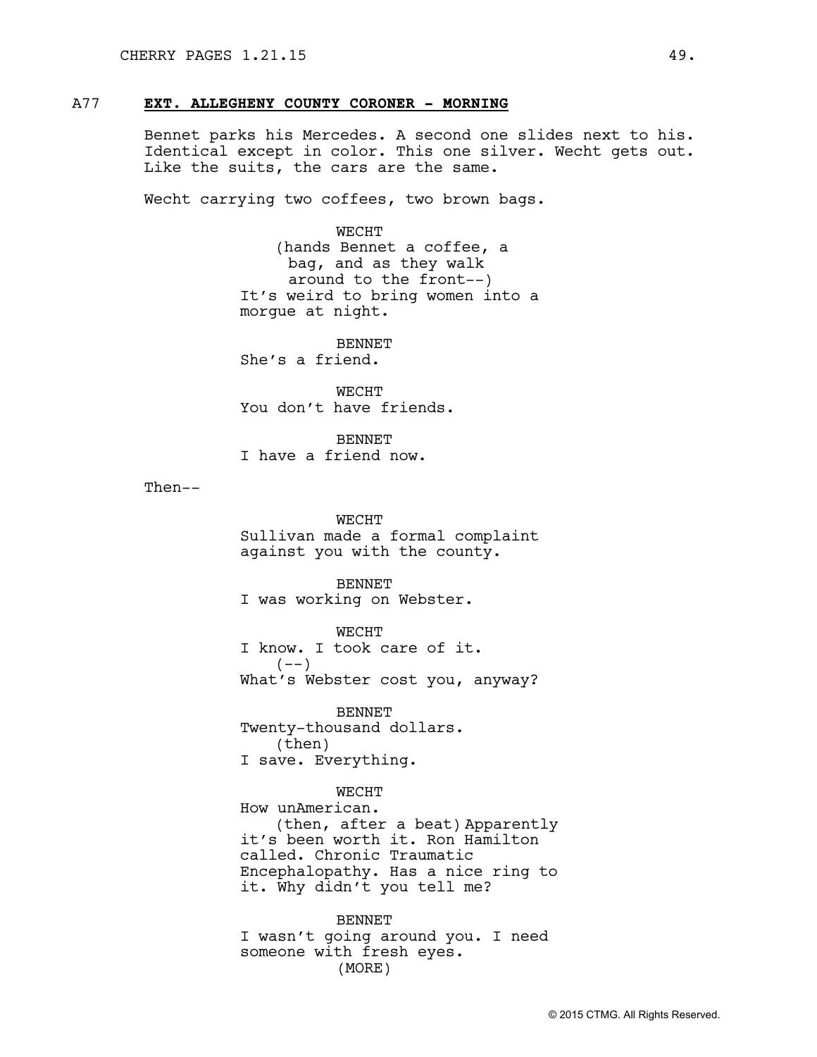**A77 EXT. ALLEGHENY COUNTY CORONER - MORNING**

Bennet parks his Mercedes. A second one slides next to his. Identical except in color. This one silver. Wecht gets out. Like the suits, the cars are the same.

Wecht carrying two coffees, two brown bags.

WECHT
(hands Bennet a coffee, a bag, and as they walk around to the front--)
It's weird to bring women into a morgue at night.

BENNET
She's a friend.

WECHT
You don't have friends.

BENNET
I have a friend now.

Then--

WECHT
Sullivan made a formal complaint against you with the county.

BENNET
I was working on Webster.

WECHT
I know. I took care of it.
(--)
What's Webster cost you, anyway?

BENNET
Twenty-thousand dollars.
(then)
I save. Everything.

WECHT
How unAmerican.
(then, after a beat) Apparently it's been worth it. Ron Hamilton called. Chronic Traumatic Encephalopathy. Has a nice ring to it. Why didn't you tell me?

BENNET
I wasn't going around you. I need someone with fresh eyes.
(MORE)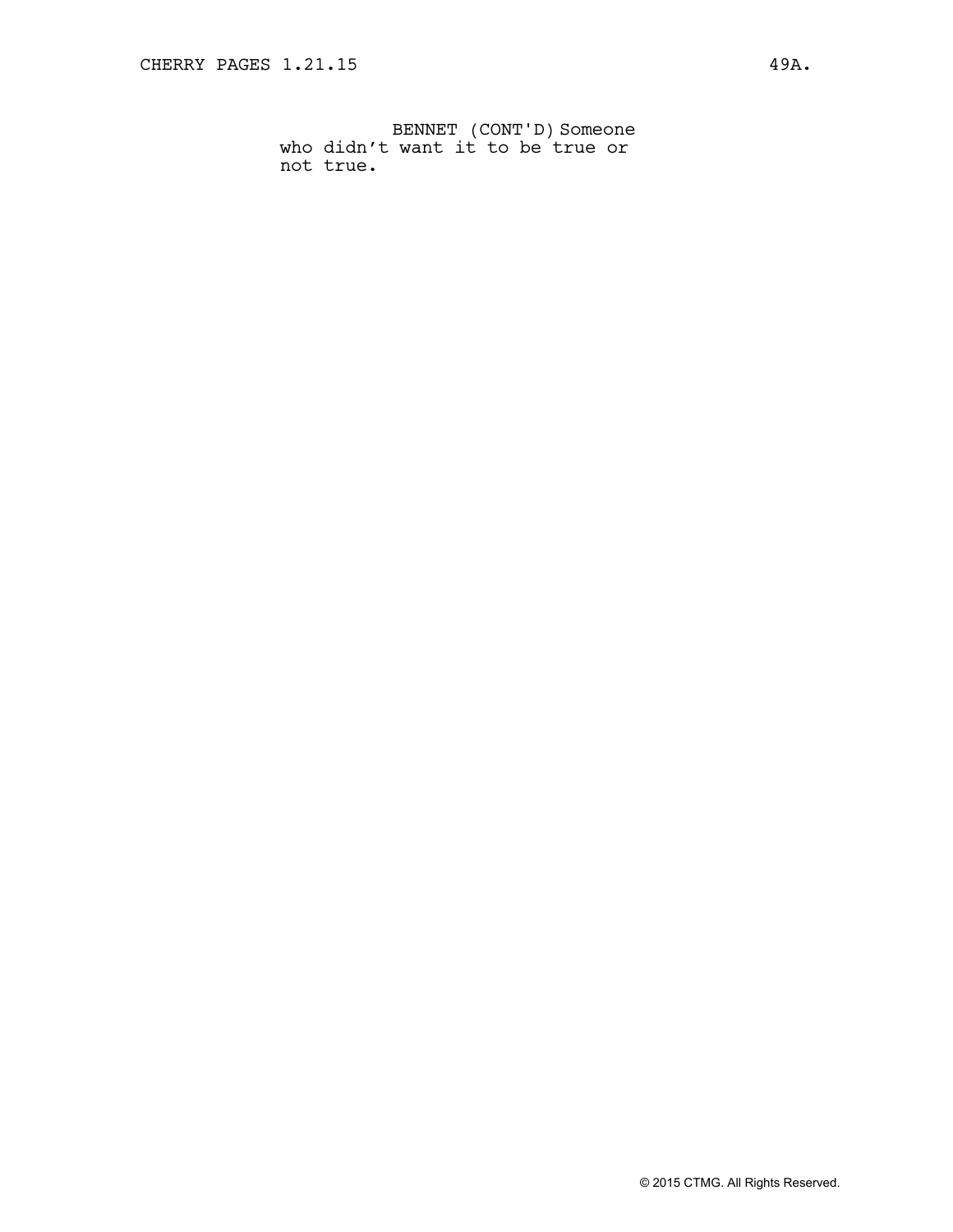BENNET (CONT'D) Someone who didn't want it to be true or not true.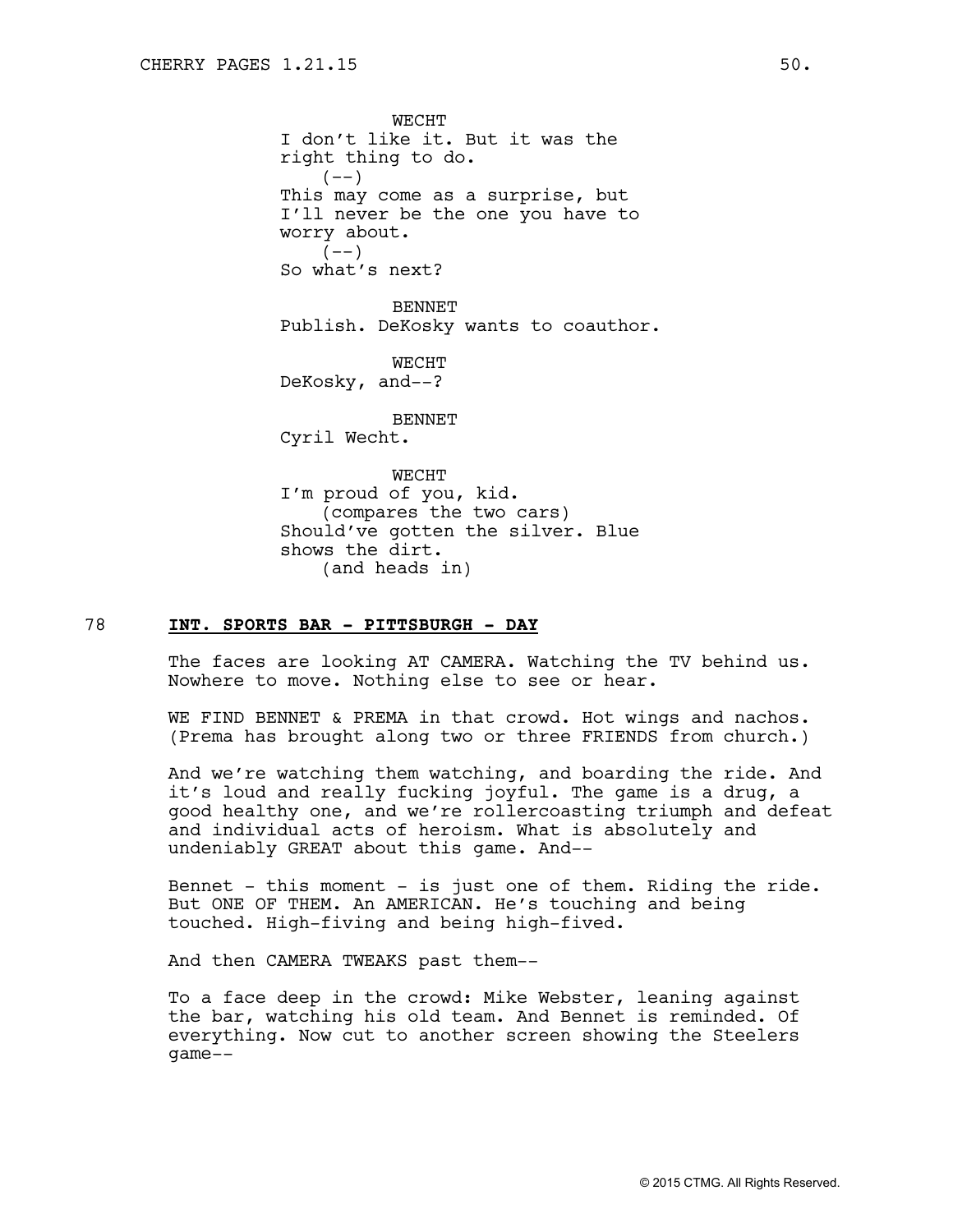WECHT
I don't like it. But it was the right thing to do.
(--)
This may come as a surprise, but I'll never be the one you have to worry about.
(--)
So what's next?

BENNET
Publish. DeKosky wants to coauthor.

WECHT
DeKosky, and--?

BENNET
Cyril Wecht.

WECHT
I'm proud of you, kid.
(compares the two cars)
Should've gotten the silver. Blue shows the dirt.
(and heads in)

78 **INT. SPORTS BAR - PITTSBURGH - DAY**

The faces are looking AT CAMERA. Watching the TV behind us. Nowhere to move. Nothing else to see or hear.

WE FIND BENNET & PREMA in that crowd. Hot wings and nachos. (Prema has brought along two or three FRIENDS from church.)

And we're watching them watching, and boarding the ride. And it's loud and really fucking joyful. The game is a drug, a good healthy one, and we're rollercoasting triumph and defeat and individual acts of heroism. What is absolutely and undeniably GREAT about this game. And--

Bennet - this moment - is just one of them. Riding the ride. But ONE OF THEM. An AMERICAN. He's touching and being touched. High-fiving and being high-fived.

And then CAMERA TWEAKS past them--

To a face deep in the crowd: Mike Webster, leaning against the bar, watching his old team. And Bennet is reminded. Of everything. Now cut to another screen showing the Steelers game--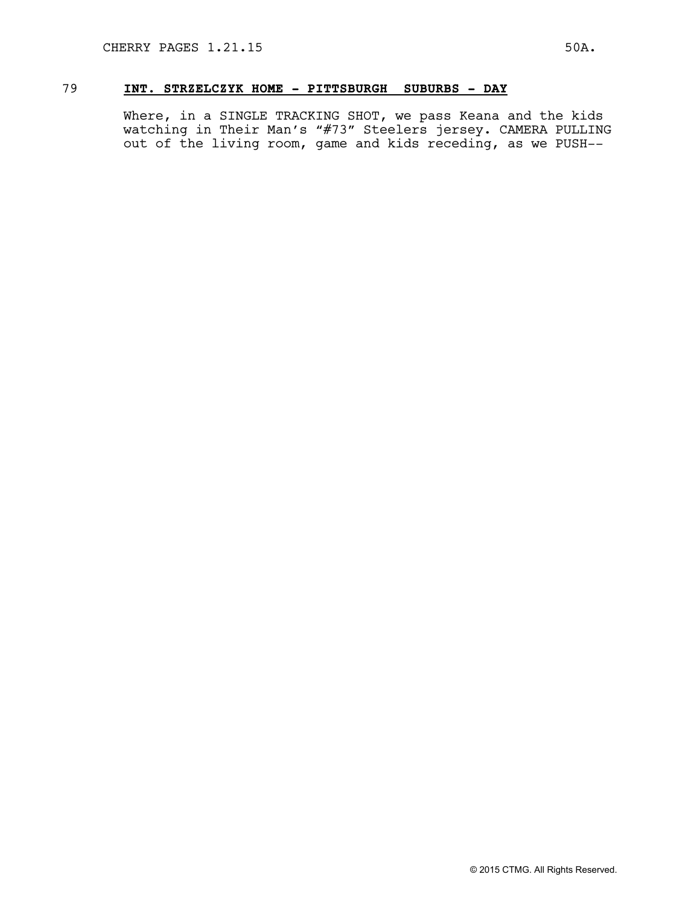79 **INT. STRZELCZYK HOME - PITTSBURGH SUBURBS - DAY**

Where, in a SINGLE TRACKING SHOT, we pass Keana and the kids watching in Their Man's "#73" Steelers jersey. CAMERA PULLING out of the living room, game and kids receding, as we PUSH--

© 2015 CTMG. All Rights Reserved.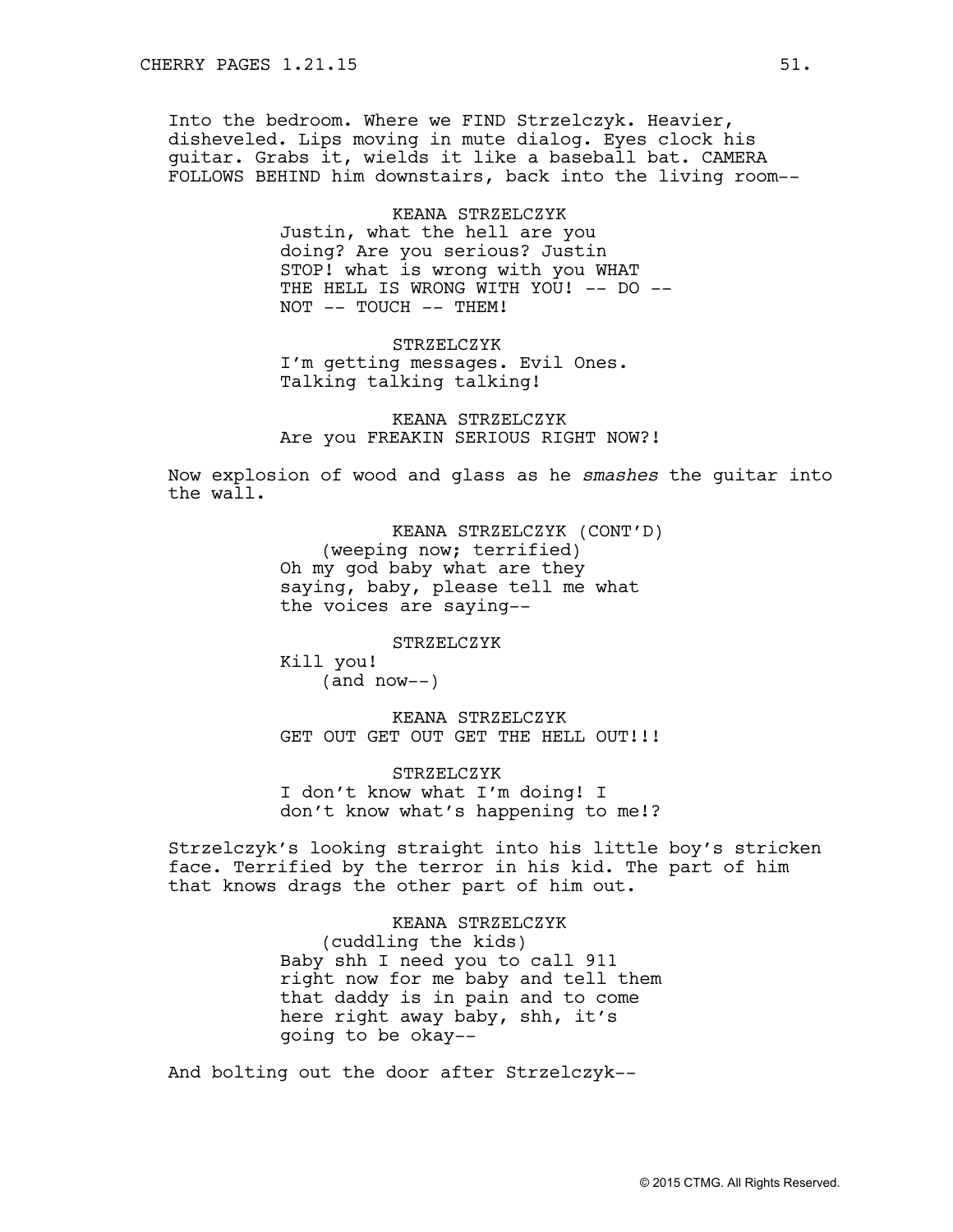Into the bedroom. Where we FIND Strzelczyk. Heavier, disheveled. Lips moving in mute dialog. Eyes clock his guitar. Grabs it, wields it like a baseball bat. CAMERA FOLLOWS BEHIND him downstairs, back into the living room--

KEANA STRZELCZYK
Justin, what the hell are you doing? Are you serious? Justin STOP! what is wrong with you WHAT THE HELL IS WRONG WITH YOU! -- DO -- NOT -- TOUCH -- THEM!

STRZELCZYK
I'm getting messages. Evil Ones. Talking talking talking!

KEANA STRZELCZYK
Are you FREAKIN SERIOUS RIGHT NOW?!

Now explosion of wood and glass as he *smashes* the guitar into the wall.

KEANA STRZELCZYK (CONT'D)
(weeping now; terrified)
Oh my god baby what are they saying, baby, please tell me what the voices are saying--

STRZELCZYK
Kill you!
(and now--)

KEANA STRZELCZYK
GET OUT GET OUT GET THE HELL OUT!!!

STRZELCZYK
I don't know what I'm doing! I don't know what's happening to me!?

Strzelczyk's looking straight into his little boy's stricken face. Terrified by the terror in his kid. The part of him that knows drags the other part of him out.

KEANA STRZELCZYK
(cuddling the kids)
Baby shh I need you to call 911 right now for me baby and tell them that daddy is in pain and to come here right away baby, shh, it's going to be okay--

And bolting out the door after Strzelczyk--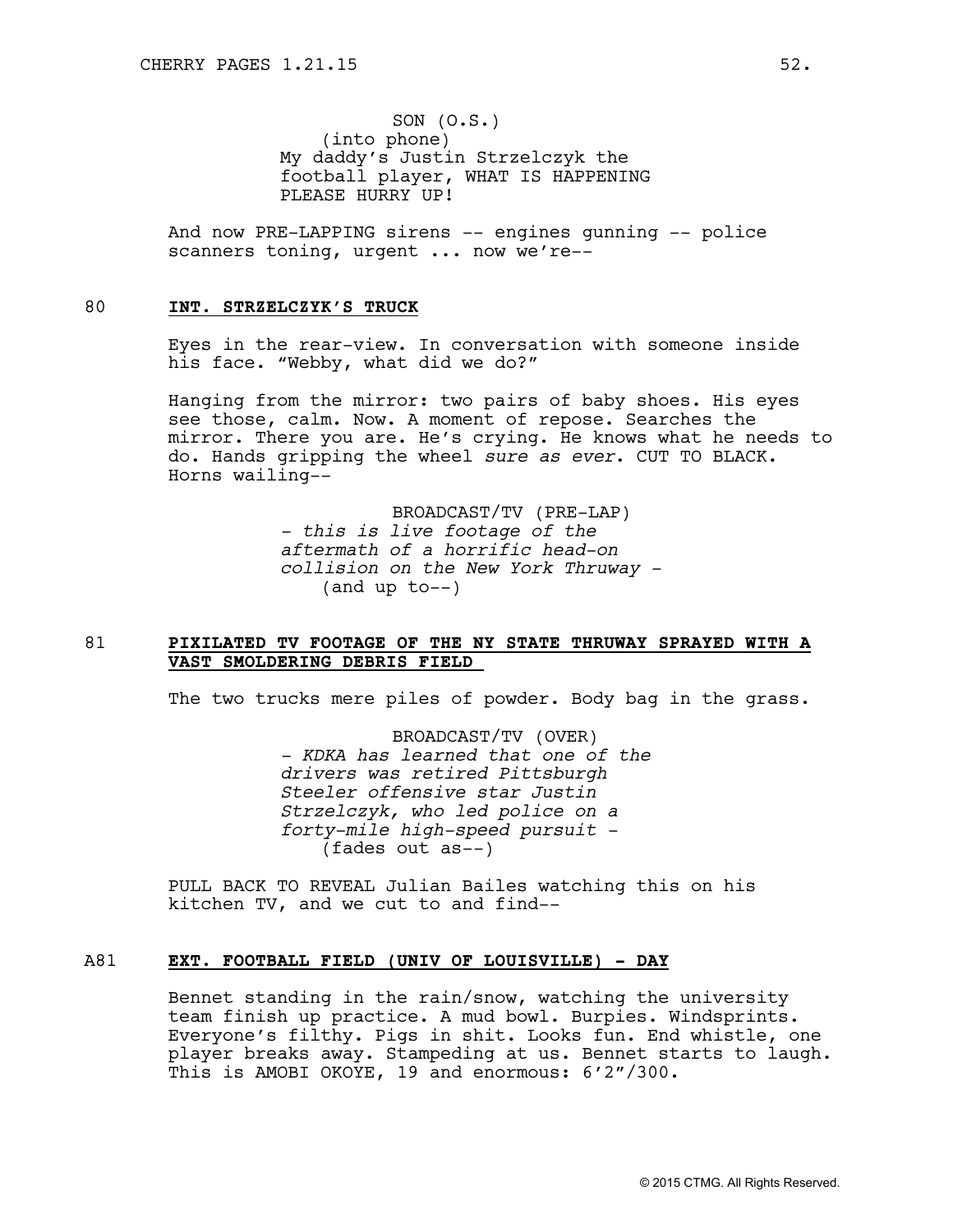SON (O.S.)
(into phone)
My daddy's Justin Strzelczyk the football player, WHAT IS HAPPENING PLEASE HURRY UP!

And now PRE-LAPPING sirens -- engines gunning -- police scanners toning, urgent ... now we're--

80 **INT. STRZELCZYK'S TRUCK**

Eyes in the rear-view. In conversation with someone inside his face. "Webby, what did we do?"

Hanging from the mirror: two pairs of baby shoes. His eyes see those, calm. Now. A moment of repose. Searches the mirror. There you are. He's crying. He knows what he needs to do. Hands gripping the wheel *sure as ever*. CUT TO BLACK. Horns wailing--

BROADCAST/TV (PRE-LAP)
*- this is live footage of the aftermath of a horrific head-on collision on the New York Thruway -*
(and up to--)

81 **PIXILATED TV FOOTAGE OF THE NY STATE THRUWAY SPRAYED WITH A VAST SMOLDERING DEBRIS FIELD**

The two trucks mere piles of powder. Body bag in the grass.

BROADCAST/TV (OVER)
*- KDKA has learned that one of the drivers was retired Pittsburgh Steeler offensive star Justin Strzelczyk, who led police on a forty-mile high-speed pursuit -*
(fades out as--)

PULL BACK TO REVEAL Julian Bailes watching this on his kitchen TV, and we cut to and find--

A81 **EXT. FOOTBALL FIELD (UNIV OF LOUISVILLE) - DAY**

Bennet standing in the rain/snow, watching the university team finish up practice. A mud bowl. Burpies. Windsprints. Everyone's filthy. Pigs in shit. Looks fun. End whistle, one player breaks away. Stampeding at us. Bennet starts to laugh. This is AMOBI OKOYE, 19 and enormous: 6'2"/300.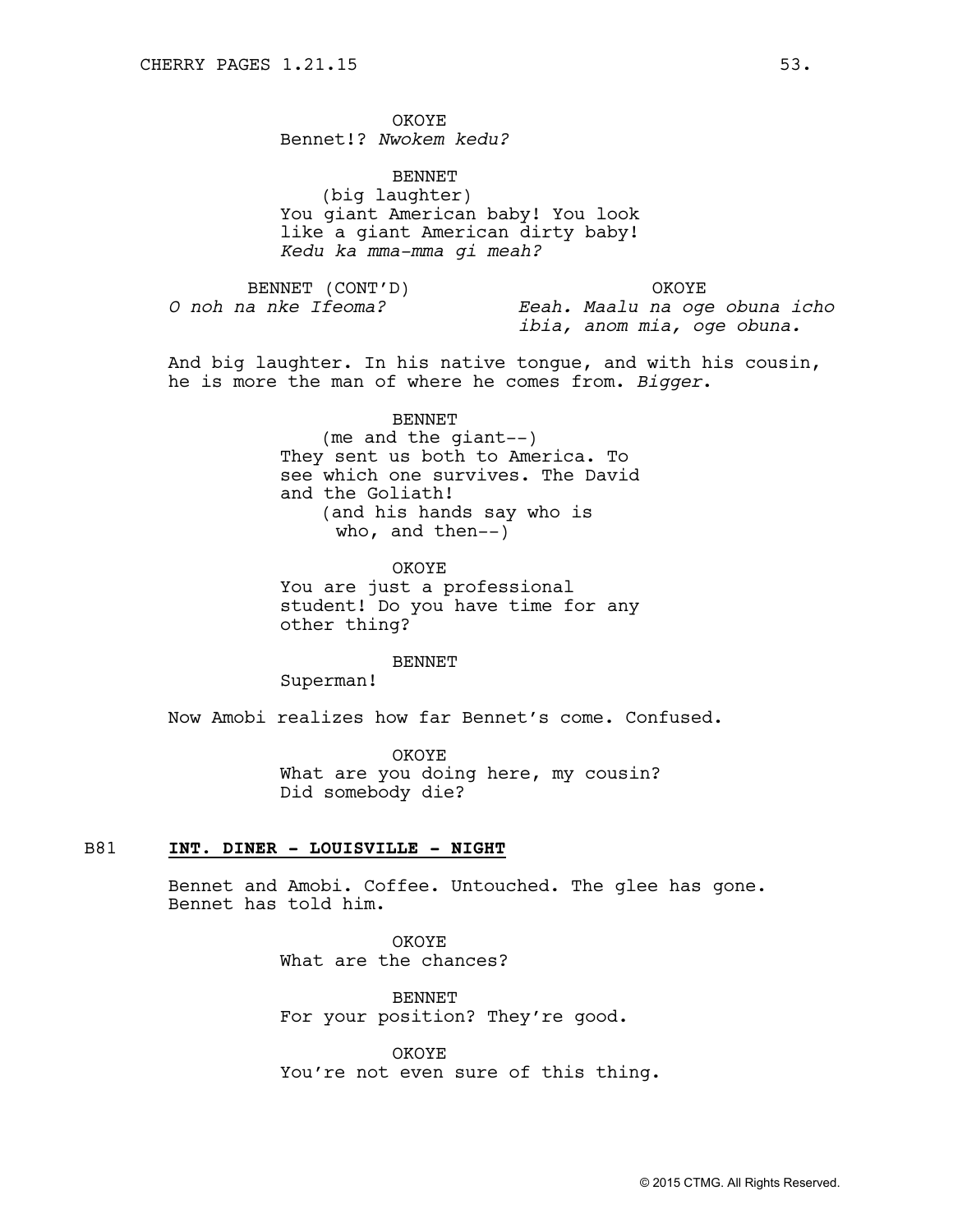OKOYE
Bennet!? *Nwokem kedu?*

BENNET
(big laughter)
You giant American baby! You look like a giant American dirty baby!
*Kedu ka mma-mma gi meah?*

BENNET (CONT'D)
*O noh na nke Ifeoma?*

OKOYE
*Eeah. Maalu na oge obuna icho ibia, anom mia, oge obuna.*

And big laughter. In his native tongue, and with his cousin, he is more the man of where he comes from. *Bigger*.

BENNET
(me and the giant--)
They sent us both to America. To see which one survives. The David and the Goliath!
(and his hands say who is who, and then--)

OKOYE
You are just a professional student! Do you have time for any other thing?

BENNET
Superman!

Now Amobi realizes how far Bennet's come. Confused.

OKOYE
What are you doing here, my cousin? Did somebody die?

B81 **INT. DINER - LOUISVILLE - NIGHT**

Bennet and Amobi. Coffee. Untouched. The glee has gone. Bennet has told him.

OKOYE
What are the chances?

BENNET
For your position? They're good.

OKOYE
You're not even sure of this thing.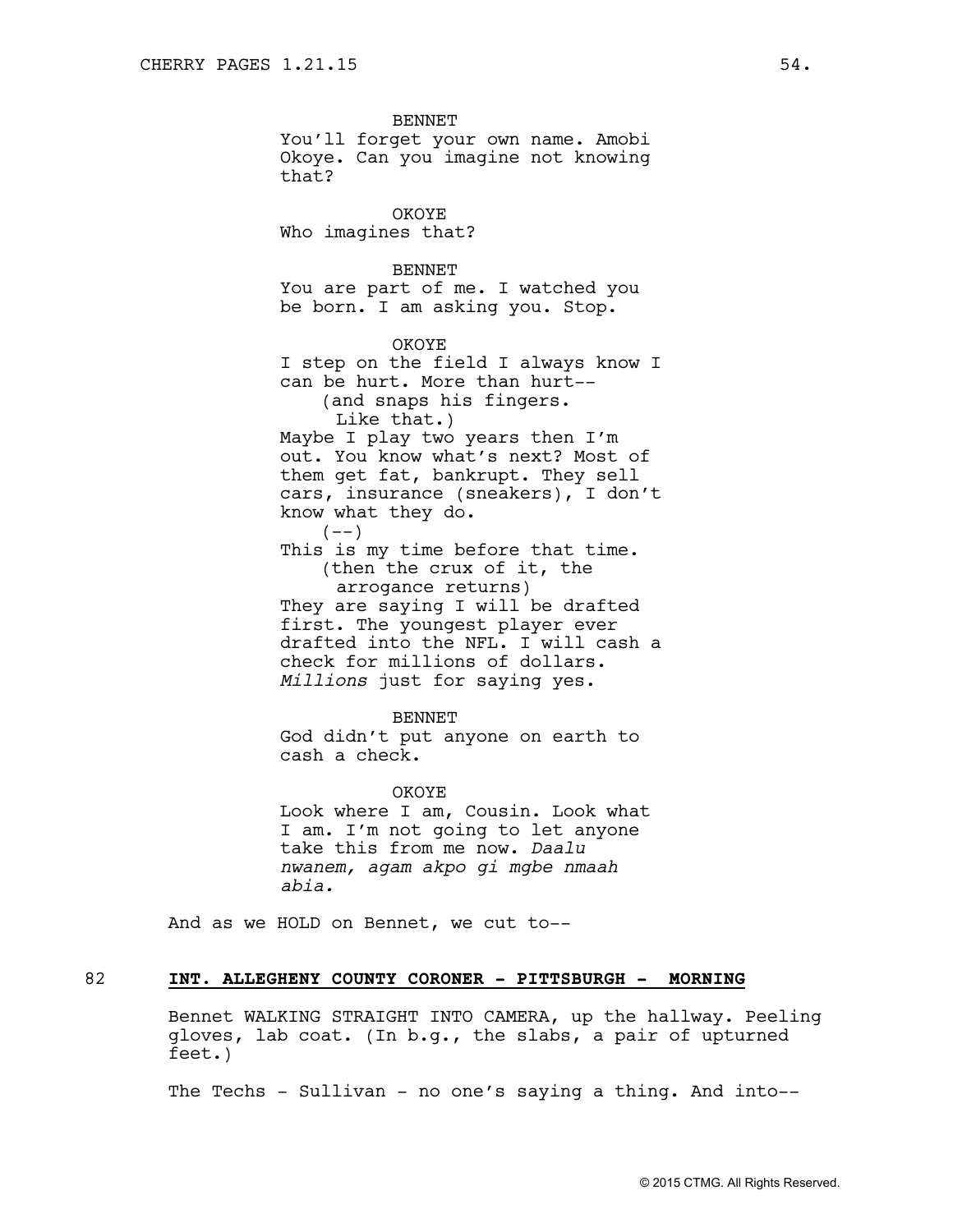BENNET
You'll forget your own name. Amobi Okoye. Can you imagine not knowing that?

OKOYE
Who imagines that?

BENNET
You are part of me. I watched you be born. I am asking you. Stop.

OKOYE
I step on the field I always know I can be hurt. More than hurt--
(and snaps his fingers. Like that.)
Maybe I play two years then I'm out. You know what's next? Most of them get fat, bankrupt. They sell cars, insurance (sneakers), I don't know what they do.
(--)
This is my time before that time.
(then the crux of it, the arrogance returns)
They are saying I will be drafted first. The youngest player ever drafted into the NFL. I will cash a check for millions of dollars. *Millions* just for saying yes.

BENNET
God didn't put anyone on earth to cash a check.

OKOYE
Look where I am, Cousin. Look what I am. I'm not going to let anyone take this from me now. *Daalu nwanem, agam akpo gi mgbe nmaah abia.*

And as we HOLD on Bennet, we cut to--

82 **INT. ALLEGHENY COUNTY CORONER - PITTSBURGH - MORNING**

Bennet WALKING STRAIGHT INTO CAMERA, up the hallway. Peeling gloves, lab coat. (In b.g., the slabs, a pair of upturned feet.)

The Techs - Sullivan - no one's saying a thing. And into--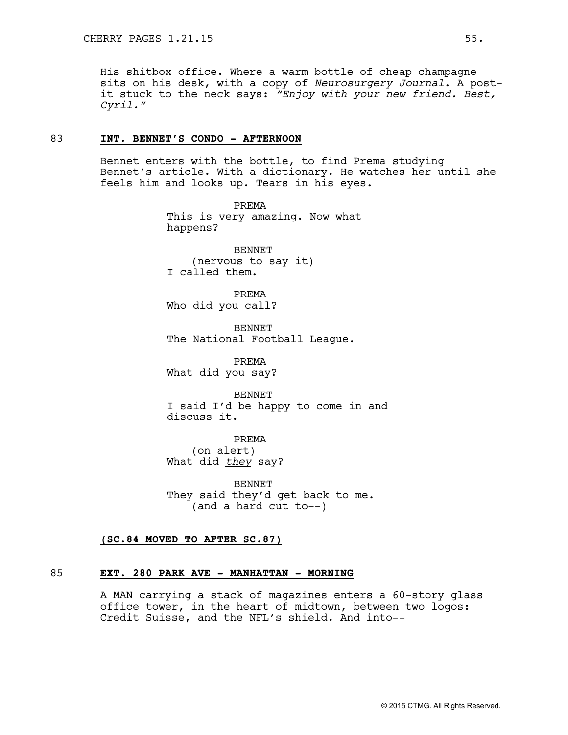His shitbox office. Where a warm bottle of cheap champagne sits on his desk, with a copy of *Neurosurgery Journal*. A post-it stuck to the neck says: *"Enjoy with your new friend. Best, Cyril."*

**83 INT. BENNET'S CONDO - AFTERNOON**

Bennet enters with the bottle, to find Prema studying Bennet's article. With a dictionary. He watches her until she feels him and looks up. Tears in his eyes.

PREMA
This is very amazing. Now what happens?

BENNET
(nervous to say it)
I called them.

PREMA
Who did you call?

BENNET
The National Football League.

PREMA
What did you say?

BENNET
I said I'd be happy to come in and discuss it.

PREMA
(on alert)
What did *they* say?

BENNET
They said they'd get back to me.
(and a hard cut to--)

**(SC.84 MOVED TO AFTER SC.87)**

**85 EXT. 280 PARK AVE - MANHATTAN - MORNING**

A MAN carrying a stack of magazines enters a 60-story glass office tower, in the heart of midtown, between two logos: Credit Suisse, and the NFL's shield. And into--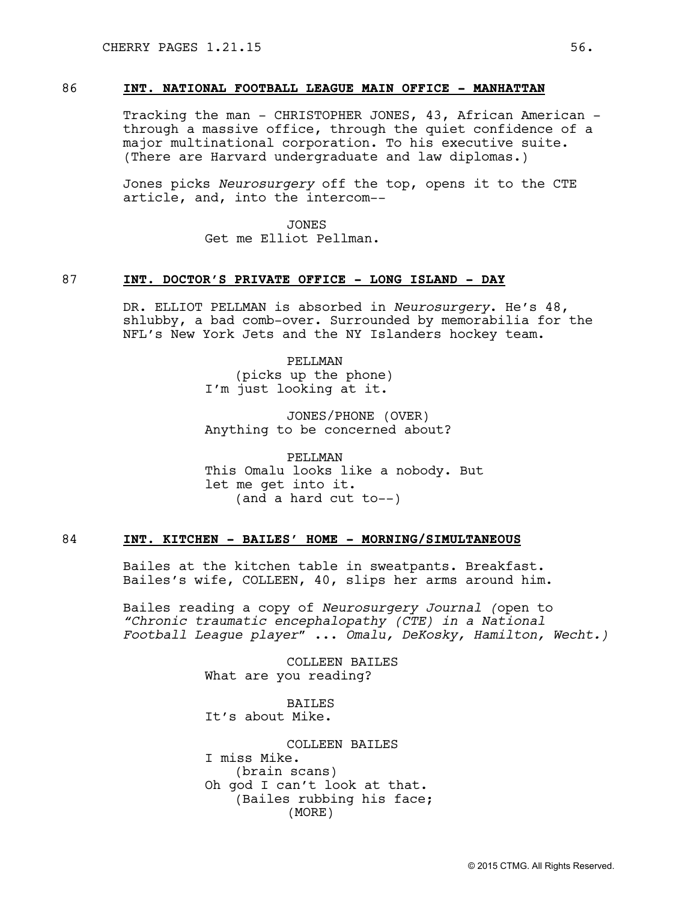86 **INT. NATIONAL FOOTBALL LEAGUE MAIN OFFICE - MANHATTAN**

Tracking the man - CHRISTOPHER JONES, 43, African American - through a massive office, through the quiet confidence of a major multinational corporation. To his executive suite. (There are Harvard undergraduate and law diplomas.)

Jones picks *Neurosurgery* off the top, opens it to the CTE article, and, into the intercom--

JONES
Get me Elliot Pellman.

87 **INT. DOCTOR'S PRIVATE OFFICE - LONG ISLAND - DAY**

DR. ELLIOT PELLMAN is absorbed in *Neurosurgery*. He's 48, shlubby, a bad comb-over. Surrounded by memorabilia for the NFL's New York Jets and the NY Islanders hockey team.

PELLMAN
(picks up the phone)
I'm just looking at it.

JONES/PHONE (OVER)
Anything to be concerned about?

PELLMAN
This Omalu looks like a nobody. But let me get into it.
(and a hard cut to--)

84 **INT. KITCHEN - BAILES' HOME - MORNING/SIMULTANEOUS**

Bailes at the kitchen table in sweatpants. Breakfast. Bailes's wife, COLLEEN, 40, slips her arms around him.

Bailes reading a copy of *Neurosurgery Journal (*open to *"Chronic traumatic encephalopathy (CTE) in a National Football League player" ... Omalu, DeKosky, Hamilton, Wecht.)*

COLLEEN BAILES
What are you reading?

BAILES
It's about Mike.

COLLEEN BAILES
I miss Mike.
(brain scans)
Oh god I can't look at that.
(Bailes rubbing his face;
(MORE)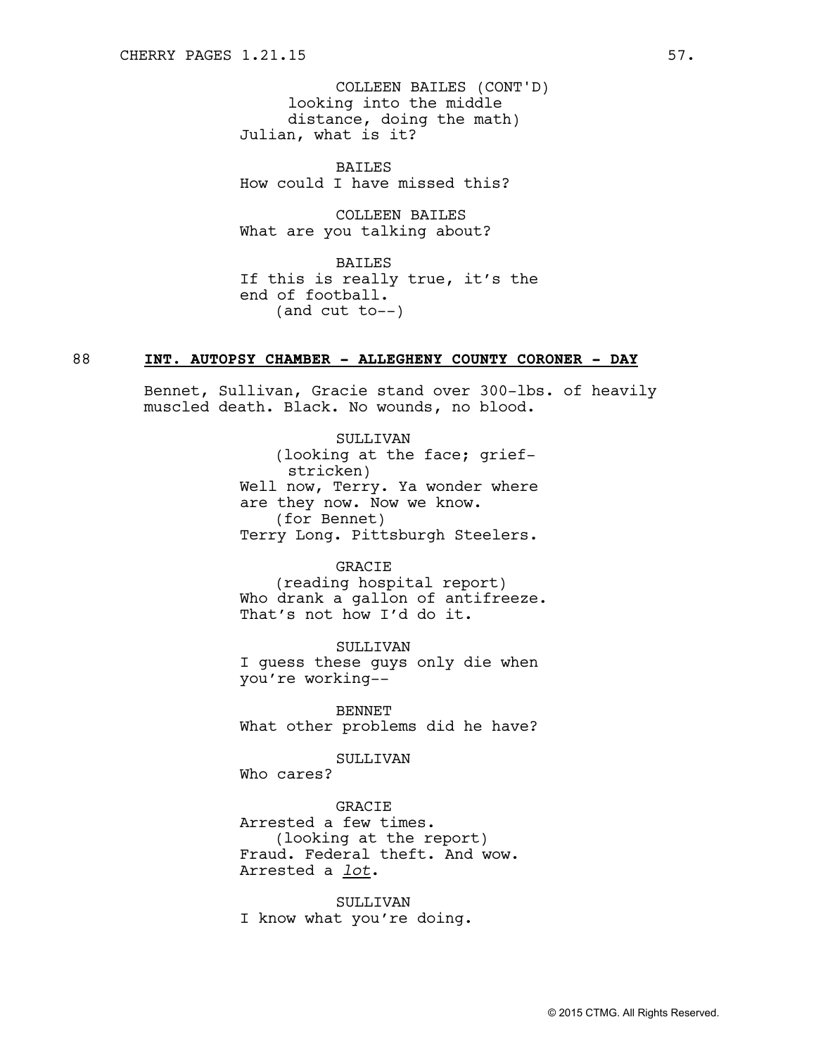COLLEEN BAILES (CONT'D)
looking into the middle distance, doing the math)
Julian, what is it?

BAILES
How could I have missed this?

COLLEEN BAILES
What are you talking about?

BAILES
If this is really true, it's the end of football.
(and cut to--)

88 **INT. AUTOPSY CHAMBER - ALLEGHENY COUNTY CORONER - DAY**

Bennet, Sullivan, Gracie stand over 300-lbs. of heavily muscled death. Black. No wounds, no blood.

SULLIVAN
(looking at the face; grief-stricken)
Well now, Terry. Ya wonder where are they now. Now we know.
(for Bennet)
Terry Long. Pittsburgh Steelers.

GRACIE
(reading hospital report)
Who drank a gallon of antifreeze. That's not how I'd do it.

SULLIVAN
I guess these guys only die when you're working--

BENNET
What other problems did he have?

SULLIVAN
Who cares?

GRACIE
Arrested a few times.
(looking at the report)
Fraud. Federal theft. And wow. Arrested a *lot*.

SULLIVAN
I know what you're doing.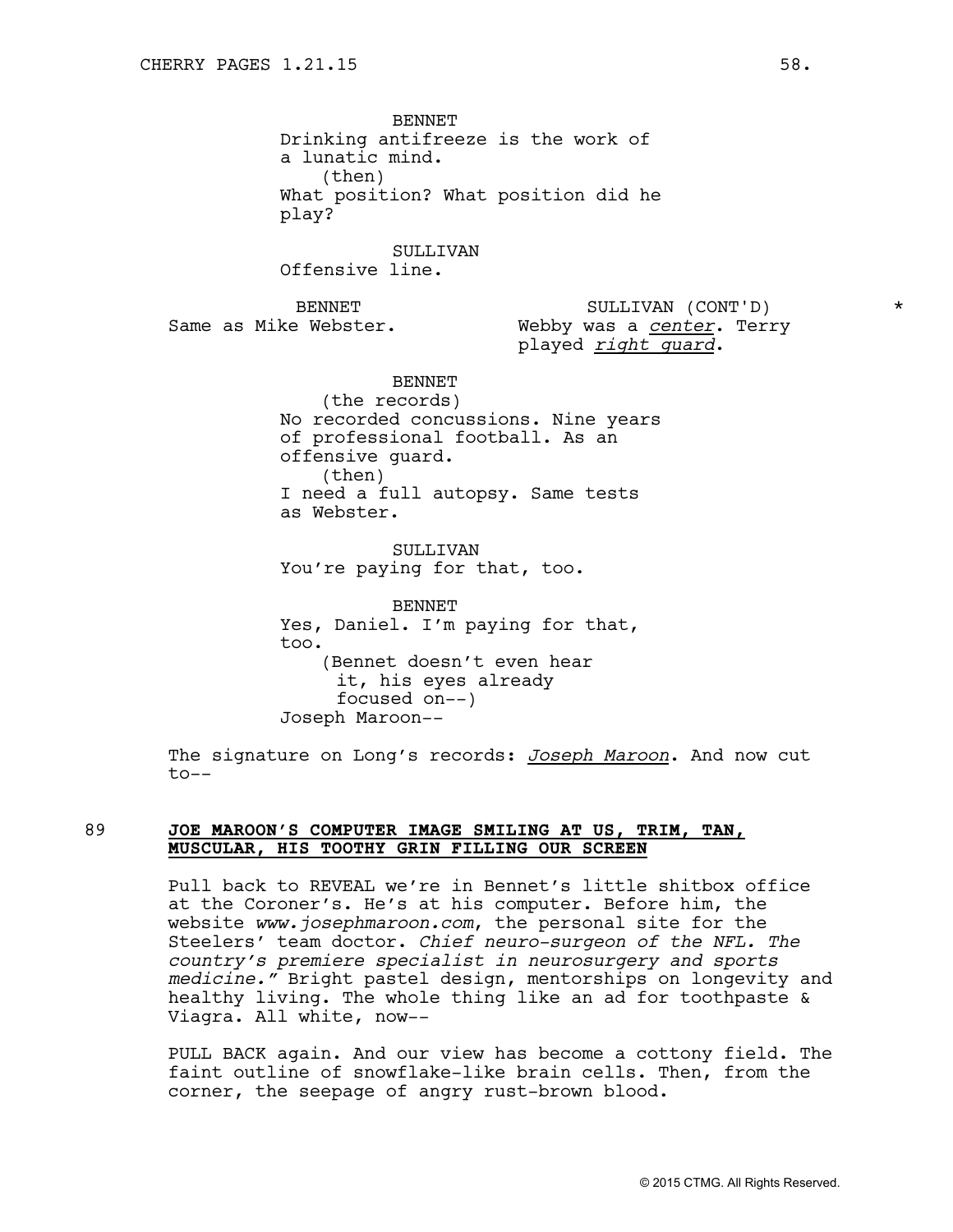BENNET
Drinking antifreeze is the work of a lunatic mind.
(then)
What position? What position did he play?

SULLIVAN
Offensive line.

BENNET
Same as Mike Webster.

SULLIVAN (CONT'D) *
Webby was a *center*. Terry played *right guard*.

BENNET
(the records)
No recorded concussions. Nine years of professional football. As an offensive guard.
(then)
I need a full autopsy. Same tests as Webster.

SULLIVAN
You're paying for that, too.

BENNET
Yes, Daniel. I'm paying for that, too.
(Bennet doesn't even hear it, his eyes already focused on--)
Joseph Maroon--

The signature on Long's records: *Joseph Maroon*. And now cut to--

89 **JOE MAROON'S COMPUTER IMAGE SMILING AT US, TRIM, TAN, MUSCULAR, HIS TOOTHY GRIN FILLING OUR SCREEN**

Pull back to REVEAL we're in Bennet's little shitbox office at the Coroner's. He's at his computer. Before him, the website *www.josephmaroon.com*, the personal site for the Steelers' team doctor. *Chief neuro-surgeon of the NFL. The country's premiere specialist in neurosurgery and sports medicine."* Bright pastel design, mentorships on longevity and healthy living. The whole thing like an ad for toothpaste & Viagra. All white, now--

PULL BACK again. And our view has become a cottony field. The faint outline of snowflake-like brain cells. Then, from the corner, the seepage of angry rust-brown blood.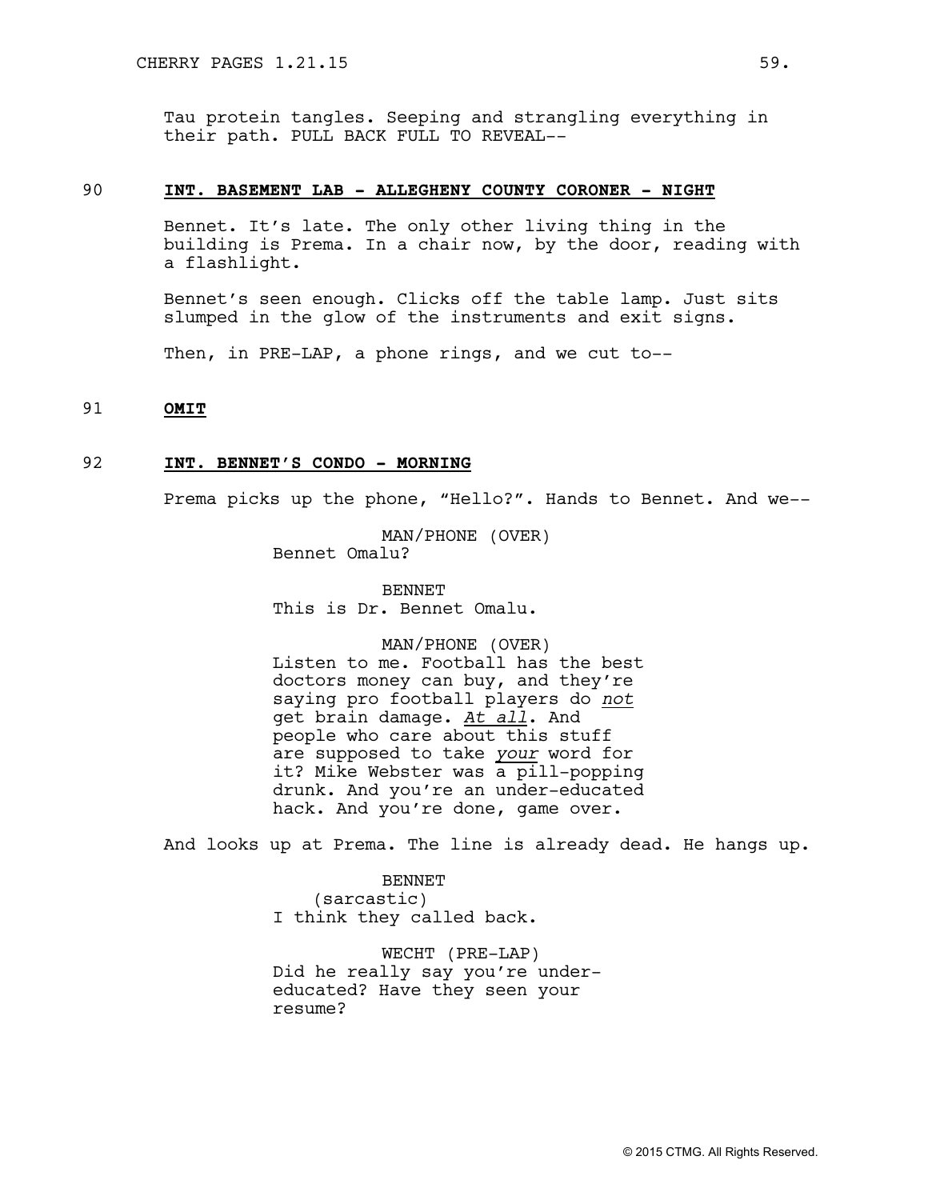Tau protein tangles. Seeping and strangling everything in their path. PULL BACK FULL TO REVEAL--

90 **INT. BASEMENT LAB - ALLEGHENY COUNTY CORONER - NIGHT**

Bennet. It's late. The only other living thing in the building is Prema. In a chair now, by the door, reading with a flashlight.

Bennet's seen enough. Clicks off the table lamp. Just sits slumped in the glow of the instruments and exit signs.

Then, in PRE-LAP, a phone rings, and we cut to--

91 **OMIT**

92 **INT. BENNET'S CONDO - MORNING**

Prema picks up the phone, "Hello?". Hands to Bennet. And we--

MAN/PHONE (OVER)
Bennet Omalu?

BENNET
This is Dr. Bennet Omalu.

MAN/PHONE (OVER)
Listen to me. Football has the best doctors money can buy, and they're saying pro football players do *not* get brain damage. *At all*. And people who care about this stuff are supposed to take *your* word for it? Mike Webster was a pill-popping drunk. And you're an under-educated hack. And you're done, game over.

And looks up at Prema. The line is already dead. He hangs up.

BENNET
(sarcastic)
I think they called back.

WECHT (PRE-LAP)
Did he really say you're under-educated? Have they seen your resume?

© 2015 CTMG. All Rights Reserved.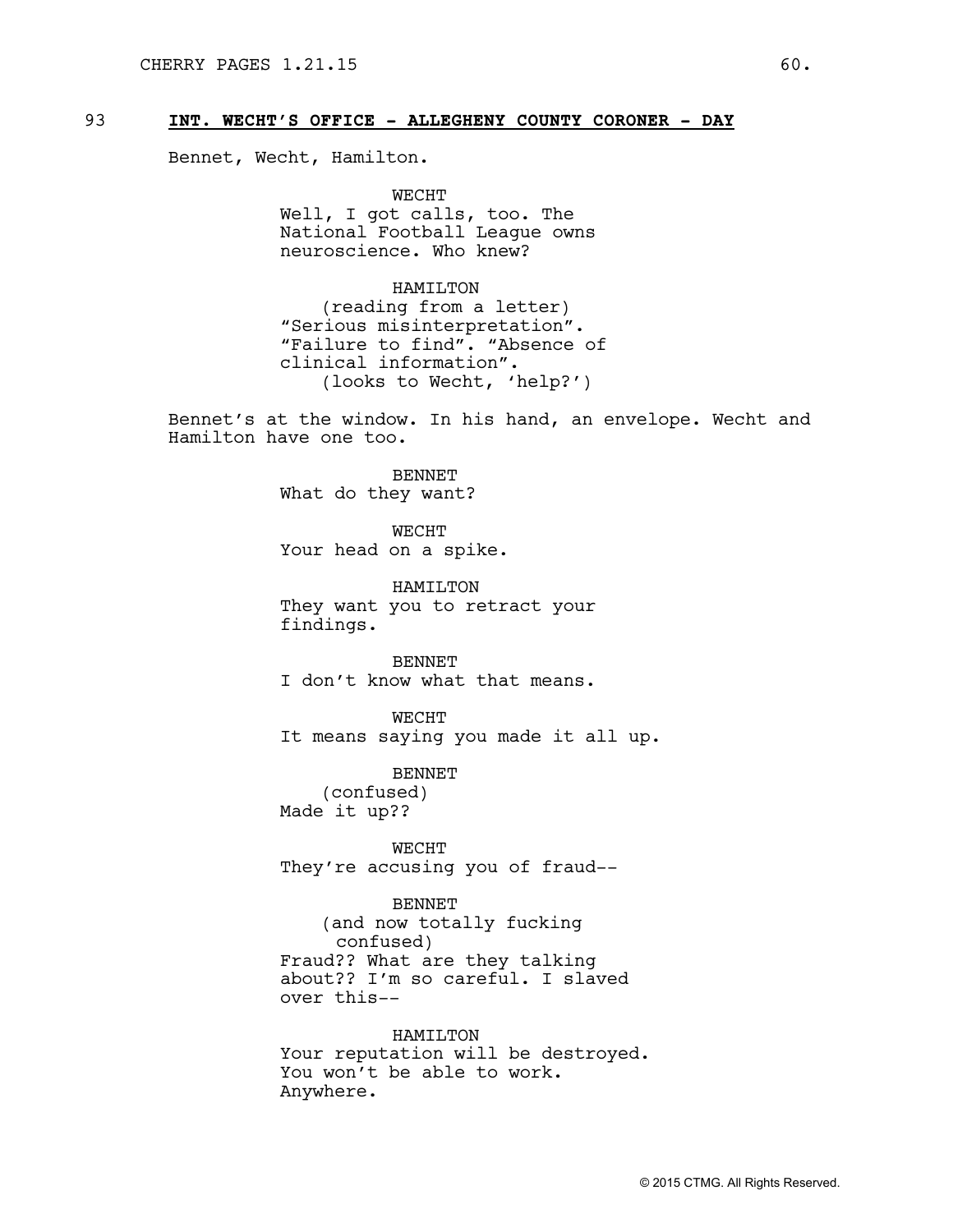93 **INT. WECHT'S OFFICE - ALLEGHENY COUNTY CORONER - DAY**

Bennet, Wecht, Hamilton.

WECHT
Well, I got calls, too. The National Football League owns neuroscience. Who knew?

HAMILTON
(reading from a letter)
"Serious misinterpretation". "Failure to find". "Absence of clinical information".
(looks to Wecht, 'help?')

Bennet's at the window. In his hand, an envelope. Wecht and Hamilton have one too.

BENNET
What do they want?

WECHT
Your head on a spike.

HAMILTON
They want you to retract your findings.

BENNET
I don't know what that means.

WECHT
It means saying you made it all up.

BENNET
(confused)
Made it up??

WECHT
They're accusing you of fraud--

BENNET
(and now totally fucking confused)
Fraud?? What are they talking about?? I'm so careful. I slaved over this--

HAMILTON
Your reputation will be destroyed. You won't be able to work. Anywhere.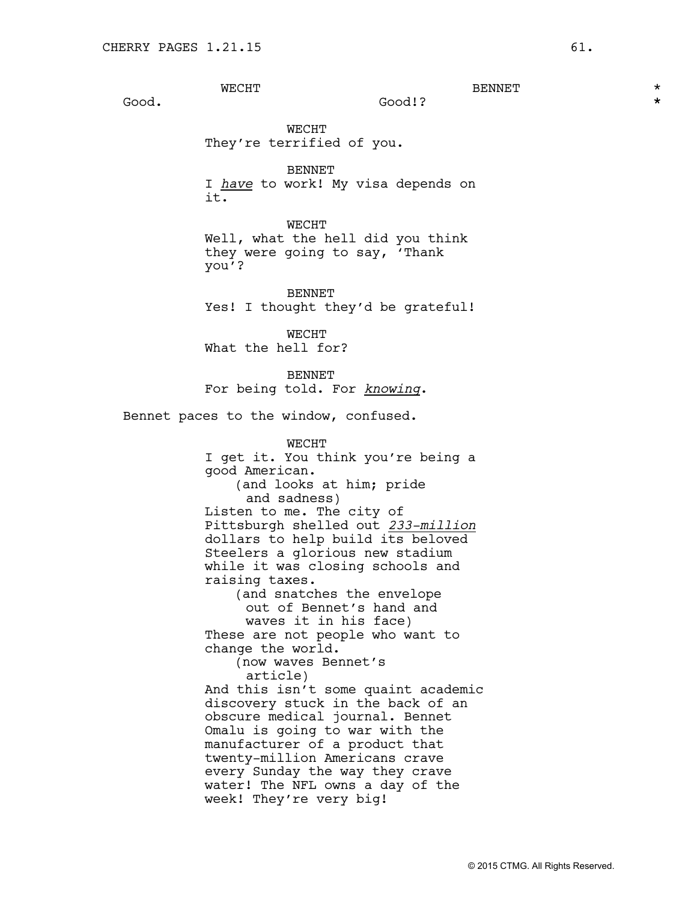WECHT
Good.

BENNET
Good!?

WECHT
They're terrified of you.

BENNET
I *have* to work! My visa depends on it.

WECHT
Well, what the hell did you think they were going to say, 'Thank you'?

BENNET
Yes! I thought they'd be grateful!

WECHT
What the hell for?

BENNET
For being told. For *knowing*.

Bennet paces to the window, confused.

WECHT
I get it. You think you're being a good American.
(and looks at him; pride and sadness)
Listen to me. The city of Pittsburgh shelled out *233-million* dollars to help build its beloved Steelers a glorious new stadium while it was closing schools and raising taxes.
(and snatches the envelope out of Bennet's hand and waves it in his face)
These are not people who want to change the world.
(now waves Bennet's article)
And this isn't some quaint academic discovery stuck in the back of an obscure medical journal. Bennet Omalu is going to war with the manufacturer of a product that twenty-million Americans crave every Sunday the way they crave water! The NFL owns a day of the week! They're very big!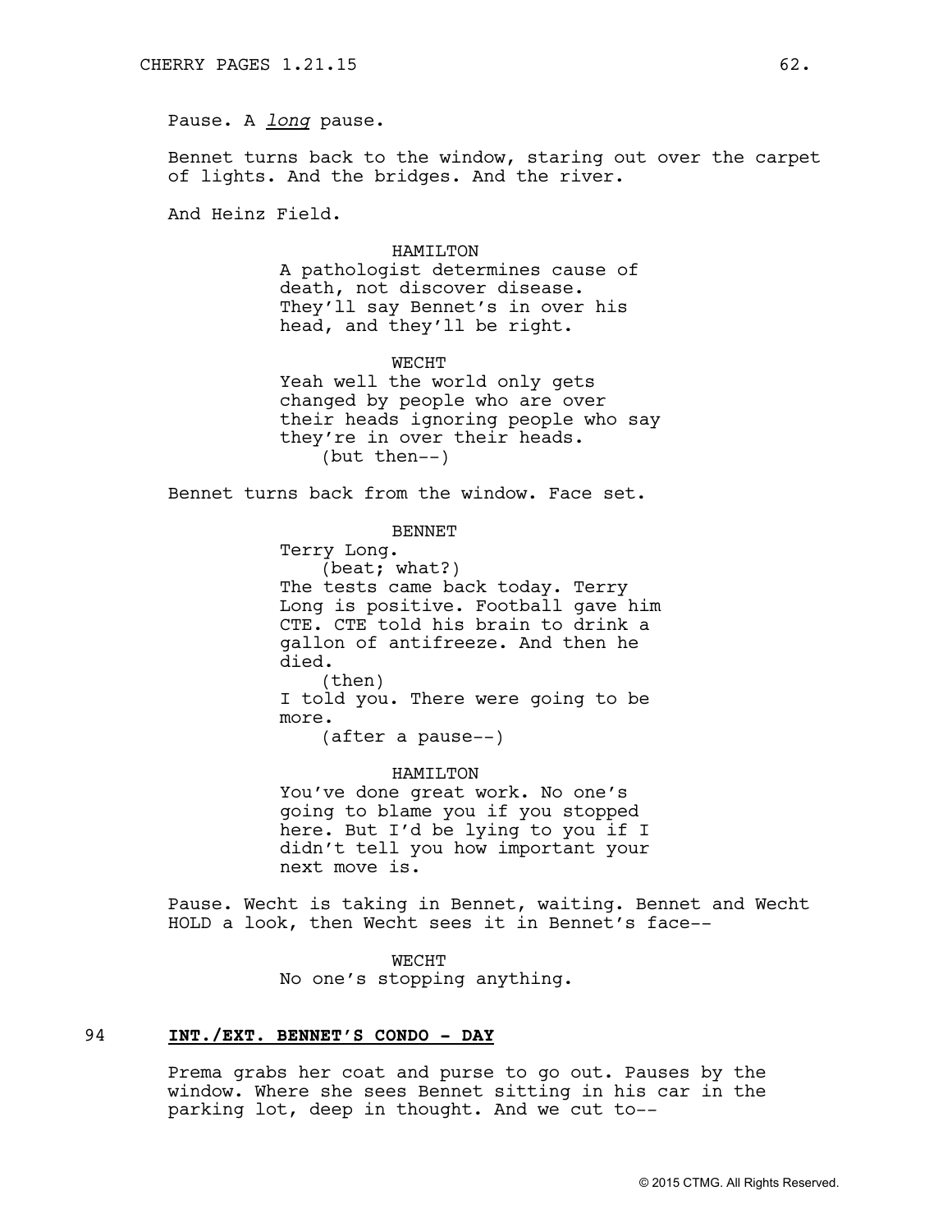Pause. A *long* pause.

Bennet turns back to the window, staring out over the carpet of lights. And the bridges. And the river.

And Heinz Field.

HAMILTON
A pathologist determines cause of death, not discover disease. They'll say Bennet's in over his head, and they'll be right.

WECHT
Yeah well the world only gets changed by people who are over their heads ignoring people who say they're in over their heads.
(but then--)

Bennet turns back from the window. Face set.

BENNET
Terry Long.
(beat; what?)
The tests came back today. Terry Long is positive. Football gave him CTE. CTE told his brain to drink a gallon of antifreeze. And then he died.
(then)
I told you. There were going to be more.
(after a pause--)

HAMILTON
You've done great work. No one's going to blame you if you stopped here. But I'd be lying to you if I didn't tell you how important your next move is.

Pause. Wecht is taking in Bennet, waiting. Bennet and Wecht HOLD a look, then Wecht sees it in Bennet's face--

WECHT
No one's stopping anything.

94 **INT./EXT. BENNET'S CONDO - DAY**

Prema grabs her coat and purse to go out. Pauses by the window. Where she sees Bennet sitting in his car in the parking lot, deep in thought. And we cut to--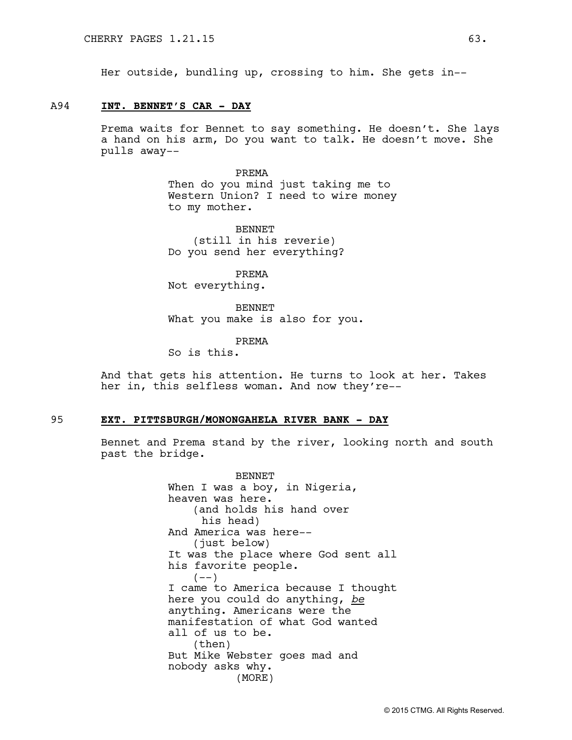Her outside, bundling up, crossing to him. She gets in--

**A94 INT. BENNET'S CAR - DAY**

Prema waits for Bennet to say something. He doesn't. She lays a hand on his arm, Do you want to talk. He doesn't move. She pulls away--

PREMA
Then do you mind just taking me to Western Union? I need to wire money to my mother.

BENNET
(still in his reverie)
Do you send her everything?

PREMA
Not everything.

BENNET
What you make is also for you.

PREMA
So is this.

And that gets his attention. He turns to look at her. Takes her in, this selfless woman. And now they're--

**95 EXT. PITTSBURGH/MONONGAHELA RIVER BANK - DAY**

Bennet and Prema stand by the river, looking north and south past the bridge.

BENNET
When I was a boy, in Nigeria, heaven was here.
(and holds his hand over his head)
And America was here--
(just below)
It was the place where God sent all his favorite people.
(--)
I came to America because I thought here you could do anything, *be* anything. Americans were the manifestation of what God wanted all of us to be.
(then)
But Mike Webster goes mad and nobody asks why.
(MORE)

© 2015 CTMG. All Rights Reserved.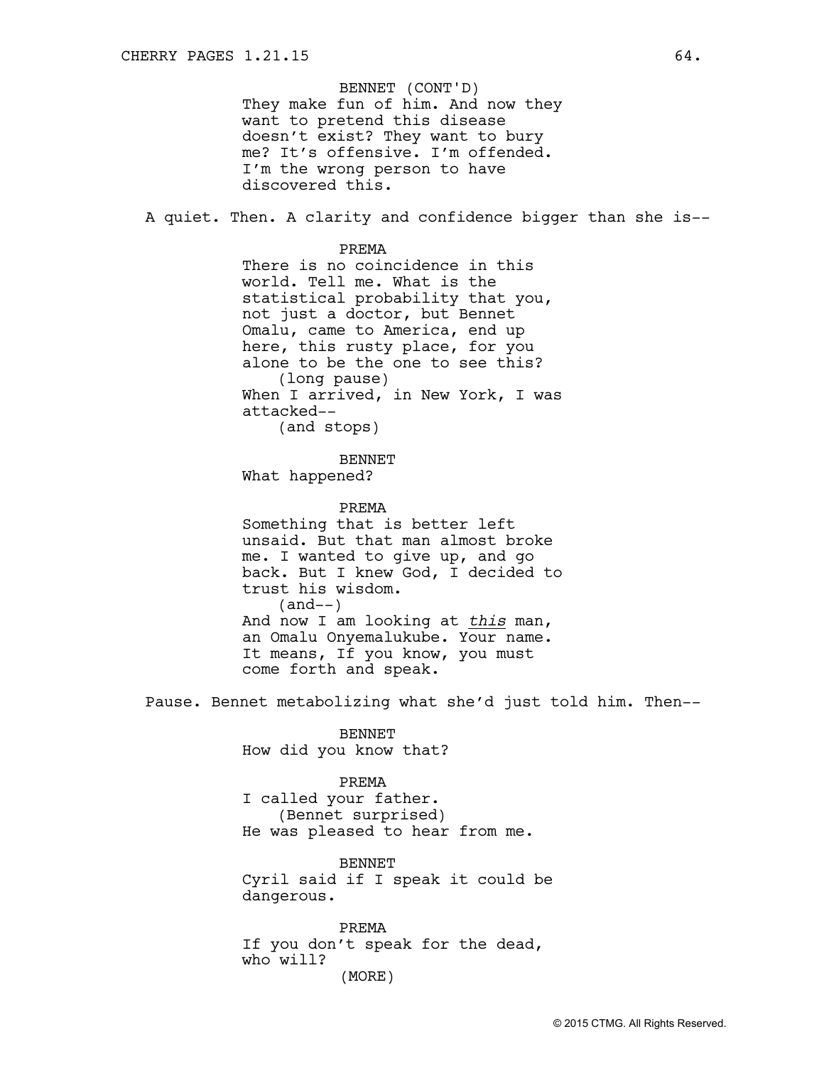BENNET (CONT'D)
They make fun of him. And now they want to pretend this disease doesn't exist? They want to bury me? It's offensive. I'm offended. I'm the wrong person to have discovered this.

A quiet. Then. A clarity and confidence bigger than she is--

PREMA
There is no coincidence in this world. Tell me. What is the statistical probability that you, not just a doctor, but Bennet Omalu, came to America, end up here, this rusty place, for you alone to be the one to see this?
(long pause)
When I arrived, in New York, I was attacked--
(and stops)

BENNET
What happened?

PREMA
Something that is better left unsaid. But that man almost broke me. I wanted to give up, and go back. But I knew God, I decided to trust his wisdom.
(and--)
And now I am looking at *this* man, an Omalu Onyemalukube. Your name. It means, If you know, you must come forth and speak.

Pause. Bennet metabolizing what she'd just told him. Then--

BENNET
How did you know that?

PREMA
I called your father.
(Bennet surprised)
He was pleased to hear from me.

BENNET
Cyril said if I speak it could be dangerous.

PREMA
If you don't speak for the dead, who will?
(MORE)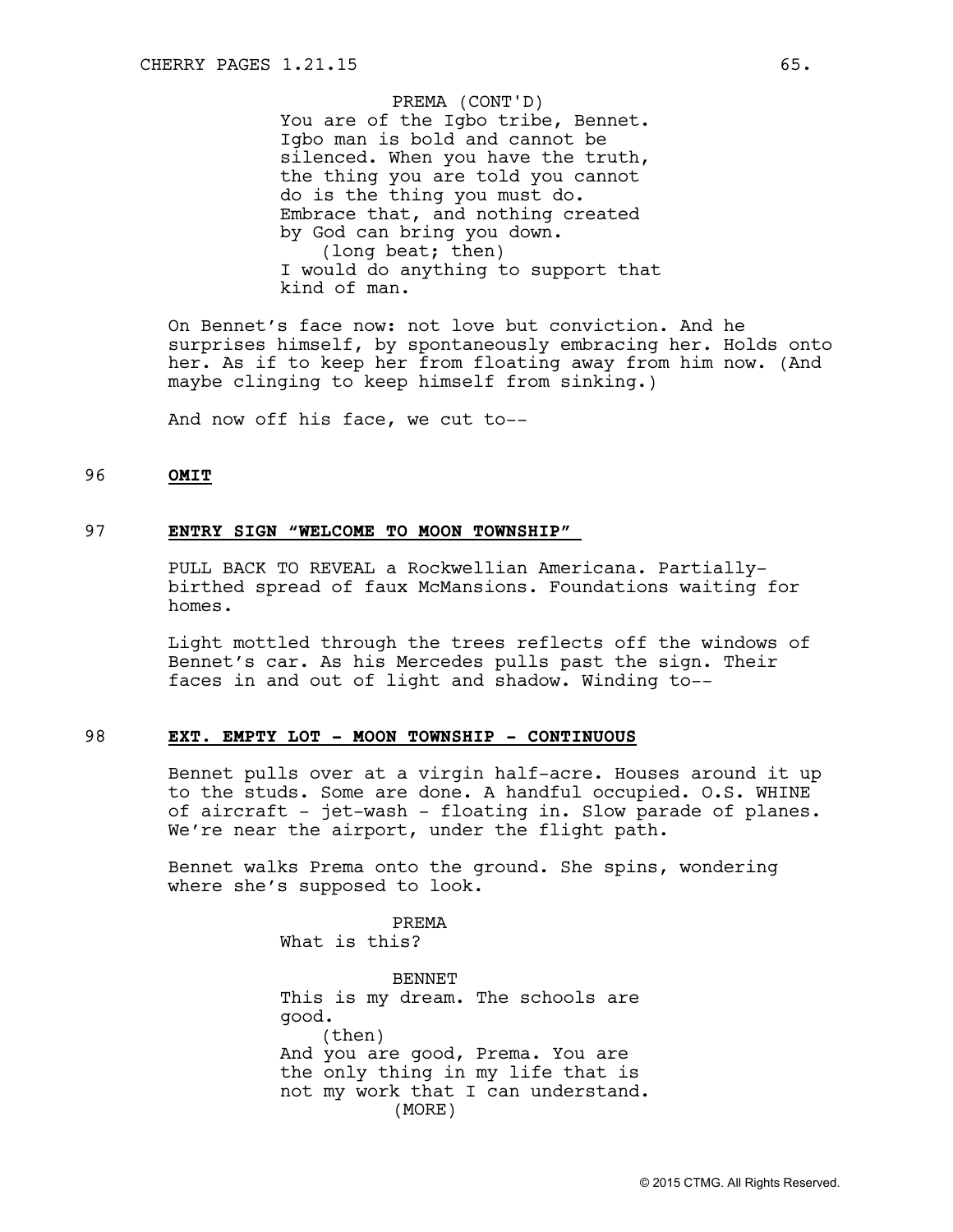PREMA (CONT'D)
You are of the Igbo tribe, Bennet. Igbo man is bold and cannot be silenced. When you have the truth, the thing you are told you cannot do is the thing you must do. Embrace that, and nothing created by God can bring you down.
(long beat; then)
I would do anything to support that kind of man.

On Bennet's face now: not love but conviction. And he surprises himself, by spontaneously embracing her. Holds onto her. As if to keep her from floating away from him now. (And maybe clinging to keep himself from sinking.)

And now off his face, we cut to--

96 **OMIT**

97 **ENTRY SIGN "WELCOME TO MOON TOWNSHIP"**

PULL BACK TO REVEAL a Rockwellian Americana. Partially-birthed spread of faux McMansions. Foundations waiting for homes.

Light mottled through the trees reflects off the windows of Bennet's car. As his Mercedes pulls past the sign. Their faces in and out of light and shadow. Winding to--

98 **EXT. EMPTY LOT - MOON TOWNSHIP - CONTINUOUS**

Bennet pulls over at a virgin half-acre. Houses around it up to the studs. Some are done. A handful occupied. O.S. WHINE of aircraft - jet-wash - floating in. Slow parade of planes. We're near the airport, under the flight path.

Bennet walks Prema onto the ground. She spins, wondering where she's supposed to look.

PREMA
What is this?

BENNET
This is my dream. The schools are good.
(then)
And you are good, Prema. You are the only thing in my life that is not my work that I can understand.
(MORE)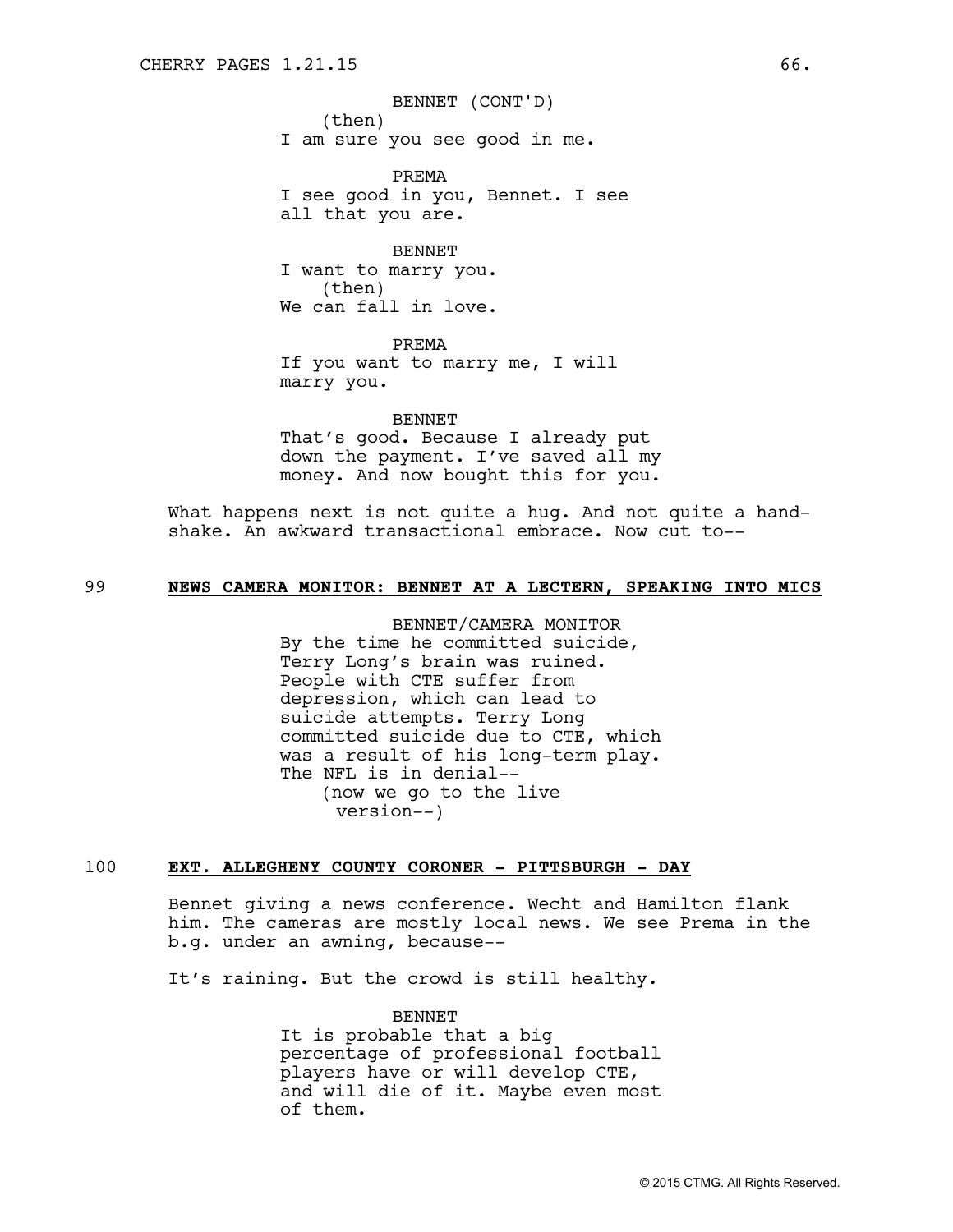BENNET (CONT'D)
(then)
I am sure you see good in me.

PREMA
I see good in you, Bennet. I see all that you are.

BENNET
I want to marry you.
(then)
We can fall in love.

PREMA
If you want to marry me, I will marry you.

BENNET
That's good. Because I already put down the payment. I've saved all my money. And now bought this for you.

What happens next is not quite a hug. And not quite a handshake. An awkward transactional embrace. Now cut to--

**99 NEWS CAMERA MONITOR: BENNET AT A LECTERN, SPEAKING INTO MICS**

BENNET/CAMERA MONITOR
By the time he committed suicide, Terry Long's brain was ruined. People with CTE suffer from depression, which can lead to suicide attempts. Terry Long committed suicide due to CTE, which was a result of his long-term play. The NFL is in denial--
(now we go to the live version--)

**100 EXT. ALLEGHENY COUNTY CORONER - PITTSBURGH - DAY**

Bennet giving a news conference. Wecht and Hamilton flank him. The cameras are mostly local news. We see Prema in the b.g. under an awning, because--

It's raining. But the crowd is still healthy.

BENNET
It is probable that a big percentage of professional football players have or will develop CTE, and will die of it. Maybe even most of them.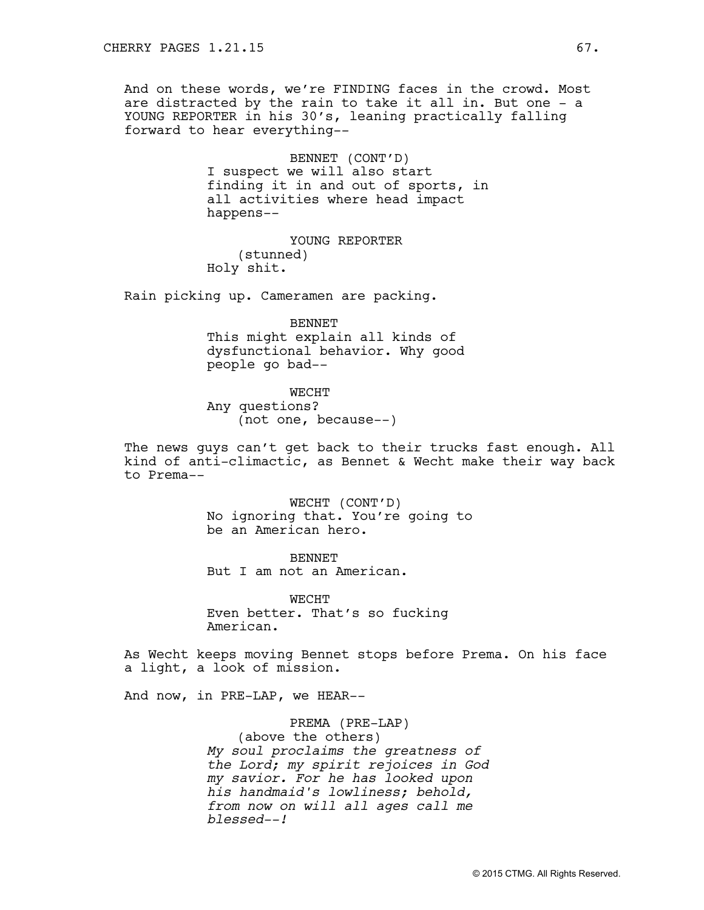And on these words, we're FINDING faces in the crowd. Most are distracted by the rain to take it all in. But one - a YOUNG REPORTER in his 30's, leaning practically falling forward to hear everything--

BENNET (CONT'D)
I suspect we will also start finding it in and out of sports, in all activities where head impact happens--

YOUNG REPORTER
(stunned)
Holy shit.

Rain picking up. Cameramen are packing.

BENNET
This might explain all kinds of dysfunctional behavior. Why good people go bad--

WECHT
Any questions?
(not one, because--)

The news guys can't get back to their trucks fast enough. All kind of anti-climactic, as Bennet & Wecht make their way back to Prema--

WECHT (CONT'D)
No ignoring that. You're going to be an American hero.

BENNET
But I am not an American.

WECHT
Even better. That's so fucking American.

As Wecht keeps moving Bennet stops before Prema. On his face a light, a look of mission.

And now, in PRE-LAP, we HEAR--

PREMA (PRE-LAP)
(above the others)
*My soul proclaims the greatness of the Lord; my spirit rejoices in God my savior. For he has looked upon his handmaid's lowliness; behold, from now on will all ages call me blessed--!*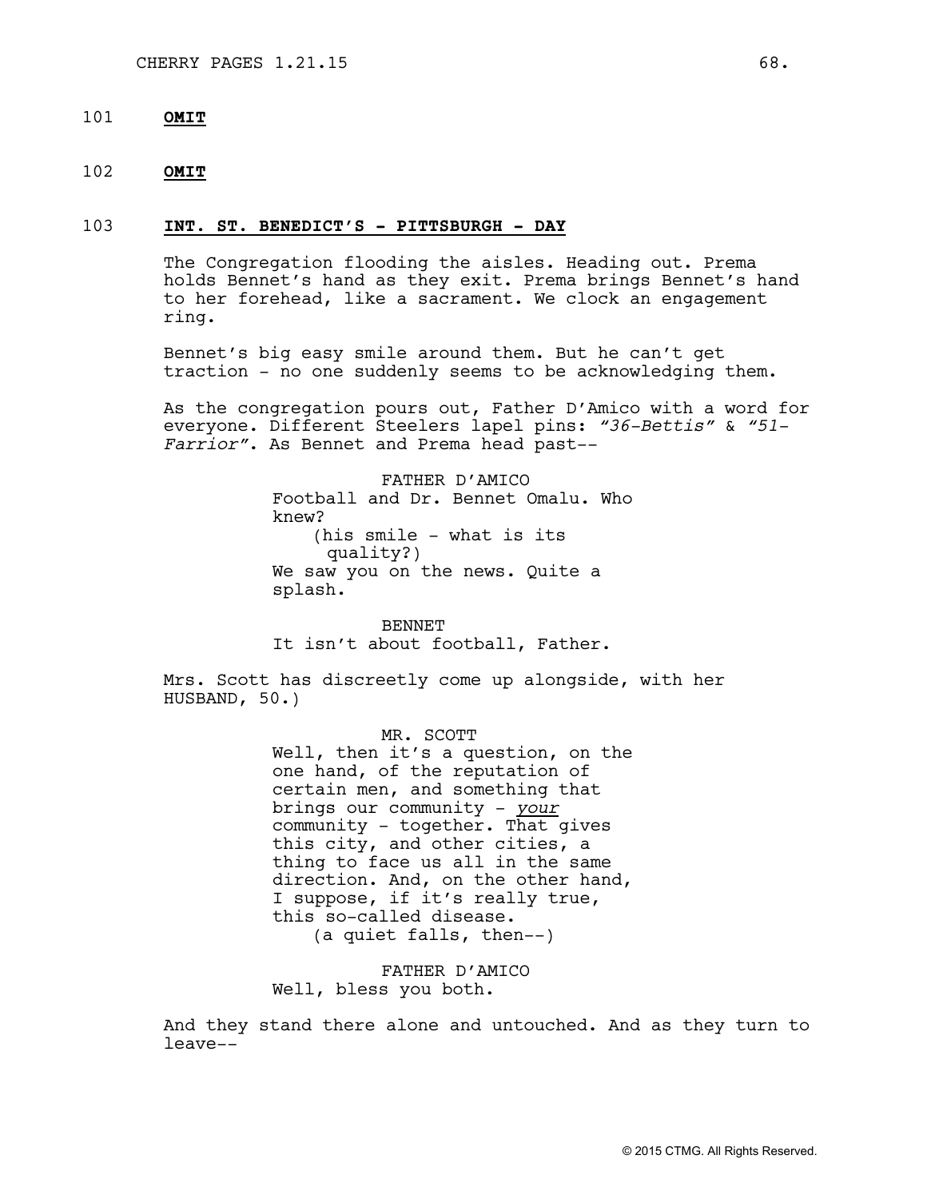101 **OMIT**

102 **OMIT**

103 **INT. ST. BENEDICT'S - PITTSBURGH - DAY**

The Congregation flooding the aisles. Heading out. Prema holds Bennet's hand as they exit. Prema brings Bennet's hand to her forehead, like a sacrament. We clock an engagement ring.

Bennet's big easy smile around them. But he can't get traction - no one suddenly seems to be acknowledging them.

As the congregation pours out, Father D'Amico with a word for everyone. Different Steelers lapel pins: *"36-Bettis"* & *"51-Farrior"*. As Bennet and Prema head past--

FATHER D'AMICO
Football and Dr. Bennet Omalu. Who knew?
(his smile - what is its quality?)
We saw you on the news. Quite a splash.

BENNET
It isn't about football, Father.

Mrs. Scott has discreetly come up alongside, with her HUSBAND, 50.)

MR. SCOTT
Well, then it's a question, on the one hand, of the reputation of certain men, and something that brings our community - *your* community - together. That gives this city, and other cities, a thing to face us all in the same direction. And, on the other hand, I suppose, if it's really true, this so-called disease.
(a quiet falls, then--)

FATHER D'AMICO
Well, bless you both.

And they stand there alone and untouched. And as they turn to leave--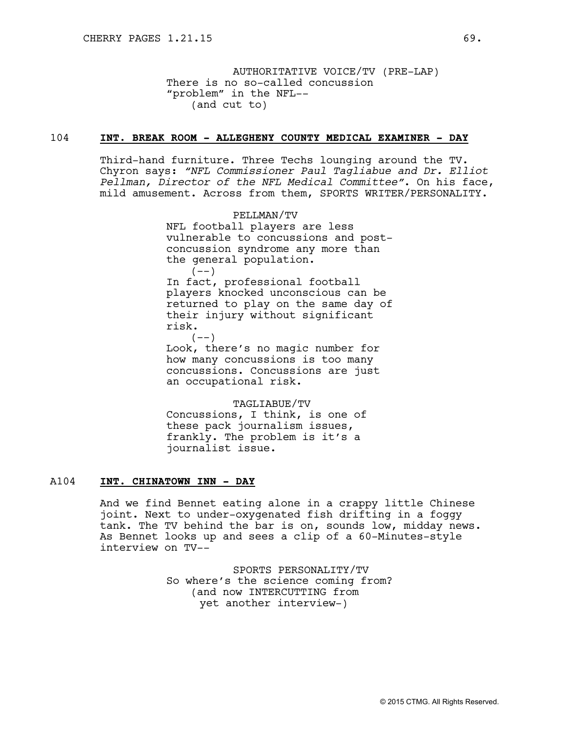AUTHORITATIVE VOICE/TV (PRE-LAP)
There is no so-called concussion "problem" in the NFL--
(and cut to)

104 **INT. BREAK ROOM - ALLEGHENY COUNTY MEDICAL EXAMINER - DAY**

Third-hand furniture. Three Techs lounging around the TV. Chyron says: *"NFL Commissioner Paul Tagliabue and Dr. Elliot Pellman, Director of the NFL Medical Committee"*. On his face, mild amusement. Across from them, SPORTS WRITER/PERSONALITY.

PELLMAN/TV
NFL football players are less vulnerable to concussions and post-concussion syndrome any more than the general population.
(--)
In fact, professional football players knocked unconscious can be returned to play on the same day of their injury without significant risk.
(--)
Look, there's no magic number for how many concussions is too many concussions. Concussions are just an occupational risk.

TAGLIABUE/TV
Concussions, I think, is one of these pack journalism issues, frankly. The problem is it's a journalist issue.

A104 **INT. CHINATOWN INN - DAY**

And we find Bennet eating alone in a crappy little Chinese joint. Next to under-oxygenated fish drifting in a foggy tank. The TV behind the bar is on, sounds low, midday news. As Bennet looks up and sees a clip of a 60-Minutes-style interview on TV--

SPORTS PERSONALITY/TV
So where's the science coming from?
(and now INTERCUTTING from yet another interview-)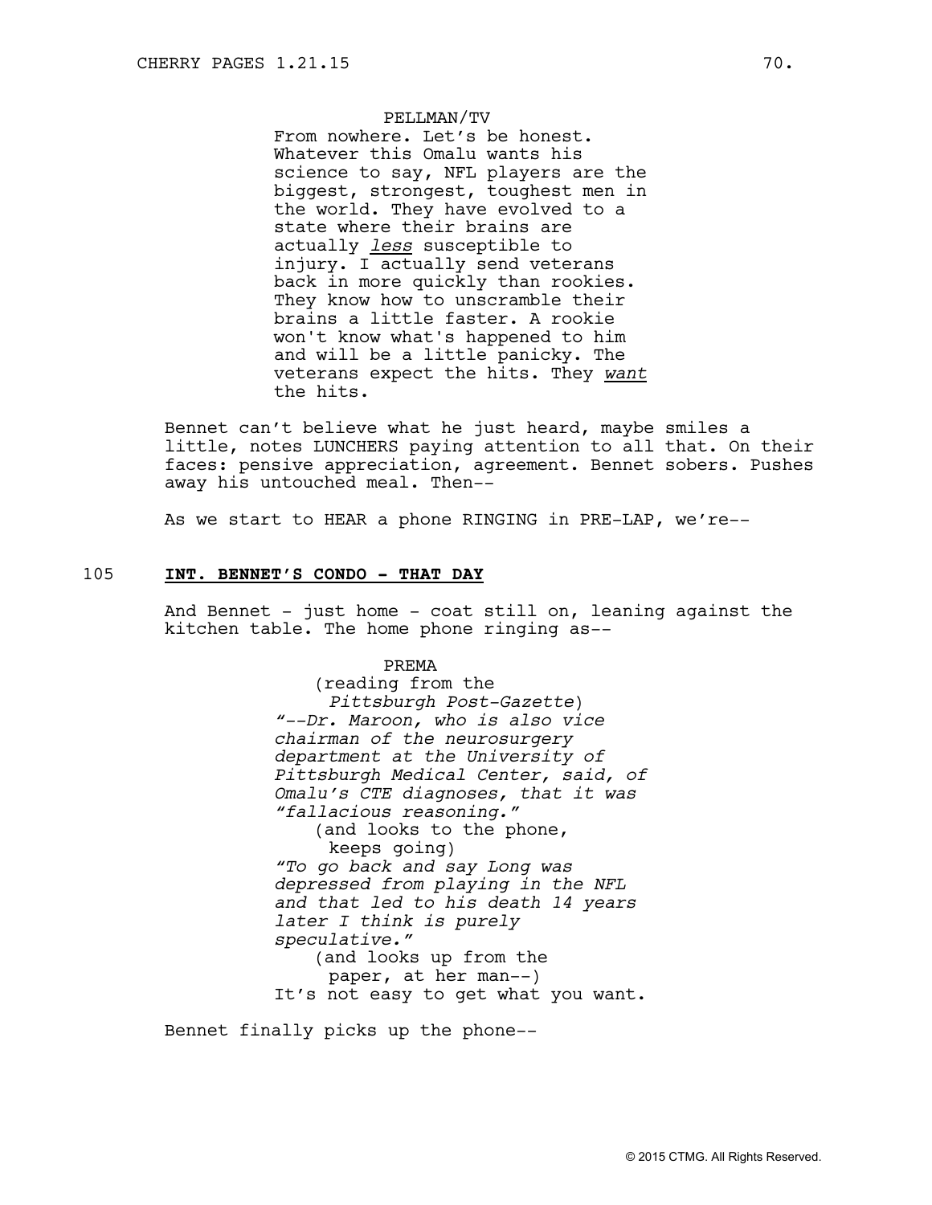PELLMAN/TV

From nowhere. Let's be honest. Whatever this Omalu wants his science to say, NFL players are the biggest, strongest, toughest men in the world. They have evolved to a state where their brains are actually *less* susceptible to injury. I actually send veterans back in more quickly than rookies. They know how to unscramble their brains a little faster. A rookie won't know what's happened to him and will be a little panicky. The veterans expect the hits. They *want* the hits.

Bennet can't believe what he just heard, maybe smiles a little, notes LUNCHERS paying attention to all that. On their faces: pensive appreciation, agreement. Bennet sobers. Pushes away his untouched meal. Then--

As we start to HEAR a phone RINGING in PRE-LAP, we're--

105 **INT. BENNET'S CONDO - THAT DAY**

And Bennet - just home - coat still on, leaning against the kitchen table. The home phone ringing as--

PREMA

(reading from the *Pittsburgh Post-Gazette*)

*"--Dr. Maroon, who is also vice chairman of the neurosurgery department at the University of Pittsburgh Medical Center, said, of Omalu's CTE diagnoses, that it was "fallacious reasoning."*

(and looks to the phone, keeps going)

*"To go back and say Long was depressed from playing in the NFL and that led to his death 14 years later I think is purely speculative."*

(and looks up from the paper, at her man--)

It's not easy to get what you want.

Bennet finally picks up the phone--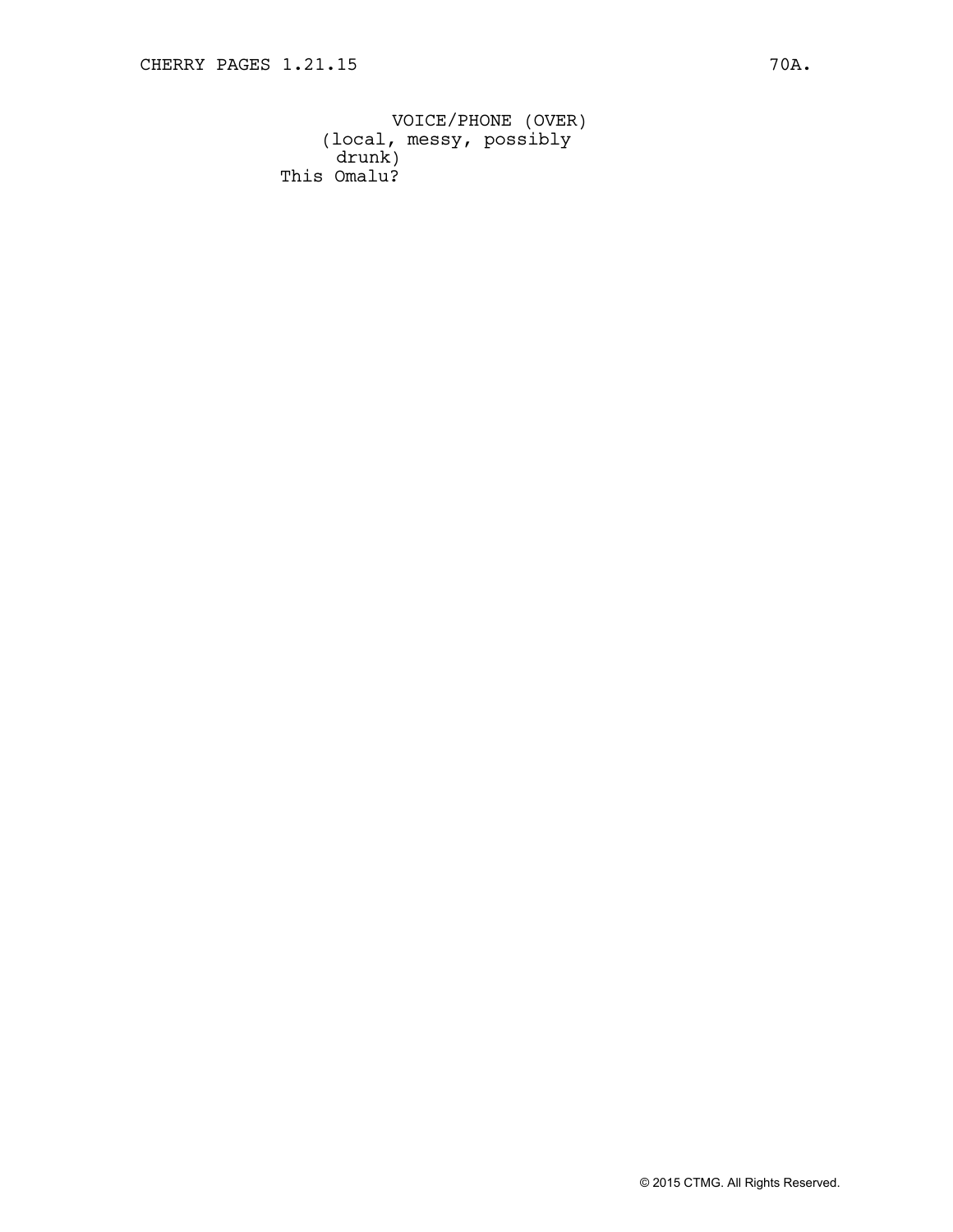VOICE/PHONE (OVER)
(local, messy, possibly drunk)
This Omalu?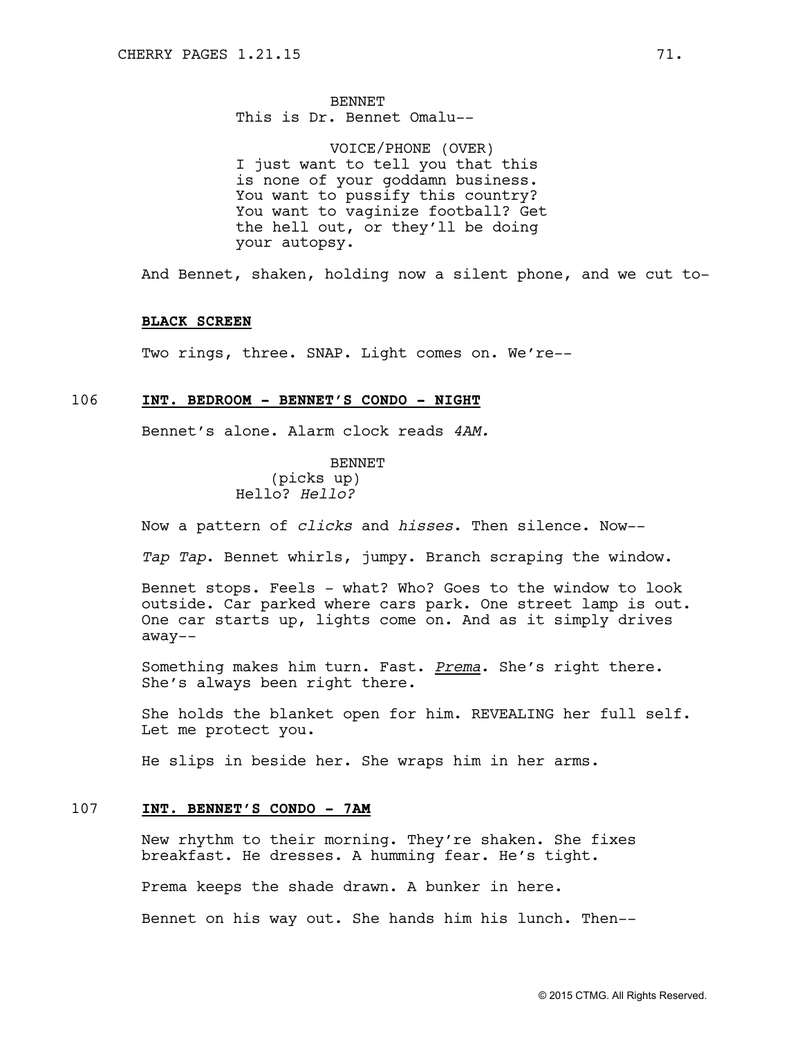BENNET
This is Dr. Bennet Omalu--

VOICE/PHONE (OVER)
I just want to tell you that this is none of your goddamn business. You want to pussify this country? You want to vaginize football? Get the hell out, or they'll be doing your autopsy.

And Bennet, shaken, holding now a silent phone, and we cut to-

**BLACK SCREEN**

Two rings, three. SNAP. Light comes on. We're--

106 **INT. BEDROOM - BENNET'S CONDO - NIGHT**

Bennet's alone. Alarm clock reads *4AM.*

BENNET
(picks up)
Hello? *Hello?*

Now a pattern of *clicks* and *hisses*. Then silence. Now--

*Tap Tap*. Bennet whirls, jumpy. Branch scraping the window.

Bennet stops. Feels - what? Who? Goes to the window to look outside. Car parked where cars park. One street lamp is out. One car starts up, lights come on. And as it simply drives away--

Something makes him turn. Fast. *Prema*. She's right there. She's always been right there.

She holds the blanket open for him. REVEALING her full self. Let me protect you.

He slips in beside her. She wraps him in her arms.

107 **INT. BENNET'S CONDO - 7AM**

New rhythm to their morning. They're shaken. She fixes breakfast. He dresses. A humming fear. He's tight.

Prema keeps the shade drawn. A bunker in here.

Bennet on his way out. She hands him his lunch. Then--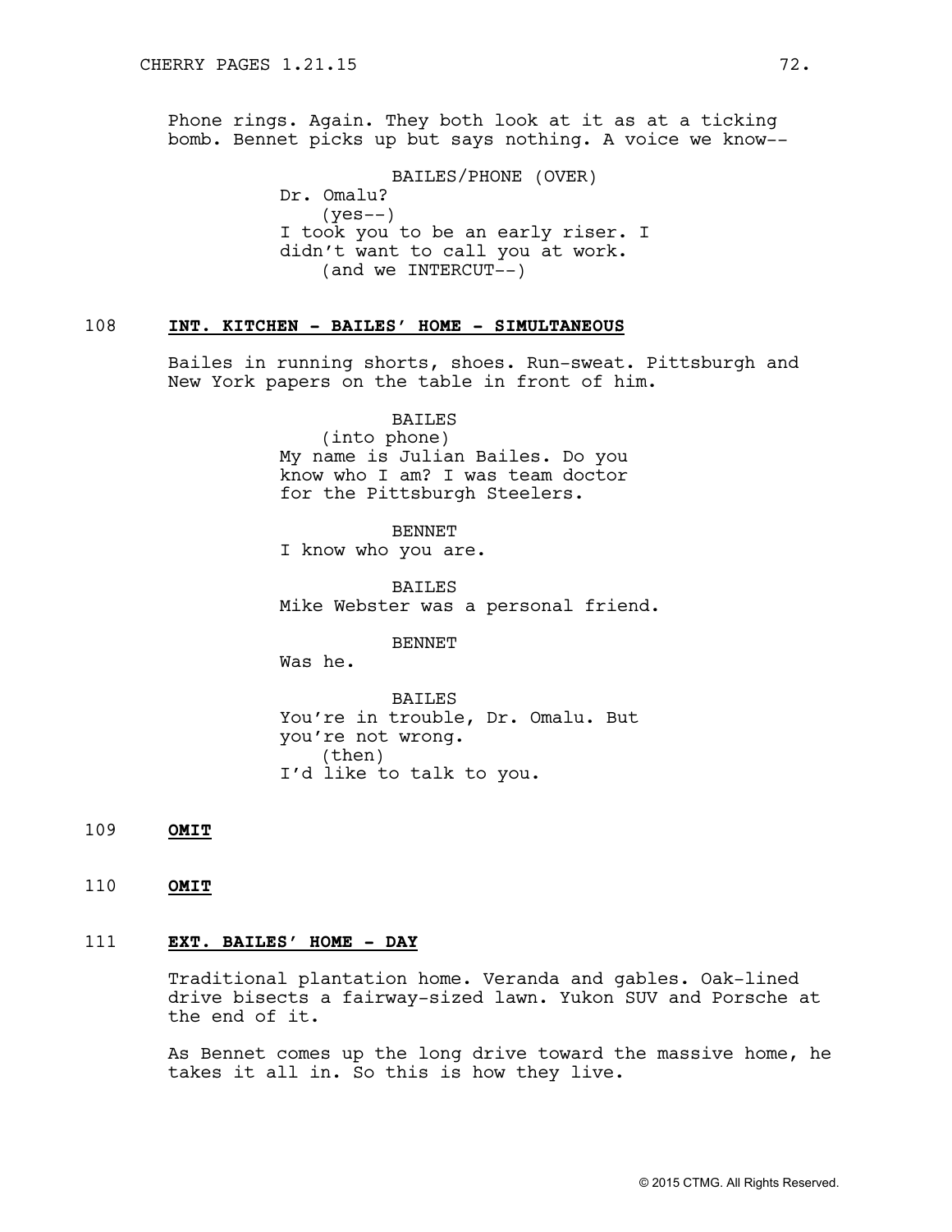Phone rings. Again. They both look at it as at a ticking bomb. Bennet picks up but says nothing. A voice we know--

BAILES/PHONE (OVER)
Dr. Omalu?
(yes--)
I took you to be an early riser. I didn't want to call you at work.
(and we INTERCUT--)

108 **INT. KITCHEN - BAILES' HOME - SIMULTANEOUS**

Bailes in running shorts, shoes. Run-sweat. Pittsburgh and New York papers on the table in front of him.

BAILES
(into phone)
My name is Julian Bailes. Do you know who I am? I was team doctor for the Pittsburgh Steelers.

BENNET
I know who you are.

BAILES
Mike Webster was a personal friend.

BENNET
Was he.

BAILES
You're in trouble, Dr. Omalu. But you're not wrong.
(then)
I'd like to talk to you.

109 **OMIT**

110 **OMIT**

111 **EXT. BAILES' HOME - DAY**

Traditional plantation home. Veranda and gables. Oak-lined drive bisects a fairway-sized lawn. Yukon SUV and Porsche at the end of it.

As Bennet comes up the long drive toward the massive home, he takes it all in. So this is how they live.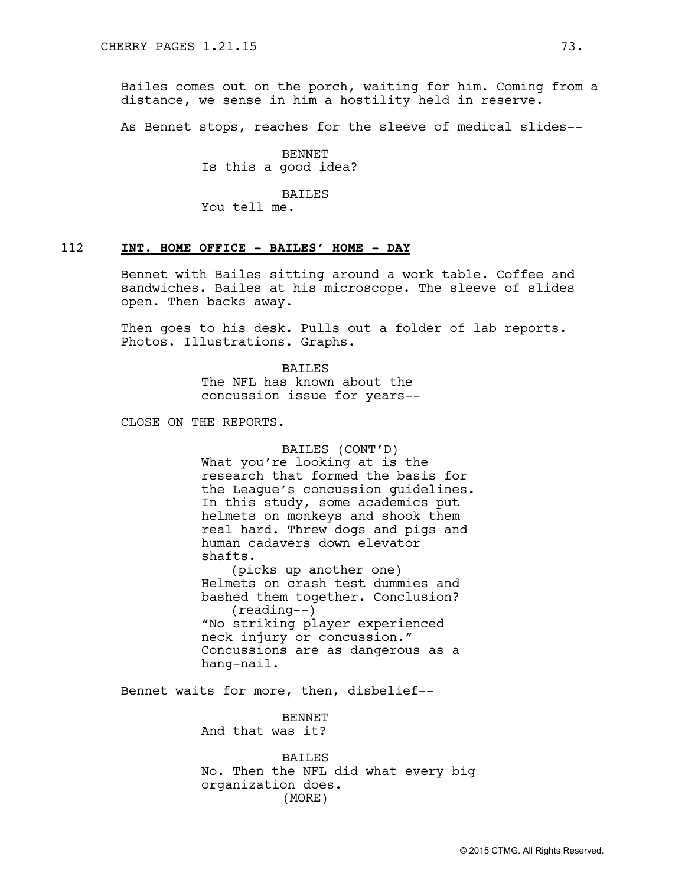Bailes comes out on the porch, waiting for him. Coming from a distance, we sense in him a hostility held in reserve.

As Bennet stops, reaches for the sleeve of medical slides--

BENNET
Is this a good idea?

BAILES
You tell me.

112 **INT. HOME OFFICE - BAILES' HOME - DAY**

Bennet with Bailes sitting around a work table. Coffee and sandwiches. Bailes at his microscope. The sleeve of slides open. Then backs away.

Then goes to his desk. Pulls out a folder of lab reports. Photos. Illustrations. Graphs.

BAILES
The NFL has known about the concussion issue for years--

CLOSE ON THE REPORTS.

BAILES (CONT'D)
What you're looking at is the research that formed the basis for the League's concussion guidelines. In this study, some academics put helmets on monkeys and shook them real hard. Threw dogs and pigs and human cadavers down elevator shafts.
(picks up another one)
Helmets on crash test dummies and bashed them together. Conclusion?
(reading--)
"No striking player experienced neck injury or concussion."
Concussions are as dangerous as a hang-nail.

Bennet waits for more, then, disbelief--

BENNET
And that was it?

BAILES
No. Then the NFL did what every big organization does.
(MORE)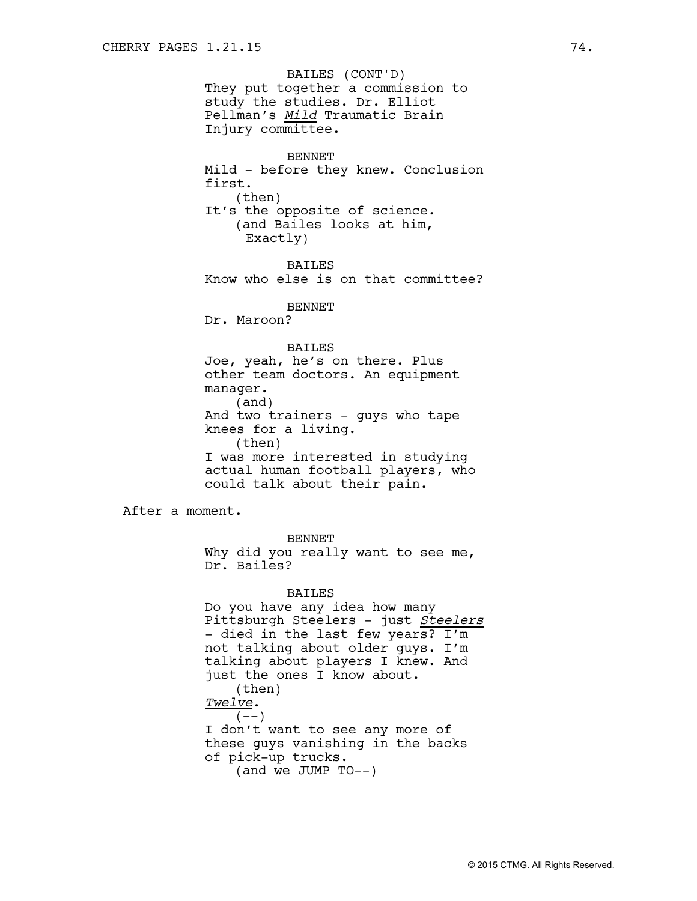BAILES (CONT'D)
They put together a commission to study the studies. Dr. Elliot Pellman's *Mild* Traumatic Brain Injury committee.

BENNET
Mild - before they knew. Conclusion first.
(then)
It's the opposite of science.
(and Bailes looks at him, Exactly)

BAILES
Know who else is on that committee?

BENNET
Dr. Maroon?

BAILES
Joe, yeah, he's on there. Plus other team doctors. An equipment manager.
(and)
And two trainers - guys who tape knees for a living.
(then)
I was more interested in studying actual human football players, who could talk about their pain.

After a moment.

BENNET
Why did you really want to see me, Dr. Bailes?

BAILES
Do you have any idea how many Pittsburgh Steelers - just *Steelers* - died in the last few years? I'm not talking about older guys. I'm talking about players I knew. And just the ones I know about.
(then)
*Twelve*.
(--)
I don't want to see any more of these guys vanishing in the backs of pick-up trucks.
(and we JUMP TO--)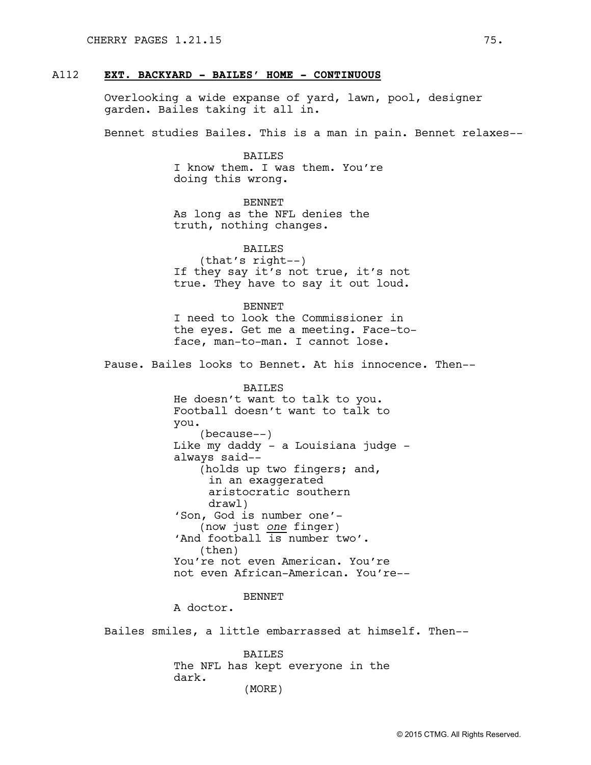A112 **EXT. BACKYARD - BAILES' HOME - CONTINUOUS**

Overlooking a wide expanse of yard, lawn, pool, designer garden. Bailes taking it all in.

Bennet studies Bailes. This is a man in pain. Bennet relaxes--

BAILES
I know them. I was them. You're doing this wrong.

BENNET
As long as the NFL denies the truth, nothing changes.

BAILES
(that's right--)
If they say it's not true, it's not true. They have to say it out loud.

BENNET
I need to look the Commissioner in the eyes. Get me a meeting. Face-to-face, man-to-man. I cannot lose.

Pause. Bailes looks to Bennet. At his innocence. Then--

BAILES
He doesn't want to talk to you. Football doesn't want to talk to you.
(because--)
Like my daddy - a Louisiana judge - always said--
(holds up two fingers; and, in an exaggerated aristocratic southern drawl)
'Son, God is number one'-
(now just *one* finger)
'And football is number two'.
(then)
You're not even American. You're not even African-American. You're--

BENNET
A doctor.

Bailes smiles, a little embarrassed at himself. Then--

BAILES
The NFL has kept everyone in the dark.
(MORE)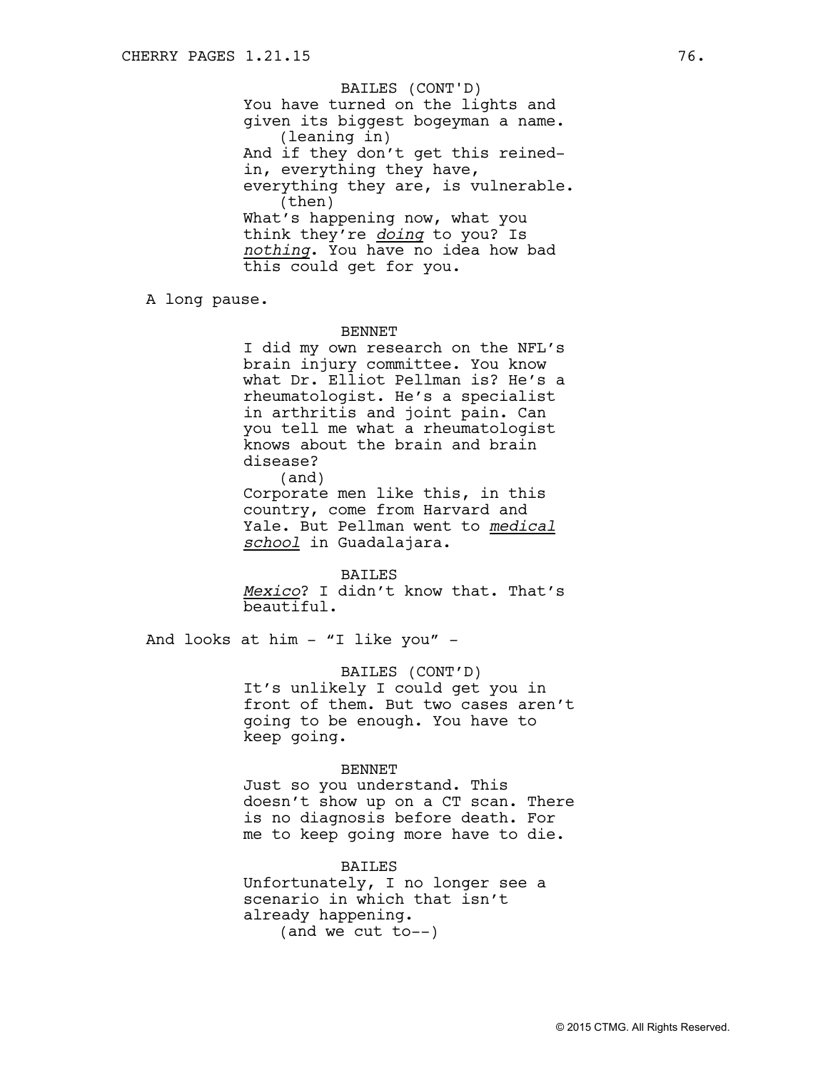BAILES (CONT'D)
You have turned on the lights and given its biggest bogeyman a name.
(leaning in)
And if they don't get this reined-in, everything they have, everything they are, is vulnerable.
(then)
What's happening now, what you think they're *doing* to you? Is *nothing*. You have no idea how bad this could get for you.

A long pause.

BENNET
I did my own research on the NFL's brain injury committee. You know what Dr. Elliot Pellman is? He's a rheumatologist. He's a specialist in arthritis and joint pain. Can you tell me what a rheumatologist knows about the brain and brain disease?
(and)
Corporate men like this, in this country, come from Harvard and Yale. But Pellman went to *medical school* in Guadalajara.

BAILES
*Mexico*? I didn't know that. That's beautiful.

And looks at him - "I like you" -

BAILES (CONT'D)
It's unlikely I could get you in front of them. But two cases aren't going to be enough. You have to keep going.

BENNET
Just so you understand. This doesn't show up on a CT scan. There is no diagnosis before death. For me to keep going more have to die.

BAILES
Unfortunately, I no longer see a scenario in which that isn't already happening.
(and we cut to--)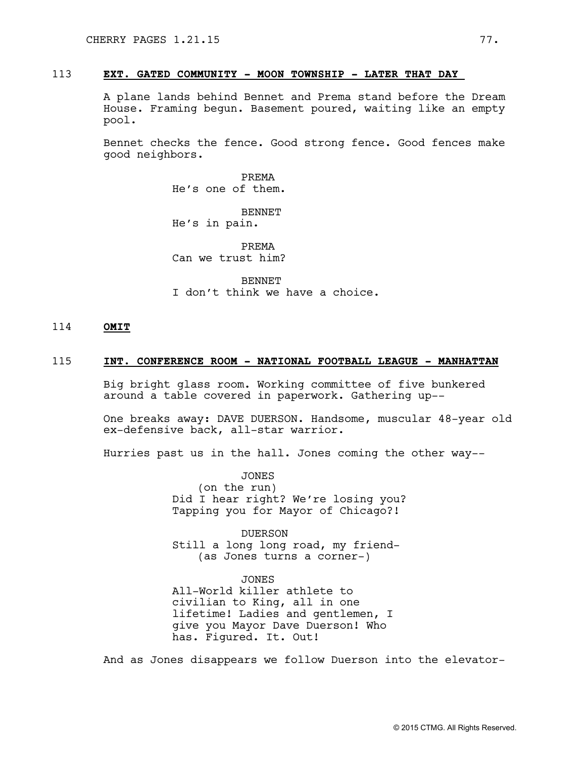113 **EXT. GATED COMMUNITY - MOON TOWNSHIP - LATER THAT DAY**

A plane lands behind Bennet and Prema stand before the Dream House. Framing begun. Basement poured, waiting like an empty pool.

Bennet checks the fence. Good strong fence. Good fences make good neighbors.

PREMA
He's one of them.

BENNET
He's in pain.

PREMA
Can we trust him?

BENNET
I don't think we have a choice.

114 **OMIT**

115 **INT. CONFERENCE ROOM - NATIONAL FOOTBALL LEAGUE - MANHATTAN**

Big bright glass room. Working committee of five bunkered around a table covered in paperwork. Gathering up--

One breaks away: DAVE DUERSON. Handsome, muscular 48-year old ex-defensive back, all-star warrior.

Hurries past us in the hall. Jones coming the other way--

JONES
(on the run)
Did I hear right? We're losing you? Tapping you for Mayor of Chicago?!

DUERSON
Still a long long road, my friend-
(as Jones turns a corner-)

JONES
All-World killer athlete to civilian to King, all in one lifetime! Ladies and gentlemen, I give you Mayor Dave Duerson! Who has. Figured. It. Out!

And as Jones disappears we follow Duerson into the elevator-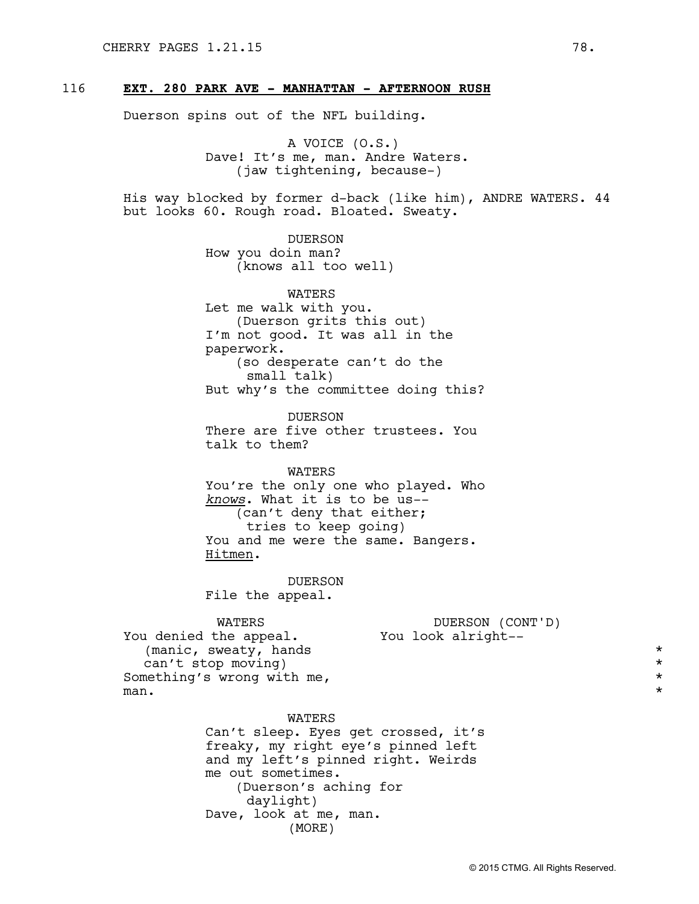116 **EXT. 280 PARK AVE - MANHATTAN - AFTERNOON RUSH**

Duerson spins out of the NFL building.

A VOICE (O.S.)
Dave! It's me, man. Andre Waters.
(jaw tightening, because-)

His way blocked by former d-back (like him), ANDRE WATERS. 44 but looks 60. Rough road. Bloated. Sweaty.

DUERSON
How you doin man?
(knows all too well)

WATERS
Let me walk with you.
(Duerson grits this out)
I'm not good. It was all in the paperwork.
(so desperate can't do the small talk)
But why's the committee doing this?

DUERSON
There are five other trustees. You talk to them?

WATERS
You're the only one who played. Who *knows*. What it is to be us--
(can't deny that either; tries to keep going)
You and me were the same. Bangers. Hitmen.

DUERSON
File the appeal.

WATERS
You denied the appeal.
(manic, sweaty, hands can't stop moving)
Something's wrong with me, man.

DUERSON (CONT'D)
You look alright--

WATERS
Can't sleep. Eyes get crossed, it's freaky, my right eye's pinned left and my left's pinned right. Weirds me out sometimes.
(Duerson's aching for daylight)
Dave, look at me, man.
(MORE)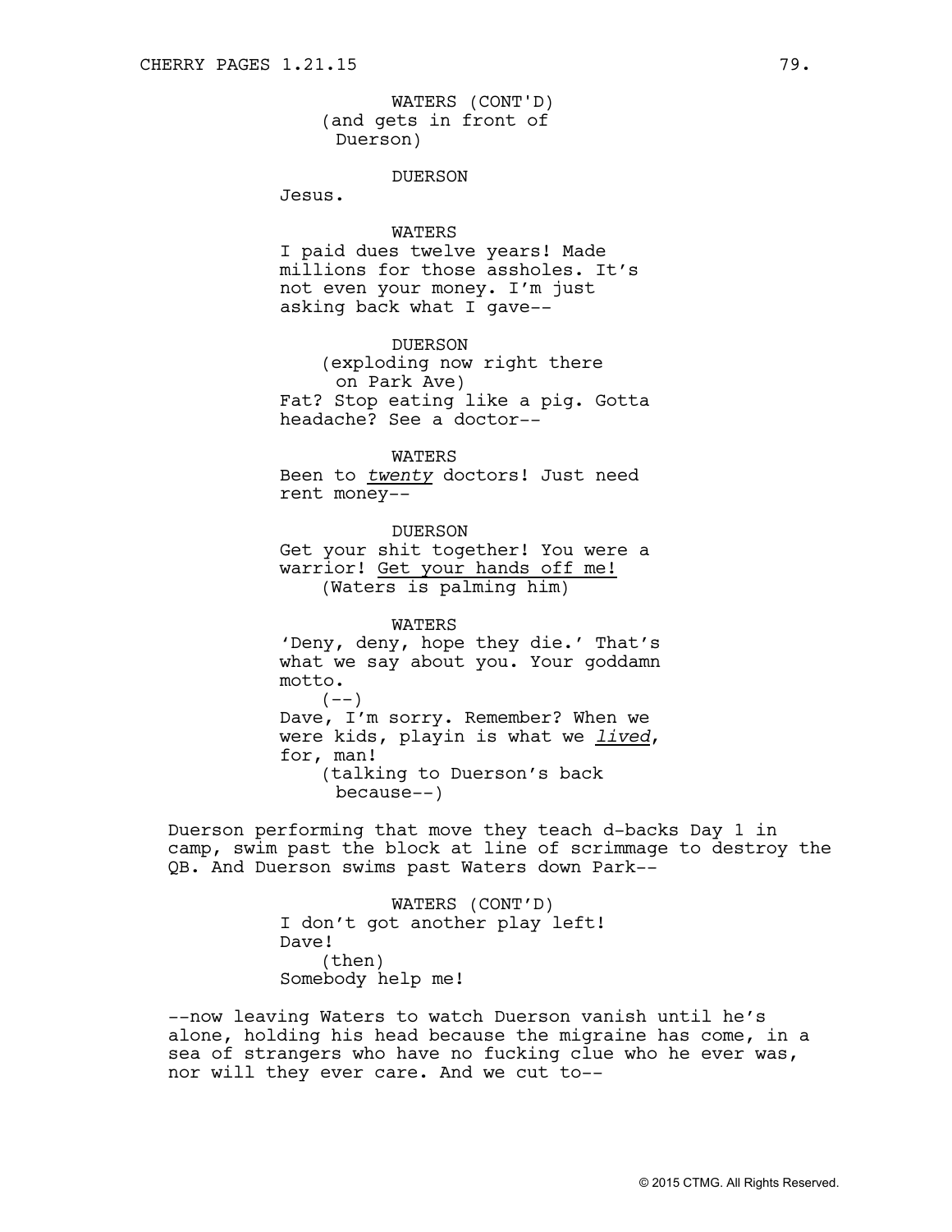WATERS (CONT'D)
(and gets in front of Duerson)

DUERSON
Jesus.

WATERS
I paid dues twelve years! Made millions for those assholes. It's not even your money. I'm just asking back what I gave--

DUERSON
(exploding now right there on Park Ave)
Fat? Stop eating like a pig. Gotta headache? See a doctor--

WATERS
Been to *twenty* doctors! Just need rent money--

DUERSON
Get your shit together! You were a warrior! Get your hands off me!
(Waters is palming him)

WATERS
'Deny, deny, hope they die.' That's what we say about you. Your goddamn motto.
(--)
Dave, I'm sorry. Remember? When we were kids, playin is what we *lived*, for, man!
(talking to Duerson's back because--)

Duerson performing that move they teach d-backs Day 1 in camp, swim past the block at line of scrimmage to destroy the QB. And Duerson swims past Waters down Park--

WATERS (CONT'D)
I don't got another play left! Dave!
(then)
Somebody help me!

--now leaving Waters to watch Duerson vanish until he's alone, holding his head because the migraine has come, in a sea of strangers who have no fucking clue who he ever was, nor will they ever care. And we cut to--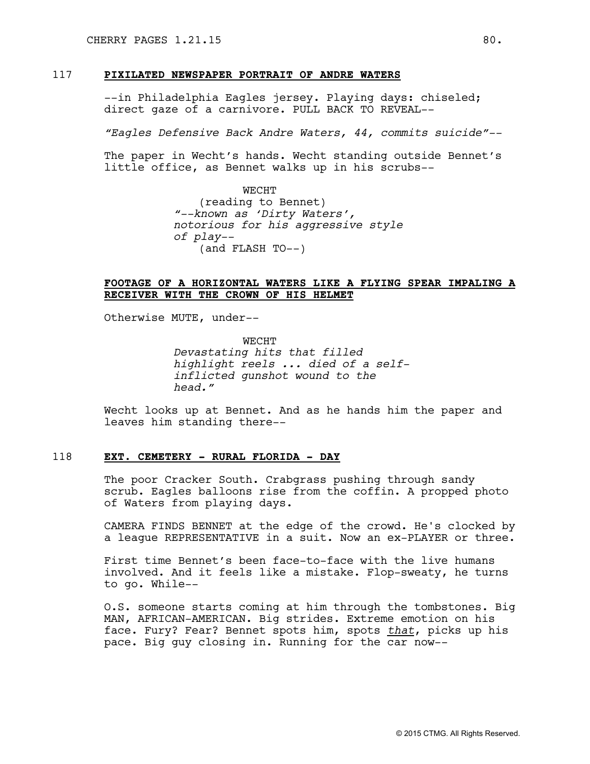117 **PIXILATED NEWSPAPER PORTRAIT OF ANDRE WATERS**

--in Philadelphia Eagles jersey. Playing days: chiseled; direct gaze of a carnivore. PULL BACK TO REVEAL--

*"Eagles Defensive Back Andre Waters, 44, commits suicide"--*

The paper in Wecht's hands. Wecht standing outside Bennet's little office, as Bennet walks up in his scrubs--

WECHT
(reading to Bennet)
*"--known as 'Dirty Waters', notorious for his aggressive style of play--*
(and FLASH TO--)

**FOOTAGE OF A HORIZONTAL WATERS LIKE A FLYING SPEAR IMPALING A RECEIVER WITH THE CROWN OF HIS HELMET**

Otherwise MUTE, under--

WECHT
*Devastating hits that filled highlight reels ... died of a self-inflicted gunshot wound to the head."*

Wecht looks up at Bennet. And as he hands him the paper and leaves him standing there--

118 **EXT. CEMETERY - RURAL FLORIDA - DAY**

The poor Cracker South. Crabgrass pushing through sandy scrub. Eagles balloons rise from the coffin. A propped photo of Waters from playing days.

CAMERA FINDS BENNET at the edge of the crowd. He's clocked by a league REPRESENTATIVE in a suit. Now an ex-PLAYER or three.

First time Bennet's been face-to-face with the live humans involved. And it feels like a mistake. Flop-sweaty, he turns to go. While--

O.S. someone starts coming at him through the tombstones. Big MAN, AFRICAN-AMERICAN. Big strides. Extreme emotion on his face. Fury? Fear? Bennet spots him, spots *that*, picks up his pace. Big guy closing in. Running for the car now--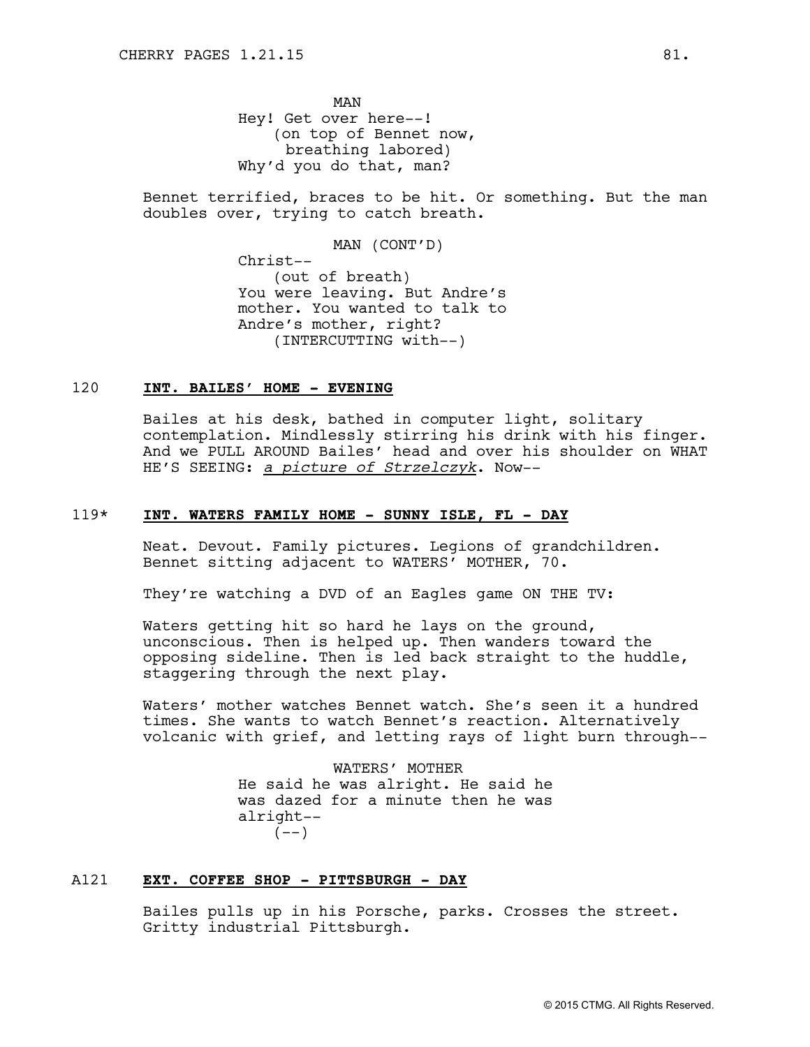MAN
Hey! Get over here--!
(on top of Bennet now,
breathing labored)
Why'd you do that, man?

Bennet terrified, braces to be hit. Or something. But the man doubles over, trying to catch breath.

MAN (CONT'D)
Christ--
(out of breath)
You were leaving. But Andre's mother. You wanted to talk to Andre's mother, right?
(INTERCUTTING with--)

120 **INT. BAILES' HOME - EVENING**

Bailes at his desk, bathed in computer light, solitary contemplation. Mindlessly stirring his drink with his finger. And we PULL AROUND Bailes' head and over his shoulder on WHAT HE'S SEEING: *a picture of Strzelczyk*. Now--

119* **INT. WATERS FAMILY HOME - SUNNY ISLE, FL - DAY**

Neat. Devout. Family pictures. Legions of grandchildren. Bennet sitting adjacent to WATERS' MOTHER, 70.

They're watching a DVD of an Eagles game ON THE TV:

Waters getting hit so hard he lays on the ground, unconscious. Then is helped up. Then wanders toward the opposing sideline. Then is led back straight to the huddle, staggering through the next play.

Waters' mother watches Bennet watch. She's seen it a hundred times. She wants to watch Bennet's reaction. Alternatively volcanic with grief, and letting rays of light burn through--

WATERS' MOTHER
He said he was alright. He said he was dazed for a minute then he was alright--
(--)

A121 **EXT. COFFEE SHOP - PITTSBURGH - DAY**

Bailes pulls up in his Porsche, parks. Crosses the street. Gritty industrial Pittsburgh.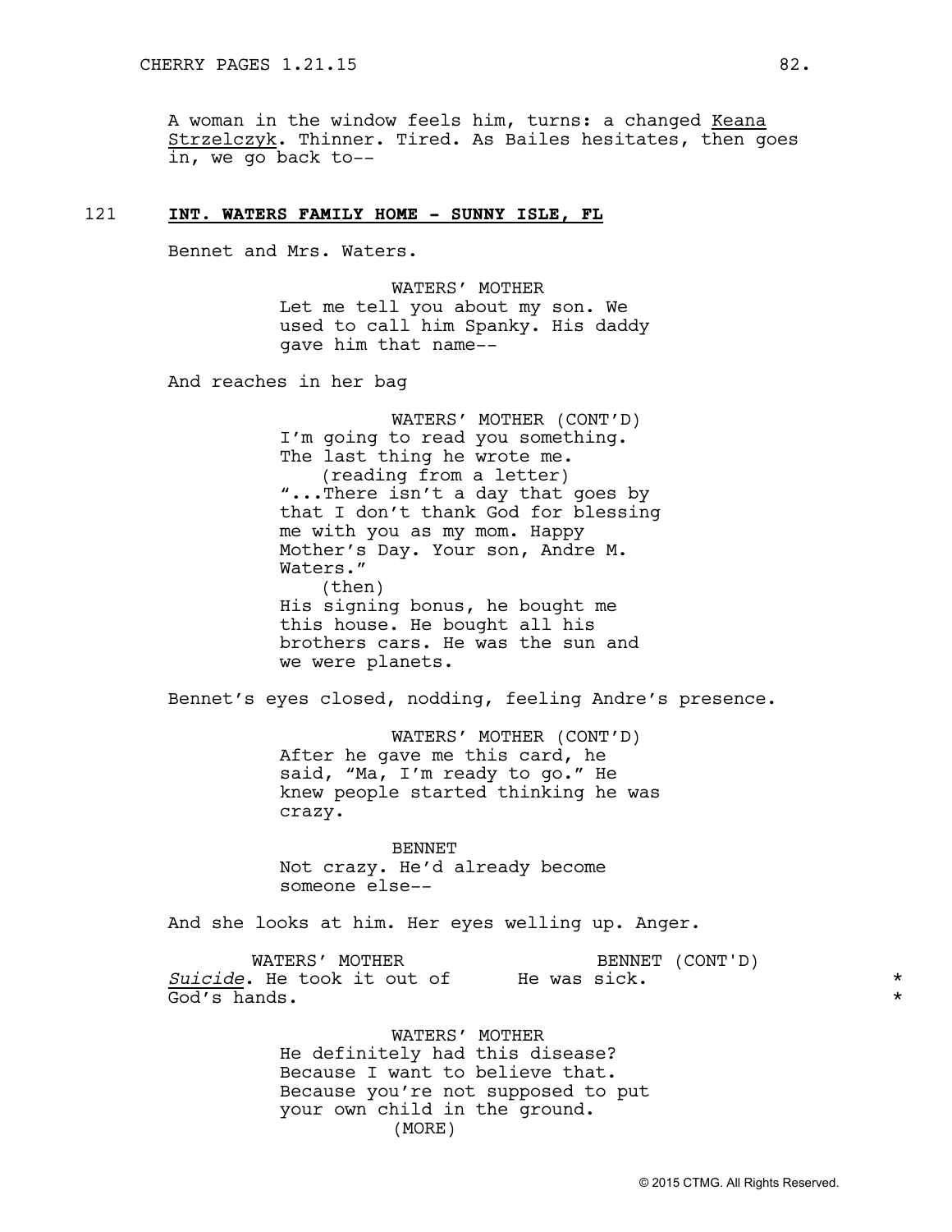A woman in the window feels him, turns: a changed Keana Strzelczyk. Thinner. Tired. As Bailes hesitates, then goes in, we go back to--

121 **INT. WATERS FAMILY HOME - SUNNY ISLE, FL**

Bennet and Mrs. Waters.

WATERS' MOTHER
Let me tell you about my son. We used to call him Spanky. His daddy gave him that name--

And reaches in her bag

WATERS' MOTHER (CONT'D)
I'm going to read you something. The last thing he wrote me.
(reading from a letter)
"...There isn't a day that goes by that I don't thank God for blessing me with you as my mom. Happy Mother's Day. Your son, Andre M. Waters."
(then)
His signing bonus, he bought me this house. He bought all his brothers cars. He was the sun and we were planets.

Bennet's eyes closed, nodding, feeling Andre's presence.

WATERS' MOTHER (CONT'D)
After he gave me this card, he said, "Ma, I'm ready to go." He knew people started thinking he was crazy.

BENNET
Not crazy. He'd already become someone else--

And she looks at him. Her eyes welling up. Anger.

WATERS' MOTHER
*Suicide*. He took it out of God's hands.

BENNET (CONT'D)
He was sick. *

WATERS' MOTHER
He definitely had this disease? Because I want to believe that. Because you're not supposed to put your own child in the ground.
(MORE)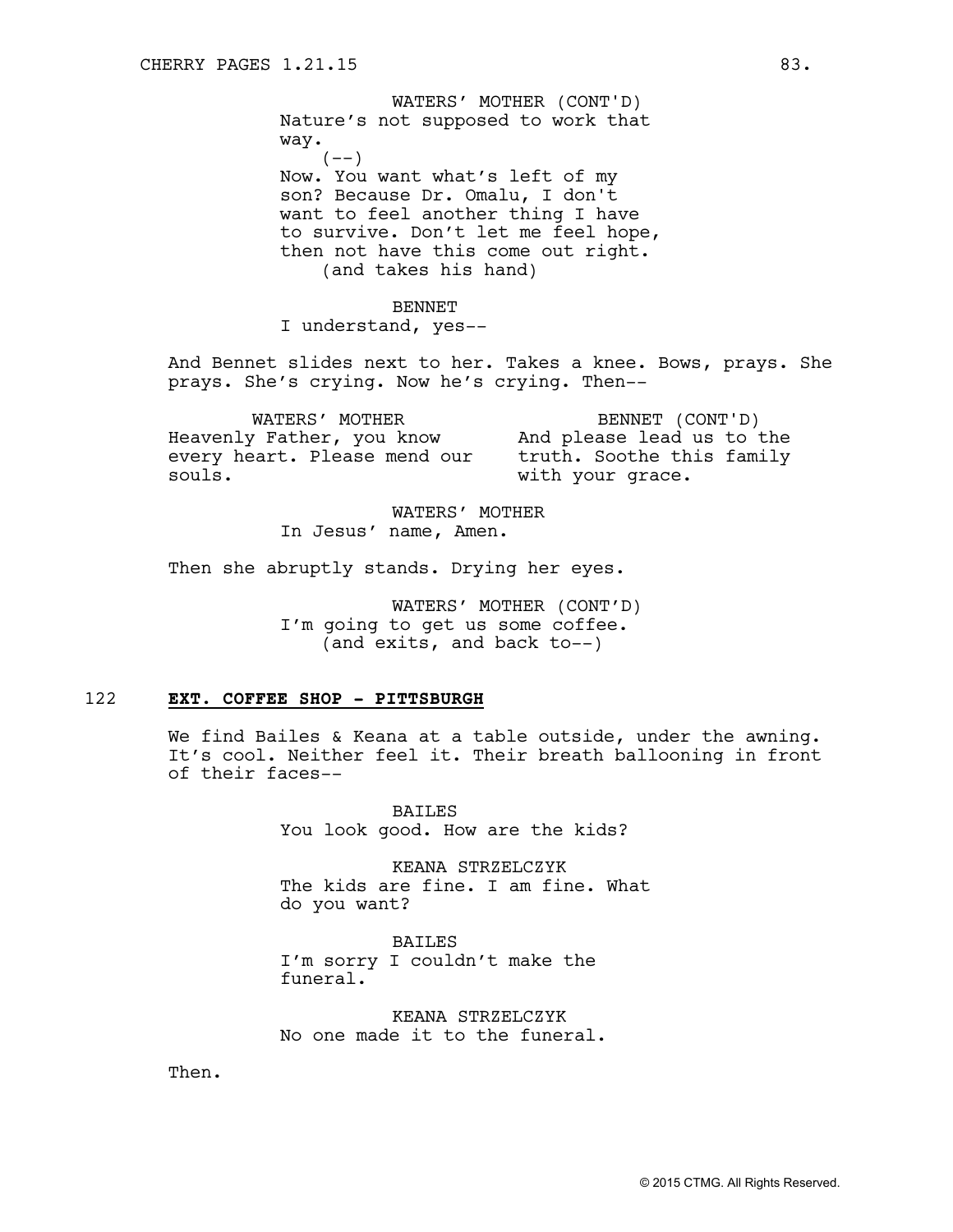WATERS' MOTHER (CONT'D)
Nature's not supposed to work that way.
(--)
Now. You want what's left of my son? Because Dr. Omalu, I don't want to feel another thing I have to survive. Don't let me feel hope, then not have this come out right.
(and takes his hand)

BENNET
I understand, yes--

And Bennet slides next to her. Takes a knee. Bows, prays. She prays. She's crying. Now he's crying. Then--

WATERS' MOTHER
Heavenly Father, you know every heart. Please mend our souls.

BENNET (CONT'D)
And please lead us to the truth. Soothe this family with your grace.

WATERS' MOTHER
In Jesus' name, Amen.

Then she abruptly stands. Drying her eyes.

WATERS' MOTHER (CONT'D)
I'm going to get us some coffee.
(and exits, and back to--)

122 **EXT. COFFEE SHOP - PITTSBURGH**

We find Bailes & Keana at a table outside, under the awning. It's cool. Neither feel it. Their breath ballooning in front of their faces--

BAILES
You look good. How are the kids?

KEANA STRZELCZYK
The kids are fine. I am fine. What do you want?

BAILES
I'm sorry I couldn't make the funeral.

KEANA STRZELCZYK
No one made it to the funeral.

Then.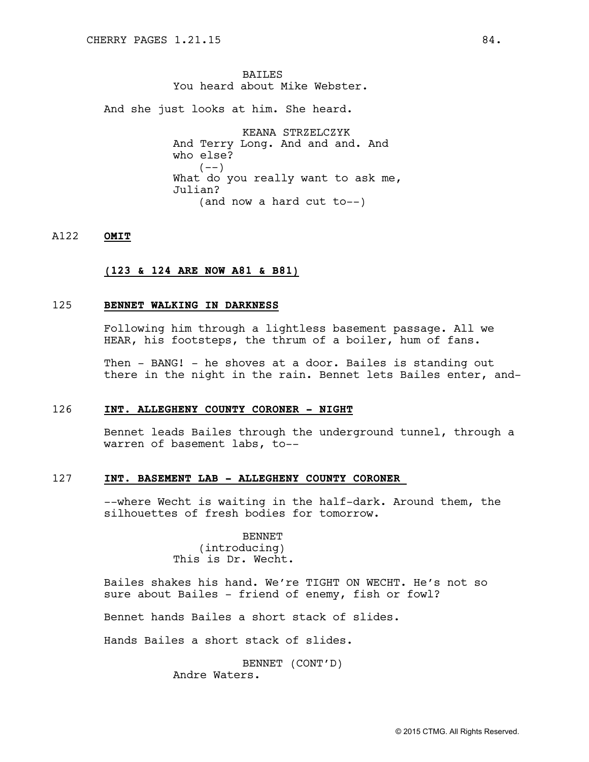BAILES
You heard about Mike Webster.

And she just looks at him. She heard.

KEANA STRZELCZYK
And Terry Long. And and and. And who else?
(--)
What do you really want to ask me, Julian?
(and now a hard cut to--)

A122 **OMIT**

**(123 & 124 ARE NOW A81 & B81)**

125 **BENNET WALKING IN DARKNESS**

Following him through a lightless basement passage. All we HEAR, his footsteps, the thrum of a boiler, hum of fans.

Then - BANG! - he shoves at a door. Bailes is standing out there in the night in the rain. Bennet lets Bailes enter, and-

126 **INT. ALLEGHENY COUNTY CORONER - NIGHT**

Bennet leads Bailes through the underground tunnel, through a warren of basement labs, to--

127 **INT. BASEMENT LAB - ALLEGHENY COUNTY CORONER**

--where Wecht is waiting in the half-dark. Around them, the silhouettes of fresh bodies for tomorrow.

BENNET
(introducing)
This is Dr. Wecht.

Bailes shakes his hand. We're TIGHT ON WECHT. He's not so sure about Bailes - friend of enemy, fish or fowl?

Bennet hands Bailes a short stack of slides.

Hands Bailes a short stack of slides.

BENNET (CONT'D)
Andre Waters.

© 2015 CTMG. All Rights Reserved.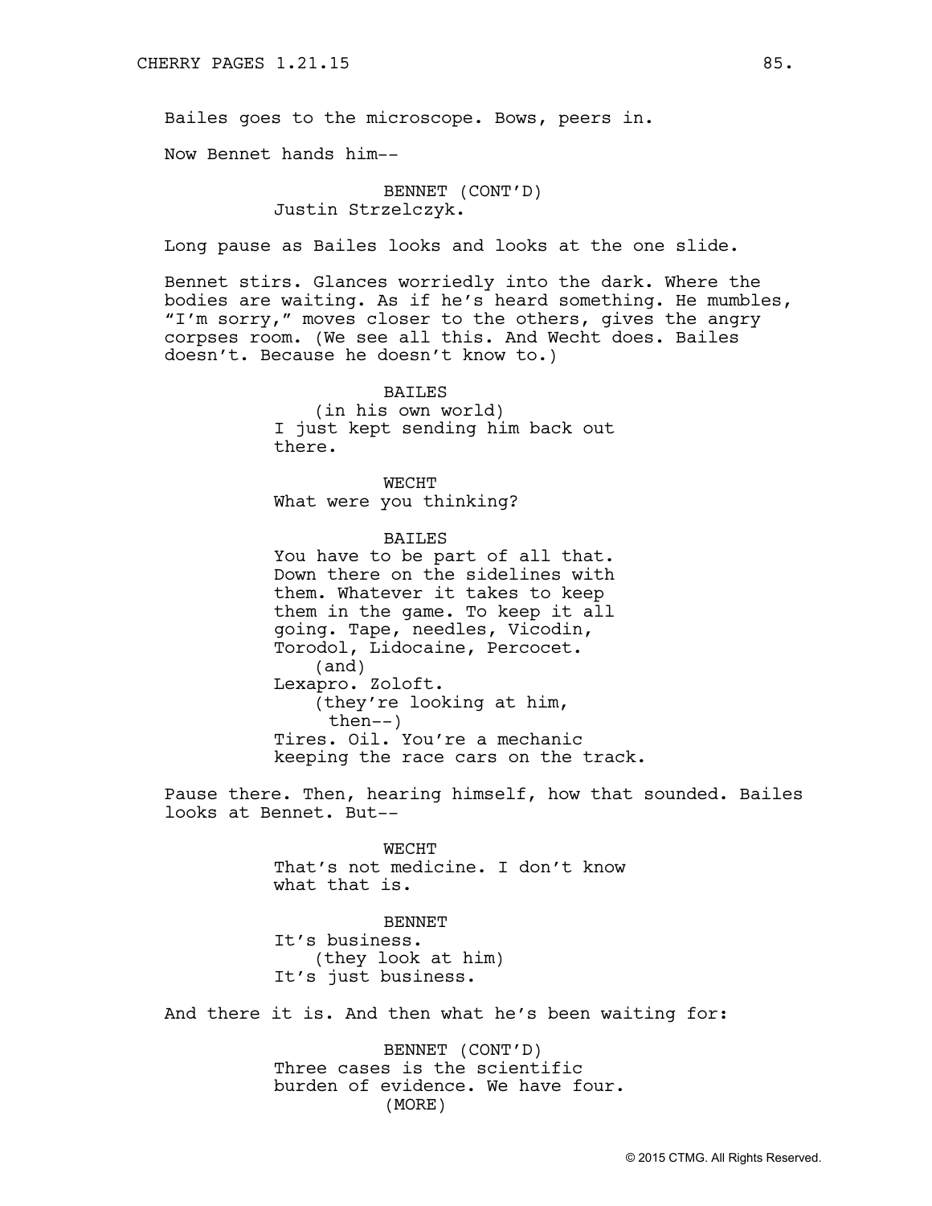Bailes goes to the microscope. Bows, peers in.

Now Bennet hands him--

BENNET (CONT'D)
Justin Strzelczyk.

Long pause as Bailes looks and looks at the one slide.

Bennet stirs. Glances worriedly into the dark. Where the bodies are waiting. As if he's heard something. He mumbles, "I'm sorry," moves closer to the others, gives the angry corpses room. (We see all this. And Wecht does. Bailes doesn't. Because he doesn't know to.)

BAILES
(in his own world)
I just kept sending him back out there.

WECHT
What were you thinking?

BAILES
You have to be part of all that. Down there on the sidelines with them. Whatever it takes to keep them in the game. To keep it all going. Tape, needles, Vicodin, Torodol, Lidocaine, Percocet.
(and)
Lexapro. Zoloft.
(they're looking at him, then--)
Tires. Oil. You're a mechanic keeping the race cars on the track.

Pause there. Then, hearing himself, how that sounded. Bailes looks at Bennet. But--

WECHT
That's not medicine. I don't know what that is.

BENNET
It's business.
(they look at him)
It's just business.

And there it is. And then what he's been waiting for:

BENNET (CONT'D)
Three cases is the scientific burden of evidence. We have four.
(MORE)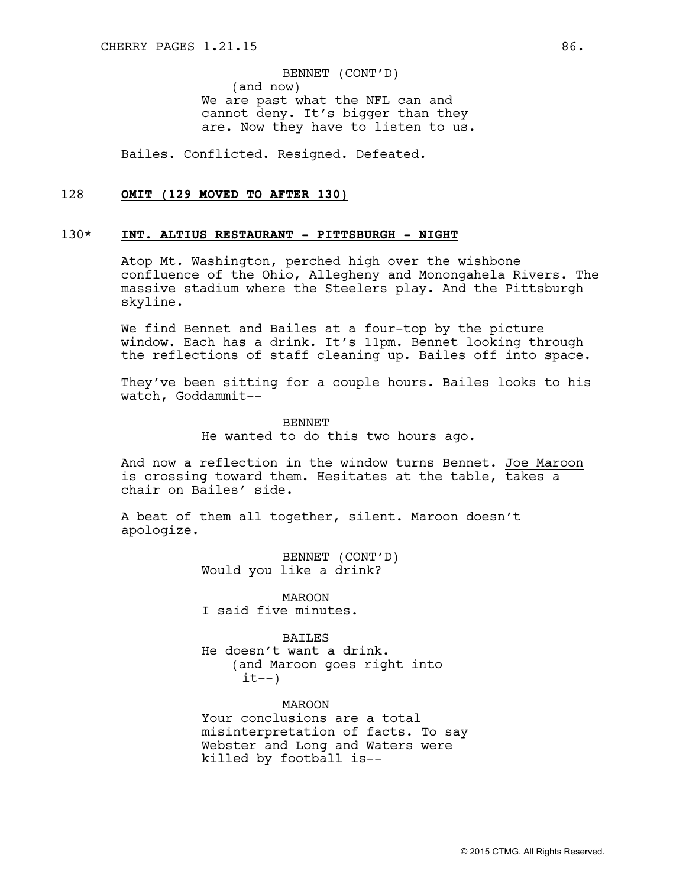BENNET (CONT'D)
(and now)
We are past what the NFL can and cannot deny. It's bigger than they are. Now they have to listen to us.

Bailes. Conflicted. Resigned. Defeated.

128 **OMIT (129 MOVED TO AFTER 130)**

130* **INT. ALTIUS RESTAURANT - PITTSBURGH - NIGHT**

Atop Mt. Washington, perched high over the wishbone confluence of the Ohio, Allegheny and Monongahela Rivers. The massive stadium where the Steelers play. And the Pittsburgh skyline.

We find Bennet and Bailes at a four-top by the picture window. Each has a drink. It's 11pm. Bennet looking through the reflections of staff cleaning up. Bailes off into space.

They've been sitting for a couple hours. Bailes looks to his watch, Goddammit--

BENNET
He wanted to do this two hours ago.

And now a reflection in the window turns Bennet. Joe Maroon is crossing toward them. Hesitates at the table, takes a chair on Bailes' side.

A beat of them all together, silent. Maroon doesn't apologize.

BENNET (CONT'D)
Would you like a drink?

MAROON
I said five minutes.

BAILES
He doesn't want a drink.
(and Maroon goes right into it--)

MAROON
Your conclusions are a total misinterpretation of facts. To say Webster and Long and Waters were killed by football is--

© 2015 CTMG. All Rights Reserved.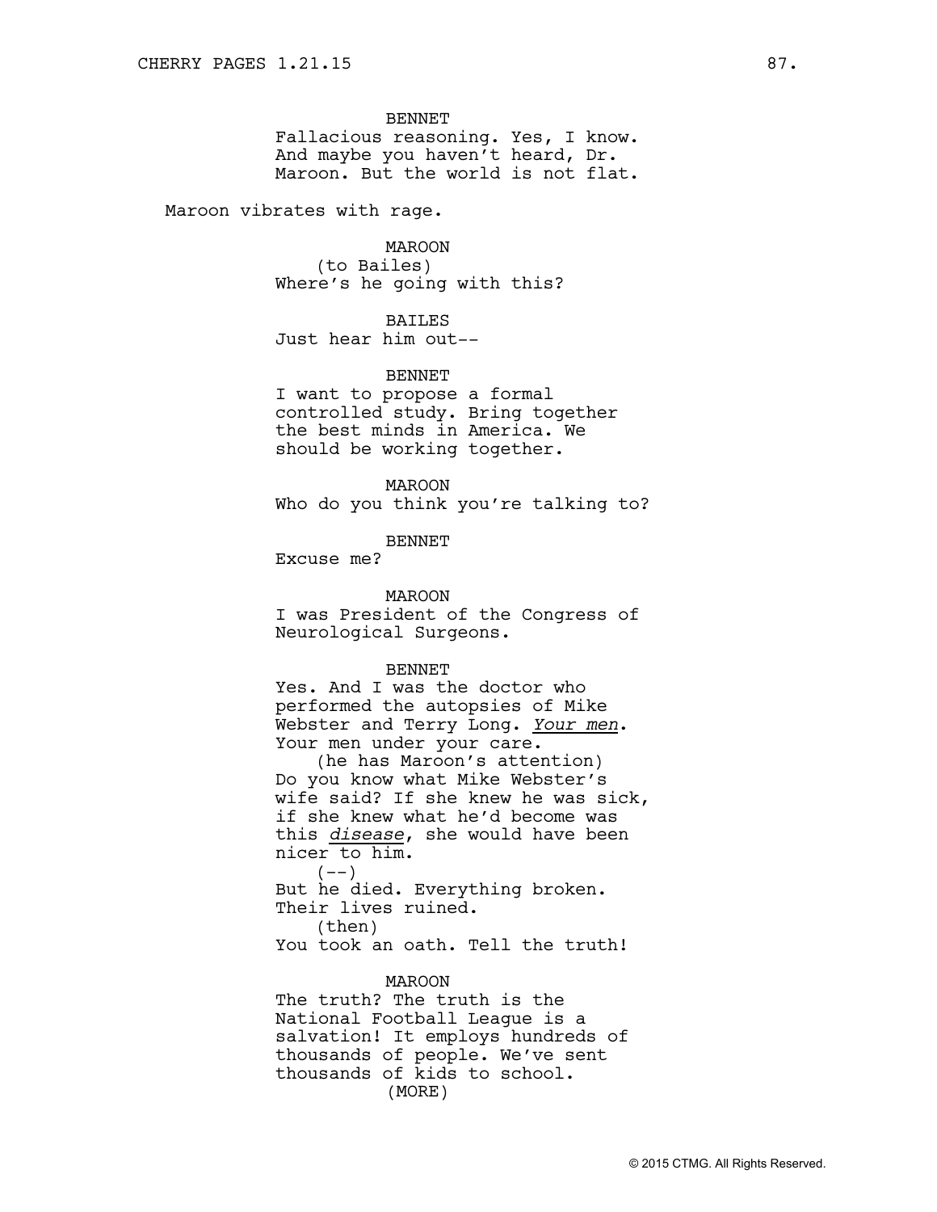BENNET
Fallacious reasoning. Yes, I know. And maybe you haven't heard, Dr. Maroon. But the world is not flat.

Maroon vibrates with rage.

MAROON
(to Bailes)
Where's he going with this?

BAILES
Just hear him out--

BENNET
I want to propose a formal controlled study. Bring together the best minds in America. We should be working together.

MAROON
Who do you think you're talking to?

BENNET
Excuse me?

MAROON
I was President of the Congress of Neurological Surgeons.

BENNET
Yes. And I was the doctor who performed the autopsies of Mike Webster and Terry Long. *Your men*. Your men under your care.
(he has Maroon's attention)
Do you know what Mike Webster's wife said? If she knew he was sick, if she knew what he'd become was this *disease*, she would have been nicer to him.
(--)
But he died. Everything broken. Their lives ruined.
(then)
You took an oath. Tell the truth!

MAROON
The truth? The truth is the National Football League is a salvation! It employs hundreds of thousands of people. We've sent thousands of kids to school.
(MORE)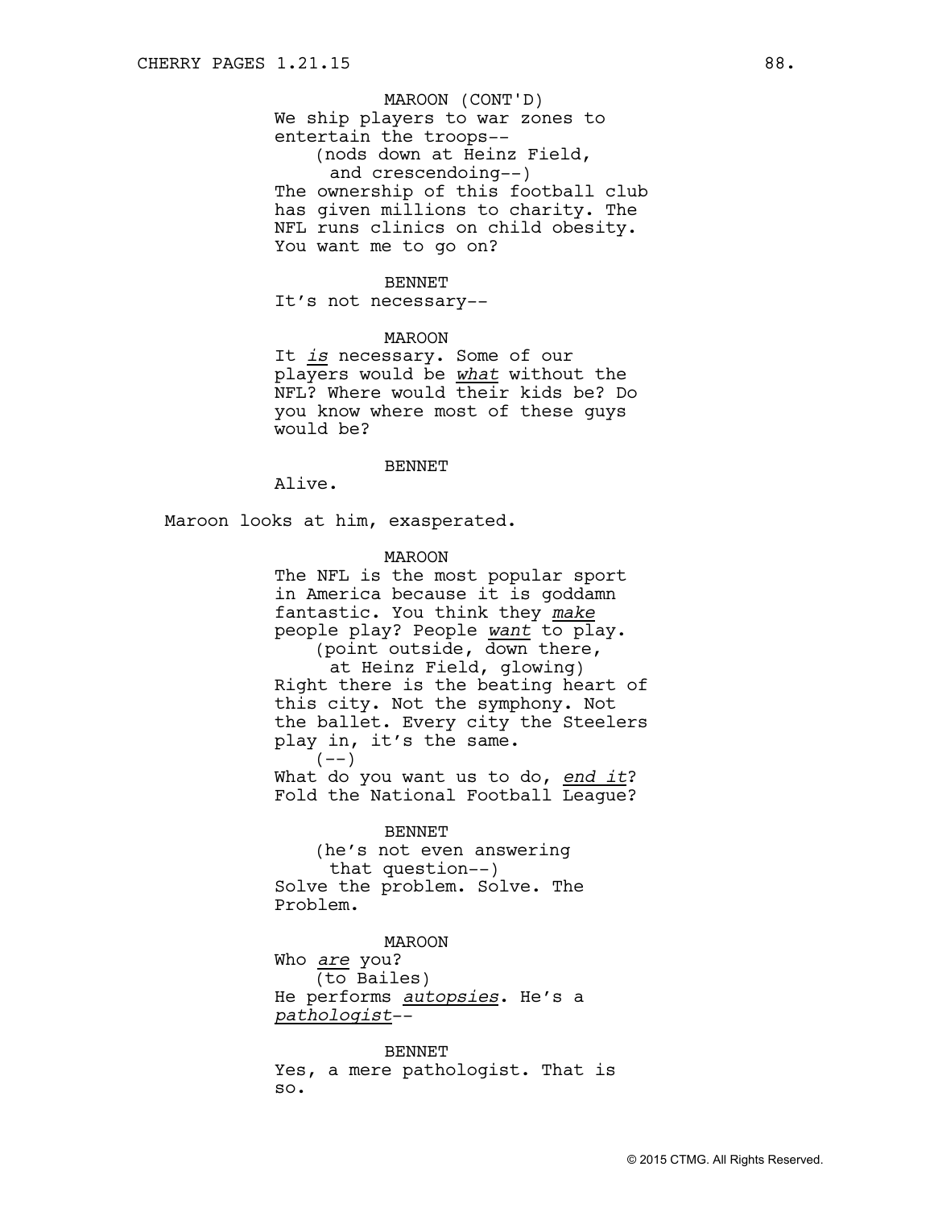MAROON (CONT'D)
We ship players to war zones to entertain the troops--
(nods down at Heinz Field, and crescendoing--)
The ownership of this football club has given millions to charity. The NFL runs clinics on child obesity. You want me to go on?

BENNET
It's not necessary--

MAROON
It *is* necessary. Some of our players would be *what* without the NFL? Where would their kids be? Do you know where most of these guys would be?

BENNET
Alive.

Maroon looks at him, exasperated.

MAROON
The NFL is the most popular sport in America because it is goddamn fantastic. You think they *make* people play? People *want* to play.
(point outside, down there, at Heinz Field, glowing)
Right there is the beating heart of this city. Not the symphony. Not the ballet. Every city the Steelers play in, it's the same.
(--)
What do you want us to do, *end it*? Fold the National Football League?

BENNET
(he's not even answering that question--)
Solve the problem. Solve. The Problem.

MAROON
Who *are* you?
(to Bailes)
He performs *autopsies*. He's a *pathologist*--

BENNET
Yes, a mere pathologist. That is so.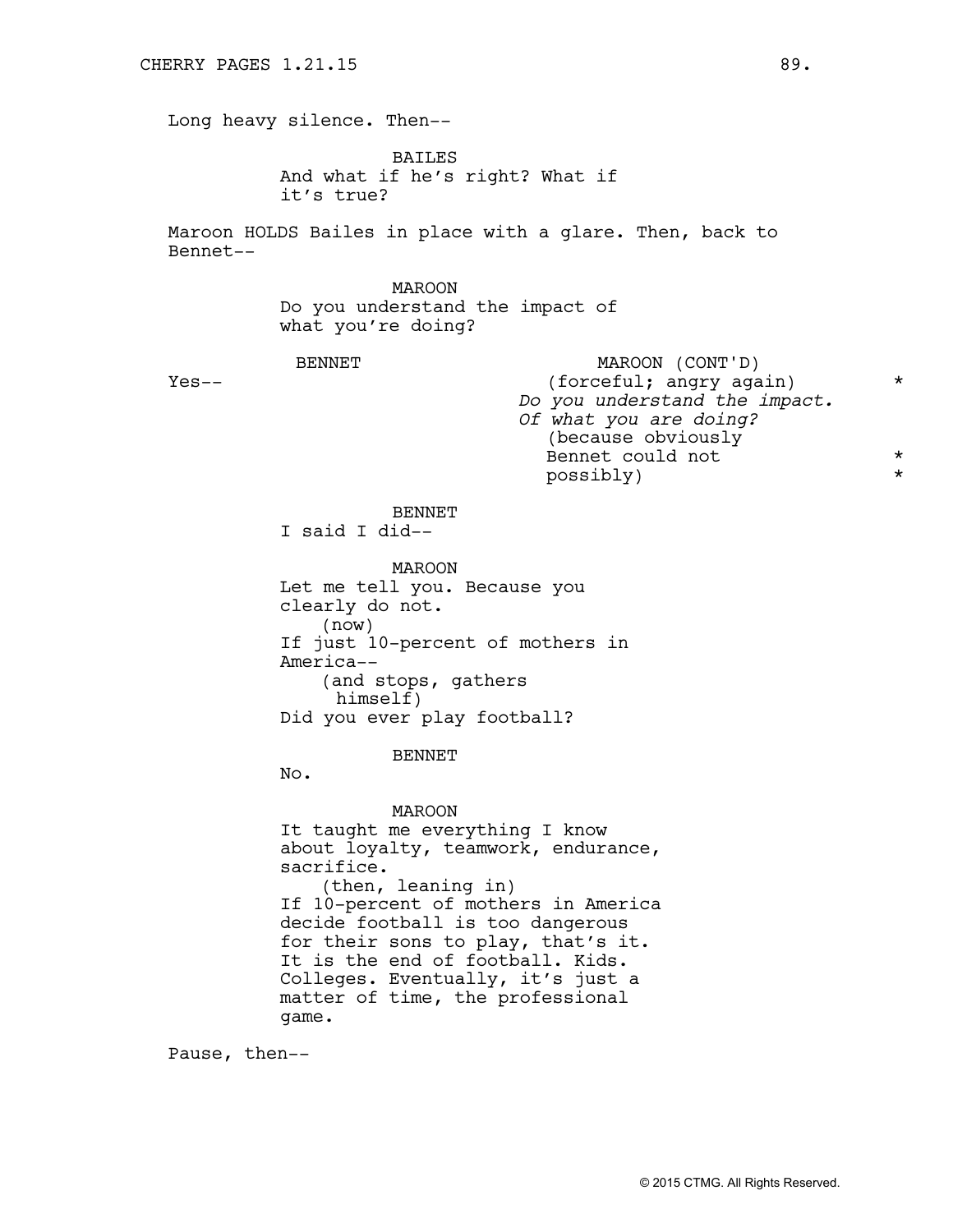Long heavy silence. Then--

BAILES
And what if he's right? What if it's true?

Maroon HOLDS Bailes in place with a glare. Then, back to Bennet--

MAROON
Do you understand the impact of what you're doing?

BENNET
Yes--

MAROON (CONT'D)
(forceful; angry again) *
*Do you understand the impact. Of what you are doing?*
(because obviously Bennet could not possibly) *

BENNET
I said I did--

MAROON
Let me tell you. Because you clearly do not.
(now)
If just 10-percent of mothers in America--
(and stops, gathers himself)
Did you ever play football?

BENNET
No.

MAROON
It taught me everything I know about loyalty, teamwork, endurance, sacrifice.
(then, leaning in)
If 10-percent of mothers in America decide football is too dangerous for their sons to play, that's it. It is the end of football. Kids. Colleges. Eventually, it's just a matter of time, the professional game.

Pause, then--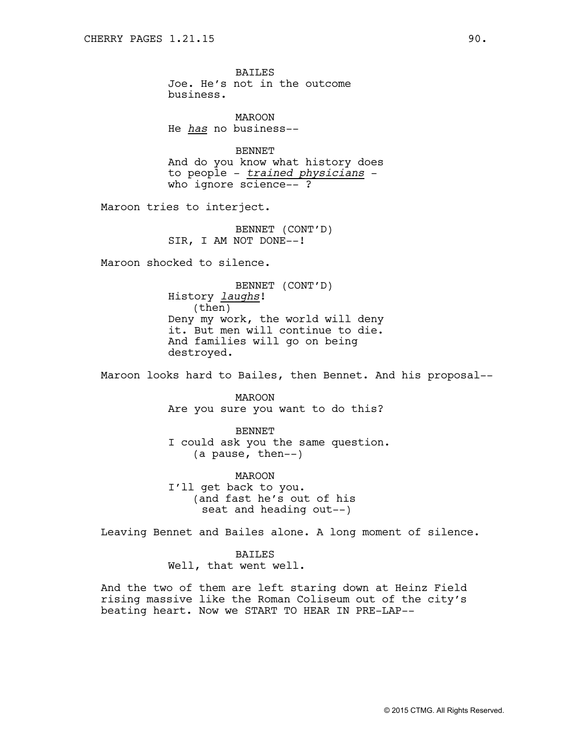BAILES
Joe. He's not in the outcome business.

MAROON
He *has* no business--

BENNET
And do you know what history does to people - *trained physicians* - who ignore science-- ?

Maroon tries to interject.

BENNET (CONT'D)
SIR, I AM NOT DONE--!

Maroon shocked to silence.

BENNET (CONT'D)
History *laughs*!
(then)
Deny my work, the world will deny it. But men will continue to die. And families will go on being destroyed.

Maroon looks hard to Bailes, then Bennet. And his proposal--

MAROON
Are you sure you want to do this?

BENNET
I could ask you the same question.
(a pause, then--)

MAROON
I'll get back to you.
(and fast he's out of his seat and heading out--)

Leaving Bennet and Bailes alone. A long moment of silence.

BAILES
Well, that went well.

And the two of them are left staring down at Heinz Field rising massive like the Roman Coliseum out of the city's beating heart. Now we START TO HEAR IN PRE-LAP--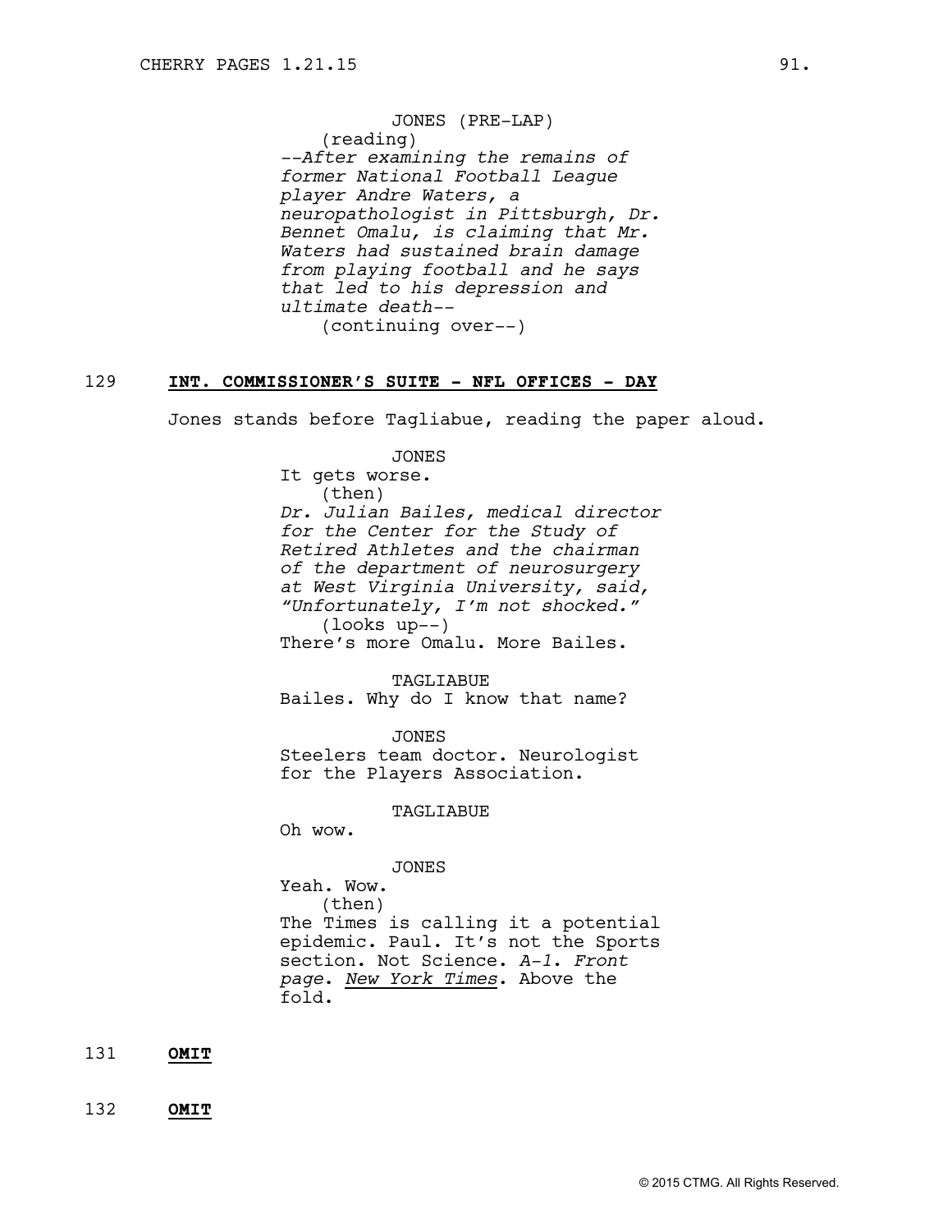JONES (PRE-LAP)
(reading)
*--After examining the remains of former National Football League player Andre Waters, a neuropathologist in Pittsburgh, Dr. Bennet Omalu, is claiming that Mr. Waters had sustained brain damage from playing football and he says that led to his depression and ultimate death--*
(continuing over--)

129 **INT. COMMISSIONER'S SUITE - NFL OFFICES - DAY**

Jones stands before Tagliabue, reading the paper aloud.

JONES
It gets worse.
(then)
*Dr. Julian Bailes, medical director for the Center for the Study of Retired Athletes and the chairman of the department of neurosurgery at West Virginia University, said, "Unfortunately, I'm not shocked."*
(looks up--)
There's more Omalu. More Bailes.

TAGLIABUE
Bailes. Why do I know that name?

JONES
Steelers team doctor. Neurologist for the Players Association.

TAGLIABUE
Oh wow.

JONES
Yeah. Wow.
(then)
The Times is calling it a potential epidemic. Paul. It's not the Sports section. Not Science. *A-1. Front page*. *New York Times*. Above the fold.

131 **OMIT**

132 **OMIT**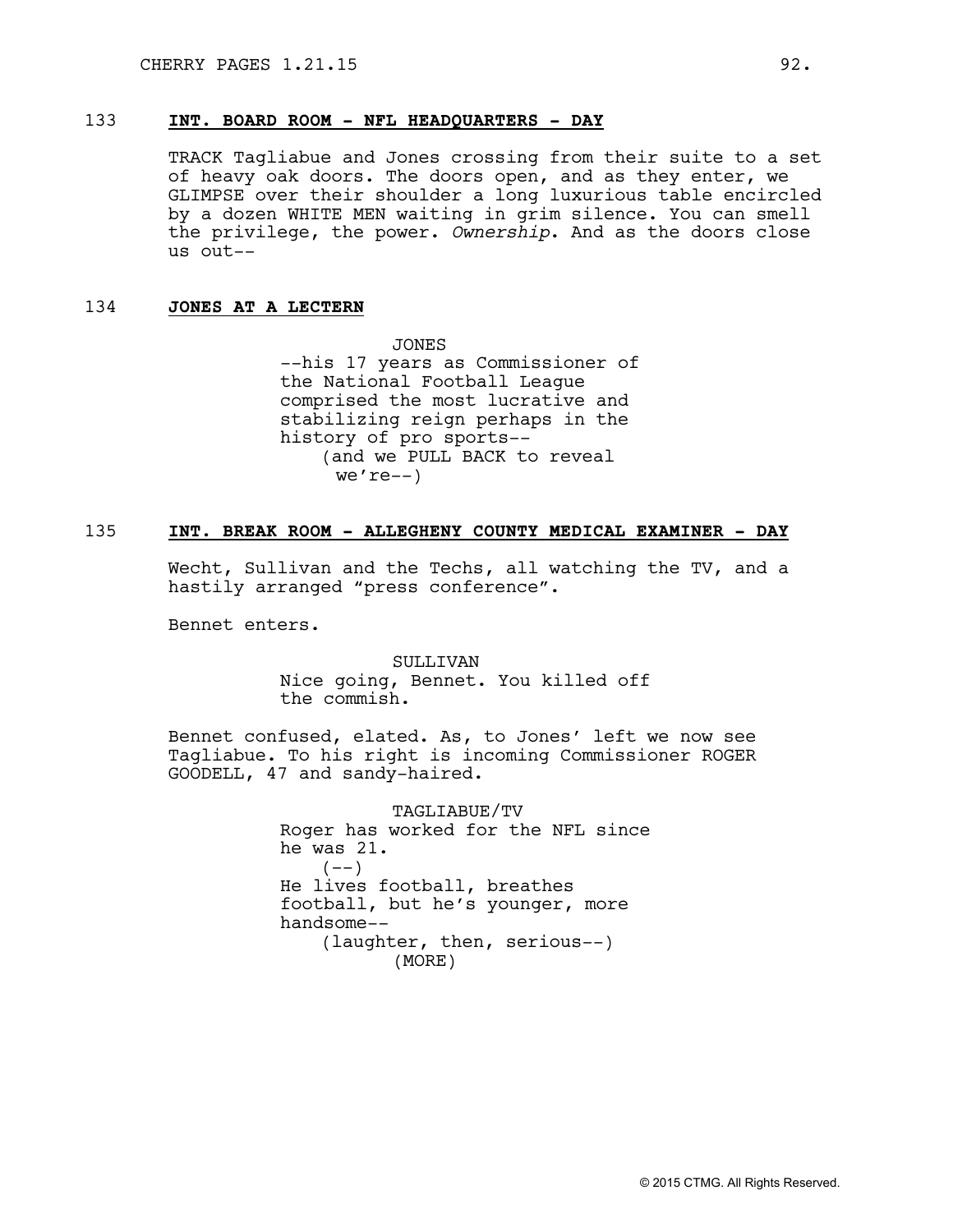133 **INT. BOARD ROOM - NFL HEADQUARTERS - DAY**

TRACK Tagliabue and Jones crossing from their suite to a set of heavy oak doors. The doors open, and as they enter, we GLIMPSE over their shoulder a long luxurious table encircled by a dozen WHITE MEN waiting in grim silence. You can smell the privilege, the power. *Ownership*. And as the doors close us out--

134 **JONES AT A LECTERN**

JONES
--his 17 years as Commissioner of the National Football League comprised the most lucrative and stabilizing reign perhaps in the history of pro sports--
(and we PULL BACK to reveal we're--)

135 **INT. BREAK ROOM - ALLEGHENY COUNTY MEDICAL EXAMINER - DAY**

Wecht, Sullivan and the Techs, all watching the TV, and a hastily arranged "press conference".

Bennet enters.

SULLIVAN
Nice going, Bennet. You killed off the commish.

Bennet confused, elated. As, to Jones' left we now see Tagliabue. To his right is incoming Commissioner ROGER GOODELL, 47 and sandy-haired.

TAGLIABUE/TV
Roger has worked for the NFL since he was 21.
(--)
He lives football, breathes football, but he's younger, more handsome--
(laughter, then, serious--)
(MORE)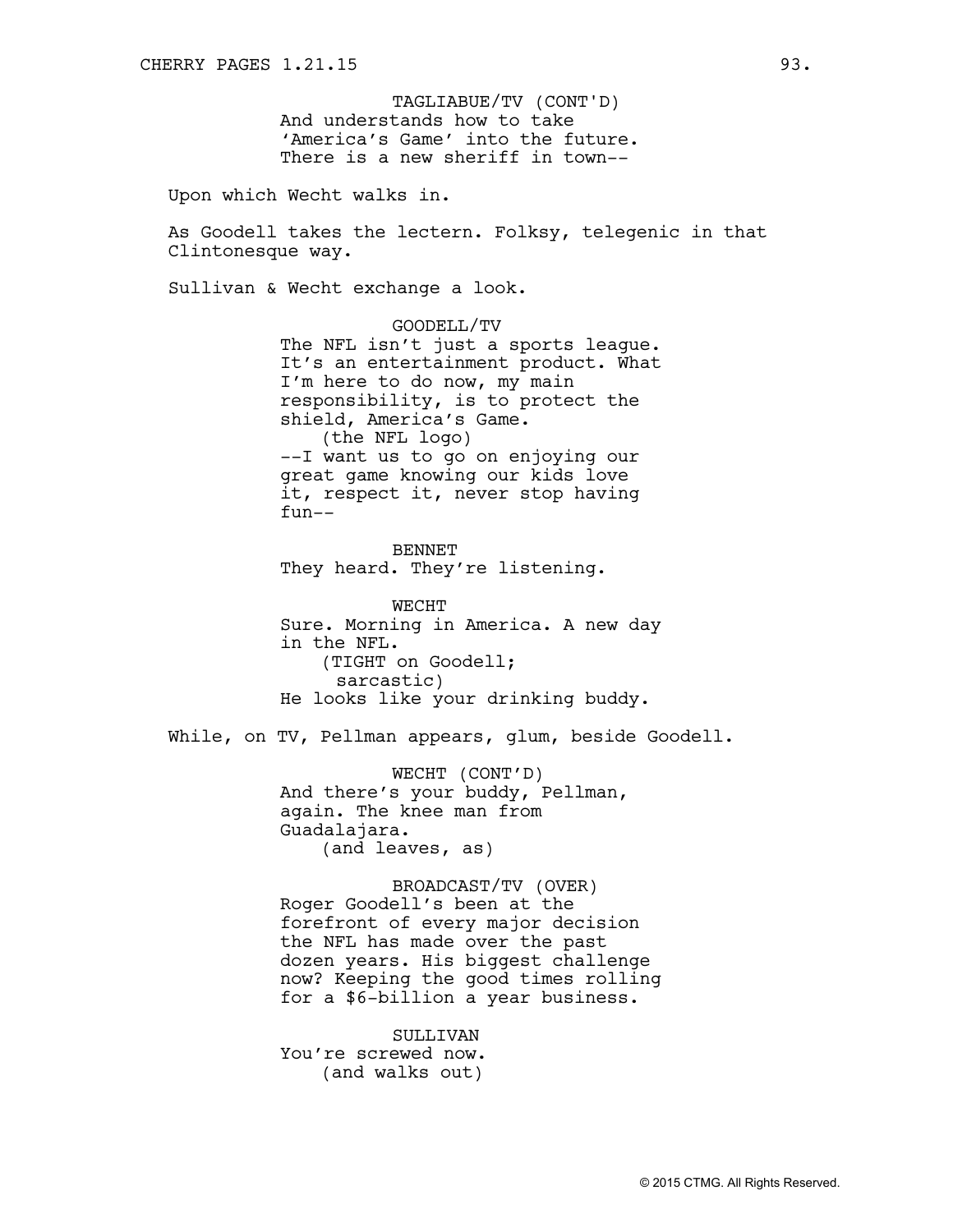TAGLIABUE/TV (CONT'D)
And understands how to take 'America's Game' into the future. There is a new sheriff in town--

Upon which Wecht walks in.

As Goodell takes the lectern. Folksy, telegenic in that Clintonesque way.

Sullivan & Wecht exchange a look.

GOODELL/TV
The NFL isn't just a sports league. It's an entertainment product. What I'm here to do now, my main responsibility, is to protect the shield, America's Game.
(the NFL logo)
--I want us to go on enjoying our great game knowing our kids love it, respect it, never stop having fun--

BENNET
They heard. They're listening.

WECHT
Sure. Morning in America. A new day in the NFL.
(TIGHT on Goodell; sarcastic)
He looks like your drinking buddy.

While, on TV, Pellman appears, glum, beside Goodell.

WECHT (CONT'D)
And there's your buddy, Pellman, again. The knee man from Guadalajara.
(and leaves, as)

BROADCAST/TV (OVER)
Roger Goodell's been at the forefront of every major decision the NFL has made over the past dozen years. His biggest challenge now? Keeping the good times rolling for a $6-billion a year business.

SULLIVAN
You're screwed now.
(and walks out)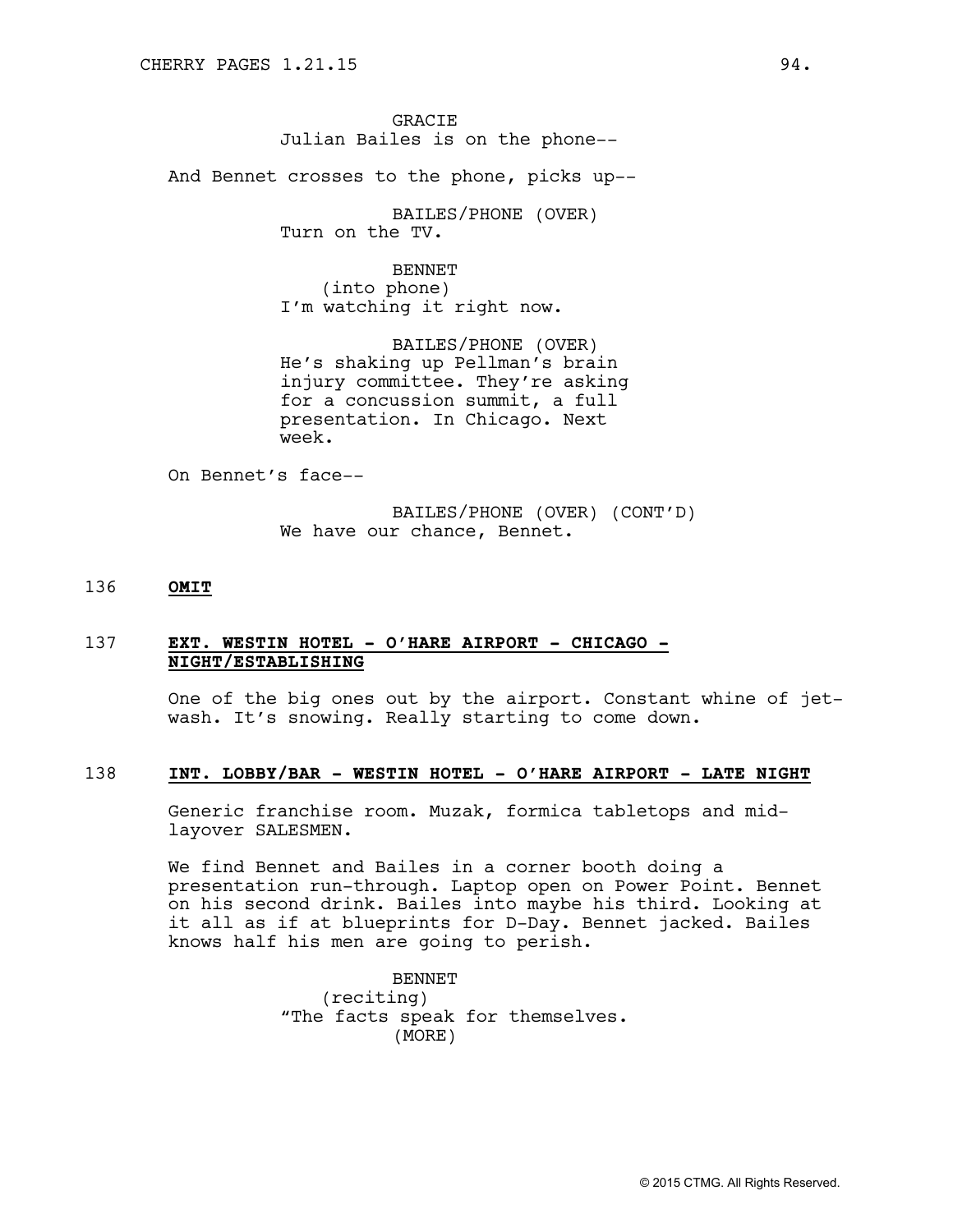GRACIE
Julian Bailes is on the phone--

And Bennet crosses to the phone, picks up--

BAILES/PHONE (OVER)
Turn on the TV.

BENNET
(into phone)
I'm watching it right now.

BAILES/PHONE (OVER)
He's shaking up Pellman's brain injury committee. They're asking for a concussion summit, a full presentation. In Chicago. Next week.

On Bennet's face--

BAILES/PHONE (OVER) (CONT'D)
We have our chance, Bennet.

136 **OMIT**

137 **EXT. WESTIN HOTEL - O'HARE AIRPORT - CHICAGO - NIGHT/ESTABLISHING**

One of the big ones out by the airport. Constant whine of jet-wash. It's snowing. Really starting to come down.

138 **INT. LOBBY/BAR - WESTIN HOTEL - O'HARE AIRPORT - LATE NIGHT**

Generic franchise room. Muzak, formica tabletops and mid-layover SALESMEN.

We find Bennet and Bailes in a corner booth doing a presentation run-through. Laptop open on Power Point. Bennet on his second drink. Bailes into maybe his third. Looking at it all as if at blueprints for D-Day. Bennet jacked. Bailes knows half his men are going to perish.

BENNET
(reciting)
"The facts speak for themselves.
(MORE)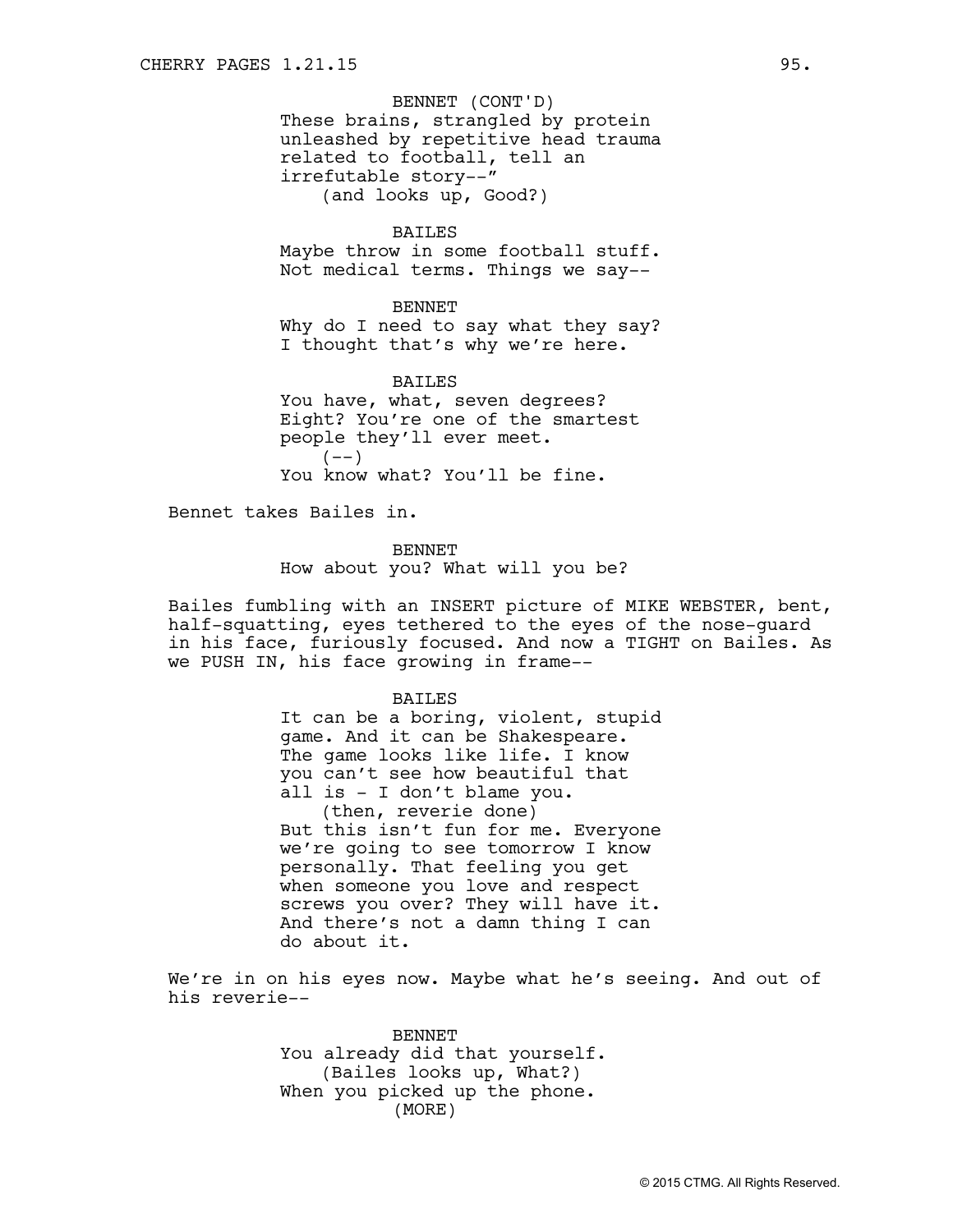BENNET (CONT'D)
These brains, strangled by protein unleashed by repetitive head trauma related to football, tell an irrefutable story--"
(and looks up, Good?)

BAILES
Maybe throw in some football stuff. Not medical terms. Things we say--

BENNET
Why do I need to say what they say? I thought that's why we're here.

BAILES
You have, what, seven degrees? Eight? You're one of the smartest people they'll ever meet.
(--)
You know what? You'll be fine.

Bennet takes Bailes in.

BENNET
How about you? What will you be?

Bailes fumbling with an INSERT picture of MIKE WEBSTER, bent, half-squatting, eyes tethered to the eyes of the nose-guard in his face, furiously focused. And now a TIGHT on Bailes. As we PUSH IN, his face growing in frame--

BAILES
It can be a boring, violent, stupid game. And it can be Shakespeare. The game looks like life. I know you can't see how beautiful that all is - I don't blame you.
(then, reverie done)
But this isn't fun for me. Everyone we're going to see tomorrow I know personally. That feeling you get when someone you love and respect screws you over? They will have it. And there's not a damn thing I can do about it.

We're in on his eyes now. Maybe what he's seeing. And out of his reverie--

BENNET
You already did that yourself.
(Bailes looks up, What?)
When you picked up the phone.
(MORE)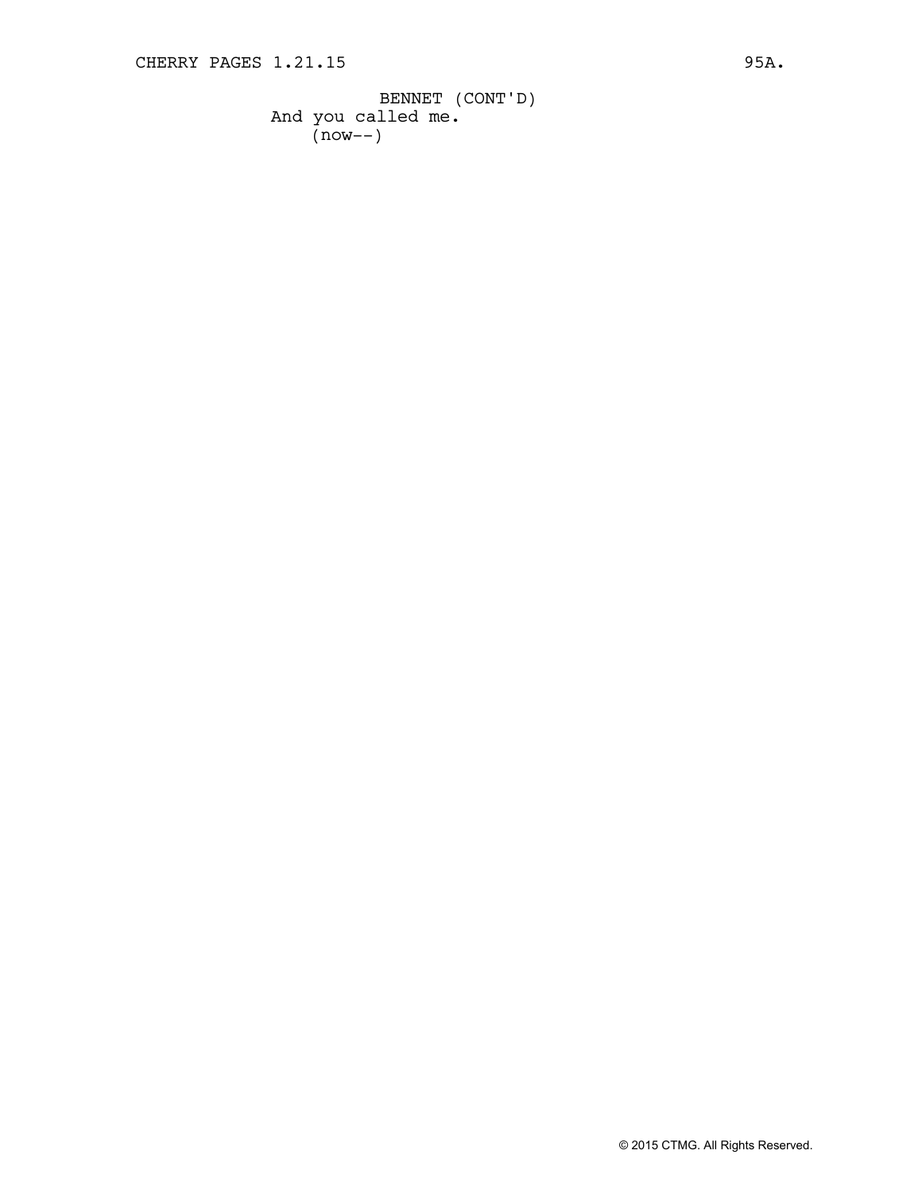BENNET (CONT'D)
And you called me.
(now--)

© 2015 CTMG. All Rights Reserved.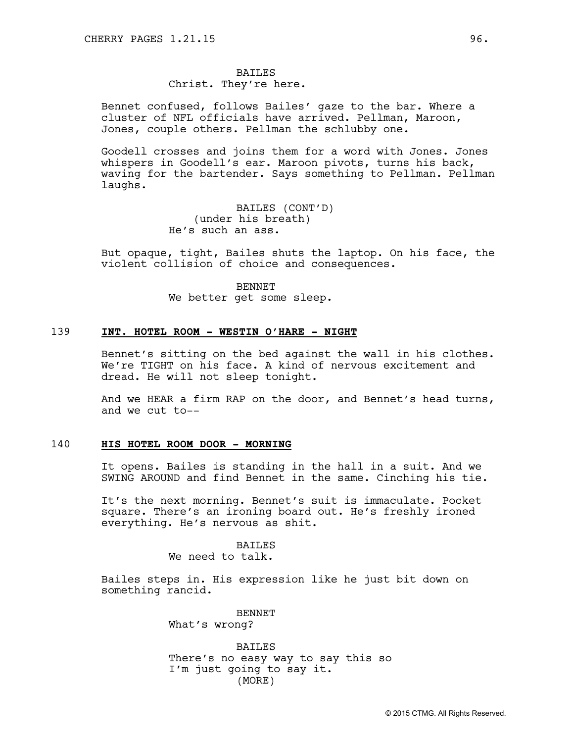BAILES
Christ. They're here.

Bennet confused, follows Bailes' gaze to the bar. Where a cluster of NFL officials have arrived. Pellman, Maroon, Jones, couple others. Pellman the schlubby one.

Goodell crosses and joins them for a word with Jones. Jones whispers in Goodell's ear. Maroon pivots, turns his back, waving for the bartender. Says something to Pellman. Pellman laughs.

BAILES (CONT'D)
(under his breath)
He's such an ass.

But opaque, tight, Bailes shuts the laptop. On his face, the violent collision of choice and consequences.

BENNET
We better get some sleep.

139 **INT. HOTEL ROOM - WESTIN O'HARE - NIGHT**

Bennet's sitting on the bed against the wall in his clothes. We're TIGHT on his face. A kind of nervous excitement and dread. He will not sleep tonight.

And we HEAR a firm RAP on the door, and Bennet's head turns, and we cut to--

140 **HIS HOTEL ROOM DOOR - MORNING**

It opens. Bailes is standing in the hall in a suit. And we SWING AROUND and find Bennet in the same. Cinching his tie.

It's the next morning. Bennet's suit is immaculate. Pocket square. There's an ironing board out. He's freshly ironed everything. He's nervous as shit.

BAILES
We need to talk.

Bailes steps in. His expression like he just bit down on something rancid.

BENNET
What's wrong?

BAILES
There's no easy way to say this so I'm just going to say it.
(MORE)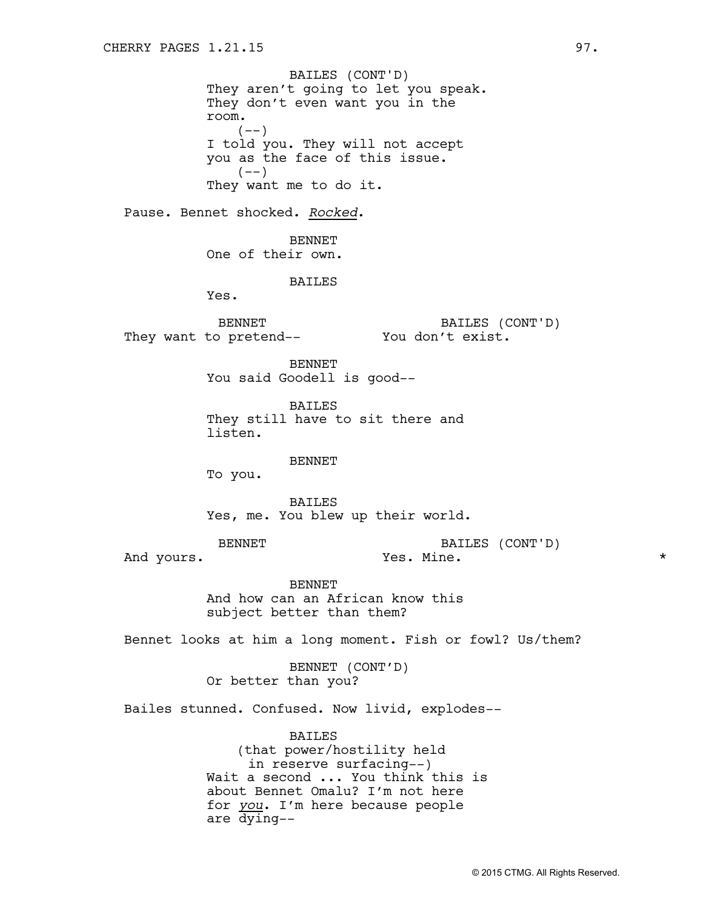BAILES (CONT'D)
They aren't going to let you speak. They don't even want you in the room.
(--)
I told you. They will not accept you as the face of this issue.
(--)
They want me to do it.

Pause. Bennet shocked. *Rocked*.

BENNET
One of their own.

BAILES
Yes.

BENNET
They want to pretend--

BAILES (CONT'D)
You don't exist.

BENNET
You said Goodell is good--

BAILES
They still have to sit there and listen.

BENNET
To you.

BAILES
Yes, me. You blew up their world.

BENNET
And yours.

BAILES (CONT'D)
Yes. Mine. *

BENNET
And how can an African know this subject better than them?

Bennet looks at him a long moment. Fish or fowl? Us/them?

BENNET (CONT'D)
Or better than you?

Bailes stunned. Confused. Now livid, explodes--

BAILES
(that power/hostility held in reserve surfacing--)
Wait a second ... You think this is about Bennet Omalu? I'm not here for *you*. I'm here because people are dying--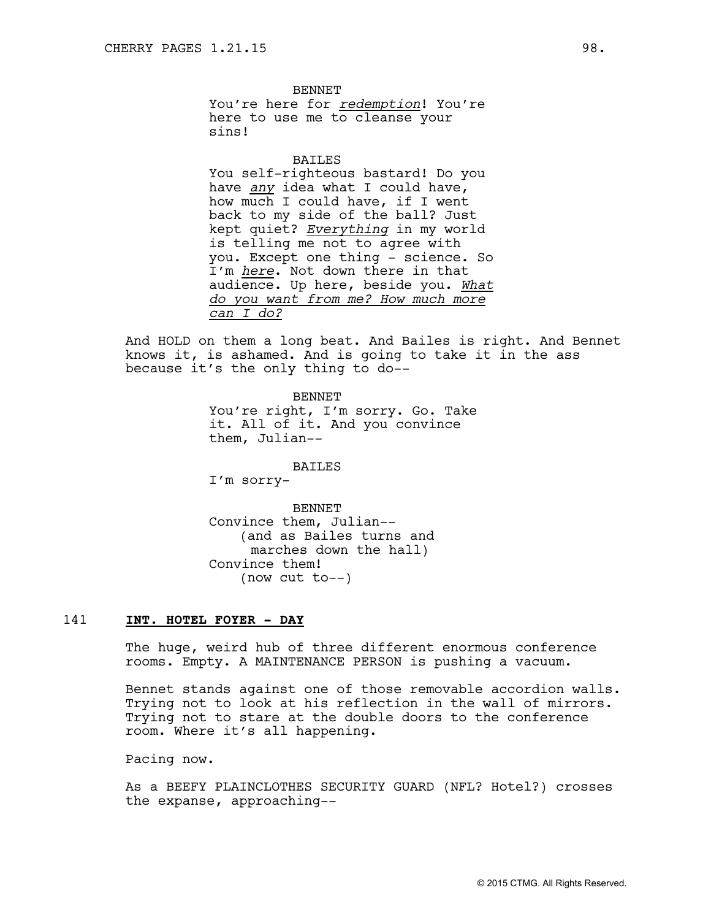BENNET
You're here for *redemption*! You're here to use me to cleanse your sins!

BAILES
You self-righteous bastard! Do you have *any* idea what I could have, how much I could have, if I went back to my side of the ball? Just kept quiet? *Everything* in my world is telling me not to agree with you. Except one thing - science. So I'm *here*. Not down there in that audience. Up here, beside you. *What do you want from me? How much more can I do?*

And HOLD on them a long beat. And Bailes is right. And Bennet knows it, is ashamed. And is going to take it in the ass because it's the only thing to do--

BENNET
You're right, I'm sorry. Go. Take it. All of it. And you convince them, Julian--

BAILES
I'm sorry-

BENNET
Convince them, Julian--
(and as Bailes turns and marches down the hall)
Convince them!
(now cut to--)

141 **INT. HOTEL FOYER - DAY**

The huge, weird hub of three different enormous conference rooms. Empty. A MAINTENANCE PERSON is pushing a vacuum.

Bennet stands against one of those removable accordion walls. Trying not to look at his reflection in the wall of mirrors. Trying not to stare at the double doors to the conference room. Where it's all happening.

Pacing now.

As a BEEFY PLAINCLOTHES SECURITY GUARD (NFL? Hotel?) crosses the expanse, approaching--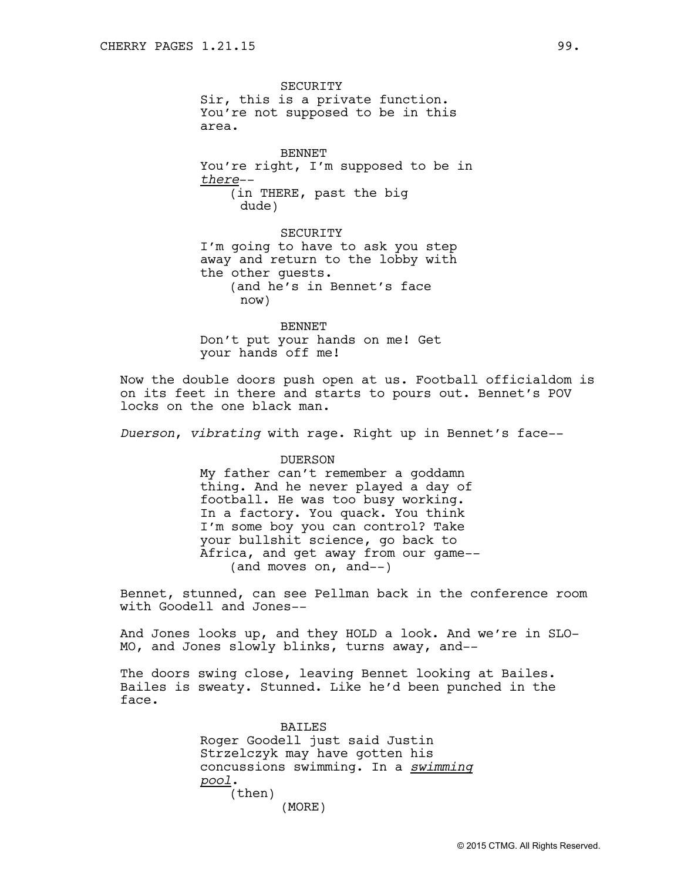SECURITY
Sir, this is a private function. You're not supposed to be in this area.

BENNET
You're right, I'm supposed to be in *there*--
(in THERE, past the big dude)

SECURITY
I'm going to have to ask you step away and return to the lobby with the other guests.
(and he's in Bennet's face now)

BENNET
Don't put your hands on me! Get your hands off me!

Now the double doors push open at us. Football officialdom is on its feet in there and starts to pours out. Bennet's POV locks on the one black man.

*Duerson*, *vibrating* with rage. Right up in Bennet's face--

DUERSON
My father can't remember a goddamn thing. And he never played a day of football. He was too busy working. In a factory. You quack. You think I'm some boy you can control? Take your bullshit science, go back to Africa, and get away from our game--
(and moves on, and--)

Bennet, stunned, can see Pellman back in the conference room with Goodell and Jones--

And Jones looks up, and they HOLD a look. And we're in SLO-MO, and Jones slowly blinks, turns away, and--

The doors swing close, leaving Bennet looking at Bailes. Bailes is sweaty. Stunned. Like he'd been punched in the face.

BAILES
Roger Goodell just said Justin Strzelczyk may have gotten his concussions swimming. In a *swimming pool*.
(then)
(MORE)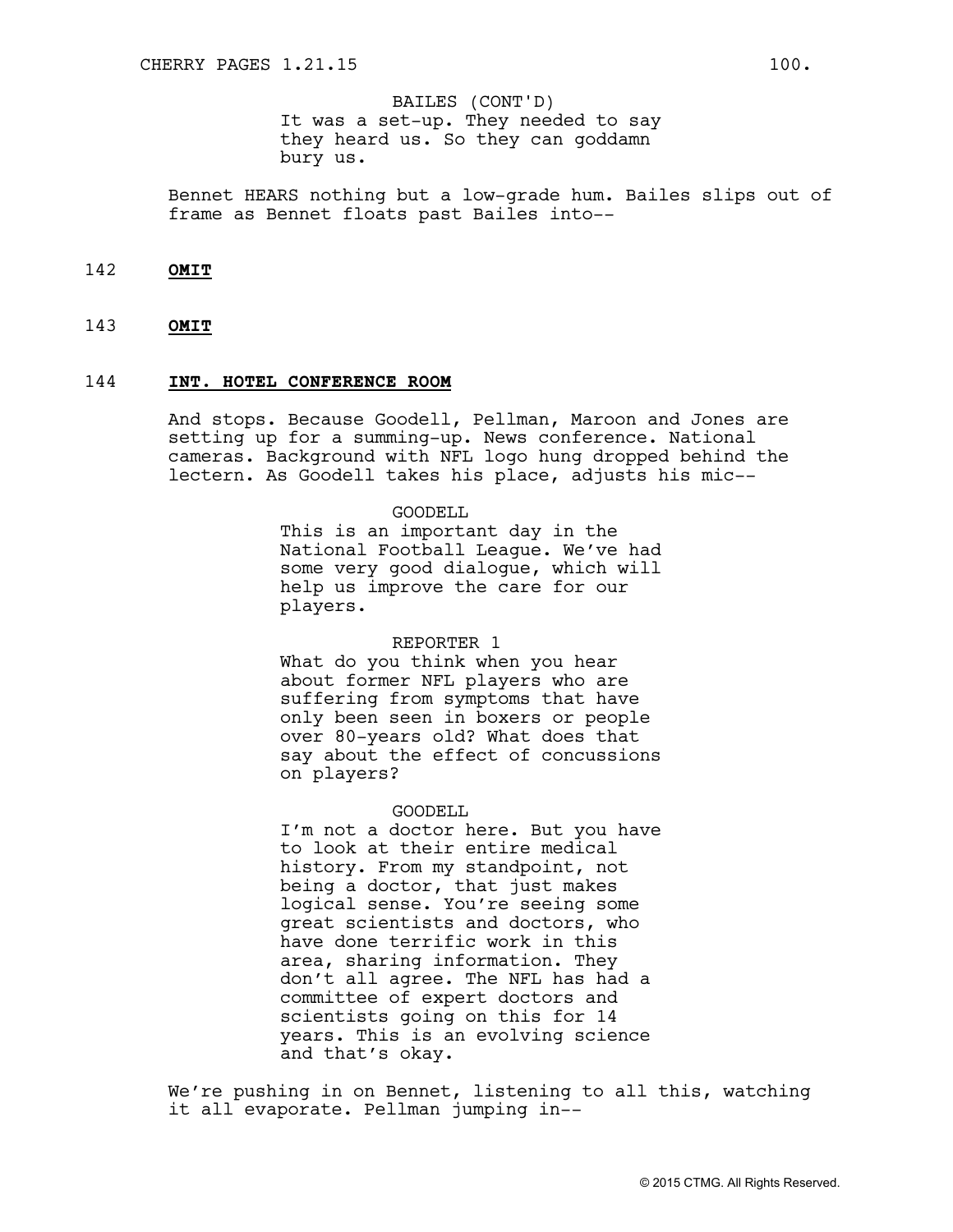BAILES (CONT'D)
It was a set-up. They needed to say they heard us. So they can goddamn bury us.

Bennet HEARS nothing but a low-grade hum. Bailes slips out of frame as Bennet floats past Bailes into--

142 **OMIT**

143 **OMIT**

144 **INT. HOTEL CONFERENCE ROOM**

And stops. Because Goodell, Pellman, Maroon and Jones are setting up for a summing-up. News conference. National cameras. Background with NFL logo hung dropped behind the lectern. As Goodell takes his place, adjusts his mic--

GOODELL
This is an important day in the National Football League. We've had some very good dialogue, which will help us improve the care for our players.

REPORTER 1
What do you think when you hear about former NFL players who are suffering from symptoms that have only been seen in boxers or people over 80-years old? What does that say about the effect of concussions on players?

GOODELL
I'm not a doctor here. But you have to look at their entire medical history. From my standpoint, not being a doctor, that just makes logical sense. You're seeing some great scientists and doctors, who have done terrific work in this area, sharing information. They don't all agree. The NFL has had a committee of expert doctors and scientists going on this for 14 years. This is an evolving science and that's okay.

We're pushing in on Bennet, listening to all this, watching it all evaporate. Pellman jumping in--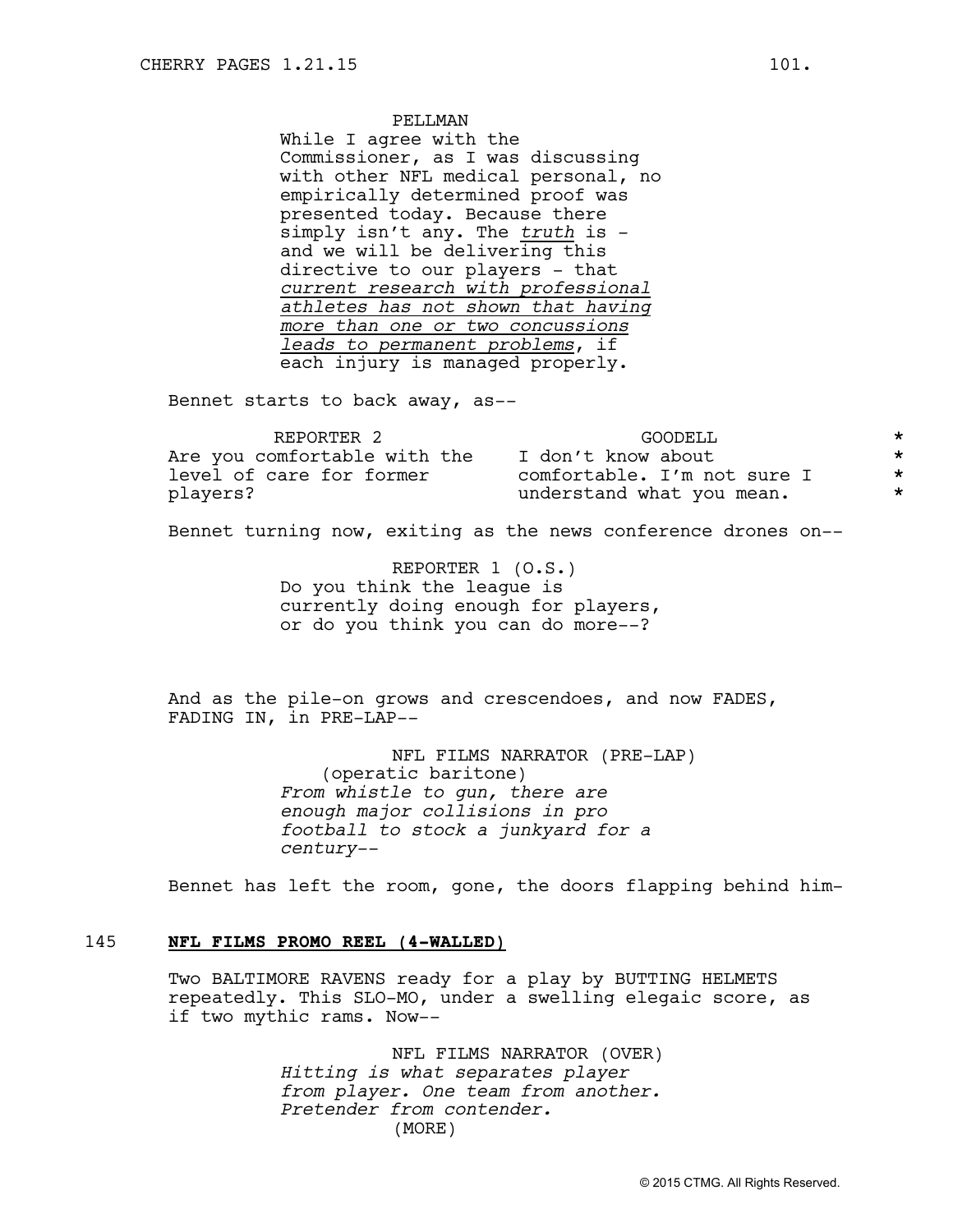PELLMAN
While I agree with the Commissioner, as I was discussing with other NFL medical personal, no empirically determined proof was presented today. Because there simply isn't any. The *truth* is - and we will be delivering this directive to our players - that *current research with professional athletes has not shown that having more than one or two concussions leads to permanent problems*, if each injury is managed properly.

Bennet starts to back away, as--

| REPORTER 2 | GOODELL |
|---|---|
| Are you comfortable with the level of care for former players? | I don't know about comfortable. I'm not sure I understand what you mean. |

Bennet turning now, exiting as the news conference drones on--

REPORTER 1 (O.S.)
Do you think the league is currently doing enough for players, or do you think you can do more--?

And as the pile-on grows and crescendoes, and now FADES, FADING IN, in PRE-LAP--

NFL FILMS NARRATOR (PRE-LAP)
(operatic baritone)
*From whistle to gun, there are enough major collisions in pro football to stock a junkyard for a century--*

Bennet has left the room, gone, the doors flapping behind him-

145 **NFL FILMS PROMO REEL (4-WALLED)**

Two BALTIMORE RAVENS ready for a play by BUTTING HELMETS repeatedly. This SLO-MO, under a swelling elegaic score, as if two mythic rams. Now--

NFL FILMS NARRATOR (OVER)
*Hitting is what separates player from player. One team from another. Pretender from contender.*
(MORE)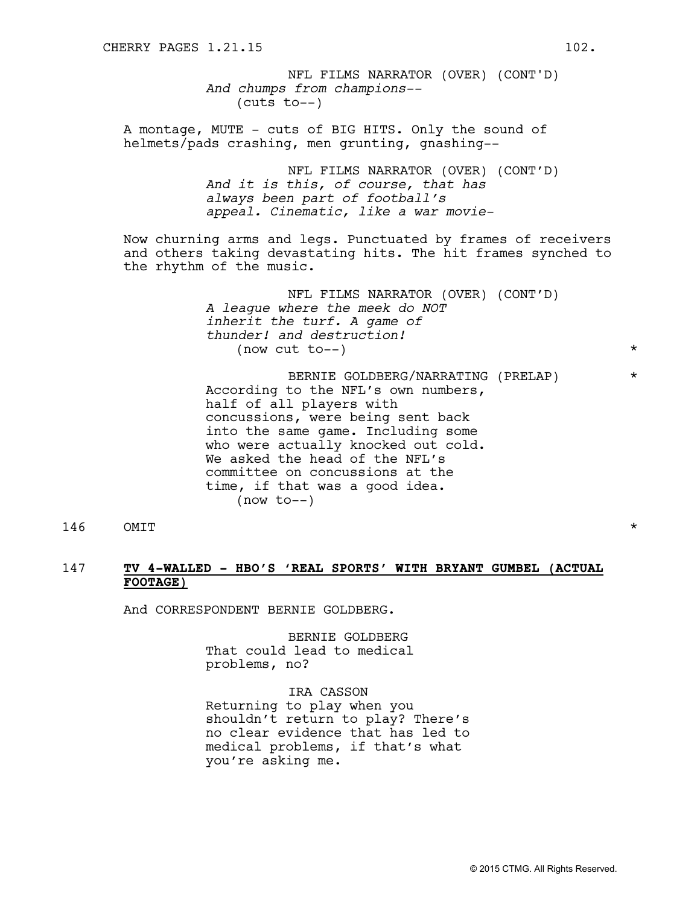NFL FILMS NARRATOR (OVER) (CONT'D)
*And chumps from champions--*
(cuts to--)

A montage, MUTE - cuts of BIG HITS. Only the sound of helmets/pads crashing, men grunting, gnashing--

NFL FILMS NARRATOR (OVER) (CONT'D)
*And it is this, of course, that has always been part of football's appeal. Cinematic, like a war movie-*

Now churning arms and legs. Punctuated by frames of receivers and others taking devastating hits. The hit frames synched to the rhythm of the music.

NFL FILMS NARRATOR (OVER) (CONT'D)
*A league where the meek do NOT inherit the turf. A game of thunder! and destruction!*
(now cut to--) *

BERNIE GOLDBERG/NARRATING (PRELAP) *
According to the NFL's own numbers, half of all players with concussions, were being sent back into the same game. Including some who were actually knocked out cold. We asked the head of the NFL's committee on concussions at the time, if that was a good idea.
(now to--)

146 OMIT *

147 **TV 4-WALLED - HBO'S 'REAL SPORTS' WITH BRYANT GUMBEL (ACTUAL FOOTAGE)**

And CORRESPONDENT BERNIE GOLDBERG.

BERNIE GOLDBERG
That could lead to medical problems, no?

IRA CASSON
Returning to play when you shouldn't return to play? There's no clear evidence that has led to medical problems, if that's what you're asking me.

© 2015 CTMG. All Rights Reserved.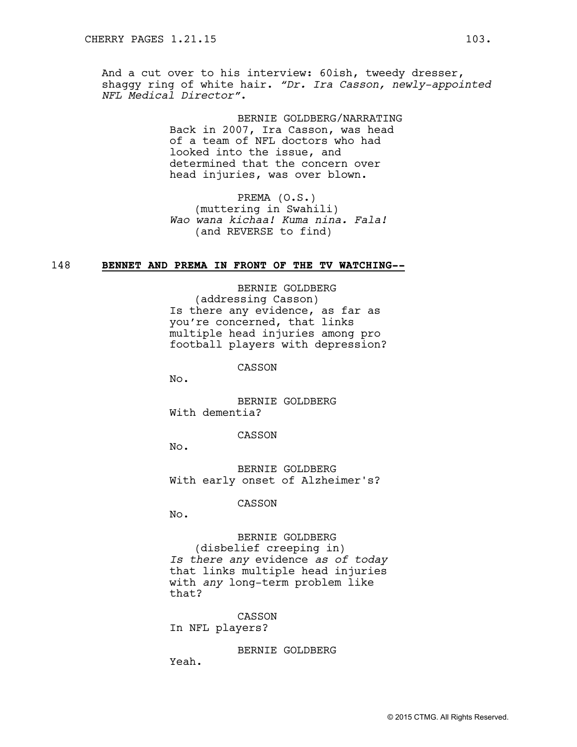And a cut over to his interview: 60ish, tweedy dresser, shaggy ring of white hair. *"Dr. Ira Casson, newly-appointed NFL Medical Director"*.

BERNIE GOLDBERG/NARRATING
Back in 2007, Ira Casson, was head of a team of NFL doctors who had looked into the issue, and determined that the concern over head injuries, was over blown.

PREMA (O.S.)
(muttering in Swahili)
*Wao wana kichaa! Kuma nina. Fala!*
(and REVERSE to find)

148 **BENNET AND PREMA IN FRONT OF THE TV WATCHING--**

BERNIE GOLDBERG
(addressing Casson)
Is there any evidence, as far as you're concerned, that links multiple head injuries among pro football players with depression?

CASSON
No.

BERNIE GOLDBERG
With dementia?

CASSON
No.

BERNIE GOLDBERG
With early onset of Alzheimer's?

CASSON
No.

BERNIE GOLDBERG
(disbelief creeping in)
*Is there any* evidence *as of today* that links multiple head injuries with *any* long-term problem like that?

CASSON
In NFL players?

BERNIE GOLDBERG
Yeah.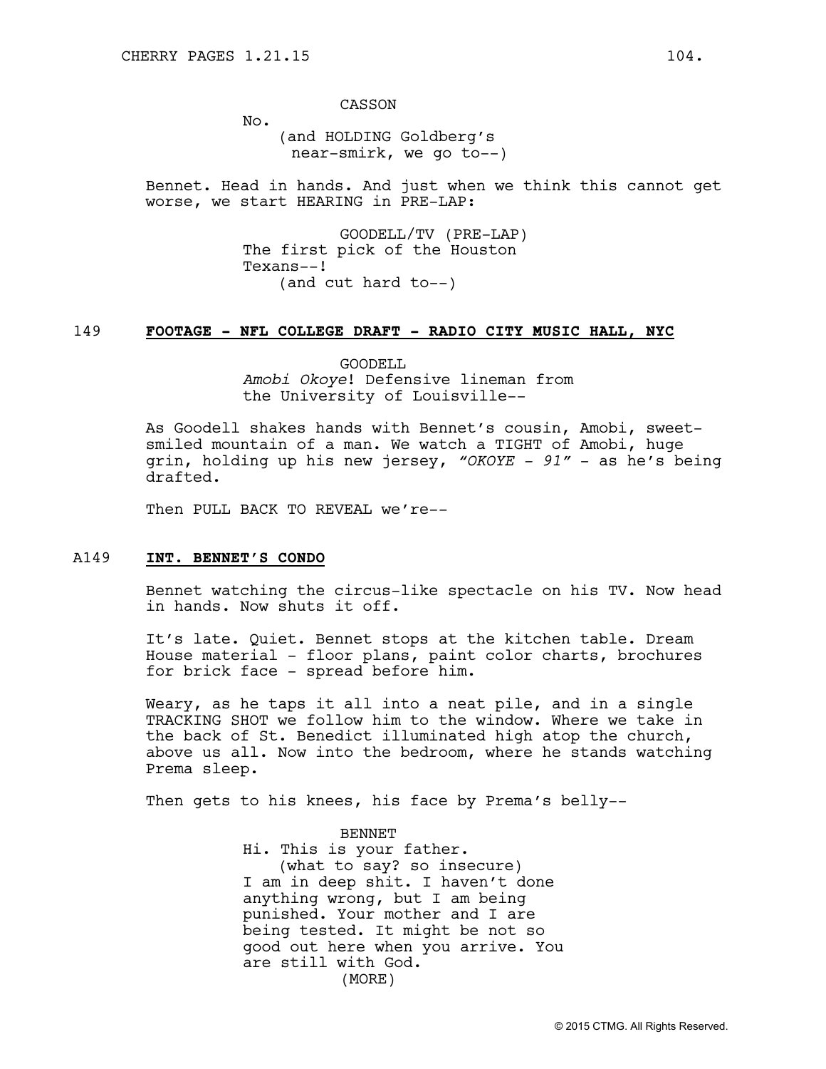CASSON

No.

(and HOLDING Goldberg's near-smirk, we go to--)

Bennet. Head in hands. And just when we think this cannot get worse, we start HEARING in PRE-LAP:

GOODELL/TV (PRE-LAP)

The first pick of the Houston Texans--!

(and cut hard to--)

149 **FOOTAGE - NFL COLLEGE DRAFT - RADIO CITY MUSIC HALL, NYC**

GOODELL

*Amobi Okoye*! Defensive lineman from the University of Louisville--

As Goodell shakes hands with Bennet's cousin, Amobi, sweet-smiled mountain of a man. We watch a TIGHT of Amobi, huge grin, holding up his new jersey, *"OKOYE - 91"* - as he's being drafted.

Then PULL BACK TO REVEAL we're--

A149 **INT. BENNET'S CONDO**

Bennet watching the circus-like spectacle on his TV. Now head in hands. Now shuts it off.

It's late. Quiet. Bennet stops at the kitchen table. Dream House material - floor plans, paint color charts, brochures for brick face - spread before him.

Weary, as he taps it all into a neat pile, and in a single TRACKING SHOT we follow him to the window. Where we take in the back of St. Benedict illuminated high atop the church, above us all. Now into the bedroom, where he stands watching Prema sleep.

Then gets to his knees, his face by Prema's belly--

BENNET

Hi. This is your father.

(what to say? so insecure)

I am in deep shit. I haven't done anything wrong, but I am being punished. Your mother and I are being tested. It might be not so good out here when you arrive. You are still with God.

(MORE)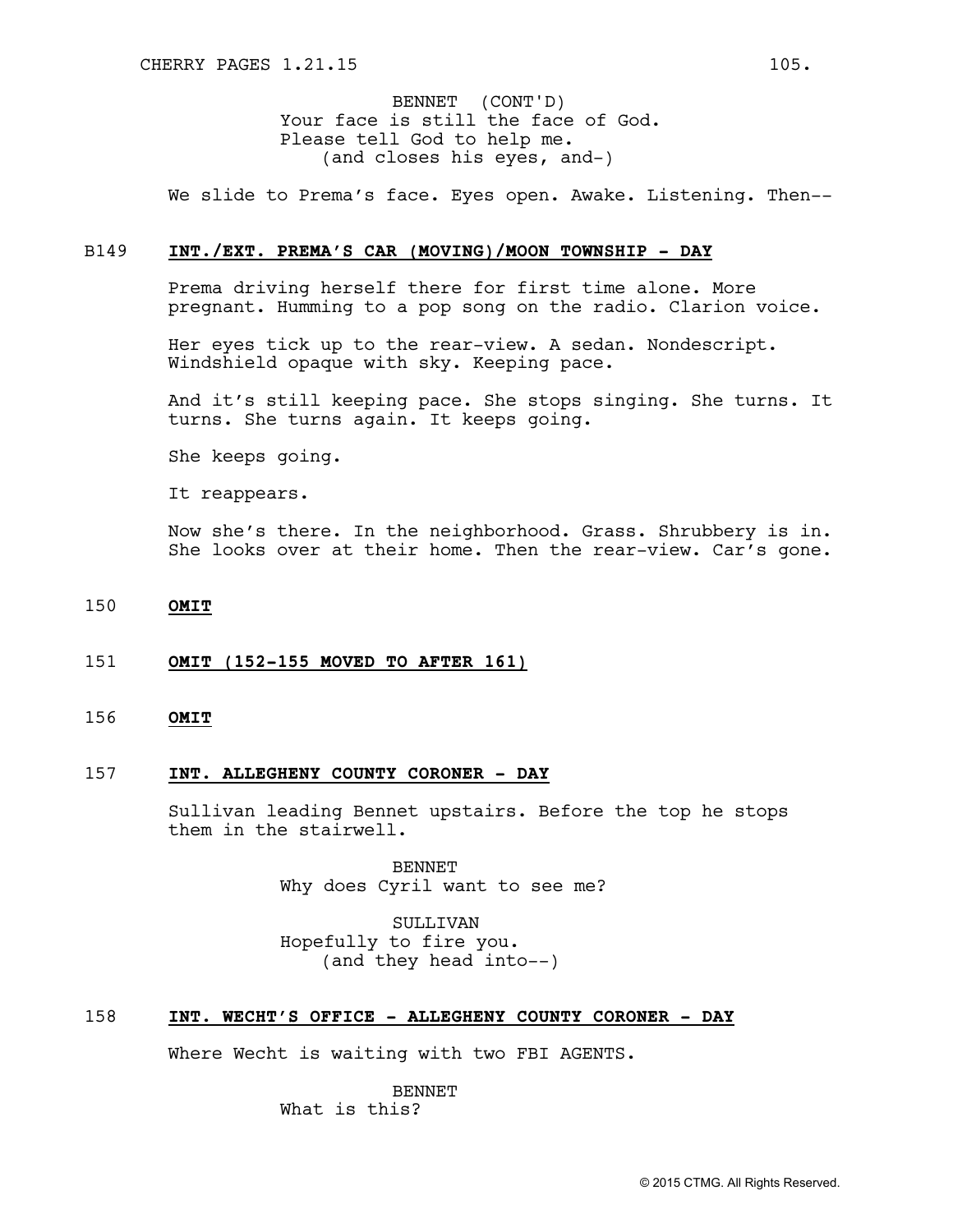BENNET (CONT'D)
Your face is still the face of God.
Please tell God to help me.
(and closes his eyes, and-)

We slide to Prema's face. Eyes open. Awake. Listening. Then--

B149 **INT./EXT. PREMA'S CAR (MOVING)/MOON TOWNSHIP - DAY**

Prema driving herself there for first time alone. More pregnant. Humming to a pop song on the radio. Clarion voice.

Her eyes tick up to the rear-view. A sedan. Nondescript. Windshield opaque with sky. Keeping pace.

And it's still keeping pace. She stops singing. She turns. It turns. She turns again. It keeps going.

She keeps going.

It reappears.

Now she's there. In the neighborhood. Grass. Shrubbery is in. She looks over at their home. Then the rear-view. Car's gone.

150 **OMIT**

151 **OMIT (152-155 MOVED TO AFTER 161)**

156 **OMIT**

157 **INT. ALLEGHENY COUNTY CORONER - DAY**

Sullivan leading Bennet upstairs. Before the top he stops them in the stairwell.

BENNET
Why does Cyril want to see me?

SULLIVAN
Hopefully to fire you.
(and they head into--)

158 **INT. WECHT'S OFFICE - ALLEGHENY COUNTY CORONER - DAY**

Where Wecht is waiting with two FBI AGENTS.

BENNET
What is this?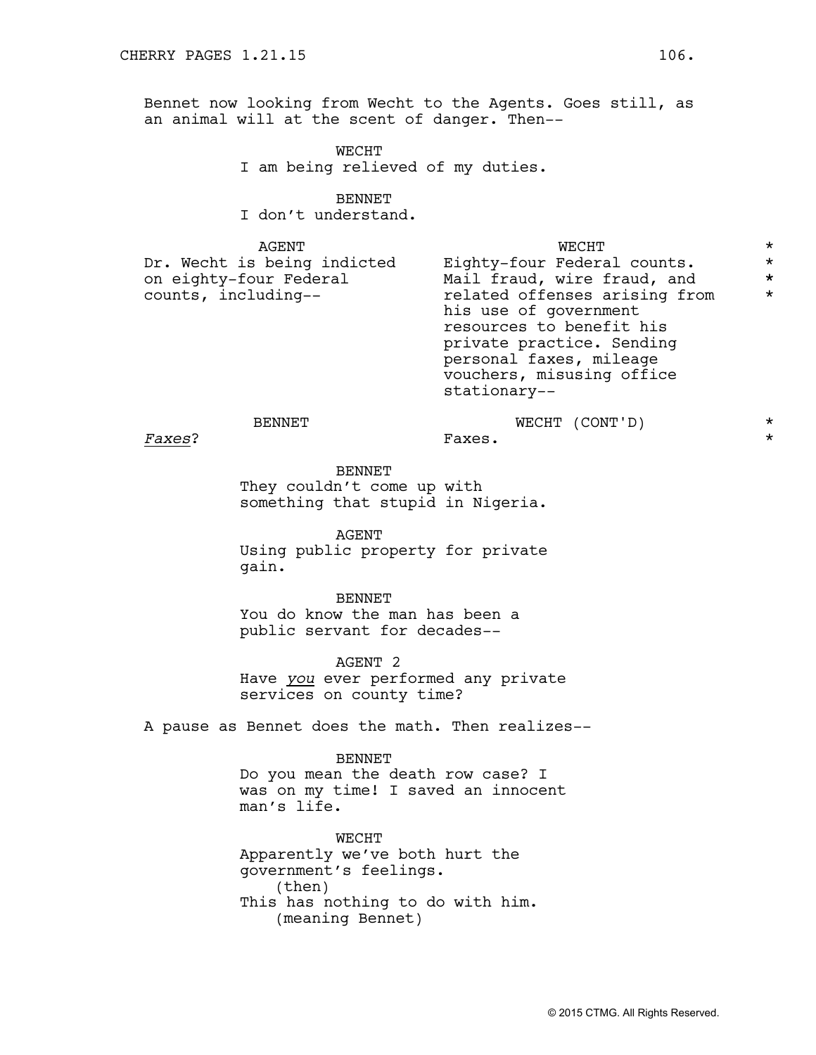Bennet now looking from Wecht to the Agents. Goes still, as an animal will at the scent of danger. Then--

WECHT
I am being relieved of my duties.

BENNET
I don't understand.

AGENT
Dr. Wecht is being indicted on eighty-four Federal counts, including--

WECHT
Eighty-four Federal counts. Mail fraud, wire fraud, and related offenses arising from his use of government resources to benefit his private practice. Sending personal faxes, mileage vouchers, misusing office stationary--

BENNET
*Faxes*?

WECHT (CONT'D)
Faxes.

BENNET
They couldn't come up with something that stupid in Nigeria.

AGENT
Using public property for private gain.

BENNET
You do know the man has been a public servant for decades--

AGENT 2
Have *you* ever performed any private services on county time?

A pause as Bennet does the math. Then realizes--

BENNET
Do you mean the death row case? I was on my time! I saved an innocent man's life.

WECHT
Apparently we've both hurt the government's feelings.
(then)
This has nothing to do with him.
(meaning Bennet)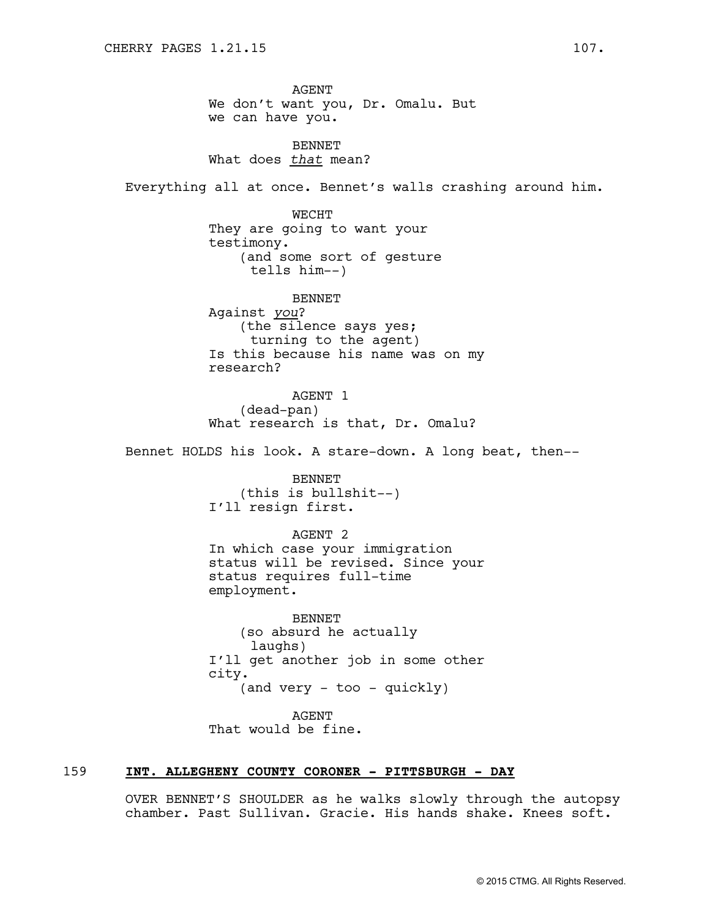AGENT
We don't want you, Dr. Omalu. But we can have you.

BENNET
What does *that* mean?

Everything all at once. Bennet's walls crashing around him.

WECHT
They are going to want your testimony.
(and some sort of gesture tells him--)

BENNET
Against *you*?
(the silence says yes; turning to the agent)
Is this because his name was on my research?

AGENT 1
(dead-pan)
What research is that, Dr. Omalu?

Bennet HOLDS his look. A stare-down. A long beat, then--

BENNET
(this is bullshit--)
I'll resign first.

AGENT 2
In which case your immigration status will be revised. Since your status requires full-time employment.

BENNET
(so absurd he actually laughs)
I'll get another job in some other city.
(and very - too - quickly)

AGENT
That would be fine.

159 **INT. ALLEGHENY COUNTY CORONER - PITTSBURGH - DAY**

OVER BENNET'S SHOULDER as he walks slowly through the autopsy chamber. Past Sullivan. Gracie. His hands shake. Knees soft.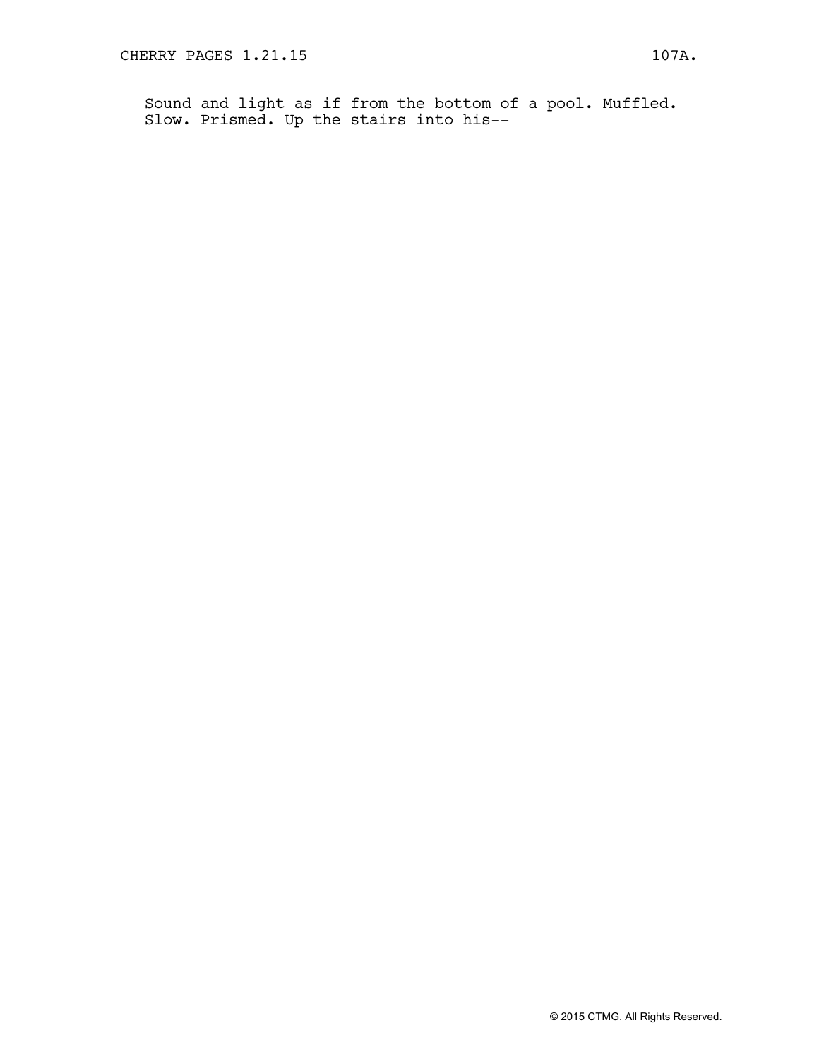Sound and light as if from the bottom of a pool. Muffled. Slow. Prismed. Up the stairs into his--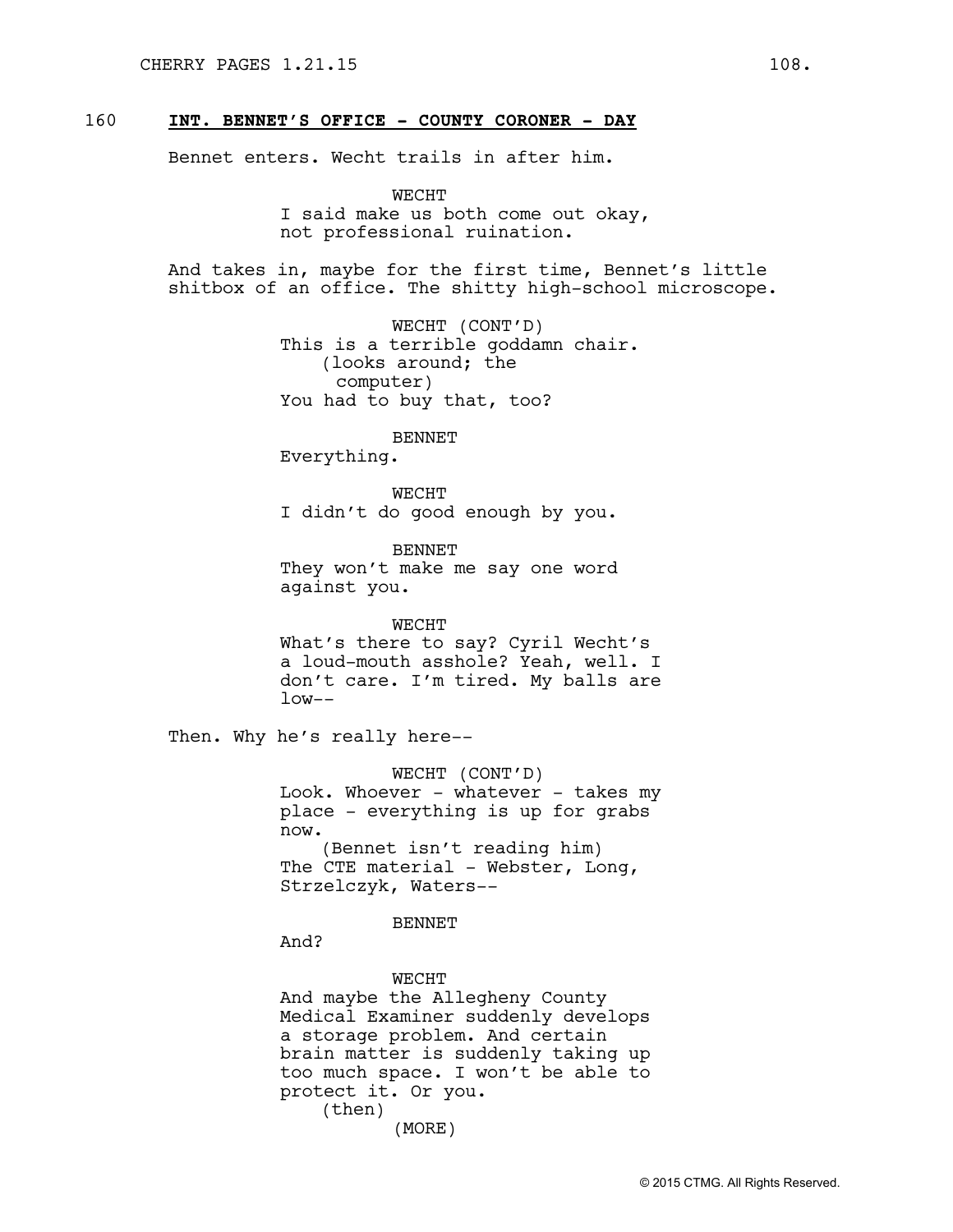160 **INT. BENNET'S OFFICE - COUNTY CORONER - DAY**

Bennet enters. Wecht trails in after him.

WECHT
I said make us both come out okay, not professional ruination.

And takes in, maybe for the first time, Bennet's little shitbox of an office. The shitty high-school microscope.

WECHT (CONT'D)
This is a terrible goddamn chair.
(looks around; the computer)
You had to buy that, too?

BENNET
Everything.

WECHT
I didn't do good enough by you.

BENNET
They won't make me say one word against you.

WECHT
What's there to say? Cyril Wecht's a loud-mouth asshole? Yeah, well. I don't care. I'm tired. My balls are low--

Then. Why he's really here--

WECHT (CONT'D)
Look. Whoever - whatever - takes my place - everything is up for grabs now.
(Bennet isn't reading him)
The CTE material - Webster, Long, Strzelczyk, Waters--

BENNET
And?

WECHT
And maybe the Allegheny County Medical Examiner suddenly develops a storage problem. And certain brain matter is suddenly taking up too much space. I won't be able to protect it. Or you.
(then)
(MORE)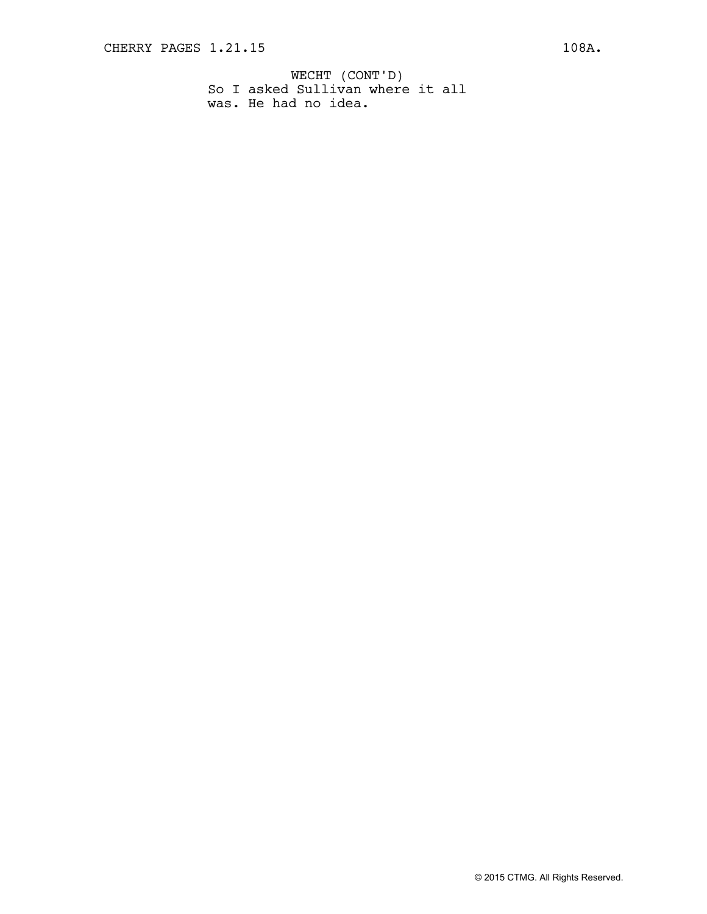WECHT (CONT'D)
So I asked Sullivan where it all was. He had no idea.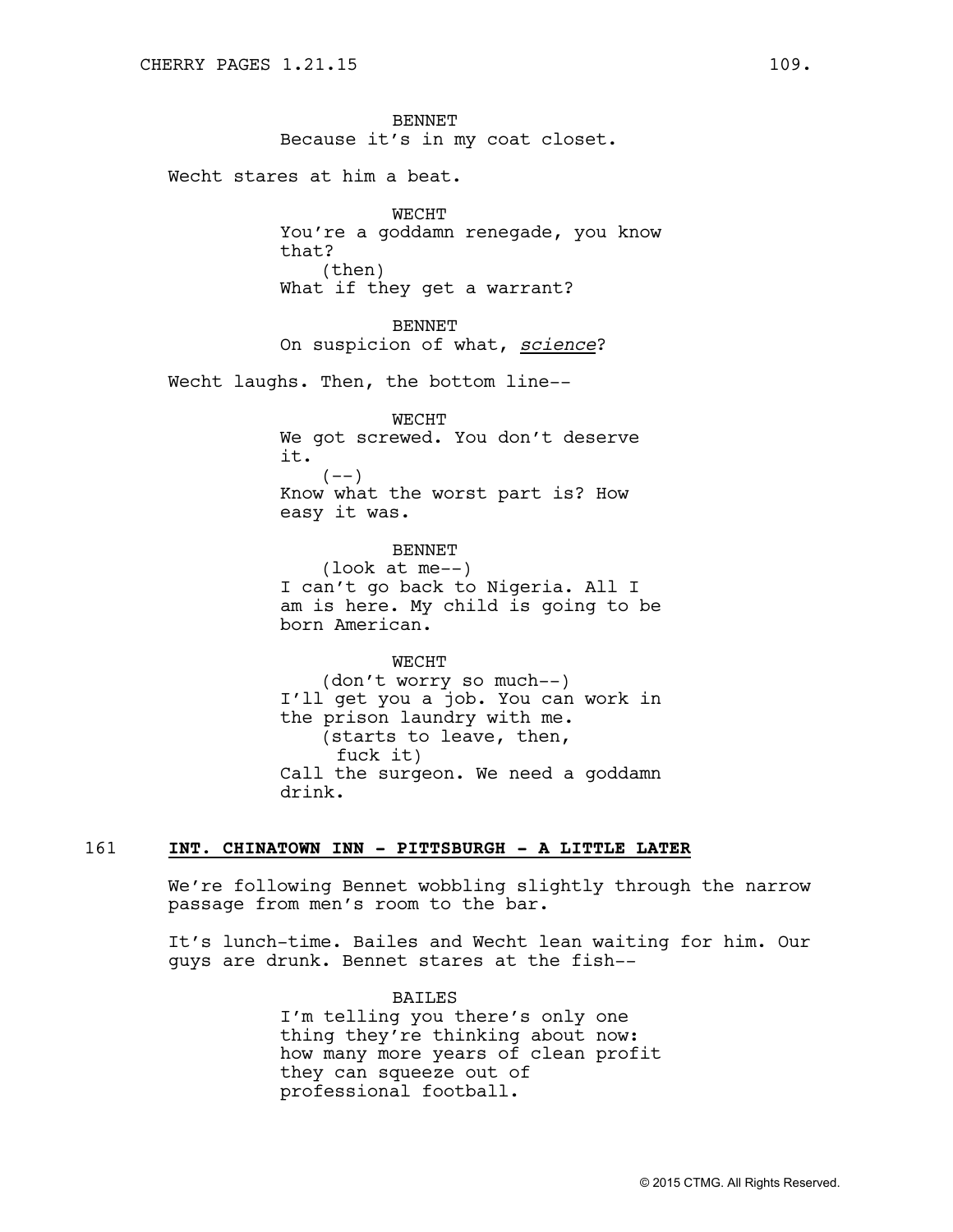BENNET
Because it's in my coat closet.

Wecht stares at him a beat.

WECHT
You're a goddamn renegade, you know that?
(then)
What if they get a warrant?

BENNET
On suspicion of what, ***science***?

Wecht laughs. Then, the bottom line--

WECHT
We got screwed. You don't deserve it.
(--)
Know what the worst part is? How easy it was.

BENNET
(look at me--)
I can't go back to Nigeria. All I am is here. My child is going to be born American.

WECHT
(don't worry so much--)
I'll get you a job. You can work in the prison laundry with me.
(starts to leave, then, fuck it)
Call the surgeon. We need a goddamn drink.

161 **INT. CHINATOWN INN - PITTSBURGH - A LITTLE LATER**

We're following Bennet wobbling slightly through the narrow passage from men's room to the bar.

It's lunch-time. Bailes and Wecht lean waiting for him. Our guys are drunk. Bennet stares at the fish--

BAILES
I'm telling you there's only one thing they're thinking about now: how many more years of clean profit they can squeeze out of professional football.

© 2015 CTMG. All Rights Reserved.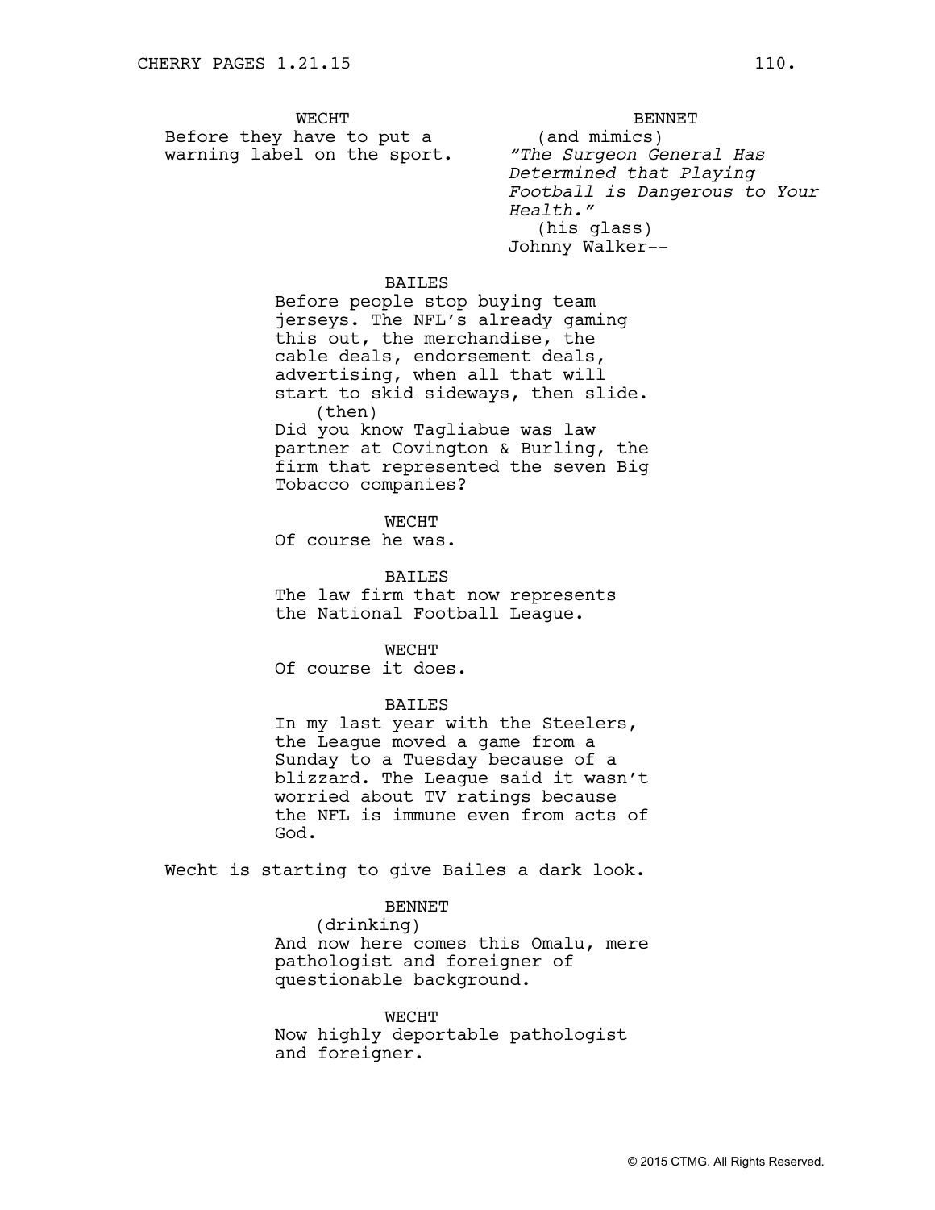WECHT
Before they have to put a warning label on the sport.

BENNET
(and mimics)
*"The Surgeon General Has Determined that Playing Football is Dangerous to Your Health."*
(his glass)
Johnny Walker--

BAILES
Before people stop buying team jerseys. The NFL's already gaming this out, the merchandise, the cable deals, endorsement deals, advertising, when all that will start to skid sideways, then slide.
(then)
Did you know Tagliabue was law partner at Covington & Burling, the firm that represented the seven Big Tobacco companies?

WECHT
Of course he was.

BAILES
The law firm that now represents the National Football League.

WECHT
Of course it does.

BAILES
In my last year with the Steelers, the League moved a game from a Sunday to a Tuesday because of a blizzard. The League said it wasn't worried about TV ratings because the NFL is immune even from acts of God.

Wecht is starting to give Bailes a dark look.

BENNET
(drinking)
And now here comes this Omalu, mere pathologist and foreigner of questionable background.

WECHT
Now highly deportable pathologist and foreigner.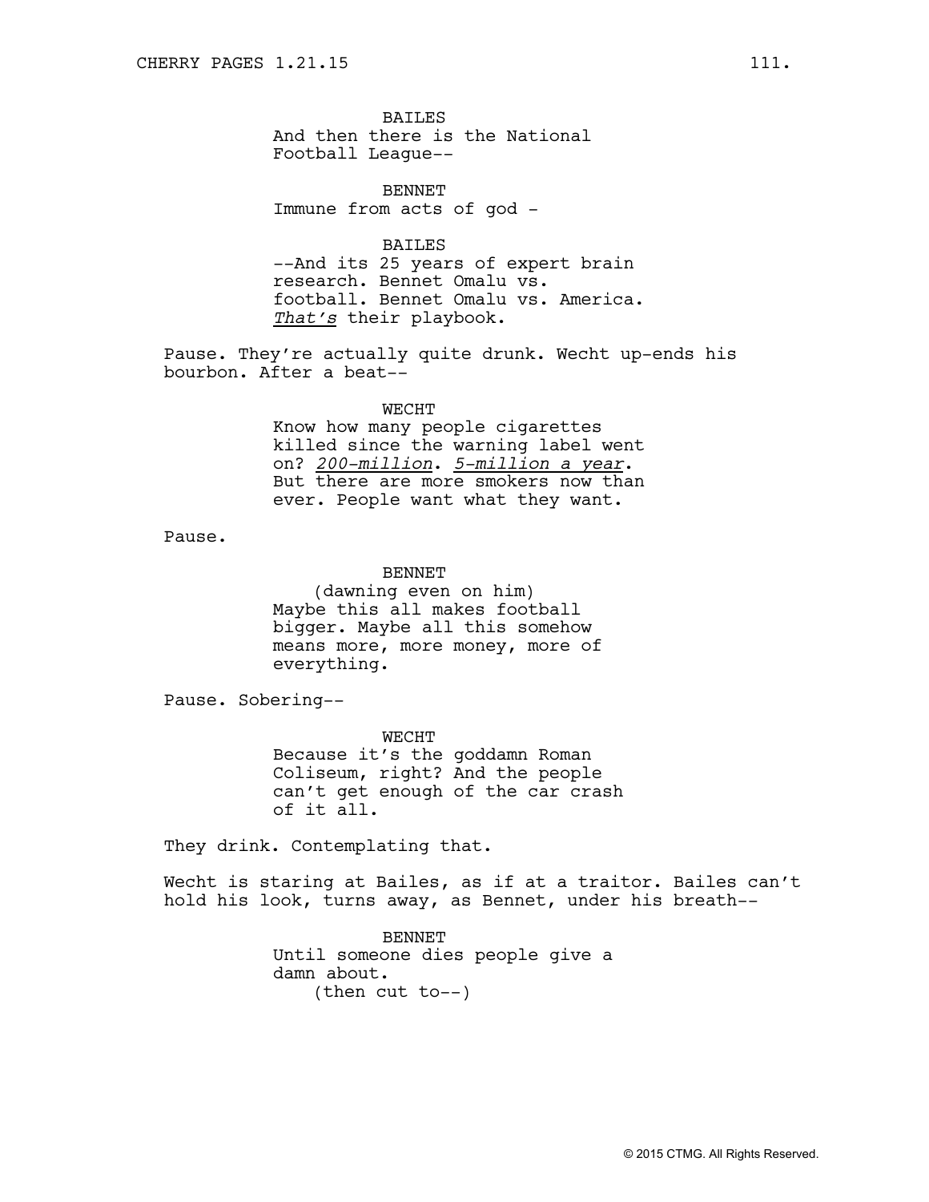BAILES
And then there is the National Football League--

BENNET
Immune from acts of god -

BAILES
--And its 25 years of expert brain research. Bennet Omalu vs. football. Bennet Omalu vs. America. *That's* their playbook.

Pause. They're actually quite drunk. Wecht up-ends his bourbon. After a beat--

WECHT
Know how many people cigarettes killed since the warning label went on? *200-million*. *5-million a year*. But there are more smokers now than ever. People want what they want.

Pause.

BENNET
(dawning even on him)
Maybe this all makes football bigger. Maybe all this somehow means more, more money, more of everything.

Pause. Sobering--

WECHT
Because it's the goddamn Roman Coliseum, right? And the people can't get enough of the car crash of it all.

They drink. Contemplating that.

Wecht is staring at Bailes, as if at a traitor. Bailes can't hold his look, turns away, as Bennet, under his breath--

BENNET
Until someone dies people give a damn about.
(then cut to--)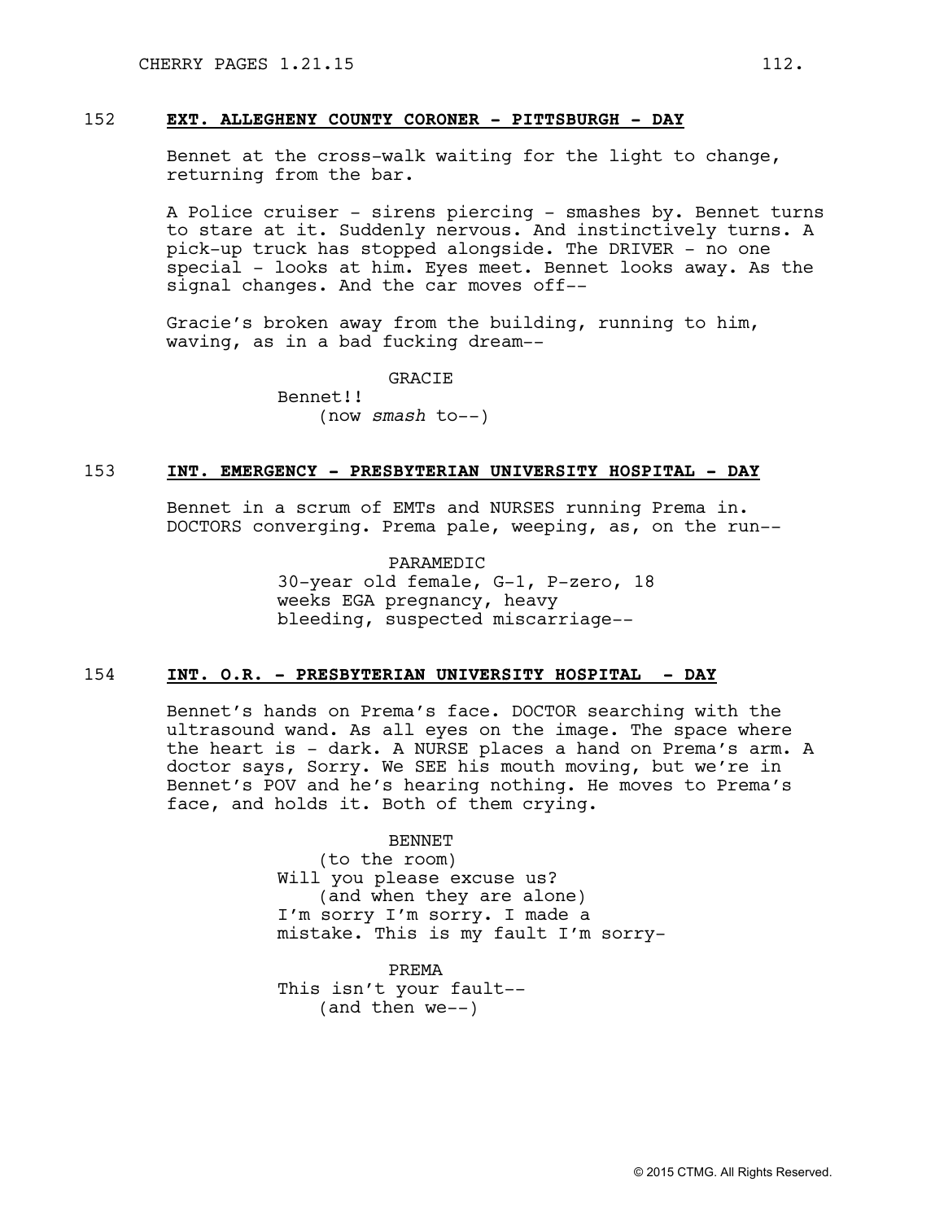152 **EXT. ALLEGHENY COUNTY CORONER - PITTSBURGH - DAY**

Bennet at the cross-walk waiting for the light to change, returning from the bar.

A Police cruiser - sirens piercing - smashes by. Bennet turns to stare at it. Suddenly nervous. And instinctively turns. A pick-up truck has stopped alongside. The DRIVER - no one special - looks at him. Eyes meet. Bennet looks away. As the signal changes. And the car moves off--

Gracie's broken away from the building, running to him, waving, as in a bad fucking dream--

GRACIE
Bennet!!
(now *smash* to--)

153 **INT. EMERGENCY - PRESBYTERIAN UNIVERSITY HOSPITAL - DAY**

Bennet in a scrum of EMTs and NURSES running Prema in. DOCTORS converging. Prema pale, weeping, as, on the run--

PARAMEDIC
30-year old female, G-1, P-zero, 18 weeks EGA pregnancy, heavy bleeding, suspected miscarriage--

154 **INT. O.R. - PRESBYTERIAN UNIVERSITY HOSPITAL - DAY**

Bennet's hands on Prema's face. DOCTOR searching with the ultrasound wand. As all eyes on the image. The space where the heart is - dark. A NURSE places a hand on Prema's arm. A doctor says, Sorry. We SEE his mouth moving, but we're in Bennet's POV and he's hearing nothing. He moves to Prema's face, and holds it. Both of them crying.

BENNET
(to the room)
Will you please excuse us?
(and when they are alone)
I'm sorry I'm sorry. I made a mistake. This is my fault I'm sorry-

PREMA
This isn't your fault--
(and then we--)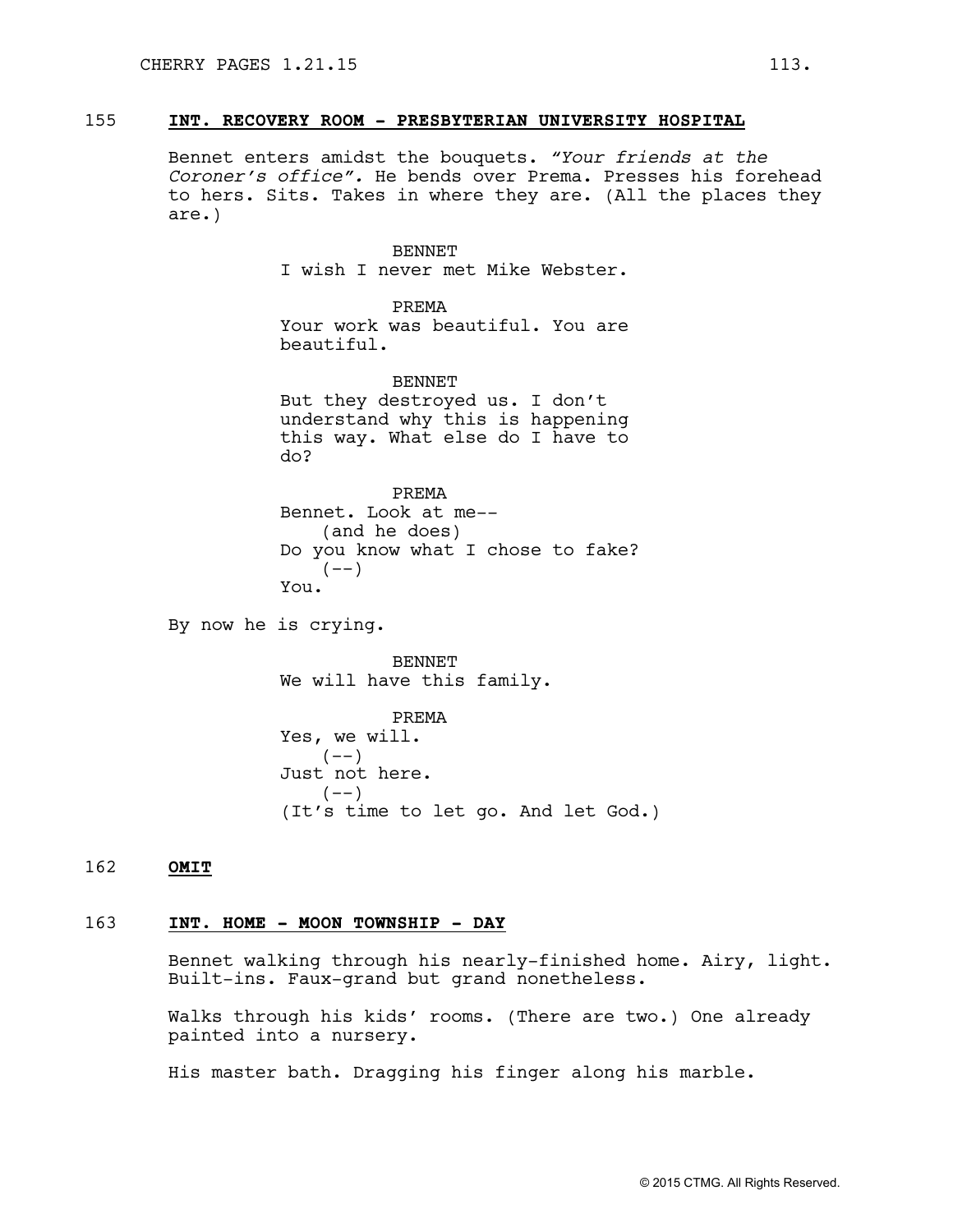155 **INT. RECOVERY ROOM - PRESBYTERIAN UNIVERSITY HOSPITAL**

Bennet enters amidst the bouquets. *"Your friends at the Coroner's office".* He bends over Prema. Presses his forehead to hers. Sits. Takes in where they are. (All the places they are.)

BENNET
I wish I never met Mike Webster.

PREMA
Your work was beautiful. You are beautiful.

BENNET
But they destroyed us. I don't understand why this is happening this way. What else do I have to do?

PREMA
Bennet. Look at me--
(and he does)
Do you know what I chose to fake?
(--)
You.

By now he is crying.

BENNET
We will have this family.

PREMA
Yes, we will.
(--)
Just not here.
(--)
(It's time to let go. And let God.)

162 **OMIT**

163 **INT. HOME - MOON TOWNSHIP - DAY**

Bennet walking through his nearly-finished home. Airy, light. Built-ins. Faux-grand but grand nonetheless.

Walks through his kids' rooms. (There are two.) One already painted into a nursery.

His master bath. Dragging his finger along his marble.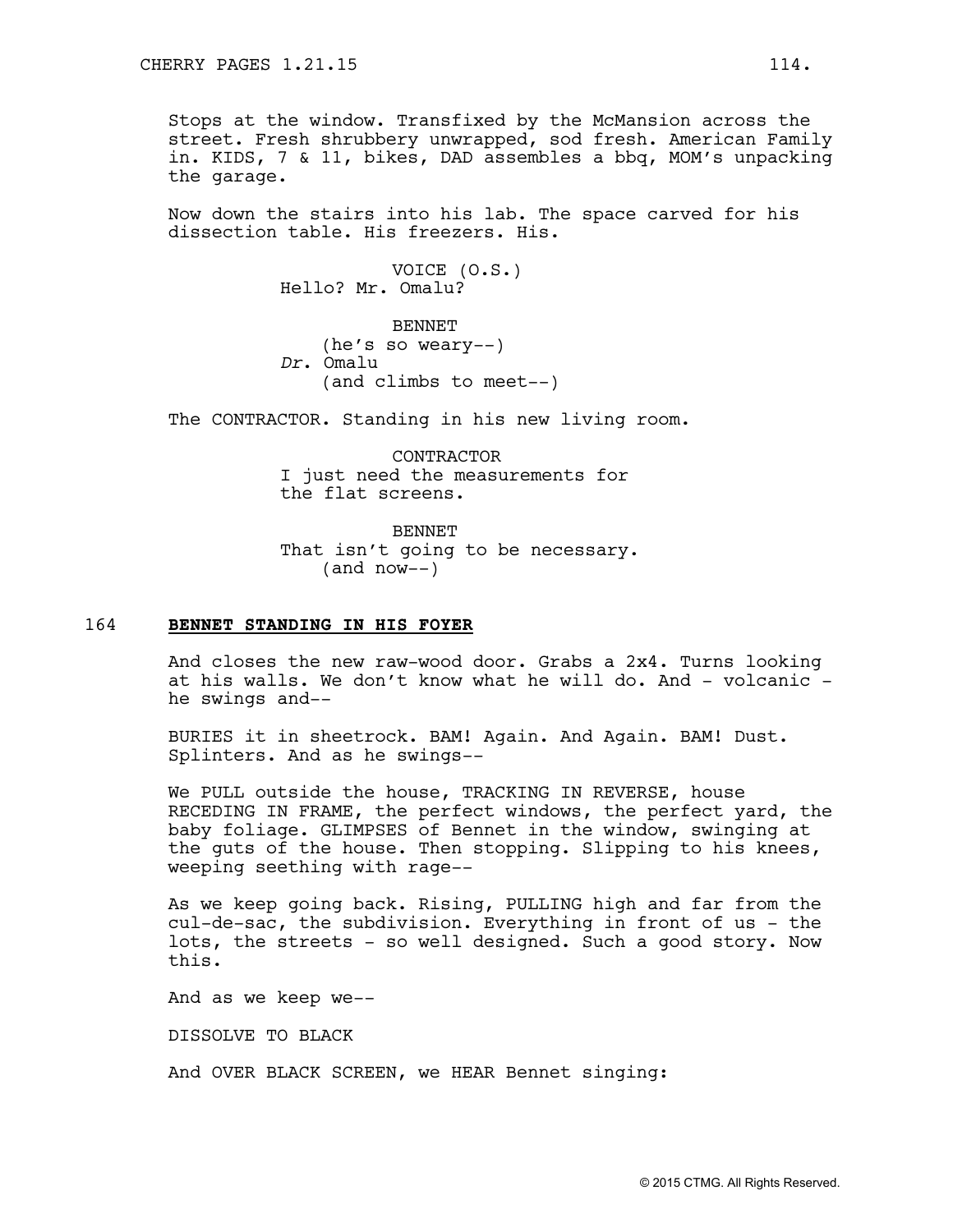Stops at the window. Transfixed by the McMansion across the street. Fresh shrubbery unwrapped, sod fresh. American Family in. KIDS, 7 & 11, bikes, DAD assembles a bbq, MOM's unpacking the garage.

Now down the stairs into his lab. The space carved for his dissection table. His freezers. His.

VOICE (O.S.)
Hello? Mr. Omalu?

BENNET
(he's so weary--)
*Dr.* Omalu
(and climbs to meet--)

The CONTRACTOR. Standing in his new living room.

CONTRACTOR
I just need the measurements for the flat screens.

BENNET
That isn't going to be necessary.
(and now--)

164 **BENNET STANDING IN HIS FOYER**

And closes the new raw-wood door. Grabs a 2x4. Turns looking at his walls. We don't know what he will do. And - volcanic - he swings and--

BURIES it in sheetrock. BAM! Again. And Again. BAM! Dust. Splinters. And as he swings--

We PULL outside the house, TRACKING IN REVERSE, house RECEDING IN FRAME, the perfect windows, the perfect yard, the baby foliage. GLIMPSES of Bennet in the window, swinging at the guts of the house. Then stopping. Slipping to his knees, weeping seething with rage--

As we keep going back. Rising, PULLING high and far from the cul-de-sac, the subdivision. Everything in front of us - the lots, the streets - so well designed. Such a good story. Now this.

And as we keep we--

DISSOLVE TO BLACK

And OVER BLACK SCREEN, we HEAR Bennet singing: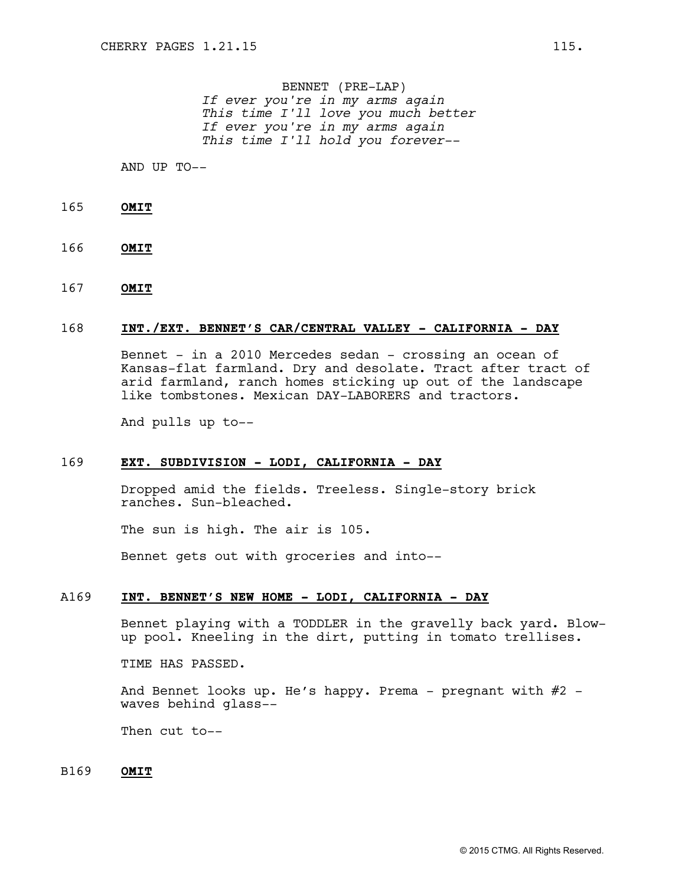BENNET (PRE-LAP)
*If ever you're in my arms again*
*This time I'll love you much better*
*If ever you're in my arms again*
*This time I'll hold you forever--*

AND UP TO--

165 **OMIT**

166 **OMIT**

167 **OMIT**

168 **INT./EXT. BENNET'S CAR/CENTRAL VALLEY - CALIFORNIA - DAY**

Bennet - in a 2010 Mercedes sedan - crossing an ocean of Kansas-flat farmland. Dry and desolate. Tract after tract of arid farmland, ranch homes sticking up out of the landscape like tombstones. Mexican DAY-LABORERS and tractors.

And pulls up to--

169 **EXT. SUBDIVISION - LODI, CALIFORNIA - DAY**

Dropped amid the fields. Treeless. Single-story brick ranches. Sun-bleached.

The sun is high. The air is 105.

Bennet gets out with groceries and into--

A169 **INT. BENNET'S NEW HOME - LODI, CALIFORNIA - DAY**

Bennet playing with a TODDLER in the gravelly back yard. Blow-up pool. Kneeling in the dirt, putting in tomato trellises.

TIME HAS PASSED.

And Bennet looks up. He's happy. Prema - pregnant with #2 - waves behind glass--

Then cut to--

B169 **OMIT**

© 2015 CTMG. All Rights Reserved.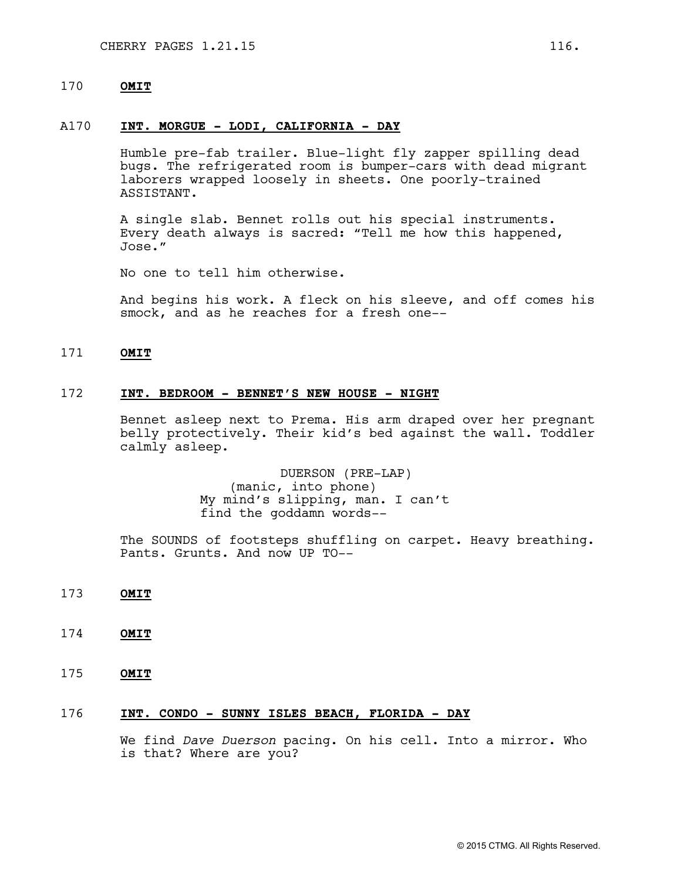170 **OMIT**

A170 **INT. MORGUE - LODI, CALIFORNIA - DAY**

Humble pre-fab trailer. Blue-light fly zapper spilling dead bugs. The refrigerated room is bumper-cars with dead migrant laborers wrapped loosely in sheets. One poorly-trained ASSISTANT.

A single slab. Bennet rolls out his special instruments. Every death always is sacred: "Tell me how this happened, Jose."

No one to tell him otherwise.

And begins his work. A fleck on his sleeve, and off comes his smock, and as he reaches for a fresh one--

171 **OMIT**

172 **INT. BEDROOM - BENNET'S NEW HOUSE - NIGHT**

Bennet asleep next to Prema. His arm draped over her pregnant belly protectively. Their kid's bed against the wall. Toddler calmly asleep.

DUERSON (PRE-LAP)
(manic, into phone)
My mind's slipping, man. I can't find the goddamn words--

The SOUNDS of footsteps shuffling on carpet. Heavy breathing. Pants. Grunts. And now UP TO--

173 **OMIT**

174 **OMIT**

175 **OMIT**

176 **INT. CONDO - SUNNY ISLES BEACH, FLORIDA - DAY**

We find *Dave Duerson* pacing. On his cell. Into a mirror. Who is that? Where are you?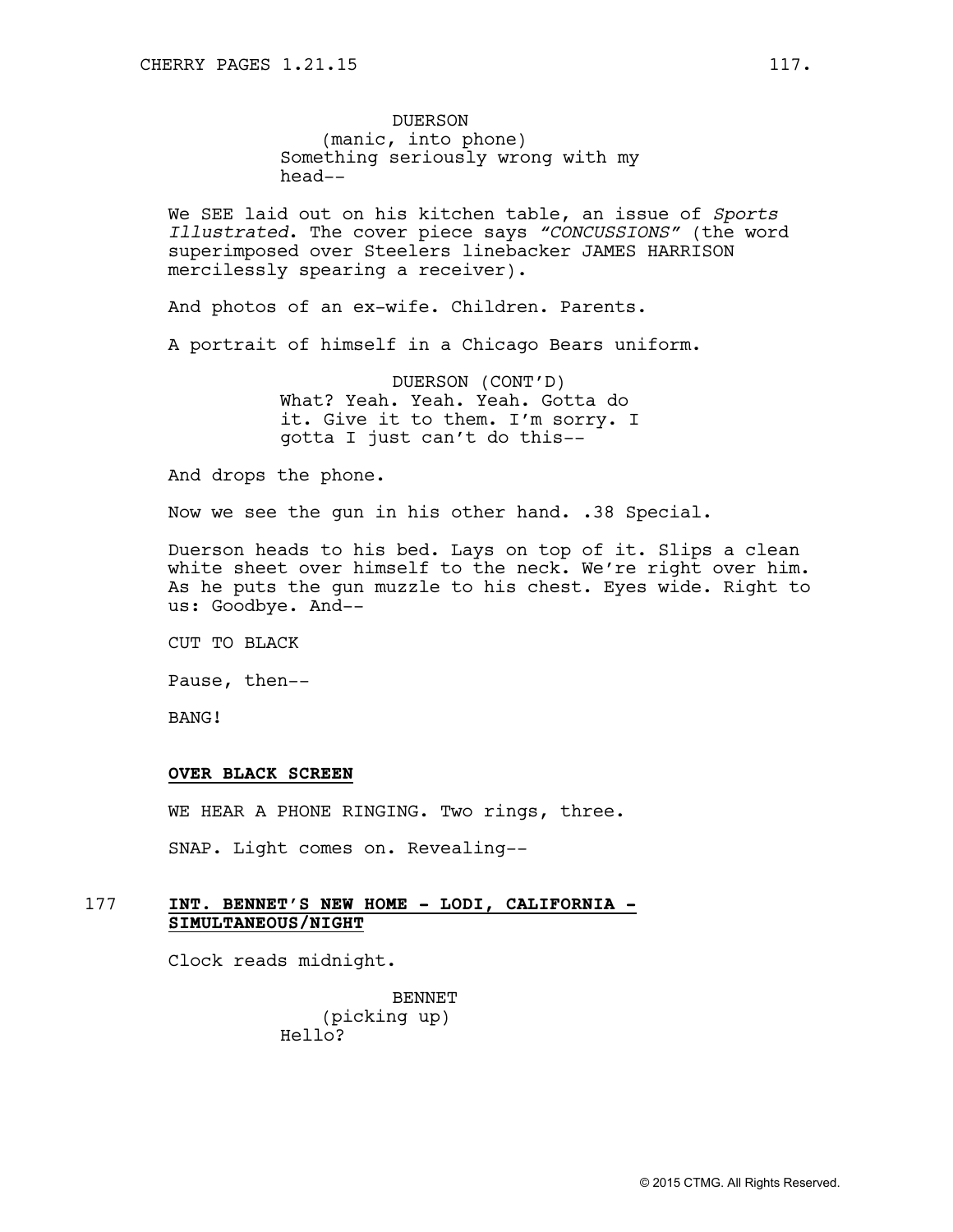DUERSON
(manic, into phone)
Something seriously wrong with my head--

We SEE laid out on his kitchen table, an issue of *Sports Illustrated*. The cover piece says *"CONCUSSIONS"* (the word superimposed over Steelers linebacker JAMES HARRISON mercilessly spearing a receiver).

And photos of an ex-wife. Children. Parents.

A portrait of himself in a Chicago Bears uniform.

DUERSON (CONT'D)
What? Yeah. Yeah. Yeah. Gotta do it. Give it to them. I'm sorry. I gotta I just can't do this--

And drops the phone.

Now we see the gun in his other hand. .38 Special.

Duerson heads to his bed. Lays on top of it. Slips a clean white sheet over himself to the neck. We're right over him. As he puts the gun muzzle to his chest. Eyes wide. Right to us: Goodbye. And--

CUT TO BLACK

Pause, then--

BANG!

**OVER BLACK SCREEN**

WE HEAR A PHONE RINGING. Two rings, three.

SNAP. Light comes on. Revealing--

177 **INT. BENNET'S NEW HOME - LODI, CALIFORNIA - SIMULTANEOUS/NIGHT**

Clock reads midnight.

BENNET
(picking up)
Hello?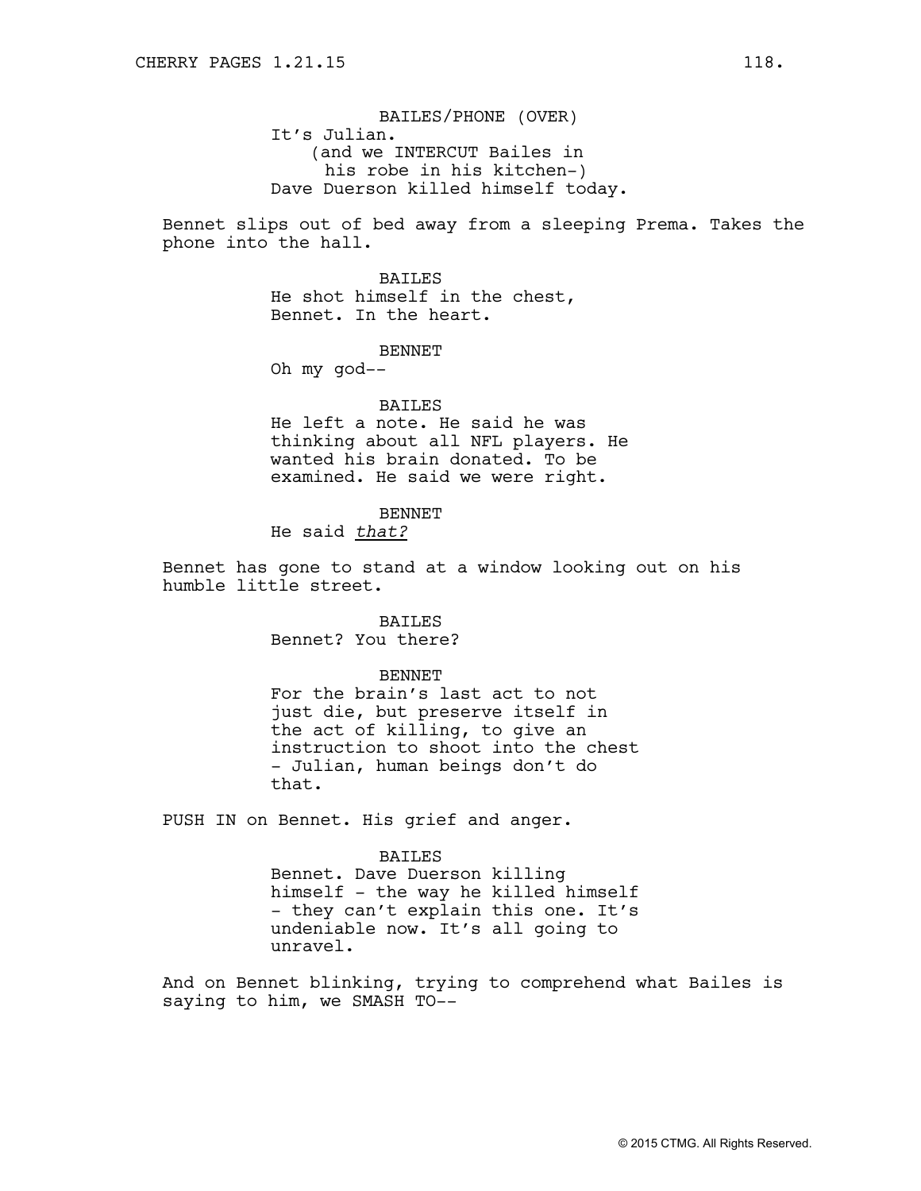BAILES/PHONE (OVER)
It's Julian.
(and we INTERCUT Bailes in his robe in his kitchen-)
Dave Duerson killed himself today.

Bennet slips out of bed away from a sleeping Prema. Takes the phone into the hall.

BAILES
He shot himself in the chest, Bennet. In the heart.

BENNET
Oh my god--

BAILES
He left a note. He said he was thinking about all NFL players. He wanted his brain donated. To be examined. He said we were right.

BENNET
He said *that?*

Bennet has gone to stand at a window looking out on his humble little street.

BAILES
Bennet? You there?

BENNET
For the brain's last act to not just die, but preserve itself in the act of killing, to give an instruction to shoot into the chest - Julian, human beings don't do that.

PUSH IN on Bennet. His grief and anger.

BAILES
Bennet. Dave Duerson killing himself - the way he killed himself - they can't explain this one. It's undeniable now. It's all going to unravel.

And on Bennet blinking, trying to comprehend what Bailes is saying to him, we SMASH TO--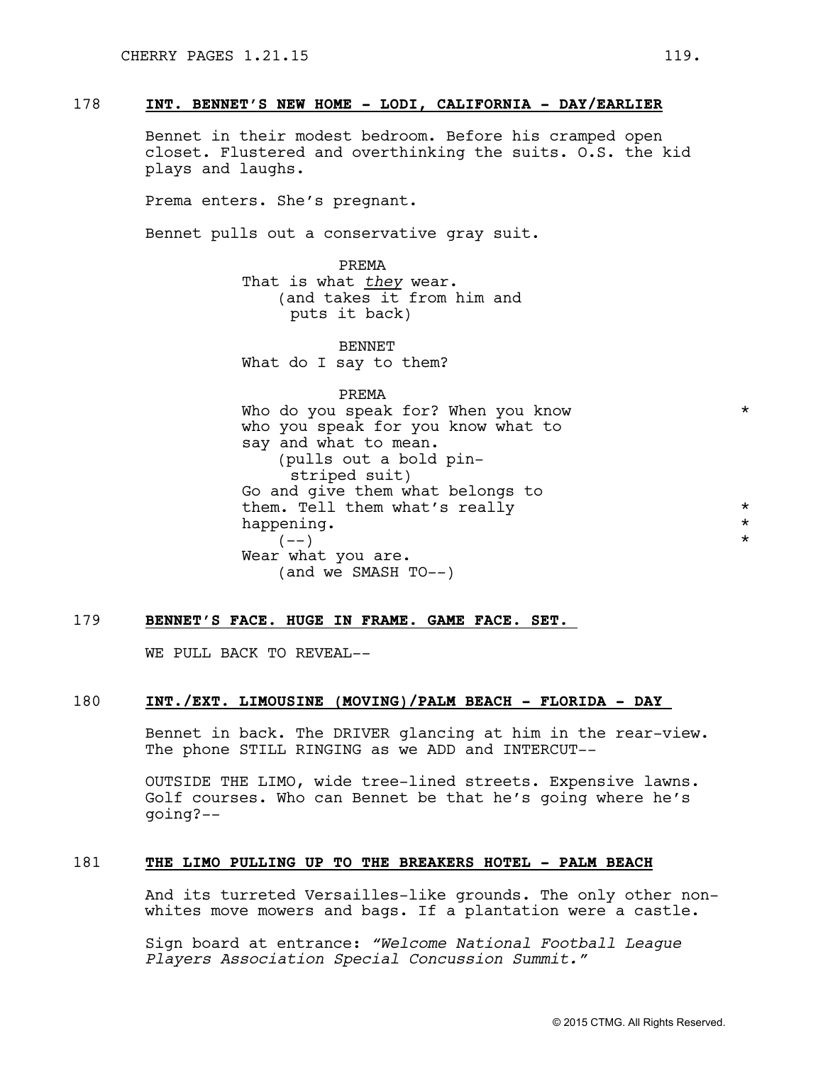178 **INT. BENNET'S NEW HOME - LODI, CALIFORNIA - DAY/EARLIER**

Bennet in their modest bedroom. Before his cramped open closet. Flustered and overthinking the suits. O.S. the kid plays and laughs.

Prema enters. She's pregnant.

Bennet pulls out a conservative gray suit.

PREMA
That is what *they* wear.
(and takes it from him and puts it back)

BENNET
What do I say to them?

PREMA
Who do you speak for? When you know who you speak for you know what to say and what to mean. *
(pulls out a bold pin-striped suit)
Go and give them what belongs to them. Tell them what's really happening. *
(--) *
Wear what you are.
(and we SMASH TO--)

179 **BENNET'S FACE. HUGE IN FRAME. GAME FACE. SET.**

WE PULL BACK TO REVEAL--

180 **INT./EXT. LIMOUSINE (MOVING)/PALM BEACH - FLORIDA - DAY**

Bennet in back. The DRIVER glancing at him in the rear-view. The phone STILL RINGING as we ADD and INTERCUT--

OUTSIDE THE LIMO, wide tree-lined streets. Expensive lawns. Golf courses. Who can Bennet be that he's going where he's going?--

181 **THE LIMO PULLING UP TO THE BREAKERS HOTEL - PALM BEACH**

And its turreted Versailles-like grounds. The only other non-whites move mowers and bags. If a plantation were a castle.

Sign board at entrance: *"Welcome National Football League Players Association Special Concussion Summit."*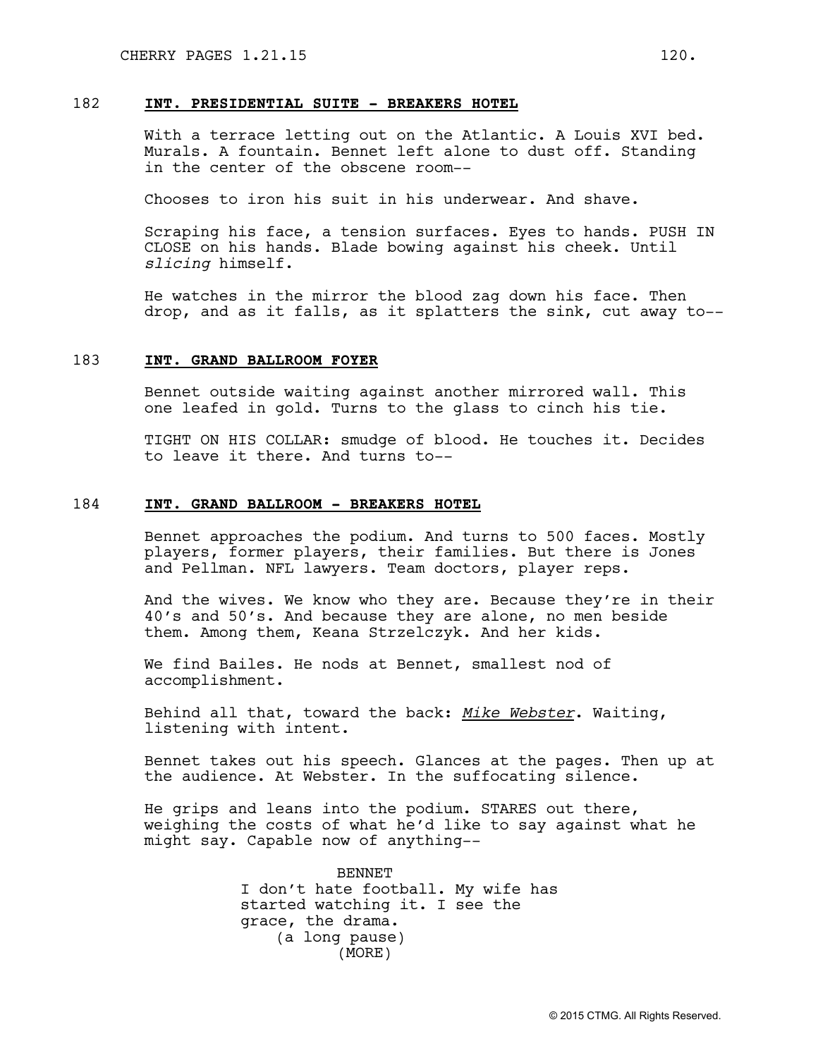182 **INT. PRESIDENTIAL SUITE - BREAKERS HOTEL**

With a terrace letting out on the Atlantic. A Louis XVI bed. Murals. A fountain. Bennet left alone to dust off. Standing in the center of the obscene room--

Chooses to iron his suit in his underwear. And shave.

Scraping his face, a tension surfaces. Eyes to hands. PUSH IN CLOSE on his hands. Blade bowing against his cheek. Until *slicing* himself.

He watches in the mirror the blood zag down his face. Then drop, and as it falls, as it splatters the sink, cut away to--

183 **INT. GRAND BALLROOM FOYER**

Bennet outside waiting against another mirrored wall. This one leafed in gold. Turns to the glass to cinch his tie.

TIGHT ON HIS COLLAR: smudge of blood. He touches it. Decides to leave it there. And turns to--

184 **INT. GRAND BALLROOM - BREAKERS HOTEL**

Bennet approaches the podium. And turns to 500 faces. Mostly players, former players, their families. But there is Jones and Pellman. NFL lawyers. Team doctors, player reps.

And the wives. We know who they are. Because they're in their 40's and 50's. And because they are alone, no men beside them. Among them, Keana Strzelczyk. And her kids.

We find Bailes. He nods at Bennet, smallest nod of accomplishment.

Behind all that, toward the back: ***Mike Webster***. Waiting, listening with intent.

Bennet takes out his speech. Glances at the pages. Then up at the audience. At Webster. In the suffocating silence.

He grips and leans into the podium. STARES out there, weighing the costs of what he'd like to say against what he might say. Capable now of anything--

BENNET
I don't hate football. My wife has started watching it. I see the grace, the drama.
(a long pause)
(MORE)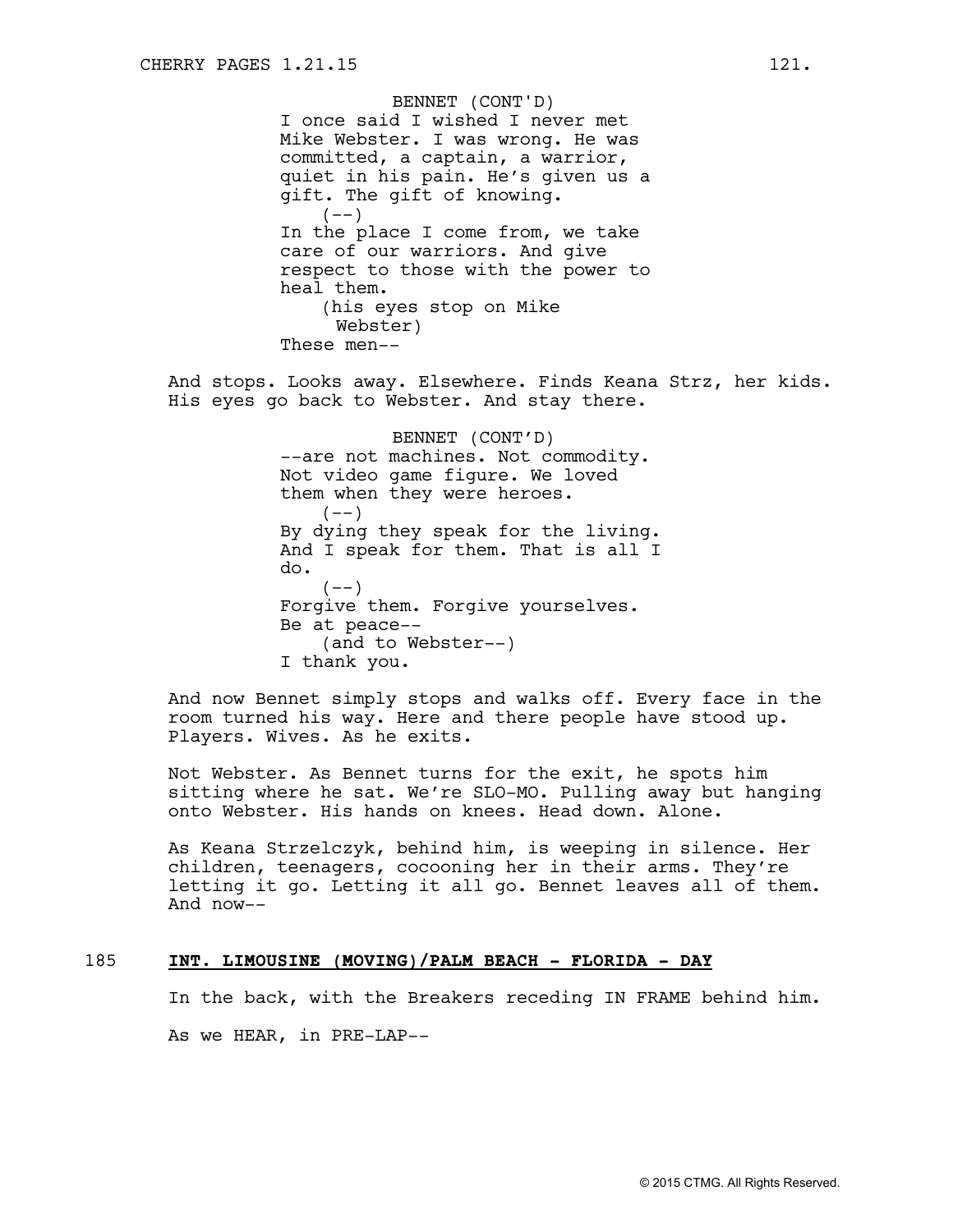BENNET (CONT'D)
I once said I wished I never met Mike Webster. I was wrong. He was committed, a captain, a warrior, quiet in his pain. He's given us a gift. The gift of knowing.
(--)
In the place I come from, we take care of our warriors. And give respect to those with the power to heal them.
(his eyes stop on Mike Webster)
These men--

And stops. Looks away. Elsewhere. Finds Keana Strz, her kids. His eyes go back to Webster. And stay there.

BENNET (CONT'D)
--are not machines. Not commodity. Not video game figure. We loved them when they were heroes.
(--)
By dying they speak for the living. And I speak for them. That is all I do.
(--)
Forgive them. Forgive yourselves. Be at peace--
(and to Webster--)
I thank you.

And now Bennet simply stops and walks off. Every face in the room turned his way. Here and there people have stood up. Players. Wives. As he exits.

Not Webster. As Bennet turns for the exit, he spots him sitting where he sat. We're SLO-MO. Pulling away but hanging onto Webster. His hands on knees. Head down. Alone.

As Keana Strzelczyk, behind him, is weeping in silence. Her children, teenagers, cocooning her in their arms. They're letting it go. Letting it all go. Bennet leaves all of them. And now--

185 **INT. LIMOUSINE (MOVING)/PALM BEACH - FLORIDA - DAY**

In the back, with the Breakers receding IN FRAME behind him.

As we HEAR, in PRE-LAP--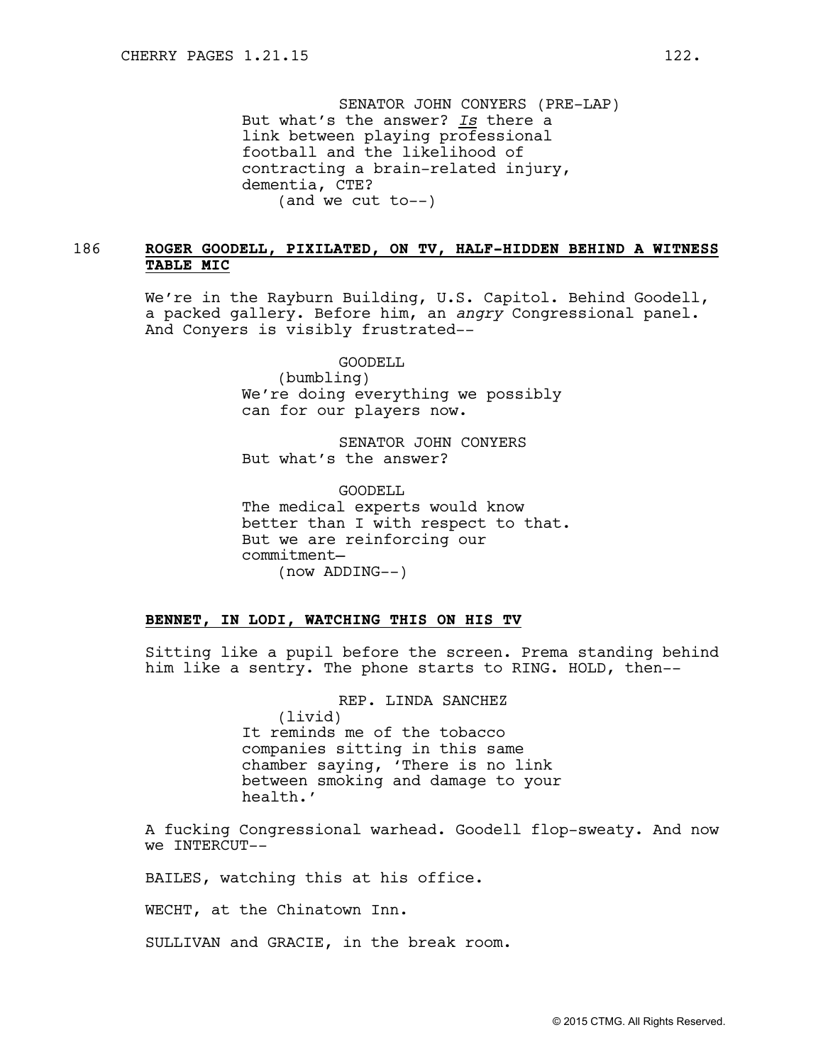SENATOR JOHN CONYERS (PRE-LAP)
But what's the answer? *Is* there a link between playing professional football and the likelihood of contracting a brain-related injury, dementia, CTE?
(and we cut to--)

186 **ROGER GOODELL, PIXILATED, ON TV, HALF-HIDDEN BEHIND A WITNESS TABLE MIC**

We're in the Rayburn Building, U.S. Capitol. Behind Goodell, a packed gallery. Before him, an *angry* Congressional panel. And Conyers is visibly frustrated--

GOODELL
(bumbling)
We're doing everything we possibly can for our players now.

SENATOR JOHN CONYERS
But what's the answer?

GOODELL
The medical experts would know better than I with respect to that. But we are reinforcing our commitment–
(now ADDING--)

**BENNET, IN LODI, WATCHING THIS ON HIS TV**

Sitting like a pupil before the screen. Prema standing behind him like a sentry. The phone starts to RING. HOLD, then--

REP. LINDA SANCHEZ
(livid)
It reminds me of the tobacco companies sitting in this same chamber saying, 'There is no link between smoking and damage to your health.'

A fucking Congressional warhead. Goodell flop-sweaty. And now we INTERCUT--

BAILES, watching this at his office.

WECHT, at the Chinatown Inn.

SULLIVAN and GRACIE, in the break room.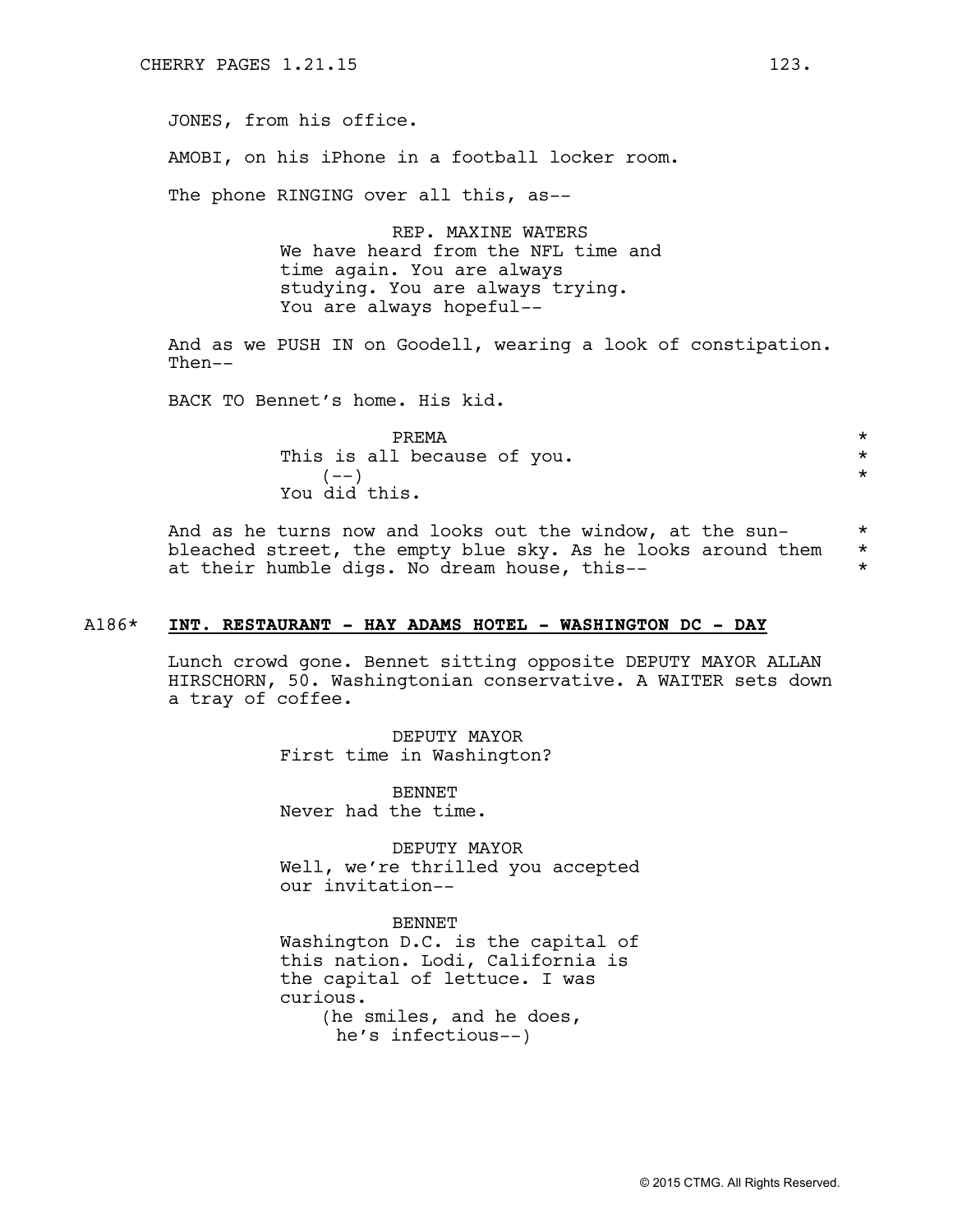JONES, from his office.

AMOBI, on his iPhone in a football locker room.

The phone RINGING over all this, as--

REP. MAXINE WATERS
We have heard from the NFL time and time again. You are always studying. You are always trying. You are always hopeful--

And as we PUSH IN on Goodell, wearing a look of constipation. Then--

BACK TO Bennet's home. His kid.

PREMA *
This is all because of you. *
(--) *
You did this.

And as he turns now and looks out the window, at the sun- *
bleached street, the empty blue sky. As he looks around them *
at their humble digs. No dream house, this-- *

A186* **INT. RESTAURANT - HAY ADAMS HOTEL - WASHINGTON DC - DAY**

Lunch crowd gone. Bennet sitting opposite DEPUTY MAYOR ALLAN HIRSCHORN, 50. Washingtonian conservative. A WAITER sets down a tray of coffee.

DEPUTY MAYOR
First time in Washington?

BENNET
Never had the time.

DEPUTY MAYOR
Well, we're thrilled you accepted our invitation--

BENNET
Washington D.C. is the capital of this nation. Lodi, California is the capital of lettuce. I was curious.
(he smiles, and he does, he's infectious--)

© 2015 CTMG. All Rights Reserved.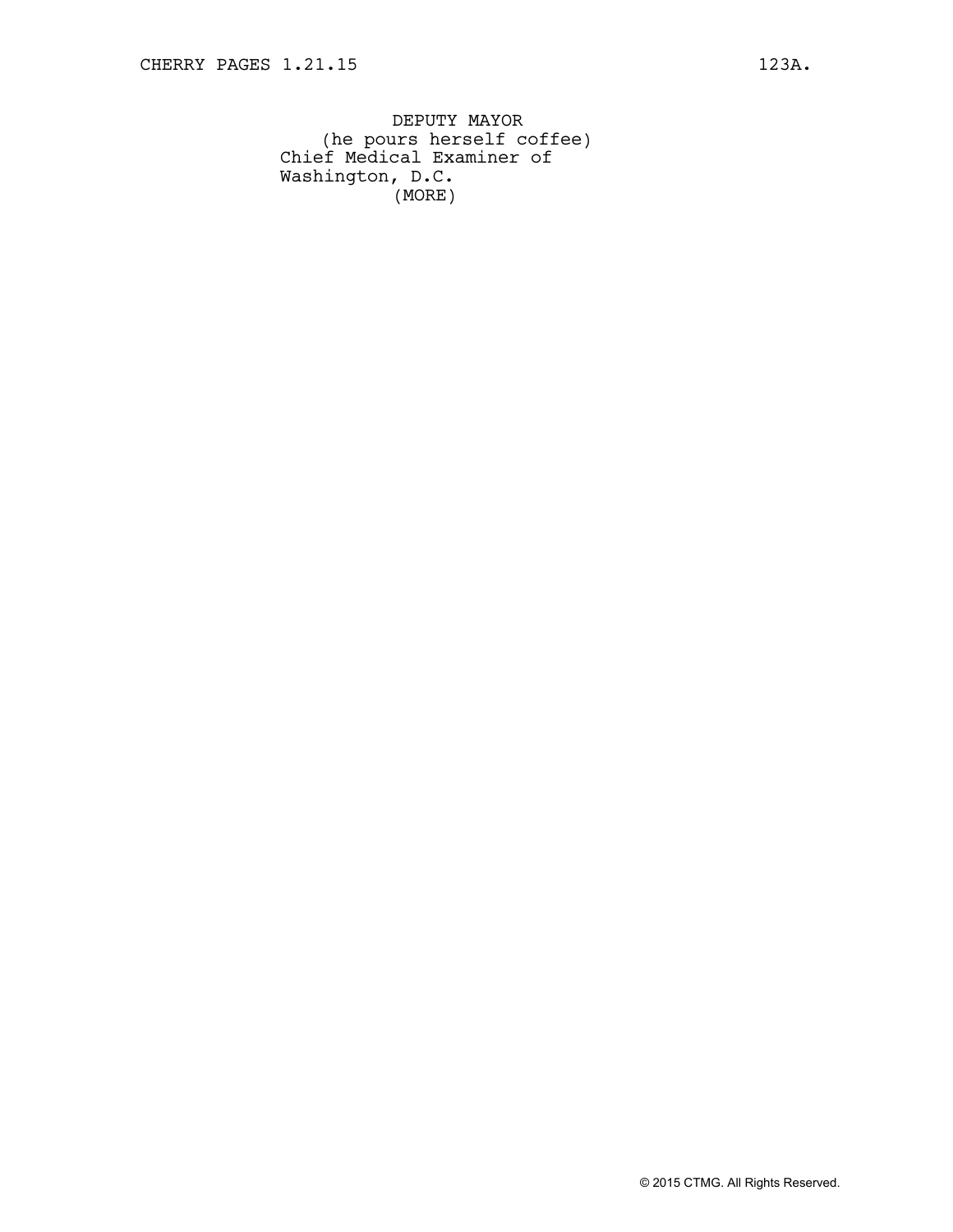DEPUTY MAYOR
(he pours herself coffee)
Chief Medical Examiner of
Washington, D.C.
(MORE)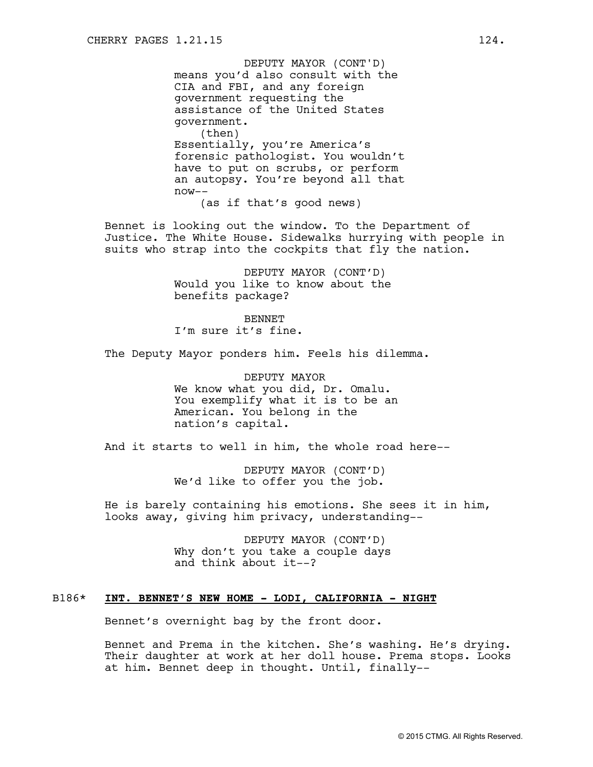DEPUTY MAYOR (CONT'D)
means you'd also consult with the CIA and FBI, and any foreign government requesting the assistance of the United States government.
(then)
Essentially, you're America's forensic pathologist. You wouldn't have to put on scrubs, or perform an autopsy. You're beyond all that now--
(as if that's good news)

Bennet is looking out the window. To the Department of Justice. The White House. Sidewalks hurrying with people in suits who strap into the cockpits that fly the nation.

DEPUTY MAYOR (CONT'D)
Would you like to know about the benefits package?

BENNET
I'm sure it's fine.

The Deputy Mayor ponders him. Feels his dilemma.

DEPUTY MAYOR
We know what you did, Dr. Omalu. You exemplify what it is to be an American. You belong in the nation's capital.

And it starts to well in him, the whole road here--

DEPUTY MAYOR (CONT'D)
We'd like to offer you the job.

He is barely containing his emotions. She sees it in him, looks away, giving him privacy, understanding--

DEPUTY MAYOR (CONT'D)
Why don't you take a couple days and think about it--?

B186* **INT. BENNET'S NEW HOME - LODI, CALIFORNIA - NIGHT**

Bennet's overnight bag by the front door.

Bennet and Prema in the kitchen. She's washing. He's drying. Their daughter at work at her doll house. Prema stops. Looks at him. Bennet deep in thought. Until, finally--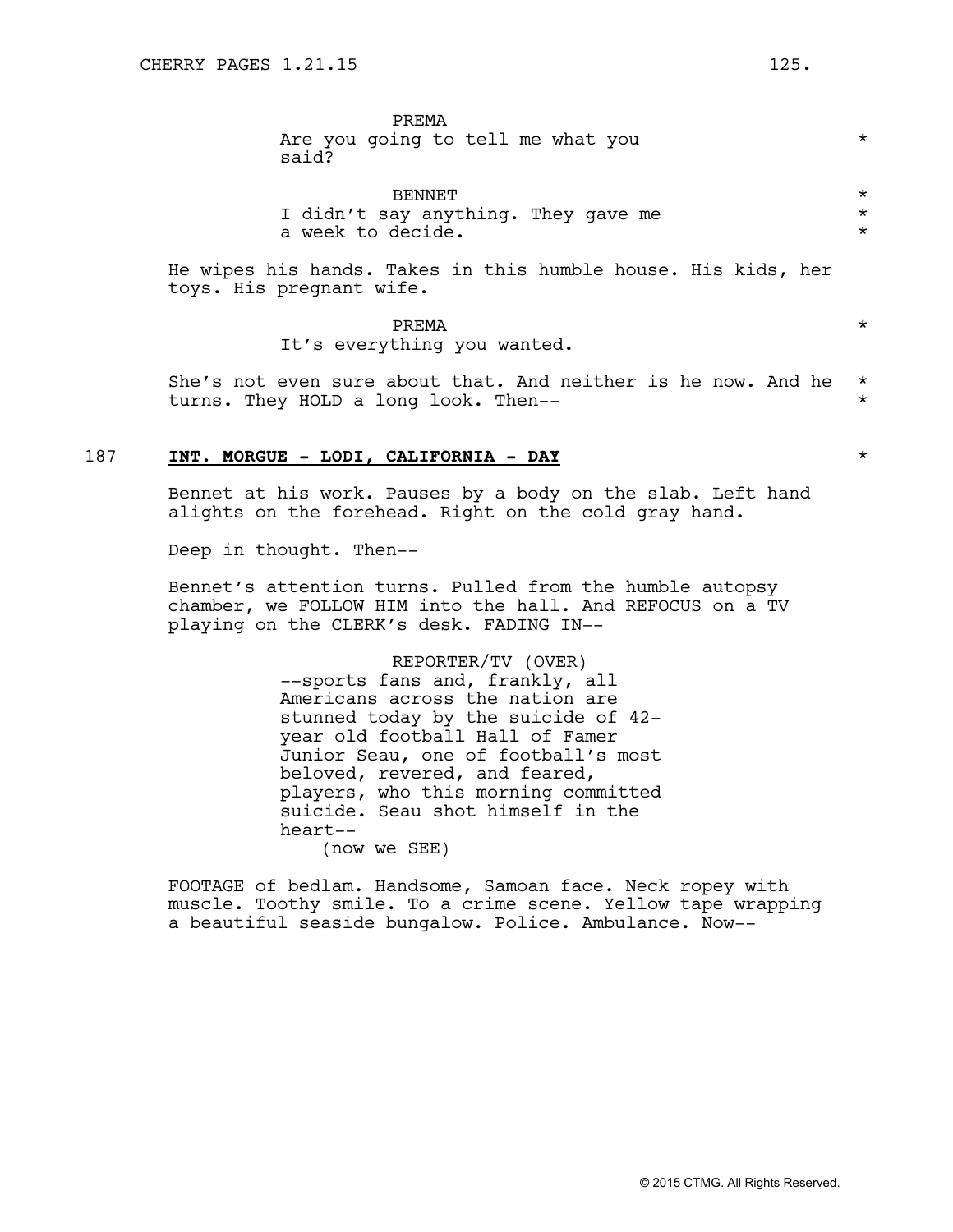PREMA
Are you going to tell me what you said? *

BENNET *
I didn't say anything. They gave me a week to decide. *

He wipes his hands. Takes in this humble house. His kids, her toys. His pregnant wife.

PREMA *
It's everything you wanted.

She's not even sure about that. And neither is he now. And he turns. They HOLD a long look. Then-- *

187 **INT. MORGUE - LODI, CALIFORNIA - DAY** *

Bennet at his work. Pauses by a body on the slab. Left hand alights on the forehead. Right on the cold gray hand.

Deep in thought. Then--

Bennet's attention turns. Pulled from the humble autopsy chamber, we FOLLOW HIM into the hall. And REFOCUS on a TV playing on the CLERK's desk. FADING IN--

REPORTER/TV (OVER)
--sports fans and, frankly, all Americans across the nation are stunned today by the suicide of 42-year old football Hall of Famer Junior Seau, one of football's most beloved, revered, and feared, players, who this morning committed suicide. Seau shot himself in the heart--
(now we SEE)

FOOTAGE of bedlam. Handsome, Samoan face. Neck ropey with muscle. Toothy smile. To a crime scene. Yellow tape wrapping a beautiful seaside bungalow. Police. Ambulance. Now--

© 2015 CTMG. All Rights Reserved.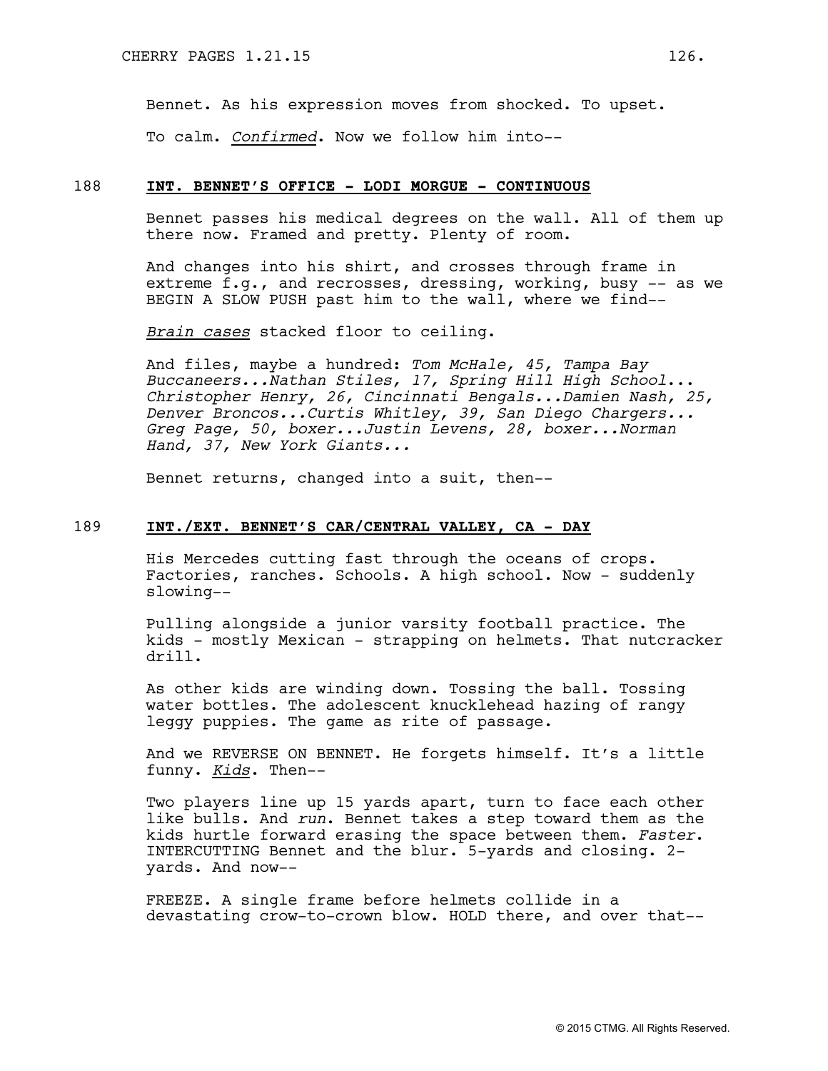Bennet. As his expression moves from shocked. To upset.

To calm. *Confirmed*. Now we follow him into--

**188 INT. BENNET'S OFFICE - LODI MORGUE - CONTINUOUS**

Bennet passes his medical degrees on the wall. All of them up there now. Framed and pretty. Plenty of room.

And changes into his shirt, and crosses through frame in extreme f.g., and recrosses, dressing, working, busy -- as we BEGIN A SLOW PUSH past him to the wall, where we find--

*Brain cases* stacked floor to ceiling.

And files, maybe a hundred: *Tom McHale, 45, Tampa Bay Buccaneers...Nathan Stiles, 17, Spring Hill High School... Christopher Henry, 26, Cincinnati Bengals...Damien Nash, 25, Denver Broncos...Curtis Whitley, 39, San Diego Chargers... Greg Page, 50, boxer...Justin Levens, 28, boxer...Norman Hand, 37, New York Giants...*

Bennet returns, changed into a suit, then--

**189 INT./EXT. BENNET'S CAR/CENTRAL VALLEY, CA - DAY**

His Mercedes cutting fast through the oceans of crops. Factories, ranches. Schools. A high school. Now - suddenly slowing--

Pulling alongside a junior varsity football practice. The kids - mostly Mexican - strapping on helmets. That nutcracker drill.

As other kids are winding down. Tossing the ball. Tossing water bottles. The adolescent knucklehead hazing of rangy leggy puppies. The game as rite of passage.

And we REVERSE ON BENNET. He forgets himself. It's a little funny. *Kids*. Then--

Two players line up 15 yards apart, turn to face each other like bulls. And *run*. Bennet takes a step toward them as the kids hurtle forward erasing the space between them. *Faster*. INTERCUTTING Bennet and the blur. 5-yards and closing. 2-yards. And now--

FREEZE. A single frame before helmets collide in a devastating crow-to-crown blow. HOLD there, and over that--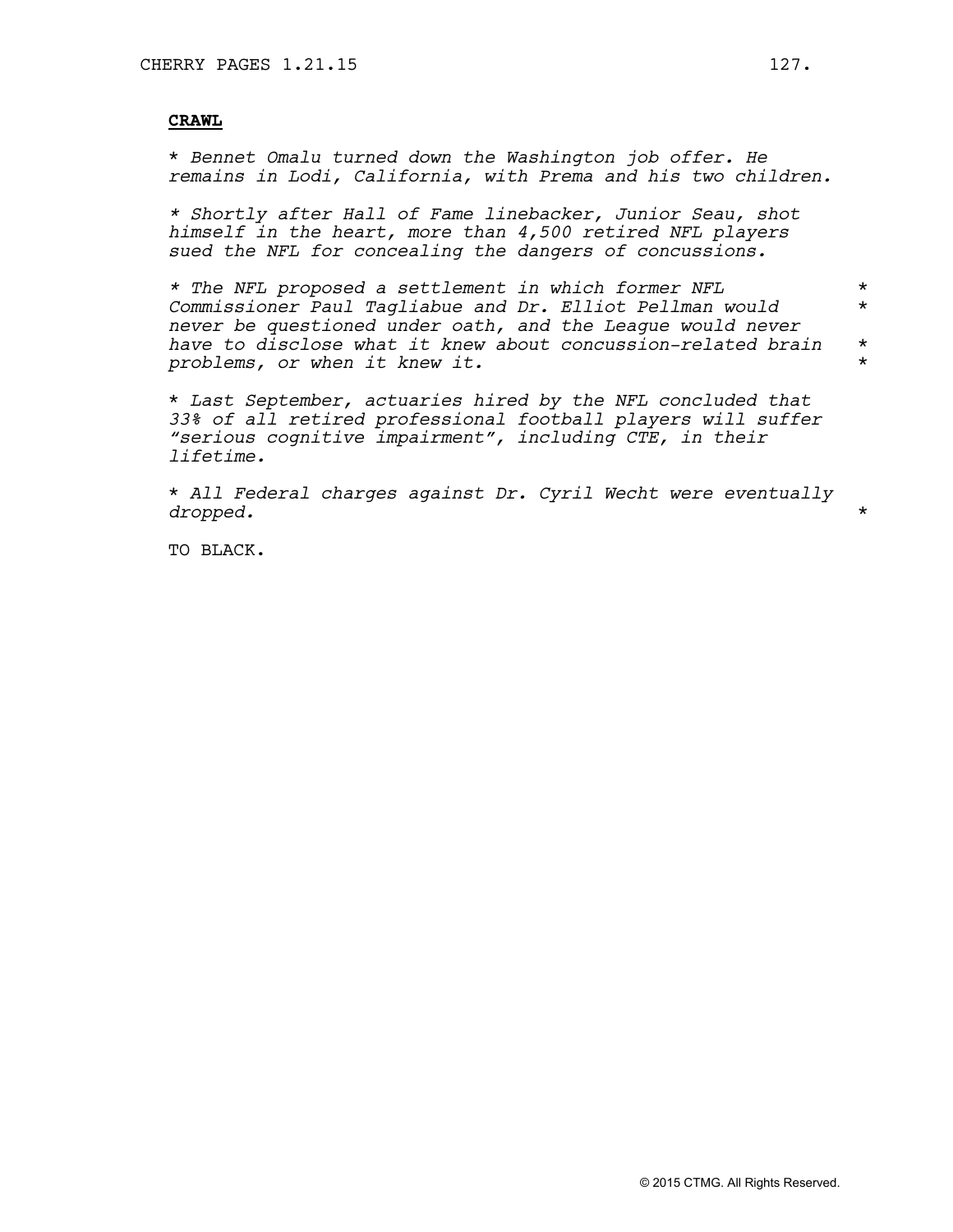**CRAWL**

*\* Bennet Omalu turned down the Washington job offer. He remains in Lodi, California, with Prema and his two children.*

*\* Shortly after Hall of Fame linebacker, Junior Seau, shot himself in the heart, more than 4,500 retired NFL players sued the NFL for concealing the dangers of concussions.*

*\* The NFL proposed a settlement in which former NFL Commissioner Paul Tagliabue and Dr. Elliot Pellman would never be questioned under oath, and the League would never have to disclose what it knew about concussion-related brain problems, or when it knew it.* *

*\* Last September, actuaries hired by the NFL concluded that 33% of all retired professional football players will suffer "serious cognitive impairment", including CTE, in their lifetime.*

*\* All Federal charges against Dr. Cyril Wecht were eventually dropped.* *

TO BLACK.

© 2015 CTMG. All Rights Reserved.